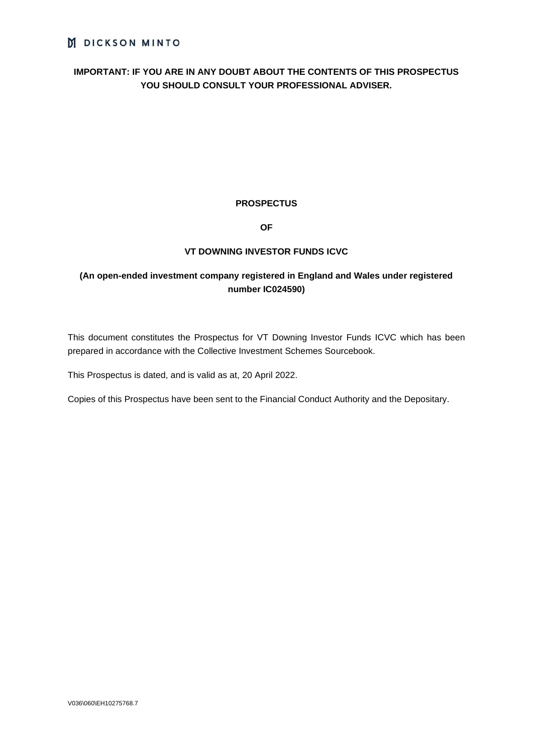DICKSON MINTO

**IMPORTANT: IF YOU ARE IN ANY DOUBT ABOUT THE CONTENTS OF THIS PROSPECTUS YOU SHOULD CONSULT YOUR PROFESSIONAL ADVISER.**

# PROSPECTUS

# OF

# VT DOWNING INVESTOR FUNDS ICVC

**(An open-ended investment company registered in England and Wales under registered number IC024590)**

This document constitutes the Prospectus for VT Downing Investor Funds ICVC which has been prepared in accordance with the Collective Investment Schemes Sourcebook.

This Prospectus is dated, and is valid as at, 20 April 2022.

Copies of this Prospectus have been sent to the Financial Conduct Authority and the Depositary.

V036\060\EH10275768.7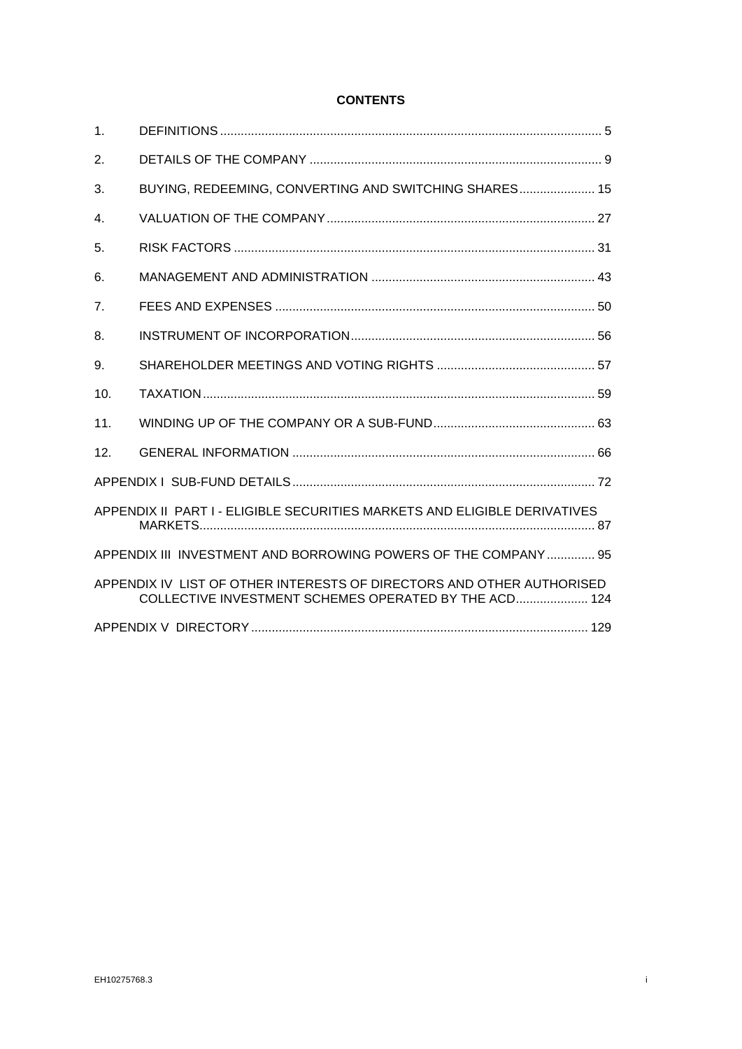**CONTENTS**

| | | |
|---|---|---|
| 1. | DEFINITIONS | 5 |
| 2. | DETAILS OF THE COMPANY | 9 |
| 3. | BUYING, REDEEMING, CONVERTING AND SWITCHING SHARES | 15 |
| 4. | VALUATION OF THE COMPANY | 27 |
| 5. | RISK FACTORS | 31 |
| 6. | MANAGEMENT AND ADMINISTRATION | 43 |
| 7. | FEES AND EXPENSES | 50 |
| 8. | INSTRUMENT OF INCORPORATION | 56 |
| 9. | SHAREHOLDER MEETINGS AND VOTING RIGHTS | 57 |
| 10. | TAXATION | 59 |
| 11. | WINDING UP OF THE COMPANY OR A SUB-FUND | 63 |
| 12. | GENERAL INFORMATION | 66 |
| | APPENDIX I SUB-FUND DETAILS | 72 |
| | APPENDIX II PART I - ELIGIBLE SECURITIES MARKETS AND ELIGIBLE DERIVATIVES MARKETS | 87 |
| | APPENDIX III INVESTMENT AND BORROWING POWERS OF THE COMPANY | 95 |
| | APPENDIX IV LIST OF OTHER INTERESTS OF DIRECTORS AND OTHER AUTHORISED COLLECTIVE INVESTMENT SCHEMES OPERATED BY THE ACD | 124 |
| | APPENDIX V DIRECTORY | 129 |

EH10275768.3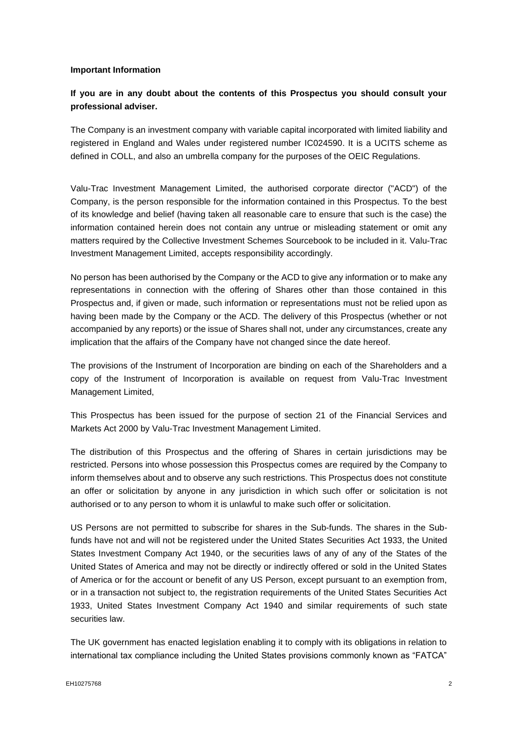**Important Information**

**If you are in any doubt about the contents of this Prospectus you should consult your professional adviser.**

The Company is an investment company with variable capital incorporated with limited liability and registered in England and Wales under registered number IC024590. It is a UCITS scheme as defined in COLL, and also an umbrella company for the purposes of the OEIC Regulations.

Valu-Trac Investment Management Limited, the authorised corporate director ("ACD") of the Company, is the person responsible for the information contained in this Prospectus. To the best of its knowledge and belief (having taken all reasonable care to ensure that such is the case) the information contained herein does not contain any untrue or misleading statement or omit any matters required by the Collective Investment Schemes Sourcebook to be included in it. Valu-Trac Investment Management Limited, accepts responsibility accordingly.

No person has been authorised by the Company or the ACD to give any information or to make any representations in connection with the offering of Shares other than those contained in this Prospectus and, if given or made, such information or representations must not be relied upon as having been made by the Company or the ACD. The delivery of this Prospectus (whether or not accompanied by any reports) or the issue of Shares shall not, under any circumstances, create any implication that the affairs of the Company have not changed since the date hereof.

The provisions of the Instrument of Incorporation are binding on each of the Shareholders and a copy of the Instrument of Incorporation is available on request from Valu-Trac Investment Management Limited,

This Prospectus has been issued for the purpose of section 21 of the Financial Services and Markets Act 2000 by Valu-Trac Investment Management Limited.

The distribution of this Prospectus and the offering of Shares in certain jurisdictions may be restricted. Persons into whose possession this Prospectus comes are required by the Company to inform themselves about and to observe any such restrictions. This Prospectus does not constitute an offer or solicitation by anyone in any jurisdiction in which such offer or solicitation is not authorised or to any person to whom it is unlawful to make such offer or solicitation.

US Persons are not permitted to subscribe for shares in the Sub-funds. The shares in the Sub-funds have not and will not be registered under the United States Securities Act 1933, the United States Investment Company Act 1940, or the securities laws of any of any of the States of the United States of America and may not be directly or indirectly offered or sold in the United States of America or for the account or benefit of any US Person, except pursuant to an exemption from, or in a transaction not subject to, the registration requirements of the United States Securities Act 1933, United States Investment Company Act 1940 and similar requirements of such state securities law.

The UK government has enacted legislation enabling it to comply with its obligations in relation to international tax compliance including the United States provisions commonly known as "FATCA"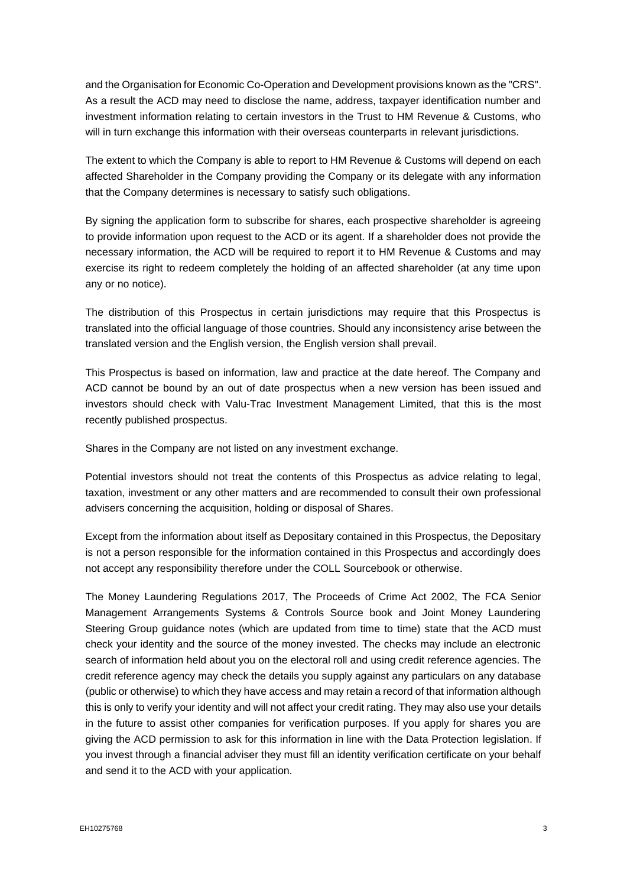and the Organisation for Economic Co-Operation and Development provisions known as the "CRS". As a result the ACD may need to disclose the name, address, taxpayer identification number and investment information relating to certain investors in the Trust to HM Revenue & Customs, who will in turn exchange this information with their overseas counterparts in relevant jurisdictions.

The extent to which the Company is able to report to HM Revenue & Customs will depend on each affected Shareholder in the Company providing the Company or its delegate with any information that the Company determines is necessary to satisfy such obligations.

By signing the application form to subscribe for shares, each prospective shareholder is agreeing to provide information upon request to the ACD or its agent. If a shareholder does not provide the necessary information, the ACD will be required to report it to HM Revenue & Customs and may exercise its right to redeem completely the holding of an affected shareholder (at any time upon any or no notice).

The distribution of this Prospectus in certain jurisdictions may require that this Prospectus is translated into the official language of those countries. Should any inconsistency arise between the translated version and the English version, the English version shall prevail.

This Prospectus is based on information, law and practice at the date hereof. The Company and ACD cannot be bound by an out of date prospectus when a new version has been issued and investors should check with Valu-Trac Investment Management Limited, that this is the most recently published prospectus.

Shares in the Company are not listed on any investment exchange.

Potential investors should not treat the contents of this Prospectus as advice relating to legal, taxation, investment or any other matters and are recommended to consult their own professional advisers concerning the acquisition, holding or disposal of Shares.

Except from the information about itself as Depositary contained in this Prospectus, the Depositary is not a person responsible for the information contained in this Prospectus and accordingly does not accept any responsibility therefore under the COLL Sourcebook or otherwise.

The Money Laundering Regulations 2017, The Proceeds of Crime Act 2002, The FCA Senior Management Arrangements Systems & Controls Source book and Joint Money Laundering Steering Group guidance notes (which are updated from time to time) state that the ACD must check your identity and the source of the money invested. The checks may include an electronic search of information held about you on the electoral roll and using credit reference agencies. The credit reference agency may check the details you supply against any particulars on any database (public or otherwise) to which they have access and may retain a record of that information although this is only to verify your identity and will not affect your credit rating. They may also use your details in the future to assist other companies for verification purposes. If you apply for shares you are giving the ACD permission to ask for this information in line with the Data Protection legislation. If you invest through a financial adviser they must fill an identity verification certificate on your behalf and send it to the ACD with your application.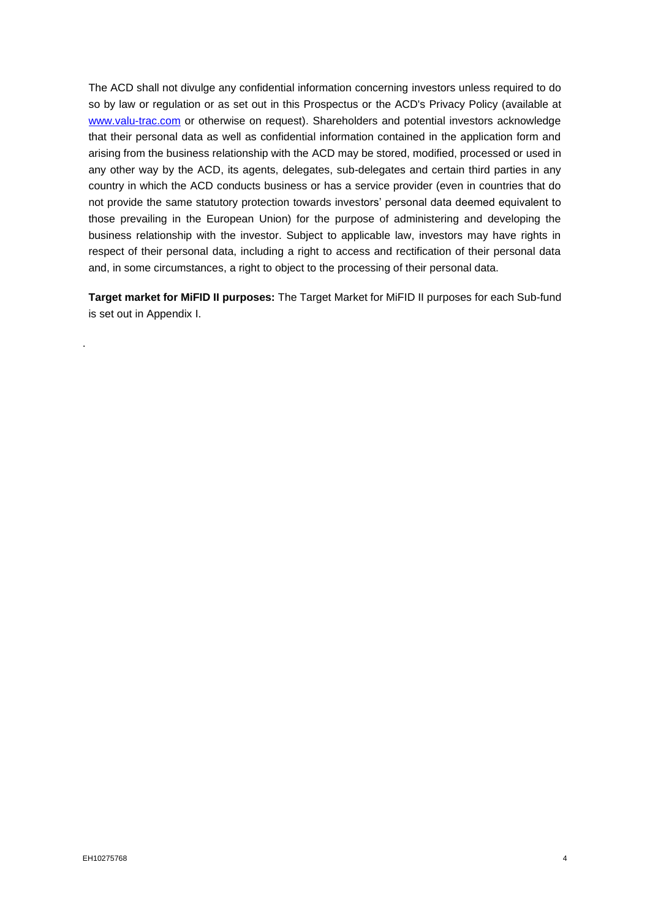The ACD shall not divulge any confidential information concerning investors unless required to do so by law or regulation or as set out in this Prospectus or the ACD's Privacy Policy (available at www.valu-trac.com or otherwise on request). Shareholders and potential investors acknowledge that their personal data as well as confidential information contained in the application form and arising from the business relationship with the ACD may be stored, modified, processed or used in any other way by the ACD, its agents, delegates, sub-delegates and certain third parties in any country in which the ACD conducts business or has a service provider (even in countries that do not provide the same statutory protection towards investors' personal data deemed equivalent to those prevailing in the European Union) for the purpose of administering and developing the business relationship with the investor. Subject to applicable law, investors may have rights in respect of their personal data, including a right to access and rectification of their personal data and, in some circumstances, a right to object to the processing of their personal data.

**Target market for MiFID II purposes:** The Target Market for MiFID II purposes for each Sub-fund is set out in Appendix I.

.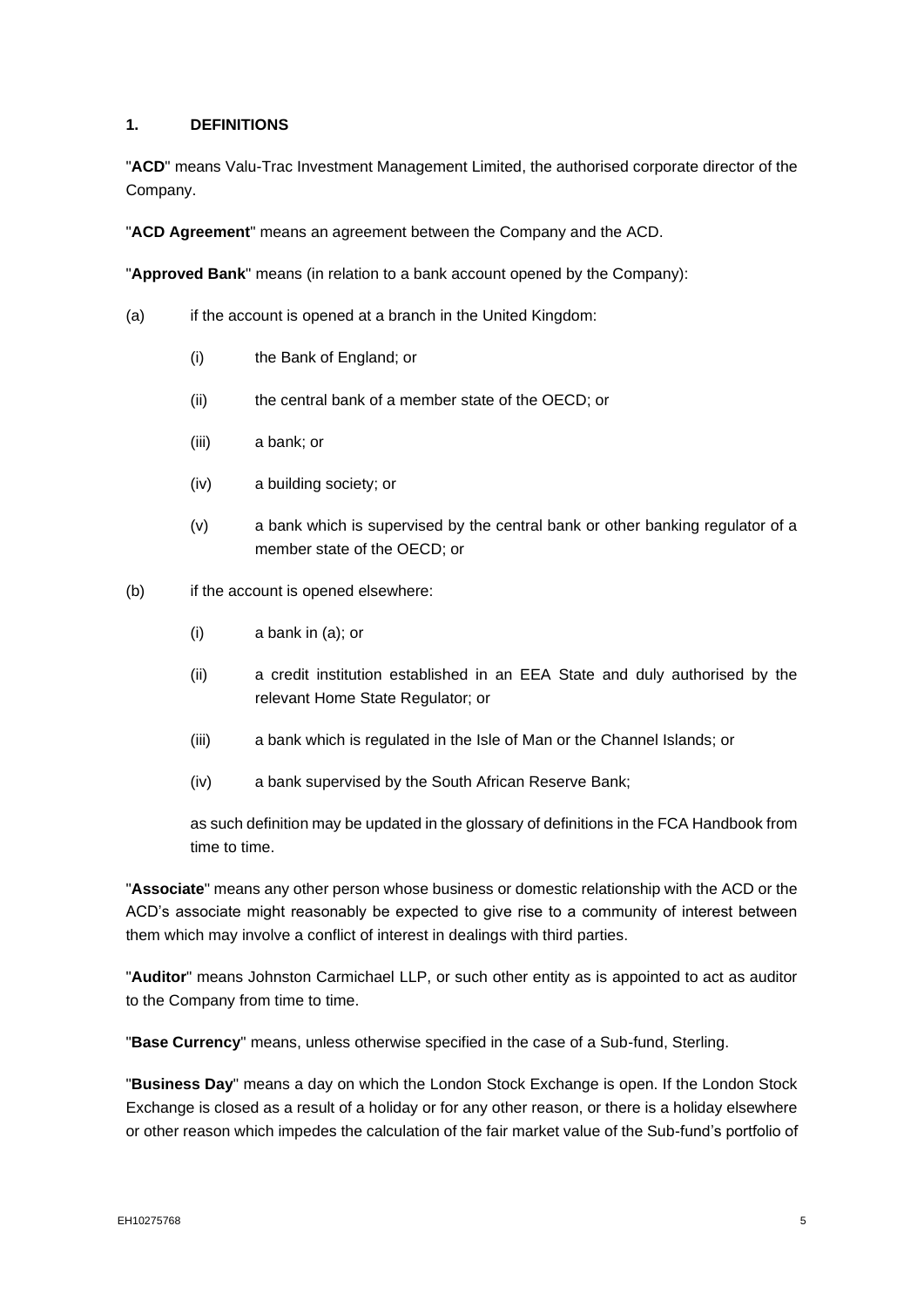## 1. DEFINITIONS

"**ACD**" means Valu-Trac Investment Management Limited, the authorised corporate director of the Company.

"**ACD Agreement**" means an agreement between the Company and the ACD.

"**Approved Bank**" means (in relation to a bank account opened by the Company):

(a) if the account is opened at a branch in the United Kingdom:

   (i) the Bank of England; or

   (ii) the central bank of a member state of the OECD; or

   (iii) a bank; or

   (iv) a building society; or

   (v) a bank which is supervised by the central bank or other banking regulator of a member state of the OECD; or

(b) if the account is opened elsewhere:

   (i) a bank in (a); or

   (ii) a credit institution established in an EEA State and duly authorised by the relevant Home State Regulator; or

   (iii) a bank which is regulated in the Isle of Man or the Channel Islands; or

   (iv) a bank supervised by the South African Reserve Bank;

   as such definition may be updated in the glossary of definitions in the FCA Handbook from time to time.

"**Associate**" means any other person whose business or domestic relationship with the ACD or the ACD's associate might reasonably be expected to give rise to a community of interest between them which may involve a conflict of interest in dealings with third parties.

"**Auditor**" means Johnston Carmichael LLP, or such other entity as is appointed to act as auditor to the Company from time to time.

"**Base Currency**" means, unless otherwise specified in the case of a Sub-fund, Sterling.

"**Business Day**" means a day on which the London Stock Exchange is open. If the London Stock Exchange is closed as a result of a holiday or for any other reason, or there is a holiday elsewhere or other reason which impedes the calculation of the fair market value of the Sub-fund's portfolio of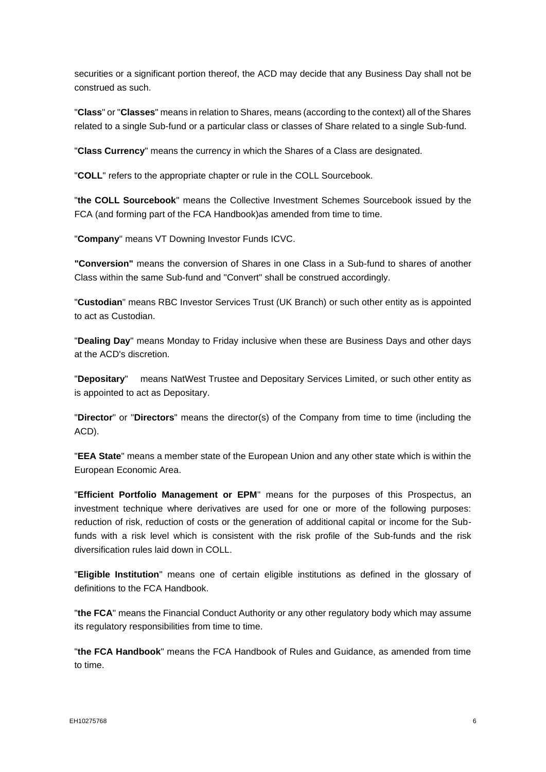securities or a significant portion thereof, the ACD may decide that any Business Day shall not be construed as such.

"**Class**" or "**Classes**" means in relation to Shares, means (according to the context) all of the Shares related to a single Sub-fund or a particular class or classes of Share related to a single Sub-fund.

"**Class Currency**" means the currency in which the Shares of a Class are designated.

"**COLL**" refers to the appropriate chapter or rule in the COLL Sourcebook.

"**the COLL Sourcebook**" means the Collective Investment Schemes Sourcebook issued by the FCA (and forming part of the FCA Handbook)as amended from time to time.

"**Company**" means VT Downing Investor Funds ICVC.

**"Conversion"** means the conversion of Shares in one Class in a Sub-fund to shares of another Class within the same Sub-fund and "Convert" shall be construed accordingly.

"**Custodian**" means RBC Investor Services Trust (UK Branch) or such other entity as is appointed to act as Custodian.

"**Dealing Day**" means Monday to Friday inclusive when these are Business Days and other days at the ACD's discretion.

"**Depositary**" means NatWest Trustee and Depositary Services Limited, or such other entity as is appointed to act as Depositary.

"**Director**" or "**Directors**" means the director(s) of the Company from time to time (including the ACD).

"**EEA State**" means a member state of the European Union and any other state which is within the European Economic Area.

"**Efficient Portfolio Management or EPM**" means for the purposes of this Prospectus, an investment technique where derivatives are used for one or more of the following purposes: reduction of risk, reduction of costs or the generation of additional capital or income for the Sub-funds with a risk level which is consistent with the risk profile of the Sub-funds and the risk diversification rules laid down in COLL.

"**Eligible Institution**" means one of certain eligible institutions as defined in the glossary of definitions to the FCA Handbook.

"**the FCA**" means the Financial Conduct Authority or any other regulatory body which may assume its regulatory responsibilities from time to time.

"**the FCA Handbook**" means the FCA Handbook of Rules and Guidance, as amended from time to time.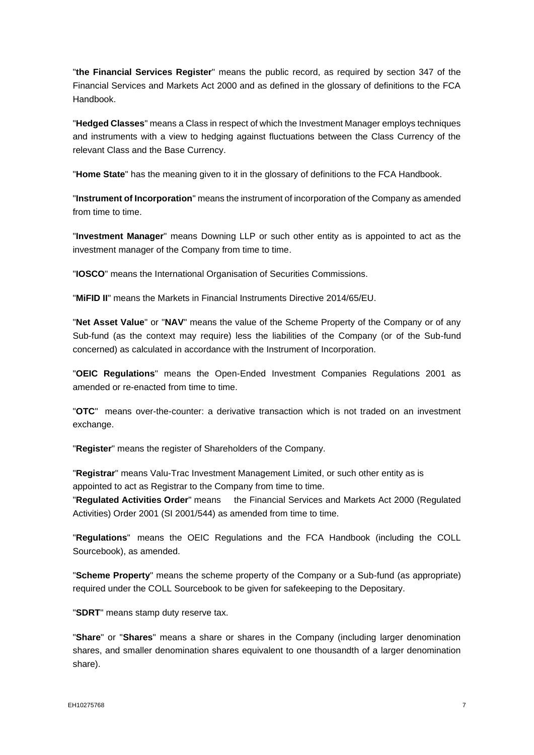"**the Financial Services Register**" means the public record, as required by section 347 of the Financial Services and Markets Act 2000 and as defined in the glossary of definitions to the FCA Handbook.

"**Hedged Classes**" means a Class in respect of which the Investment Manager employs techniques and instruments with a view to hedging against fluctuations between the Class Currency of the relevant Class and the Base Currency.

"**Home State**" has the meaning given to it in the glossary of definitions to the FCA Handbook.

"**Instrument of Incorporation**" means the instrument of incorporation of the Company as amended from time to time.

"**Investment Manager**" means Downing LLP or such other entity as is appointed to act as the investment manager of the Company from time to time.

"**IOSCO**" means the International Organisation of Securities Commissions.

"**MiFID II**" means the Markets in Financial Instruments Directive 2014/65/EU.

"**Net Asset Value**" or "**NAV**" means the value of the Scheme Property of the Company or of any Sub-fund (as the context may require) less the liabilities of the Company (or of the Sub-fund concerned) as calculated in accordance with the Instrument of Incorporation.

"**OEIC Regulations**" means the Open-Ended Investment Companies Regulations 2001 as amended or re-enacted from time to time.

"**OTC**" means over-the-counter: a derivative transaction which is not traded on an investment exchange.

"**Register**" means the register of Shareholders of the Company.

"**Registrar**" means Valu-Trac Investment Management Limited, or such other entity as is appointed to act as Registrar to the Company from time to time.

"**Regulated Activities Order**" means the Financial Services and Markets Act 2000 (Regulated Activities) Order 2001 (SI 2001/544) as amended from time to time.

"**Regulations**" means the OEIC Regulations and the FCA Handbook (including the COLL Sourcebook), as amended.

"**Scheme Property**" means the scheme property of the Company or a Sub-fund (as appropriate) required under the COLL Sourcebook to be given for safekeeping to the Depositary.

"**SDRT**" means stamp duty reserve tax.

"**Share**" or "**Shares**" means a share or shares in the Company (including larger denomination shares, and smaller denomination shares equivalent to one thousandth of a larger denomination share).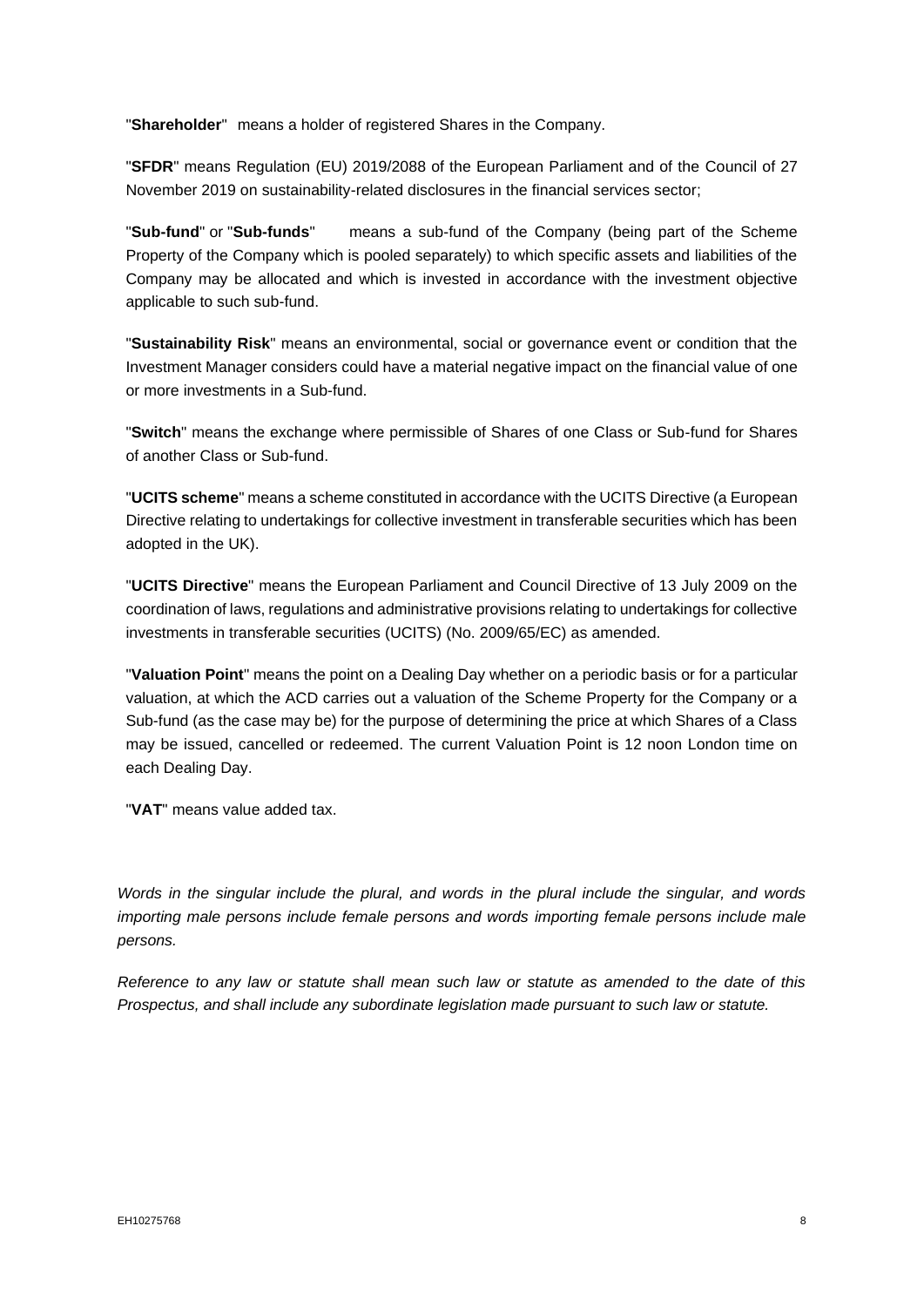"**Shareholder**" means a holder of registered Shares in the Company.

"**SFDR**" means Regulation (EU) 2019/2088 of the European Parliament and of the Council of 27 November 2019 on sustainability-related disclosures in the financial services sector;

"**Sub-fund**" or "**Sub-funds**" means a sub-fund of the Company (being part of the Scheme Property of the Company which is pooled separately) to which specific assets and liabilities of the Company may be allocated and which is invested in accordance with the investment objective applicable to such sub-fund.

"**Sustainability Risk**" means an environmental, social or governance event or condition that the Investment Manager considers could have a material negative impact on the financial value of one or more investments in a Sub-fund.

"**Switch**" means the exchange where permissible of Shares of one Class or Sub-fund for Shares of another Class or Sub-fund.

"**UCITS scheme**" means a scheme constituted in accordance with the UCITS Directive (a European Directive relating to undertakings for collective investment in transferable securities which has been adopted in the UK).

"**UCITS Directive**" means the European Parliament and Council Directive of 13 July 2009 on the coordination of laws, regulations and administrative provisions relating to undertakings for collective investments in transferable securities (UCITS) (No. 2009/65/EC) as amended.

"**Valuation Point**" means the point on a Dealing Day whether on a periodic basis or for a particular valuation, at which the ACD carries out a valuation of the Scheme Property for the Company or a Sub-fund (as the case may be) for the purpose of determining the price at which Shares of a Class may be issued, cancelled or redeemed. The current Valuation Point is 12 noon London time on each Dealing Day.

"**VAT**" means value added tax.

*Words in the singular include the plural, and words in the plural include the singular, and words importing male persons include female persons and words importing female persons include male persons.*

*Reference to any law or statute shall mean such law or statute as amended to the date of this Prospectus, and shall include any subordinate legislation made pursuant to such law or statute.*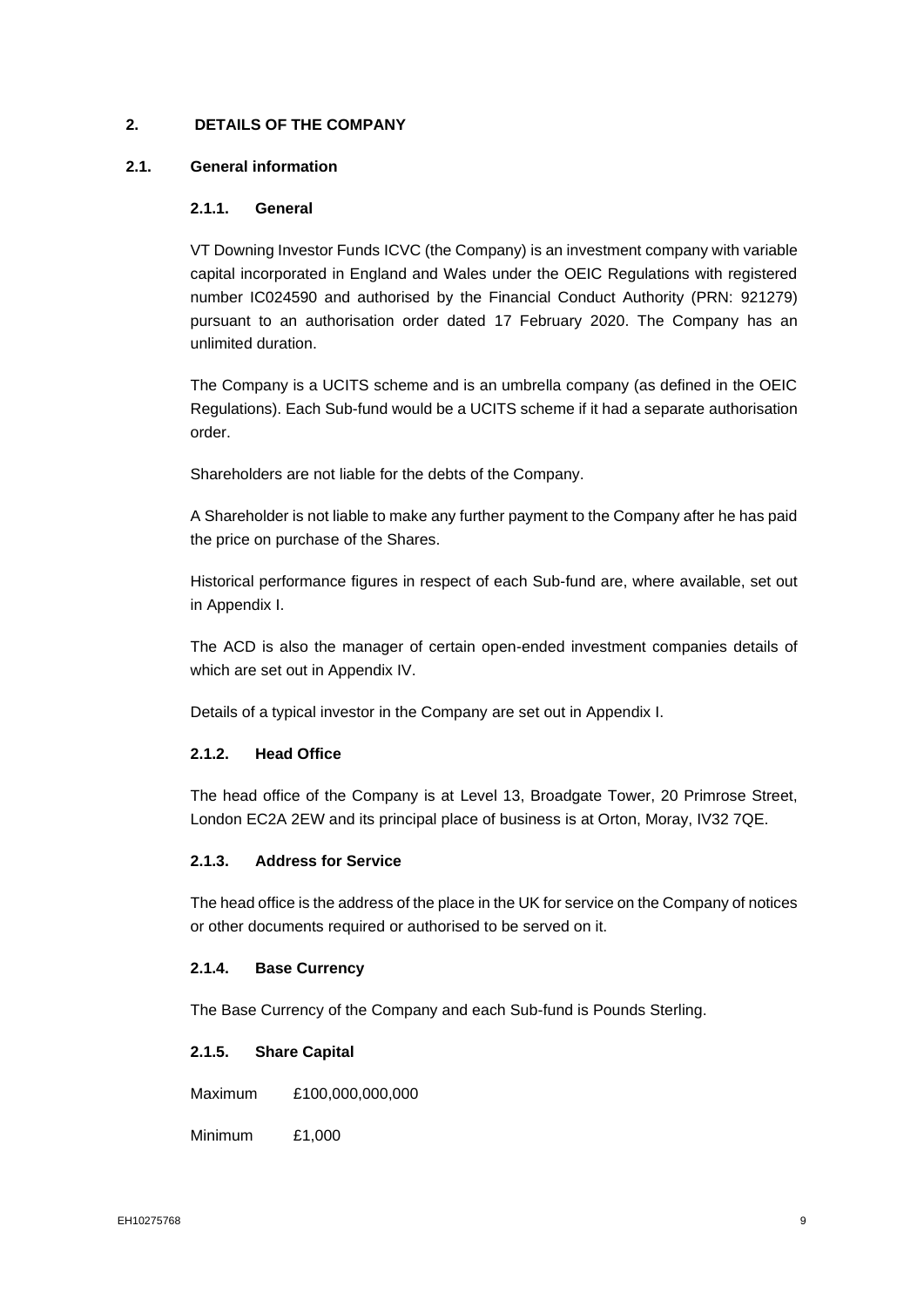## 2. DETAILS OF THE COMPANY

### 2.1. General information

#### 2.1.1. General

VT Downing Investor Funds ICVC (the Company) is an investment company with variable capital incorporated in England and Wales under the OEIC Regulations with registered number IC024590 and authorised by the Financial Conduct Authority (PRN: 921279) pursuant to an authorisation order dated 17 February 2020. The Company has an unlimited duration.

The Company is a UCITS scheme and is an umbrella company (as defined in the OEIC Regulations). Each Sub-fund would be a UCITS scheme if it had a separate authorisation order.

Shareholders are not liable for the debts of the Company.

A Shareholder is not liable to make any further payment to the Company after he has paid the price on purchase of the Shares.

Historical performance figures in respect of each Sub-fund are, where available, set out in Appendix I.

The ACD is also the manager of certain open-ended investment companies details of which are set out in Appendix IV.

Details of a typical investor in the Company are set out in Appendix I.

#### 2.1.2. Head Office

The head office of the Company is at Level 13, Broadgate Tower, 20 Primrose Street, London EC2A 2EW and its principal place of business is at Orton, Moray, IV32 7QE.

#### 2.1.3. Address for Service

The head office is the address of the place in the UK for service on the Company of notices or other documents required or authorised to be served on it.

#### 2.1.4. Base Currency

The Base Currency of the Company and each Sub-fund is Pounds Sterling.

#### 2.1.5. Share Capital

Maximum £100,000,000,000

Minimum £1,000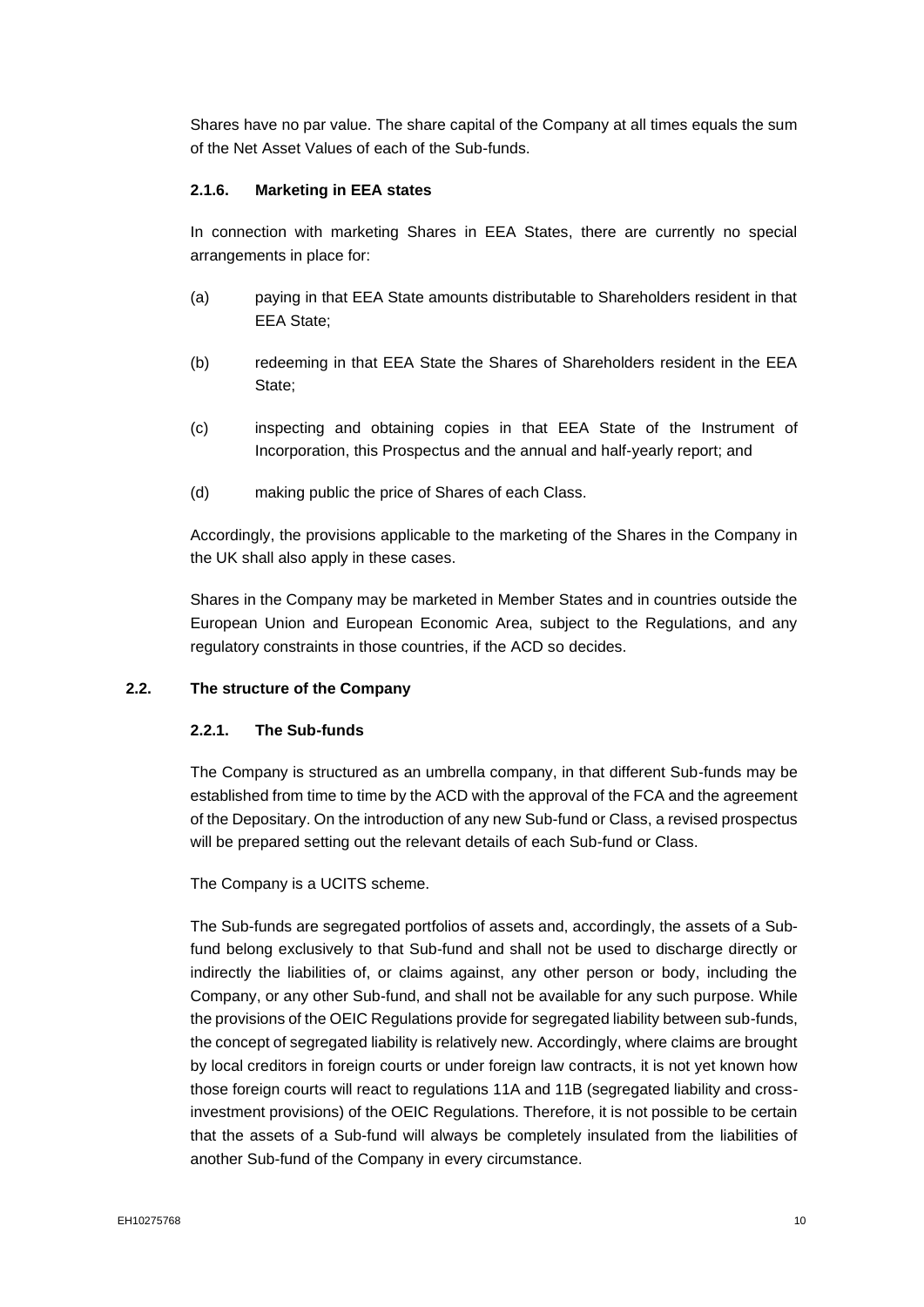Shares have no par value. The share capital of the Company at all times equals the sum of the Net Asset Values of each of the Sub-funds.

#### 2.1.6. Marketing in EEA states

In connection with marketing Shares in EEA States, there are currently no special arrangements in place for:

(a) paying in that EEA State amounts distributable to Shareholders resident in that EEA State;

(b) redeeming in that EEA State the Shares of Shareholders resident in the EEA State;

(c) inspecting and obtaining copies in that EEA State of the Instrument of Incorporation, this Prospectus and the annual and half-yearly report; and

(d) making public the price of Shares of each Class.

Accordingly, the provisions applicable to the marketing of the Shares in the Company in the UK shall also apply in these cases.

Shares in the Company may be marketed in Member States and in countries outside the European Union and European Economic Area, subject to the Regulations, and any regulatory constraints in those countries, if the ACD so decides.

### 2.2. The structure of the Company

#### 2.2.1. The Sub-funds

The Company is structured as an umbrella company, in that different Sub-funds may be established from time to time by the ACD with the approval of the FCA and the agreement of the Depositary. On the introduction of any new Sub-fund or Class, a revised prospectus will be prepared setting out the relevant details of each Sub-fund or Class.

The Company is a UCITS scheme.

The Sub-funds are segregated portfolios of assets and, accordingly, the assets of a Sub-fund belong exclusively to that Sub-fund and shall not be used to discharge directly or indirectly the liabilities of, or claims against, any other person or body, including the Company, or any other Sub-fund, and shall not be available for any such purpose. While the provisions of the OEIC Regulations provide for segregated liability between sub-funds, the concept of segregated liability is relatively new. Accordingly, where claims are brought by local creditors in foreign courts or under foreign law contracts, it is not yet known how those foreign courts will react to regulations 11A and 11B (segregated liability and cross-investment provisions) of the OEIC Regulations. Therefore, it is not possible to be certain that the assets of a Sub-fund will always be completely insulated from the liabilities of another Sub-fund of the Company in every circumstance.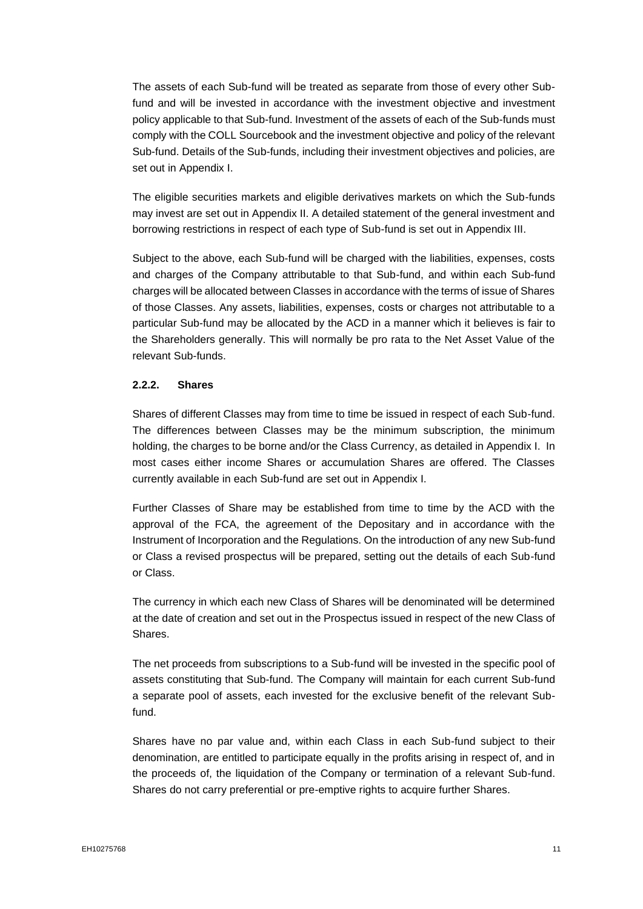The assets of each Sub-fund will be treated as separate from those of every other Sub-fund and will be invested in accordance with the investment objective and investment policy applicable to that Sub-fund. Investment of the assets of each of the Sub-funds must comply with the COLL Sourcebook and the investment objective and policy of the relevant Sub-fund. Details of the Sub-funds, including their investment objectives and policies, are set out in Appendix I.

The eligible securities markets and eligible derivatives markets on which the Sub-funds may invest are set out in Appendix II. A detailed statement of the general investment and borrowing restrictions in respect of each type of Sub-fund is set out in Appendix III.

Subject to the above, each Sub-fund will be charged with the liabilities, expenses, costs and charges of the Company attributable to that Sub-fund, and within each Sub-fund charges will be allocated between Classes in accordance with the terms of issue of Shares of those Classes. Any assets, liabilities, expenses, costs or charges not attributable to a particular Sub-fund may be allocated by the ACD in a manner which it believes is fair to the Shareholders generally. This will normally be pro rata to the Net Asset Value of the relevant Sub-funds.

#### 2.2.2. Shares

Shares of different Classes may from time to time be issued in respect of each Sub-fund. The differences between Classes may be the minimum subscription, the minimum holding, the charges to be borne and/or the Class Currency, as detailed in Appendix I. In most cases either income Shares or accumulation Shares are offered. The Classes currently available in each Sub-fund are set out in Appendix I.

Further Classes of Share may be established from time to time by the ACD with the approval of the FCA, the agreement of the Depositary and in accordance with the Instrument of Incorporation and the Regulations. On the introduction of any new Sub-fund or Class a revised prospectus will be prepared, setting out the details of each Sub-fund or Class.

The currency in which each new Class of Shares will be denominated will be determined at the date of creation and set out in the Prospectus issued in respect of the new Class of Shares.

The net proceeds from subscriptions to a Sub-fund will be invested in the specific pool of assets constituting that Sub-fund. The Company will maintain for each current Sub-fund a separate pool of assets, each invested for the exclusive benefit of the relevant Sub-fund.

Shares have no par value and, within each Class in each Sub-fund subject to their denomination, are entitled to participate equally in the profits arising in respect of, and in the proceeds of, the liquidation of the Company or termination of a relevant Sub-fund. Shares do not carry preferential or pre-emptive rights to acquire further Shares.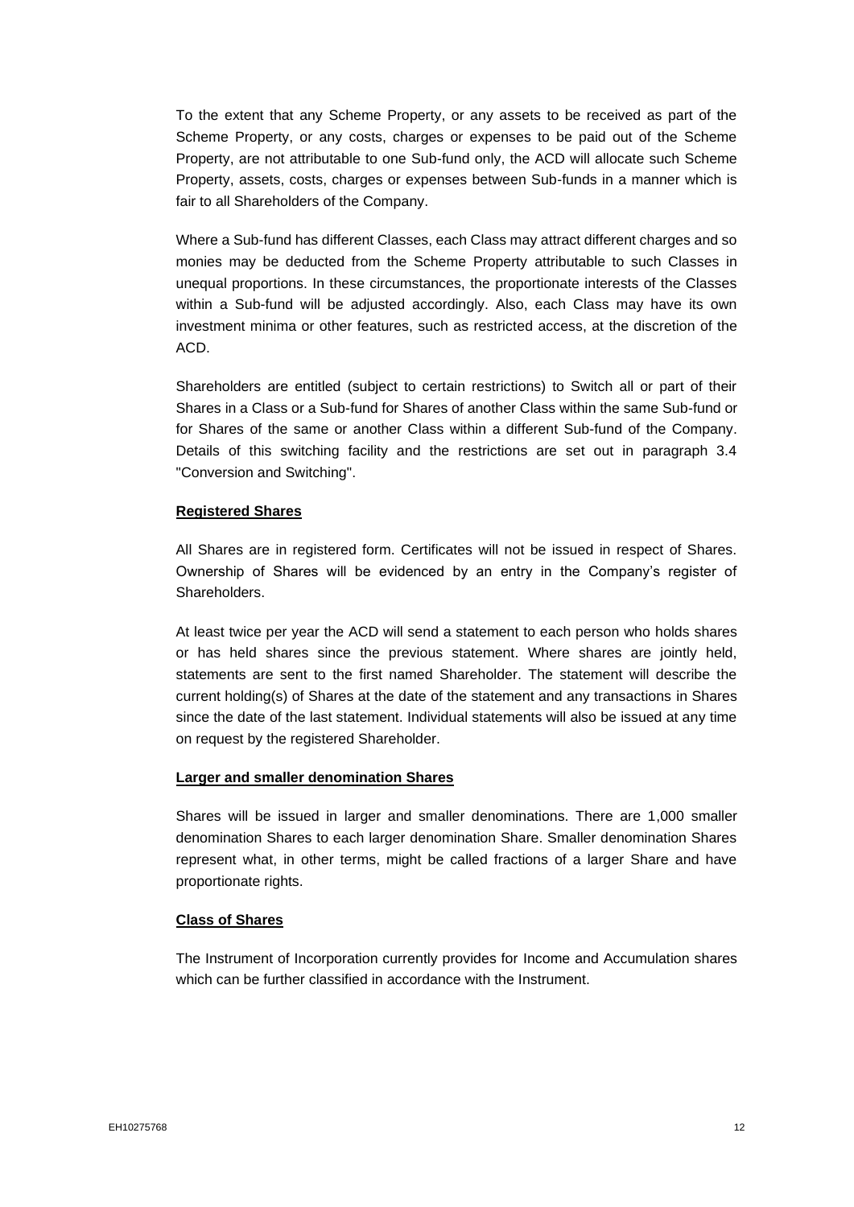To the extent that any Scheme Property, or any assets to be received as part of the Scheme Property, or any costs, charges or expenses to be paid out of the Scheme Property, are not attributable to one Sub-fund only, the ACD will allocate such Scheme Property, assets, costs, charges or expenses between Sub-funds in a manner which is fair to all Shareholders of the Company.

Where a Sub-fund has different Classes, each Class may attract different charges and so monies may be deducted from the Scheme Property attributable to such Classes in unequal proportions. In these circumstances, the proportionate interests of the Classes within a Sub-fund will be adjusted accordingly. Also, each Class may have its own investment minima or other features, such as restricted access, at the discretion of the ACD.

Shareholders are entitled (subject to certain restrictions) to Switch all or part of their Shares in a Class or a Sub-fund for Shares of another Class within the same Sub-fund or for Shares of the same or another Class within a different Sub-fund of the Company. Details of this switching facility and the restrictions are set out in paragraph 3.4 "Conversion and Switching".

**Registered Shares**

All Shares are in registered form. Certificates will not be issued in respect of Shares. Ownership of Shares will be evidenced by an entry in the Company's register of Shareholders.

At least twice per year the ACD will send a statement to each person who holds shares or has held shares since the previous statement. Where shares are jointly held, statements are sent to the first named Shareholder. The statement will describe the current holding(s) of Shares at the date of the statement and any transactions in Shares since the date of the last statement. Individual statements will also be issued at any time on request by the registered Shareholder.

**Larger and smaller denomination Shares**

Shares will be issued in larger and smaller denominations. There are 1,000 smaller denomination Shares to each larger denomination Share. Smaller denomination Shares represent what, in other terms, might be called fractions of a larger Share and have proportionate rights.

**Class of Shares**

The Instrument of Incorporation currently provides for Income and Accumulation shares which can be further classified in accordance with the Instrument.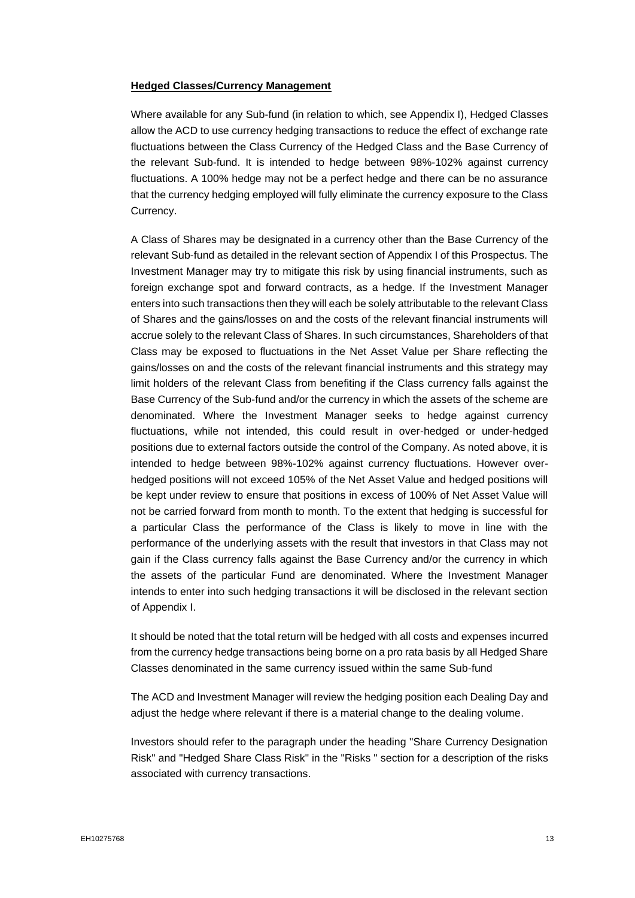**Hedged Classes/Currency Management**

Where available for any Sub-fund (in relation to which, see Appendix I), Hedged Classes allow the ACD to use currency hedging transactions to reduce the effect of exchange rate fluctuations between the Class Currency of the Hedged Class and the Base Currency of the relevant Sub-fund. It is intended to hedge between 98%-102% against currency fluctuations. A 100% hedge may not be a perfect hedge and there can be no assurance that the currency hedging employed will fully eliminate the currency exposure to the Class Currency.

A Class of Shares may be designated in a currency other than the Base Currency of the relevant Sub-fund as detailed in the relevant section of Appendix I of this Prospectus. The Investment Manager may try to mitigate this risk by using financial instruments, such as foreign exchange spot and forward contracts, as a hedge. If the Investment Manager enters into such transactions then they will each be solely attributable to the relevant Class of Shares and the gains/losses on and the costs of the relevant financial instruments will accrue solely to the relevant Class of Shares. In such circumstances, Shareholders of that Class may be exposed to fluctuations in the Net Asset Value per Share reflecting the gains/losses on and the costs of the relevant financial instruments and this strategy may limit holders of the relevant Class from benefiting if the Class currency falls against the Base Currency of the Sub-fund and/or the currency in which the assets of the scheme are denominated. Where the Investment Manager seeks to hedge against currency fluctuations, while not intended, this could result in over-hedged or under-hedged positions due to external factors outside the control of the Company. As noted above, it is intended to hedge between 98%-102% against currency fluctuations. However over-hedged positions will not exceed 105% of the Net Asset Value and hedged positions will be kept under review to ensure that positions in excess of 100% of Net Asset Value will not be carried forward from month to month. To the extent that hedging is successful for a particular Class the performance of the Class is likely to move in line with the performance of the underlying assets with the result that investors in that Class may not gain if the Class currency falls against the Base Currency and/or the currency in which the assets of the particular Fund are denominated. Where the Investment Manager intends to enter into such hedging transactions it will be disclosed in the relevant section of Appendix I.

It should be noted that the total return will be hedged with all costs and expenses incurred from the currency hedge transactions being borne on a pro rata basis by all Hedged Share Classes denominated in the same currency issued within the same Sub-fund

The ACD and Investment Manager will review the hedging position each Dealing Day and adjust the hedge where relevant if there is a material change to the dealing volume.

Investors should refer to the paragraph under the heading "Share Currency Designation Risk" and "Hedged Share Class Risk" in the "Risks " section for a description of the risks associated with currency transactions.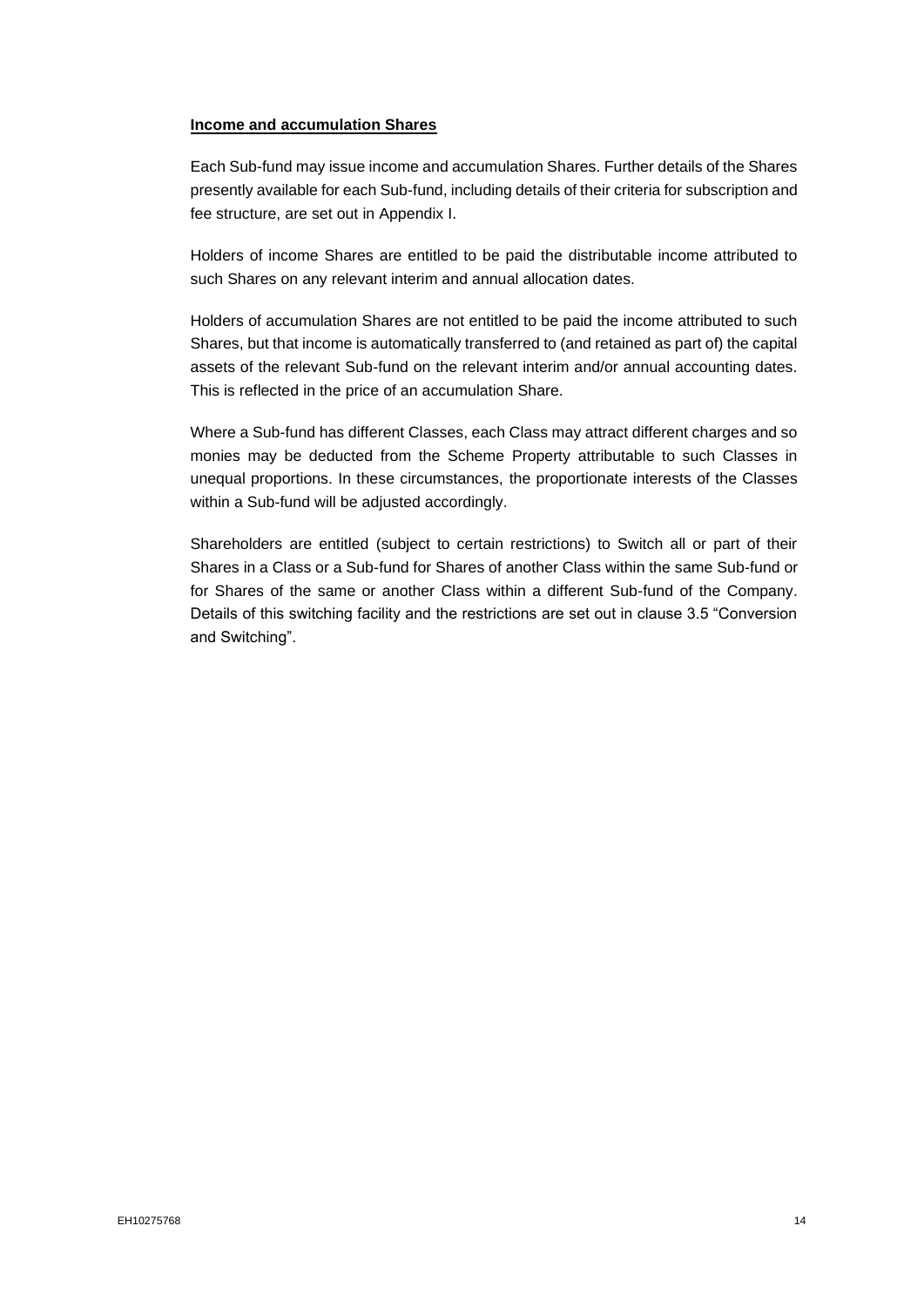**Income and accumulation Shares**

Each Sub-fund may issue income and accumulation Shares. Further details of the Shares presently available for each Sub-fund, including details of their criteria for subscription and fee structure, are set out in Appendix I.

Holders of income Shares are entitled to be paid the distributable income attributed to such Shares on any relevant interim and annual allocation dates.

Holders of accumulation Shares are not entitled to be paid the income attributed to such Shares, but that income is automatically transferred to (and retained as part of) the capital assets of the relevant Sub-fund on the relevant interim and/or annual accounting dates. This is reflected in the price of an accumulation Share.

Where a Sub-fund has different Classes, each Class may attract different charges and so monies may be deducted from the Scheme Property attributable to such Classes in unequal proportions. In these circumstances, the proportionate interests of the Classes within a Sub-fund will be adjusted accordingly.

Shareholders are entitled (subject to certain restrictions) to Switch all or part of their Shares in a Class or a Sub-fund for Shares of another Class within the same Sub-fund or for Shares of the same or another Class within a different Sub-fund of the Company. Details of this switching facility and the restrictions are set out in clause 3.5 "Conversion and Switching".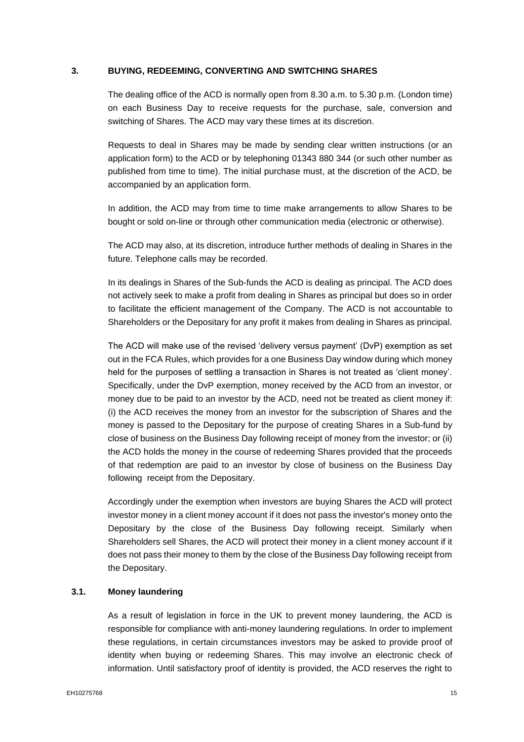## 3. BUYING, REDEEMING, CONVERTING AND SWITCHING SHARES

The dealing office of the ACD is normally open from 8.30 a.m. to 5.30 p.m. (London time) on each Business Day to receive requests for the purchase, sale, conversion and switching of Shares. The ACD may vary these times at its discretion.

Requests to deal in Shares may be made by sending clear written instructions (or an application form) to the ACD or by telephoning 01343 880 344 (or such other number as published from time to time). The initial purchase must, at the discretion of the ACD, be accompanied by an application form.

In addition, the ACD may from time to time make arrangements to allow Shares to be bought or sold on-line or through other communication media (electronic or otherwise).

The ACD may also, at its discretion, introduce further methods of dealing in Shares in the future. Telephone calls may be recorded.

In its dealings in Shares of the Sub-funds the ACD is dealing as principal. The ACD does not actively seek to make a profit from dealing in Shares as principal but does so in order to facilitate the efficient management of the Company. The ACD is not accountable to Shareholders or the Depositary for any profit it makes from dealing in Shares as principal.

The ACD will make use of the revised 'delivery versus payment' (DvP) exemption as set out in the FCA Rules, which provides for a one Business Day window during which money held for the purposes of settling a transaction in Shares is not treated as 'client money'. Specifically, under the DvP exemption, money received by the ACD from an investor, or money due to be paid to an investor by the ACD, need not be treated as client money if: (i) the ACD receives the money from an investor for the subscription of Shares and the money is passed to the Depositary for the purpose of creating Shares in a Sub-fund by close of business on the Business Day following receipt of money from the investor; or (ii) the ACD holds the money in the course of redeeming Shares provided that the proceeds of that redemption are paid to an investor by close of business on the Business Day following receipt from the Depositary.

Accordingly under the exemption when investors are buying Shares the ACD will protect investor money in a client money account if it does not pass the investor's money onto the Depositary by the close of the Business Day following receipt. Similarly when Shareholders sell Shares, the ACD will protect their money in a client money account if it does not pass their money to them by the close of the Business Day following receipt from the Depositary.

### 3.1. Money laundering

As a result of legislation in force in the UK to prevent money laundering, the ACD is responsible for compliance with anti-money laundering regulations. In order to implement these regulations, in certain circumstances investors may be asked to provide proof of identity when buying or redeeming Shares. This may involve an electronic check of information. Until satisfactory proof of identity is provided, the ACD reserves the right to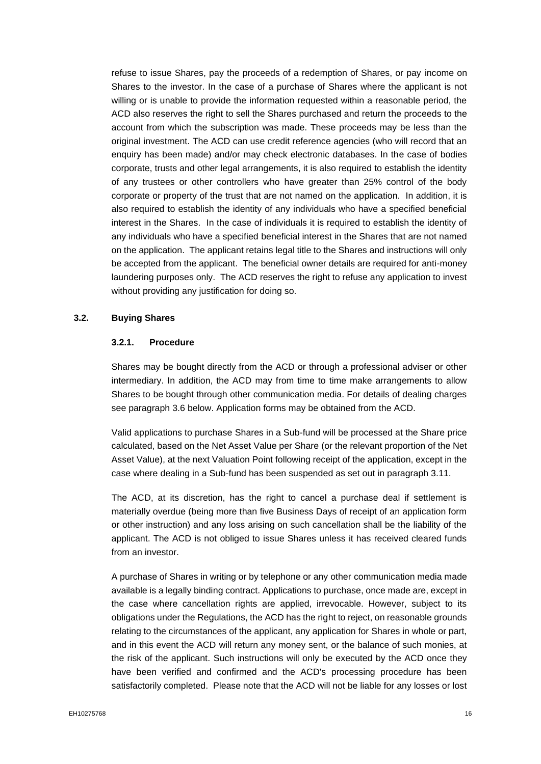refuse to issue Shares, pay the proceeds of a redemption of Shares, or pay income on Shares to the investor. In the case of a purchase of Shares where the applicant is not willing or is unable to provide the information requested within a reasonable period, the ACD also reserves the right to sell the Shares purchased and return the proceeds to the account from which the subscription was made. These proceeds may be less than the original investment. The ACD can use credit reference agencies (who will record that an enquiry has been made) and/or may check electronic databases. In the case of bodies corporate, trusts and other legal arrangements, it is also required to establish the identity of any trustees or other controllers who have greater than 25% control of the body corporate or property of the trust that are not named on the application. In addition, it is also required to establish the identity of any individuals who have a specified beneficial interest in the Shares. In the case of individuals it is required to establish the identity of any individuals who have a specified beneficial interest in the Shares that are not named on the application. The applicant retains legal title to the Shares and instructions will only be accepted from the applicant. The beneficial owner details are required for anti-money laundering purposes only. The ACD reserves the right to refuse any application to invest without providing any justification for doing so.

## 3.2. Buying Shares

### 3.2.1. Procedure

Shares may be bought directly from the ACD or through a professional adviser or other intermediary. In addition, the ACD may from time to time make arrangements to allow Shares to be bought through other communication media. For details of dealing charges see paragraph 3.6 below. Application forms may be obtained from the ACD.

Valid applications to purchase Shares in a Sub-fund will be processed at the Share price calculated, based on the Net Asset Value per Share (or the relevant proportion of the Net Asset Value), at the next Valuation Point following receipt of the application, except in the case where dealing in a Sub-fund has been suspended as set out in paragraph 3.11.

The ACD, at its discretion, has the right to cancel a purchase deal if settlement is materially overdue (being more than five Business Days of receipt of an application form or other instruction) and any loss arising on such cancellation shall be the liability of the applicant. The ACD is not obliged to issue Shares unless it has received cleared funds from an investor.

A purchase of Shares in writing or by telephone or any other communication media made available is a legally binding contract. Applications to purchase, once made are, except in the case where cancellation rights are applied, irrevocable. However, subject to its obligations under the Regulations, the ACD has the right to reject, on reasonable grounds relating to the circumstances of the applicant, any application for Shares in whole or part, and in this event the ACD will return any money sent, or the balance of such monies, at the risk of the applicant. Such instructions will only be executed by the ACD once they have been verified and confirmed and the ACD's processing procedure has been satisfactorily completed. Please note that the ACD will not be liable for any losses or lost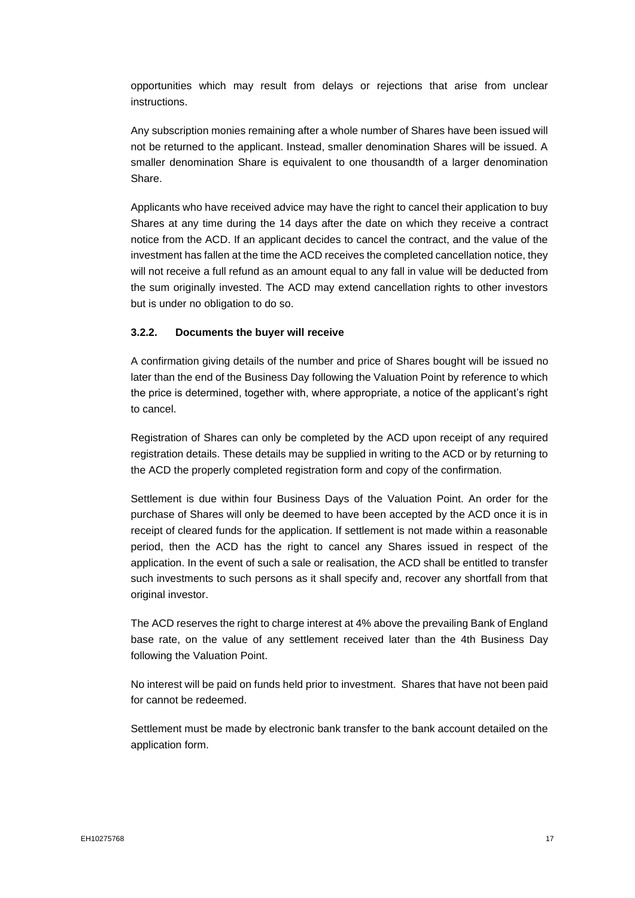opportunities which may result from delays or rejections that arise from unclear instructions.

Any subscription monies remaining after a whole number of Shares have been issued will not be returned to the applicant. Instead, smaller denomination Shares will be issued. A smaller denomination Share is equivalent to one thousandth of a larger denomination Share.

Applicants who have received advice may have the right to cancel their application to buy Shares at any time during the 14 days after the date on which they receive a contract notice from the ACD. If an applicant decides to cancel the contract, and the value of the investment has fallen at the time the ACD receives the completed cancellation notice, they will not receive a full refund as an amount equal to any fall in value will be deducted from the sum originally invested. The ACD may extend cancellation rights to other investors but is under no obligation to do so.

#### 3.2.2. Documents the buyer will receive

A confirmation giving details of the number and price of Shares bought will be issued no later than the end of the Business Day following the Valuation Point by reference to which the price is determined, together with, where appropriate, a notice of the applicant's right to cancel.

Registration of Shares can only be completed by the ACD upon receipt of any required registration details. These details may be supplied in writing to the ACD or by returning to the ACD the properly completed registration form and copy of the confirmation.

Settlement is due within four Business Days of the Valuation Point. An order for the purchase of Shares will only be deemed to have been accepted by the ACD once it is in receipt of cleared funds for the application. If settlement is not made within a reasonable period, then the ACD has the right to cancel any Shares issued in respect of the application. In the event of such a sale or realisation, the ACD shall be entitled to transfer such investments to such persons as it shall specify and, recover any shortfall from that original investor.

The ACD reserves the right to charge interest at 4% above the prevailing Bank of England base rate, on the value of any settlement received later than the 4th Business Day following the Valuation Point.

No interest will be paid on funds held prior to investment. Shares that have not been paid for cannot be redeemed.

Settlement must be made by electronic bank transfer to the bank account detailed on the application form.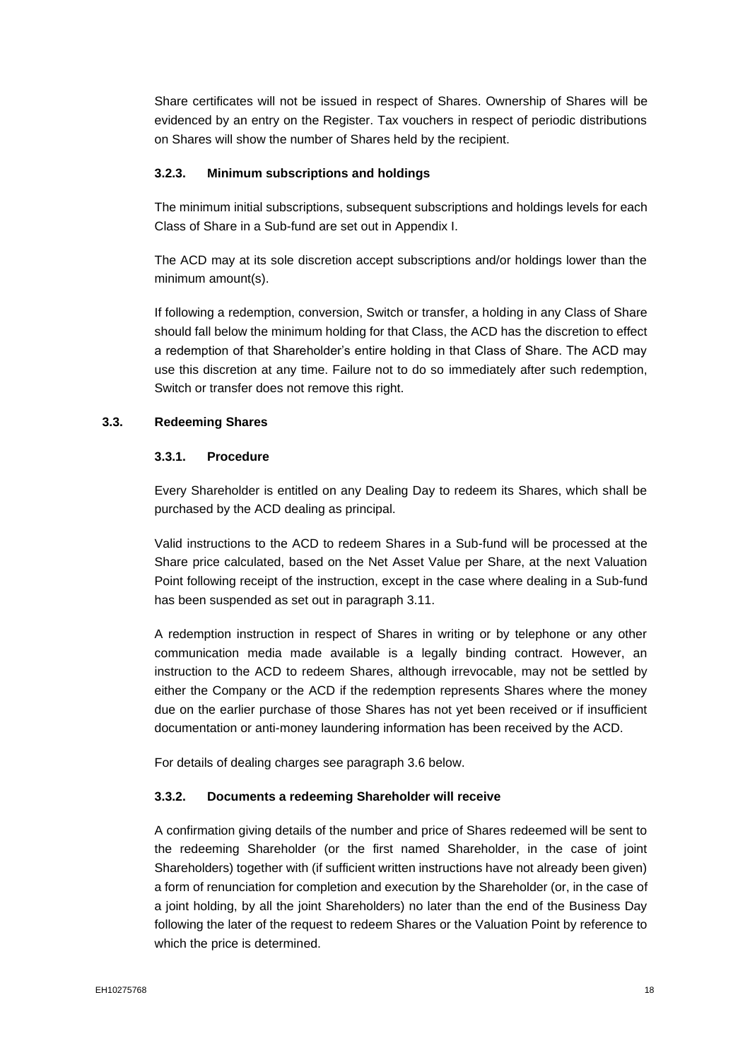Share certificates will not be issued in respect of Shares. Ownership of Shares will be evidenced by an entry on the Register. Tax vouchers in respect of periodic distributions on Shares will show the number of Shares held by the recipient.

#### 3.2.3. Minimum subscriptions and holdings

The minimum initial subscriptions, subsequent subscriptions and holdings levels for each Class of Share in a Sub-fund are set out in Appendix I.

The ACD may at its sole discretion accept subscriptions and/or holdings lower than the minimum amount(s).

If following a redemption, conversion, Switch or transfer, a holding in any Class of Share should fall below the minimum holding for that Class, the ACD has the discretion to effect a redemption of that Shareholder's entire holding in that Class of Share. The ACD may use this discretion at any time. Failure not to do so immediately after such redemption, Switch or transfer does not remove this right.

### 3.3. Redeeming Shares

#### 3.3.1. Procedure

Every Shareholder is entitled on any Dealing Day to redeem its Shares, which shall be purchased by the ACD dealing as principal.

Valid instructions to the ACD to redeem Shares in a Sub-fund will be processed at the Share price calculated, based on the Net Asset Value per Share, at the next Valuation Point following receipt of the instruction, except in the case where dealing in a Sub-fund has been suspended as set out in paragraph 3.11.

A redemption instruction in respect of Shares in writing or by telephone or any other communication media made available is a legally binding contract. However, an instruction to the ACD to redeem Shares, although irrevocable, may not be settled by either the Company or the ACD if the redemption represents Shares where the money due on the earlier purchase of those Shares has not yet been received or if insufficient documentation or anti-money laundering information has been received by the ACD.

For details of dealing charges see paragraph 3.6 below.

#### 3.3.2. Documents a redeeming Shareholder will receive

A confirmation giving details of the number and price of Shares redeemed will be sent to the redeeming Shareholder (or the first named Shareholder, in the case of joint Shareholders) together with (if sufficient written instructions have not already been given) a form of renunciation for completion and execution by the Shareholder (or, in the case of a joint holding, by all the joint Shareholders) no later than the end of the Business Day following the later of the request to redeem Shares or the Valuation Point by reference to which the price is determined.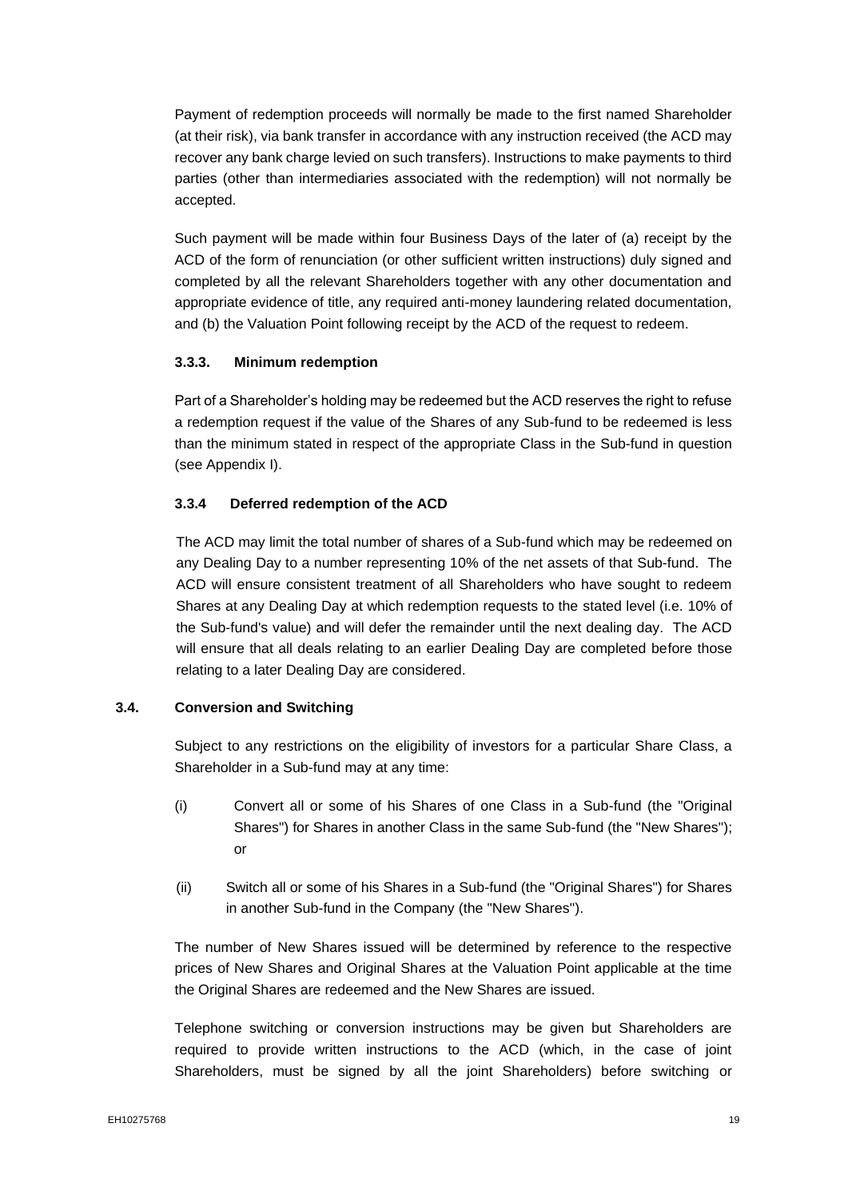Payment of redemption proceeds will normally be made to the first named Shareholder (at their risk), via bank transfer in accordance with any instruction received (the ACD may recover any bank charge levied on such transfers). Instructions to make payments to third parties (other than intermediaries associated with the redemption) will not normally be accepted.

Such payment will be made within four Business Days of the later of (a) receipt by the ACD of the form of renunciation (or other sufficient written instructions) duly signed and completed by all the relevant Shareholders together with any other documentation and appropriate evidence of title, any required anti-money laundering related documentation, and (b) the Valuation Point following receipt by the ACD of the request to redeem.

#### 3.3.3. Minimum redemption

Part of a Shareholder's holding may be redeemed but the ACD reserves the right to refuse a redemption request if the value of the Shares of any Sub-fund to be redeemed is less than the minimum stated in respect of the appropriate Class in the Sub-fund in question (see Appendix I).

#### 3.3.4 Deferred redemption of the ACD

The ACD may limit the total number of shares of a Sub-fund which may be redeemed on any Dealing Day to a number representing 10% of the net assets of that Sub-fund. The ACD will ensure consistent treatment of all Shareholders who have sought to redeem Shares at any Dealing Day at which redemption requests to the stated level (i.e. 10% of the Sub-fund's value) and will defer the remainder until the next dealing day. The ACD will ensure that all deals relating to an earlier Dealing Day are completed before those relating to a later Dealing Day are considered.

### 3.4. Conversion and Switching

Subject to any restrictions on the eligibility of investors for a particular Share Class, a Shareholder in a Sub-fund may at any time:

(i) Convert all or some of his Shares of one Class in a Sub-fund (the "Original Shares") for Shares in another Class in the same Sub-fund (the "New Shares"); or

(ii) Switch all or some of his Shares in a Sub-fund (the "Original Shares") for Shares in another Sub-fund in the Company (the "New Shares").

The number of New Shares issued will be determined by reference to the respective prices of New Shares and Original Shares at the Valuation Point applicable at the time the Original Shares are redeemed and the New Shares are issued.

Telephone switching or conversion instructions may be given but Shareholders are required to provide written instructions to the ACD (which, in the case of joint Shareholders, must be signed by all the joint Shareholders) before switching or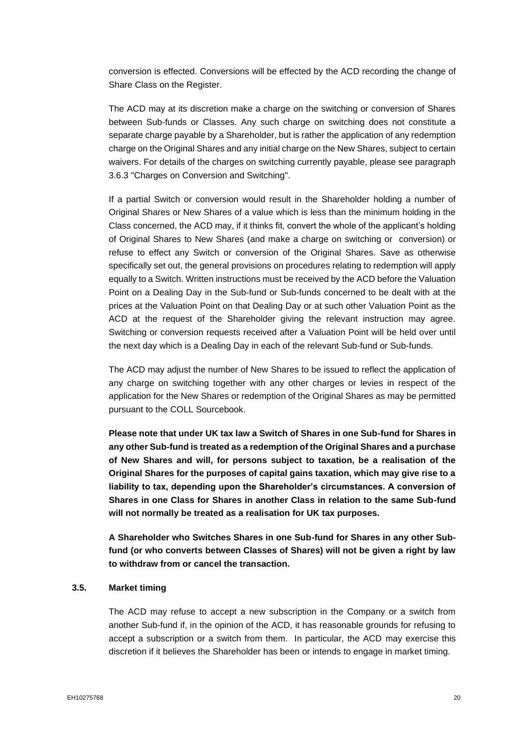conversion is effected. Conversions will be effected by the ACD recording the change of Share Class on the Register.

The ACD may at its discretion make a charge on the switching or conversion of Shares between Sub-funds or Classes. Any such charge on switching does not constitute a separate charge payable by a Shareholder, but is rather the application of any redemption charge on the Original Shares and any initial charge on the New Shares, subject to certain waivers. For details of the charges on switching currently payable, please see paragraph 3.6.3 "Charges on Conversion and Switching".

If a partial Switch or conversion would result in the Shareholder holding a number of Original Shares or New Shares of a value which is less than the minimum holding in the Class concerned, the ACD may, if it thinks fit, convert the whole of the applicant's holding of Original Shares to New Shares (and make a charge on switching or conversion) or refuse to effect any Switch or conversion of the Original Shares. Save as otherwise specifically set out, the general provisions on procedures relating to redemption will apply equally to a Switch. Written instructions must be received by the ACD before the Valuation Point on a Dealing Day in the Sub-fund or Sub-funds concerned to be dealt with at the prices at the Valuation Point on that Dealing Day or at such other Valuation Point as the ACD at the request of the Shareholder giving the relevant instruction may agree. Switching or conversion requests received after a Valuation Point will be held over until the next day which is a Dealing Day in each of the relevant Sub-fund or Sub-funds.

The ACD may adjust the number of New Shares to be issued to reflect the application of any charge on switching together with any other charges or levies in respect of the application for the New Shares or redemption of the Original Shares as may be permitted pursuant to the COLL Sourcebook.

**Please note that under UK tax law a Switch of Shares in one Sub-fund for Shares in any other Sub-fund is treated as a redemption of the Original Shares and a purchase of New Shares and will, for persons subject to taxation, be a realisation of the Original Shares for the purposes of capital gains taxation, which may give rise to a liability to tax, depending upon the Shareholder's circumstances. A conversion of Shares in one Class for Shares in another Class in relation to the same Sub-fund will not normally be treated as a realisation for UK tax purposes.**

**A Shareholder who Switches Shares in one Sub-fund for Shares in any other Sub-fund (or who converts between Classes of Shares) will not be given a right by law to withdraw from or cancel the transaction.**

### 3.5. Market timing

The ACD may refuse to accept a new subscription in the Company or a switch from another Sub-fund if, in the opinion of the ACD, it has reasonable grounds for refusing to accept a subscription or a switch from them. In particular, the ACD may exercise this discretion if it believes the Shareholder has been or intends to engage in market timing.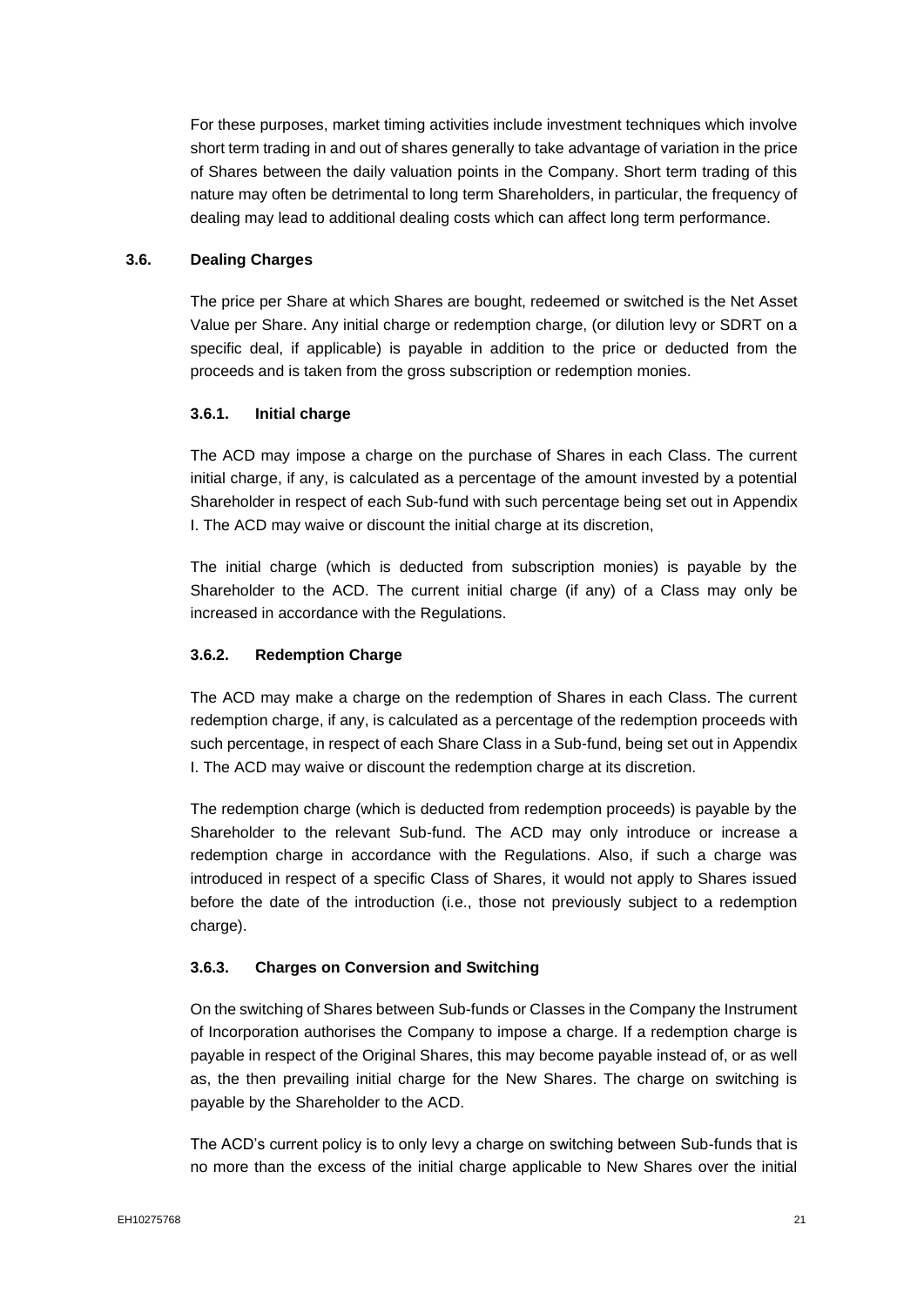For these purposes, market timing activities include investment techniques which involve short term trading in and out of shares generally to take advantage of variation in the price of Shares between the daily valuation points in the Company. Short term trading of this nature may often be detrimental to long term Shareholders, in particular, the frequency of dealing may lead to additional dealing costs which can affect long term performance.

### 3.6. Dealing Charges

The price per Share at which Shares are bought, redeemed or switched is the Net Asset Value per Share. Any initial charge or redemption charge, (or dilution levy or SDRT on a specific deal, if applicable) is payable in addition to the price or deducted from the proceeds and is taken from the gross subscription or redemption monies.

#### 3.6.1. Initial charge

The ACD may impose a charge on the purchase of Shares in each Class. The current initial charge, if any, is calculated as a percentage of the amount invested by a potential Shareholder in respect of each Sub-fund with such percentage being set out in Appendix I. The ACD may waive or discount the initial charge at its discretion,

The initial charge (which is deducted from subscription monies) is payable by the Shareholder to the ACD. The current initial charge (if any) of a Class may only be increased in accordance with the Regulations.

#### 3.6.2. Redemption Charge

The ACD may make a charge on the redemption of Shares in each Class. The current redemption charge, if any, is calculated as a percentage of the redemption proceeds with such percentage, in respect of each Share Class in a Sub-fund, being set out in Appendix I. The ACD may waive or discount the redemption charge at its discretion.

The redemption charge (which is deducted from redemption proceeds) is payable by the Shareholder to the relevant Sub-fund. The ACD may only introduce or increase a redemption charge in accordance with the Regulations. Also, if such a charge was introduced in respect of a specific Class of Shares, it would not apply to Shares issued before the date of the introduction (i.e., those not previously subject to a redemption charge).

#### 3.6.3. Charges on Conversion and Switching

On the switching of Shares between Sub-funds or Classes in the Company the Instrument of Incorporation authorises the Company to impose a charge. If a redemption charge is payable in respect of the Original Shares, this may become payable instead of, or as well as, the then prevailing initial charge for the New Shares. The charge on switching is payable by the Shareholder to the ACD.

The ACD's current policy is to only levy a charge on switching between Sub-funds that is no more than the excess of the initial charge applicable to New Shares over the initial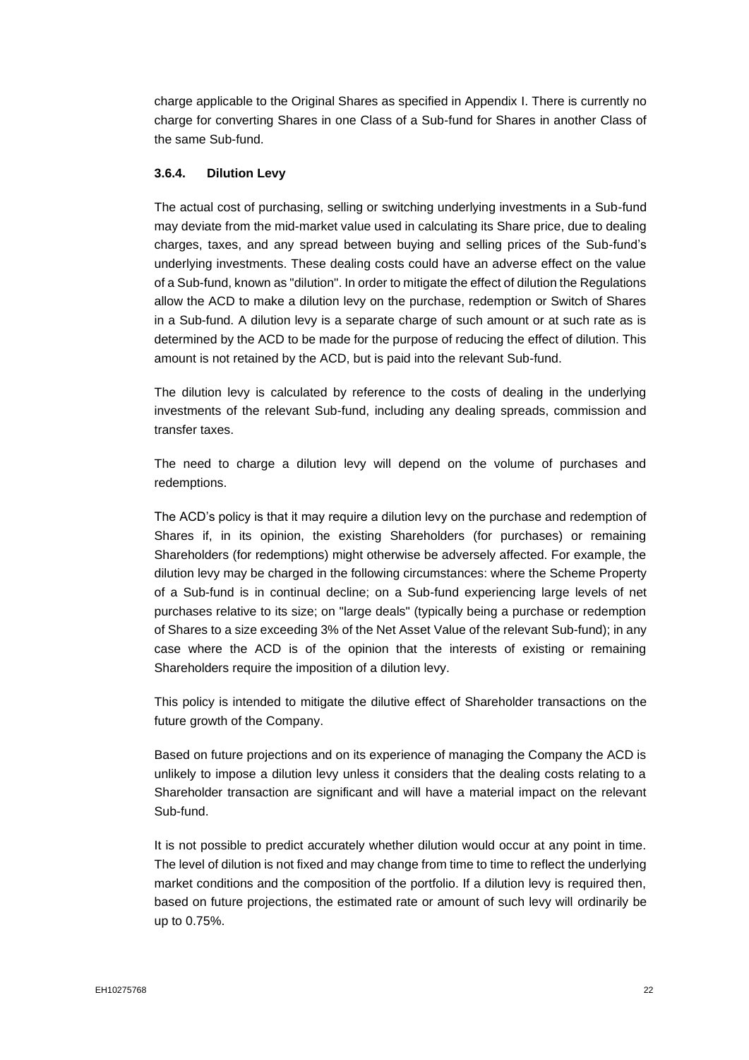charge applicable to the Original Shares as specified in Appendix I. There is currently no charge for converting Shares in one Class of a Sub-fund for Shares in another Class of the same Sub-fund.

#### 3.6.4. Dilution Levy

The actual cost of purchasing, selling or switching underlying investments in a Sub-fund may deviate from the mid-market value used in calculating its Share price, due to dealing charges, taxes, and any spread between buying and selling prices of the Sub-fund's underlying investments. These dealing costs could have an adverse effect on the value of a Sub-fund, known as "dilution". In order to mitigate the effect of dilution the Regulations allow the ACD to make a dilution levy on the purchase, redemption or Switch of Shares in a Sub-fund. A dilution levy is a separate charge of such amount or at such rate as is determined by the ACD to be made for the purpose of reducing the effect of dilution. This amount is not retained by the ACD, but is paid into the relevant Sub-fund.

The dilution levy is calculated by reference to the costs of dealing in the underlying investments of the relevant Sub-fund, including any dealing spreads, commission and transfer taxes.

The need to charge a dilution levy will depend on the volume of purchases and redemptions.

The ACD's policy is that it may require a dilution levy on the purchase and redemption of Shares if, in its opinion, the existing Shareholders (for purchases) or remaining Shareholders (for redemptions) might otherwise be adversely affected. For example, the dilution levy may be charged in the following circumstances: where the Scheme Property of a Sub-fund is in continual decline; on a Sub-fund experiencing large levels of net purchases relative to its size; on "large deals" (typically being a purchase or redemption of Shares to a size exceeding 3% of the Net Asset Value of the relevant Sub-fund); in any case where the ACD is of the opinion that the interests of existing or remaining Shareholders require the imposition of a dilution levy.

This policy is intended to mitigate the dilutive effect of Shareholder transactions on the future growth of the Company.

Based on future projections and on its experience of managing the Company the ACD is unlikely to impose a dilution levy unless it considers that the dealing costs relating to a Shareholder transaction are significant and will have a material impact on the relevant Sub-fund.

It is not possible to predict accurately whether dilution would occur at any point in time. The level of dilution is not fixed and may change from time to time to reflect the underlying market conditions and the composition of the portfolio. If a dilution levy is required then, based on future projections, the estimated rate or amount of such levy will ordinarily be up to 0.75%.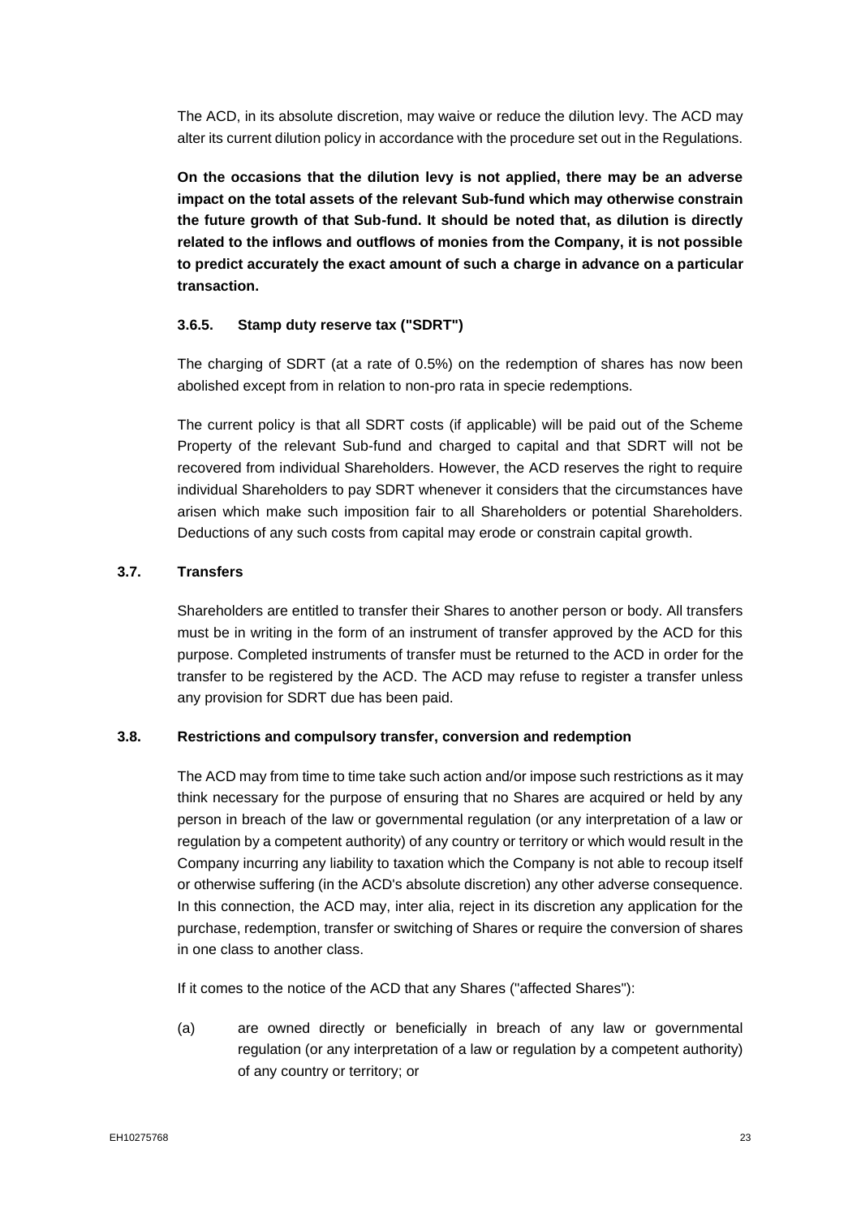The ACD, in its absolute discretion, may waive or reduce the dilution levy. The ACD may alter its current dilution policy in accordance with the procedure set out in the Regulations.

**On the occasions that the dilution levy is not applied, there may be an adverse impact on the total assets of the relevant Sub-fund which may otherwise constrain the future growth of that Sub-fund. It should be noted that, as dilution is directly related to the inflows and outflows of monies from the Company, it is not possible to predict accurately the exact amount of such a charge in advance on a particular transaction.**

#### 3.6.5. Stamp duty reserve tax ("SDRT")

The charging of SDRT (at a rate of 0.5%) on the redemption of shares has now been abolished except from in relation to non-pro rata in specie redemptions.

The current policy is that all SDRT costs (if applicable) will be paid out of the Scheme Property of the relevant Sub-fund and charged to capital and that SDRT will not be recovered from individual Shareholders. However, the ACD reserves the right to require individual Shareholders to pay SDRT whenever it considers that the circumstances have arisen which make such imposition fair to all Shareholders or potential Shareholders. Deductions of any such costs from capital may erode or constrain capital growth.

### 3.7. Transfers

Shareholders are entitled to transfer their Shares to another person or body. All transfers must be in writing in the form of an instrument of transfer approved by the ACD for this purpose. Completed instruments of transfer must be returned to the ACD in order for the transfer to be registered by the ACD. The ACD may refuse to register a transfer unless any provision for SDRT due has been paid.

### 3.8. Restrictions and compulsory transfer, conversion and redemption

The ACD may from time to time take such action and/or impose such restrictions as it may think necessary for the purpose of ensuring that no Shares are acquired or held by any person in breach of the law or governmental regulation (or any interpretation of a law or regulation by a competent authority) of any country or territory or which would result in the Company incurring any liability to taxation which the Company is not able to recoup itself or otherwise suffering (in the ACD's absolute discretion) any other adverse consequence. In this connection, the ACD may, inter alia, reject in its discretion any application for the purchase, redemption, transfer or switching of Shares or require the conversion of shares in one class to another class.

If it comes to the notice of the ACD that any Shares ("affected Shares"):

(a) are owned directly or beneficially in breach of any law or governmental regulation (or any interpretation of a law or regulation by a competent authority) of any country or territory; or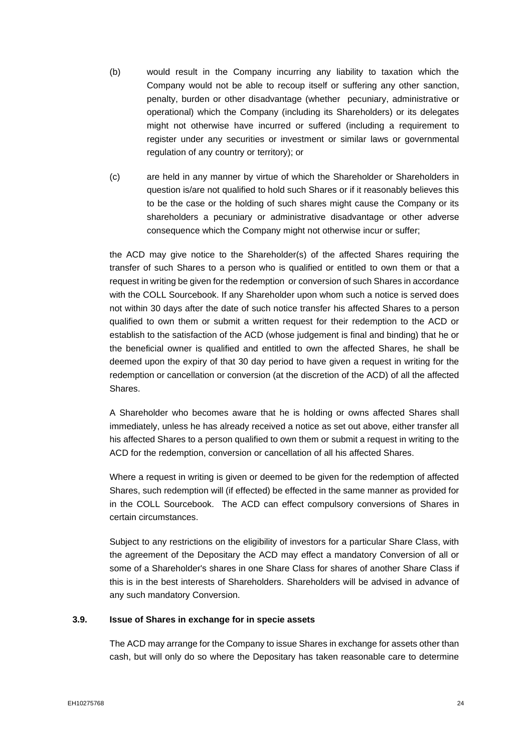(b) would result in the Company incurring any liability to taxation which the Company would not be able to recoup itself or suffering any other sanction, penalty, burden or other disadvantage (whether pecuniary, administrative or operational) which the Company (including its Shareholders) or its delegates might not otherwise have incurred or suffered (including a requirement to register under any securities or investment or similar laws or governmental regulation of any country or territory); or

(c) are held in any manner by virtue of which the Shareholder or Shareholders in question is/are not qualified to hold such Shares or if it reasonably believes this to be the case or the holding of such shares might cause the Company or its shareholders a pecuniary or administrative disadvantage or other adverse consequence which the Company might not otherwise incur or suffer;

the ACD may give notice to the Shareholder(s) of the affected Shares requiring the transfer of such Shares to a person who is qualified or entitled to own them or that a request in writing be given for the redemption or conversion of such Shares in accordance with the COLL Sourcebook. If any Shareholder upon whom such a notice is served does not within 30 days after the date of such notice transfer his affected Shares to a person qualified to own them or submit a written request for their redemption to the ACD or establish to the satisfaction of the ACD (whose judgement is final and binding) that he or the beneficial owner is qualified and entitled to own the affected Shares, he shall be deemed upon the expiry of that 30 day period to have given a request in writing for the redemption or cancellation or conversion (at the discretion of the ACD) of all the affected Shares.

A Shareholder who becomes aware that he is holding or owns affected Shares shall immediately, unless he has already received a notice as set out above, either transfer all his affected Shares to a person qualified to own them or submit a request in writing to the ACD for the redemption, conversion or cancellation of all his affected Shares.

Where a request in writing is given or deemed to be given for the redemption of affected Shares, such redemption will (if effected) be effected in the same manner as provided for in the COLL Sourcebook. The ACD can effect compulsory conversions of Shares in certain circumstances.

Subject to any restrictions on the eligibility of investors for a particular Share Class, with the agreement of the Depositary the ACD may effect a mandatory Conversion of all or some of a Shareholder's shares in one Share Class for shares of another Share Class if this is in the best interests of Shareholders. Shareholders will be advised in advance of any such mandatory Conversion.

### 3.9. Issue of Shares in exchange for in specie assets

The ACD may arrange for the Company to issue Shares in exchange for assets other than cash, but will only do so where the Depositary has taken reasonable care to determine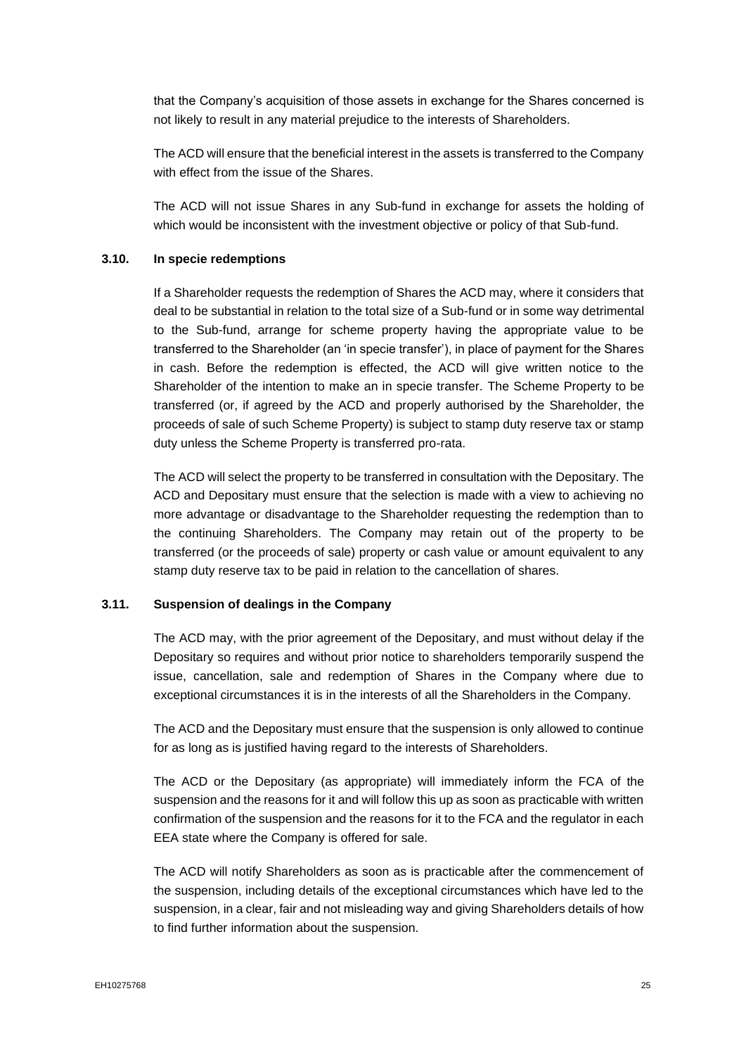that the Company's acquisition of those assets in exchange for the Shares concerned is not likely to result in any material prejudice to the interests of Shareholders.

The ACD will ensure that the beneficial interest in the assets is transferred to the Company with effect from the issue of the Shares.

The ACD will not issue Shares in any Sub-fund in exchange for assets the holding of which would be inconsistent with the investment objective or policy of that Sub-fund.

### 3.10. In specie redemptions

If a Shareholder requests the redemption of Shares the ACD may, where it considers that deal to be substantial in relation to the total size of a Sub-fund or in some way detrimental to the Sub-fund, arrange for scheme property having the appropriate value to be transferred to the Shareholder (an 'in specie transfer'), in place of payment for the Shares in cash. Before the redemption is effected, the ACD will give written notice to the Shareholder of the intention to make an in specie transfer. The Scheme Property to be transferred (or, if agreed by the ACD and properly authorised by the Shareholder, the proceeds of sale of such Scheme Property) is subject to stamp duty reserve tax or stamp duty unless the Scheme Property is transferred pro-rata.

The ACD will select the property to be transferred in consultation with the Depositary. The ACD and Depositary must ensure that the selection is made with a view to achieving no more advantage or disadvantage to the Shareholder requesting the redemption than to the continuing Shareholders. The Company may retain out of the property to be transferred (or the proceeds of sale) property or cash value or amount equivalent to any stamp duty reserve tax to be paid in relation to the cancellation of shares.

### 3.11. Suspension of dealings in the Company

The ACD may, with the prior agreement of the Depositary, and must without delay if the Depositary so requires and without prior notice to shareholders temporarily suspend the issue, cancellation, sale and redemption of Shares in the Company where due to exceptional circumstances it is in the interests of all the Shareholders in the Company.

The ACD and the Depositary must ensure that the suspension is only allowed to continue for as long as is justified having regard to the interests of Shareholders.

The ACD or the Depositary (as appropriate) will immediately inform the FCA of the suspension and the reasons for it and will follow this up as soon as practicable with written confirmation of the suspension and the reasons for it to the FCA and the regulator in each EEA state where the Company is offered for sale.

The ACD will notify Shareholders as soon as is practicable after the commencement of the suspension, including details of the exceptional circumstances which have led to the suspension, in a clear, fair and not misleading way and giving Shareholders details of how to find further information about the suspension.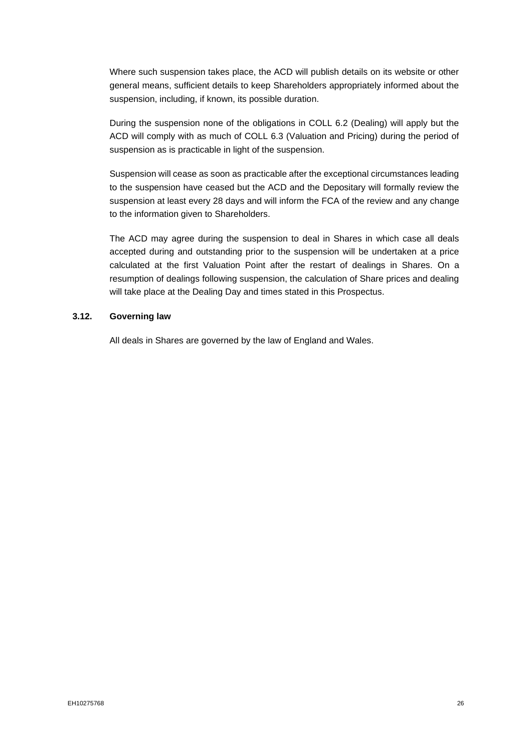Where such suspension takes place, the ACD will publish details on its website or other general means, sufficient details to keep Shareholders appropriately informed about the suspension, including, if known, its possible duration.

During the suspension none of the obligations in COLL 6.2 (Dealing) will apply but the ACD will comply with as much of COLL 6.3 (Valuation and Pricing) during the period of suspension as is practicable in light of the suspension.

Suspension will cease as soon as practicable after the exceptional circumstances leading to the suspension have ceased but the ACD and the Depositary will formally review the suspension at least every 28 days and will inform the FCA of the review and any change to the information given to Shareholders.

The ACD may agree during the suspension to deal in Shares in which case all deals accepted during and outstanding prior to the suspension will be undertaken at a price calculated at the first Valuation Point after the restart of dealings in Shares. On a resumption of dealings following suspension, the calculation of Share prices and dealing will take place at the Dealing Day and times stated in this Prospectus.

### 3.12. Governing law

All deals in Shares are governed by the law of England and Wales.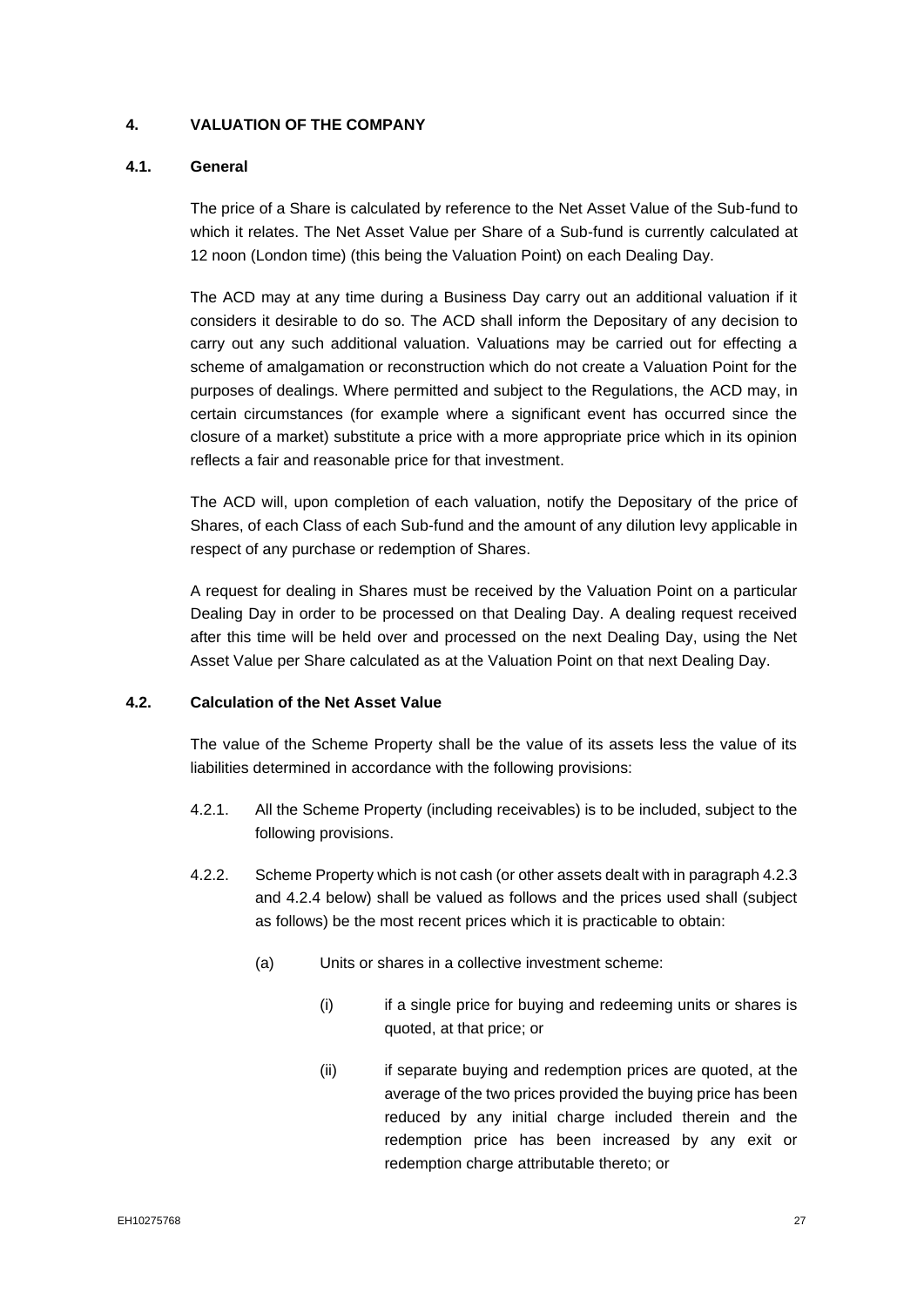## 4. VALUATION OF THE COMPANY

### 4.1. General

The price of a Share is calculated by reference to the Net Asset Value of the Sub-fund to which it relates. The Net Asset Value per Share of a Sub-fund is currently calculated at 12 noon (London time) (this being the Valuation Point) on each Dealing Day.

The ACD may at any time during a Business Day carry out an additional valuation if it considers it desirable to do so. The ACD shall inform the Depositary of any decision to carry out any such additional valuation. Valuations may be carried out for effecting a scheme of amalgamation or reconstruction which do not create a Valuation Point for the purposes of dealings. Where permitted and subject to the Regulations, the ACD may, in certain circumstances (for example where a significant event has occurred since the closure of a market) substitute a price with a more appropriate price which in its opinion reflects a fair and reasonable price for that investment.

The ACD will, upon completion of each valuation, notify the Depositary of the price of Shares, of each Class of each Sub-fund and the amount of any dilution levy applicable in respect of any purchase or redemption of Shares.

A request for dealing in Shares must be received by the Valuation Point on a particular Dealing Day in order to be processed on that Dealing Day. A dealing request received after this time will be held over and processed on the next Dealing Day, using the Net Asset Value per Share calculated as at the Valuation Point on that next Dealing Day.

### 4.2. Calculation of the Net Asset Value

The value of the Scheme Property shall be the value of its assets less the value of its liabilities determined in accordance with the following provisions:

4.2.1. All the Scheme Property (including receivables) is to be included, subject to the following provisions.

4.2.2. Scheme Property which is not cash (or other assets dealt with in paragraph 4.2.3 and 4.2.4 below) shall be valued as follows and the prices used shall (subject as follows) be the most recent prices which it is practicable to obtain:

(a) Units or shares in a collective investment scheme:

(i) if a single price for buying and redeeming units or shares is quoted, at that price; or

(ii) if separate buying and redemption prices are quoted, at the average of the two prices provided the buying price has been reduced by any initial charge included therein and the redemption price has been increased by any exit or redemption charge attributable thereto; or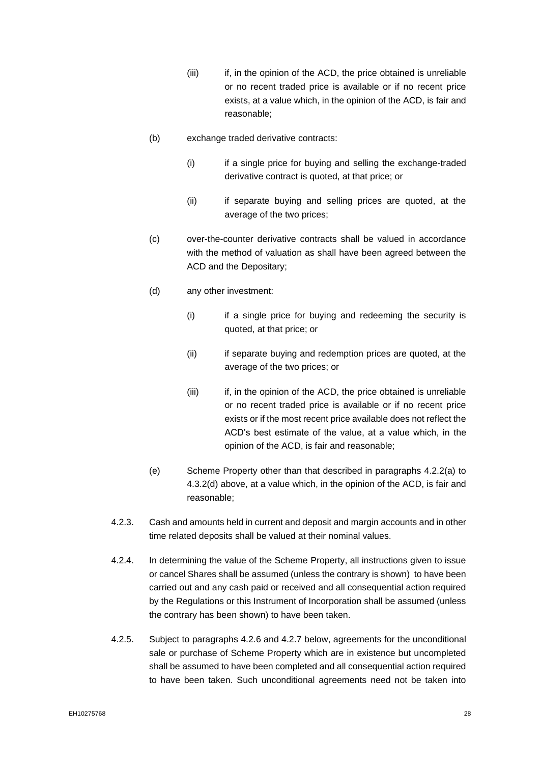(iii) if, in the opinion of the ACD, the price obtained is unreliable or no recent traded price is available or if no recent price exists, at a value which, in the opinion of the ACD, is fair and reasonable;

(b) exchange traded derivative contracts:

(i) if a single price for buying and selling the exchange-traded derivative contract is quoted, at that price; or

(ii) if separate buying and selling prices are quoted, at the average of the two prices;

(c) over-the-counter derivative contracts shall be valued in accordance with the method of valuation as shall have been agreed between the ACD and the Depositary;

(d) any other investment:

(i) if a single price for buying and redeeming the security is quoted, at that price; or

(ii) if separate buying and redemption prices are quoted, at the average of the two prices; or

(iii) if, in the opinion of the ACD, the price obtained is unreliable or no recent traded price is available or if no recent price exists or if the most recent price available does not reflect the ACD's best estimate of the value, at a value which, in the opinion of the ACD, is fair and reasonable;

(e) Scheme Property other than that described in paragraphs 4.2.2(a) to 4.3.2(d) above, at a value which, in the opinion of the ACD, is fair and reasonable;

4.2.3. Cash and amounts held in current and deposit and margin accounts and in other time related deposits shall be valued at their nominal values.

4.2.4. In determining the value of the Scheme Property, all instructions given to issue or cancel Shares shall be assumed (unless the contrary is shown) to have been carried out and any cash paid or received and all consequential action required by the Regulations or this Instrument of Incorporation shall be assumed (unless the contrary has been shown) to have been taken.

4.2.5. Subject to paragraphs 4.2.6 and 4.2.7 below, agreements for the unconditional sale or purchase of Scheme Property which are in existence but uncompleted shall be assumed to have been completed and all consequential action required to have been taken. Such unconditional agreements need not be taken into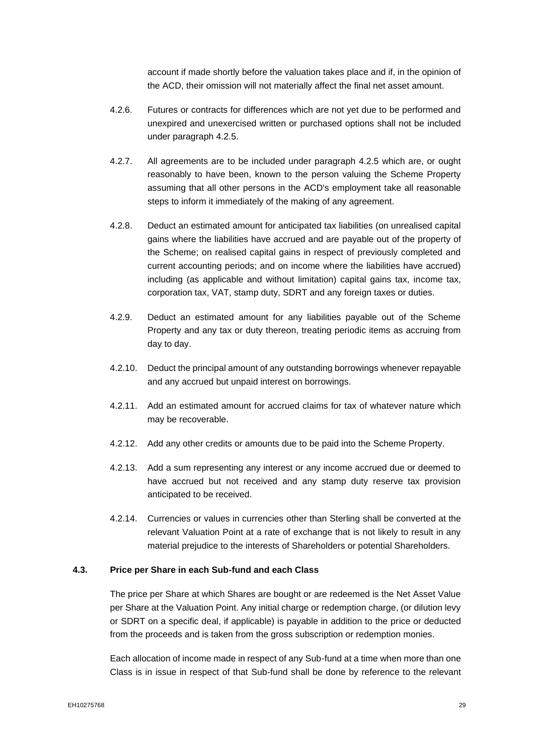account if made shortly before the valuation takes place and if, in the opinion of the ACD, their omission will not materially affect the final net asset amount.

4.2.6. Futures or contracts for differences which are not yet due to be performed and unexpired and unexercised written or purchased options shall not be included under paragraph 4.2.5.

4.2.7. All agreements are to be included under paragraph 4.2.5 which are, or ought reasonably to have been, known to the person valuing the Scheme Property assuming that all other persons in the ACD's employment take all reasonable steps to inform it immediately of the making of any agreement.

4.2.8. Deduct an estimated amount for anticipated tax liabilities (on unrealised capital gains where the liabilities have accrued and are payable out of the property of the Scheme; on realised capital gains in respect of previously completed and current accounting periods; and on income where the liabilities have accrued) including (as applicable and without limitation) capital gains tax, income tax, corporation tax, VAT, stamp duty, SDRT and any foreign taxes or duties.

4.2.9. Deduct an estimated amount for any liabilities payable out of the Scheme Property and any tax or duty thereon, treating periodic items as accruing from day to day.

4.2.10. Deduct the principal amount of any outstanding borrowings whenever repayable and any accrued but unpaid interest on borrowings.

4.2.11. Add an estimated amount for accrued claims for tax of whatever nature which may be recoverable.

4.2.12. Add any other credits or amounts due to be paid into the Scheme Property.

4.2.13. Add a sum representing any interest or any income accrued due or deemed to have accrued but not received and any stamp duty reserve tax provision anticipated to be received.

4.2.14. Currencies or values in currencies other than Sterling shall be converted at the relevant Valuation Point at a rate of exchange that is not likely to result in any material prejudice to the interests of Shareholders or potential Shareholders.

### 4.3. Price per Share in each Sub-fund and each Class

The price per Share at which Shares are bought or are redeemed is the Net Asset Value per Share at the Valuation Point. Any initial charge or redemption charge, (or dilution levy or SDRT on a specific deal, if applicable) is payable in addition to the price or deducted from the proceeds and is taken from the gross subscription or redemption monies.

Each allocation of income made in respect of any Sub-fund at a time when more than one Class is in issue in respect of that Sub-fund shall be done by reference to the relevant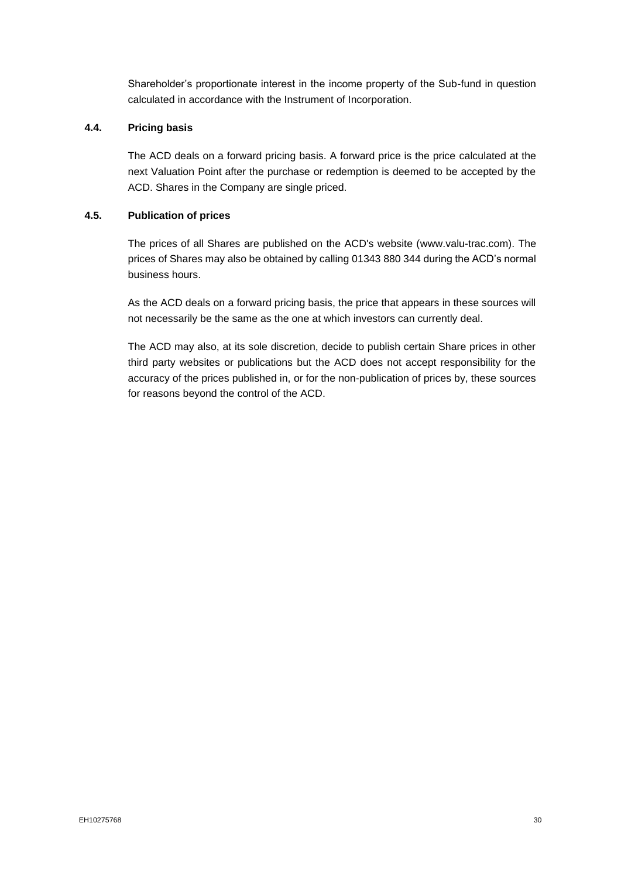Shareholder's proportionate interest in the income property of the Sub-fund in question calculated in accordance with the Instrument of Incorporation.

### 4.4. Pricing basis

The ACD deals on a forward pricing basis. A forward price is the price calculated at the next Valuation Point after the purchase or redemption is deemed to be accepted by the ACD. Shares in the Company are single priced.

### 4.5. Publication of prices

The prices of all Shares are published on the ACD's website (www.valu-trac.com). The prices of Shares may also be obtained by calling 01343 880 344 during the ACD's normal business hours.

As the ACD deals on a forward pricing basis, the price that appears in these sources will not necessarily be the same as the one at which investors can currently deal.

The ACD may also, at its sole discretion, decide to publish certain Share prices in other third party websites or publications but the ACD does not accept responsibility for the accuracy of the prices published in, or for the non-publication of prices by, these sources for reasons beyond the control of the ACD.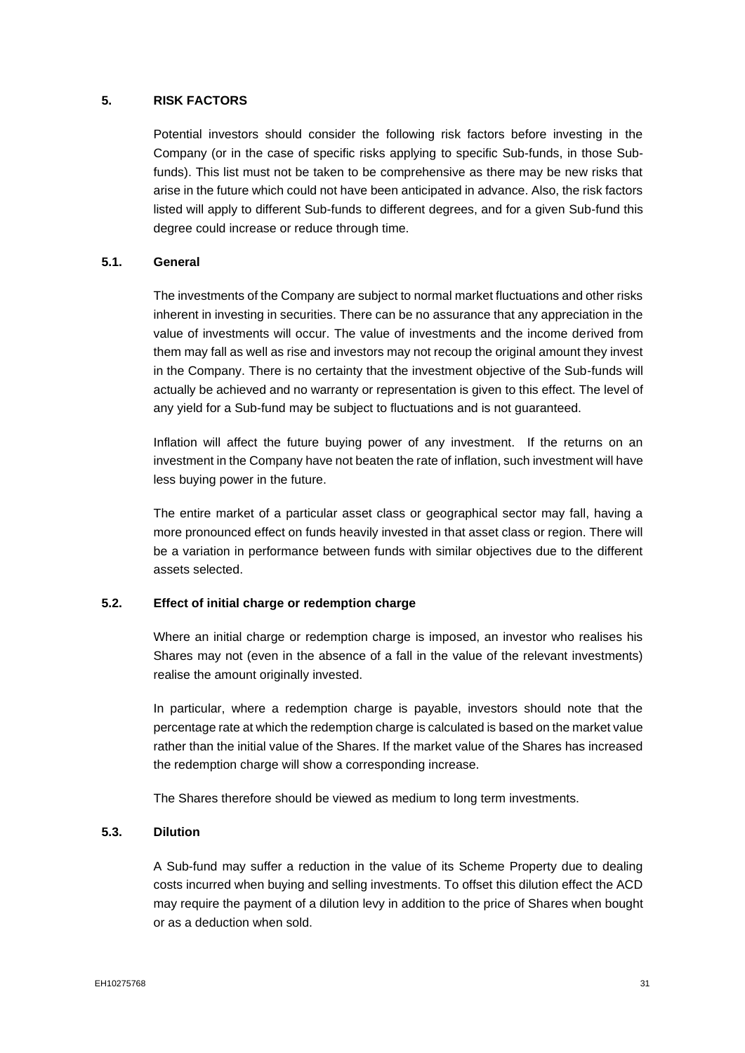## 5. RISK FACTORS

Potential investors should consider the following risk factors before investing in the Company (or in the case of specific risks applying to specific Sub-funds, in those Sub-funds). This list must not be taken to be comprehensive as there may be new risks that arise in the future which could not have been anticipated in advance. Also, the risk factors listed will apply to different Sub-funds to different degrees, and for a given Sub-fund this degree could increase or reduce through time.

### 5.1. General

The investments of the Company are subject to normal market fluctuations and other risks inherent in investing in securities. There can be no assurance that any appreciation in the value of investments will occur. The value of investments and the income derived from them may fall as well as rise and investors may not recoup the original amount they invest in the Company. There is no certainty that the investment objective of the Sub-funds will actually be achieved and no warranty or representation is given to this effect. The level of any yield for a Sub-fund may be subject to fluctuations and is not guaranteed.

Inflation will affect the future buying power of any investment. If the returns on an investment in the Company have not beaten the rate of inflation, such investment will have less buying power in the future.

The entire market of a particular asset class or geographical sector may fall, having a more pronounced effect on funds heavily invested in that asset class or region. There will be a variation in performance between funds with similar objectives due to the different assets selected.

### 5.2. Effect of initial charge or redemption charge

Where an initial charge or redemption charge is imposed, an investor who realises his Shares may not (even in the absence of a fall in the value of the relevant investments) realise the amount originally invested.

In particular, where a redemption charge is payable, investors should note that the percentage rate at which the redemption charge is calculated is based on the market value rather than the initial value of the Shares. If the market value of the Shares has increased the redemption charge will show a corresponding increase.

The Shares therefore should be viewed as medium to long term investments.

### 5.3. Dilution

A Sub-fund may suffer a reduction in the value of its Scheme Property due to dealing costs incurred when buying and selling investments. To offset this dilution effect the ACD may require the payment of a dilution levy in addition to the price of Shares when bought or as a deduction when sold.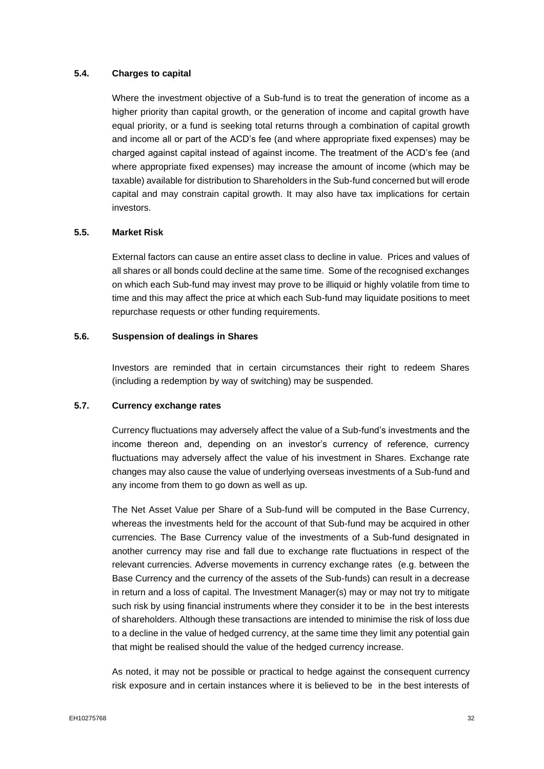### 5.4. Charges to capital

Where the investment objective of a Sub-fund is to treat the generation of income as a higher priority than capital growth, or the generation of income and capital growth have equal priority, or a fund is seeking total returns through a combination of capital growth and income all or part of the ACD's fee (and where appropriate fixed expenses) may be charged against capital instead of against income. The treatment of the ACD's fee (and where appropriate fixed expenses) may increase the amount of income (which may be taxable) available for distribution to Shareholders in the Sub-fund concerned but will erode capital and may constrain capital growth. It may also have tax implications for certain investors.

### 5.5. Market Risk

External factors can cause an entire asset class to decline in value. Prices and values of all shares or all bonds could decline at the same time. Some of the recognised exchanges on which each Sub-fund may invest may prove to be illiquid or highly volatile from time to time and this may affect the price at which each Sub-fund may liquidate positions to meet repurchase requests or other funding requirements.

### 5.6. Suspension of dealings in Shares

Investors are reminded that in certain circumstances their right to redeem Shares (including a redemption by way of switching) may be suspended.

### 5.7. Currency exchange rates

Currency fluctuations may adversely affect the value of a Sub-fund's investments and the income thereon and, depending on an investor's currency of reference, currency fluctuations may adversely affect the value of his investment in Shares. Exchange rate changes may also cause the value of underlying overseas investments of a Sub-fund and any income from them to go down as well as up.

The Net Asset Value per Share of a Sub-fund will be computed in the Base Currency, whereas the investments held for the account of that Sub-fund may be acquired in other currencies. The Base Currency value of the investments of a Sub-fund designated in another currency may rise and fall due to exchange rate fluctuations in respect of the relevant currencies. Adverse movements in currency exchange rates (e.g. between the Base Currency and the currency of the assets of the Sub-funds) can result in a decrease in return and a loss of capital. The Investment Manager(s) may or may not try to mitigate such risk by using financial instruments where they consider it to be in the best interests of shareholders. Although these transactions are intended to minimise the risk of loss due to a decline in the value of hedged currency, at the same time they limit any potential gain that might be realised should the value of the hedged currency increase.

As noted, it may not be possible or practical to hedge against the consequent currency risk exposure and in certain instances where it is believed to be in the best interests of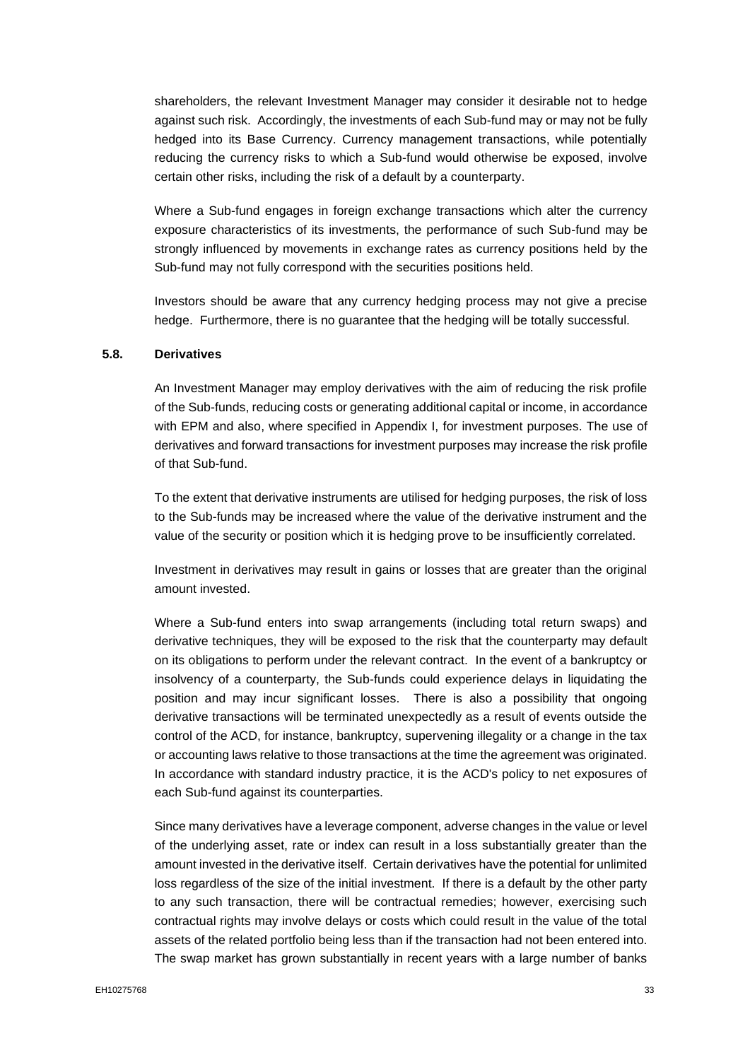shareholders, the relevant Investment Manager may consider it desirable not to hedge against such risk. Accordingly, the investments of each Sub-fund may or may not be fully hedged into its Base Currency. Currency management transactions, while potentially reducing the currency risks to which a Sub-fund would otherwise be exposed, involve certain other risks, including the risk of a default by a counterparty.

Where a Sub-fund engages in foreign exchange transactions which alter the currency exposure characteristics of its investments, the performance of such Sub-fund may be strongly influenced by movements in exchange rates as currency positions held by the Sub-fund may not fully correspond with the securities positions held.

Investors should be aware that any currency hedging process may not give a precise hedge. Furthermore, there is no guarantee that the hedging will be totally successful.

### 5.8. Derivatives

An Investment Manager may employ derivatives with the aim of reducing the risk profile of the Sub-funds, reducing costs or generating additional capital or income, in accordance with EPM and also, where specified in Appendix I, for investment purposes. The use of derivatives and forward transactions for investment purposes may increase the risk profile of that Sub-fund.

To the extent that derivative instruments are utilised for hedging purposes, the risk of loss to the Sub-funds may be increased where the value of the derivative instrument and the value of the security or position which it is hedging prove to be insufficiently correlated.

Investment in derivatives may result in gains or losses that are greater than the original amount invested.

Where a Sub-fund enters into swap arrangements (including total return swaps) and derivative techniques, they will be exposed to the risk that the counterparty may default on its obligations to perform under the relevant contract. In the event of a bankruptcy or insolvency of a counterparty, the Sub-funds could experience delays in liquidating the position and may incur significant losses. There is also a possibility that ongoing derivative transactions will be terminated unexpectedly as a result of events outside the control of the ACD, for instance, bankruptcy, supervening illegality or a change in the tax or accounting laws relative to those transactions at the time the agreement was originated. In accordance with standard industry practice, it is the ACD's policy to net exposures of each Sub-fund against its counterparties.

Since many derivatives have a leverage component, adverse changes in the value or level of the underlying asset, rate or index can result in a loss substantially greater than the amount invested in the derivative itself. Certain derivatives have the potential for unlimited loss regardless of the size of the initial investment. If there is a default by the other party to any such transaction, there will be contractual remedies; however, exercising such contractual rights may involve delays or costs which could result in the value of the total assets of the related portfolio being less than if the transaction had not been entered into. The swap market has grown substantially in recent years with a large number of banks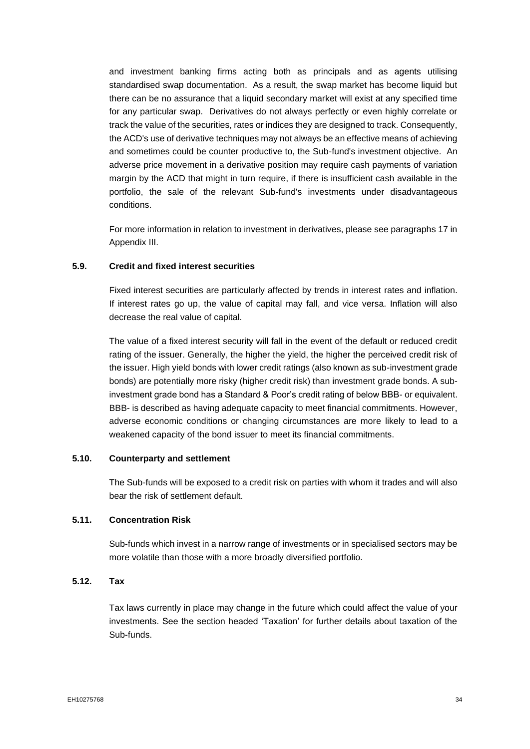and investment banking firms acting both as principals and as agents utilising standardised swap documentation. As a result, the swap market has become liquid but there can be no assurance that a liquid secondary market will exist at any specified time for any particular swap. Derivatives do not always perfectly or even highly correlate or track the value of the securities, rates or indices they are designed to track. Consequently, the ACD's use of derivative techniques may not always be an effective means of achieving and sometimes could be counter productive to, the Sub-fund's investment objective. An adverse price movement in a derivative position may require cash payments of variation margin by the ACD that might in turn require, if there is insufficient cash available in the portfolio, the sale of the relevant Sub-fund's investments under disadvantageous conditions.

For more information in relation to investment in derivatives, please see paragraphs 17 in Appendix III.

### 5.9. Credit and fixed interest securities

Fixed interest securities are particularly affected by trends in interest rates and inflation. If interest rates go up, the value of capital may fall, and vice versa. Inflation will also decrease the real value of capital.

The value of a fixed interest security will fall in the event of the default or reduced credit rating of the issuer. Generally, the higher the yield, the higher the perceived credit risk of the issuer. High yield bonds with lower credit ratings (also known as sub-investment grade bonds) are potentially more risky (higher credit risk) than investment grade bonds. A sub-investment grade bond has a Standard & Poor's credit rating of below BBB- or equivalent. BBB- is described as having adequate capacity to meet financial commitments. However, adverse economic conditions or changing circumstances are more likely to lead to a weakened capacity of the bond issuer to meet its financial commitments.

### 5.10. Counterparty and settlement

The Sub-funds will be exposed to a credit risk on parties with whom it trades and will also bear the risk of settlement default.

### 5.11. Concentration Risk

Sub-funds which invest in a narrow range of investments or in specialised sectors may be more volatile than those with a more broadly diversified portfolio.

### 5.12. Tax

Tax laws currently in place may change in the future which could affect the value of your investments. See the section headed 'Taxation' for further details about taxation of the Sub-funds.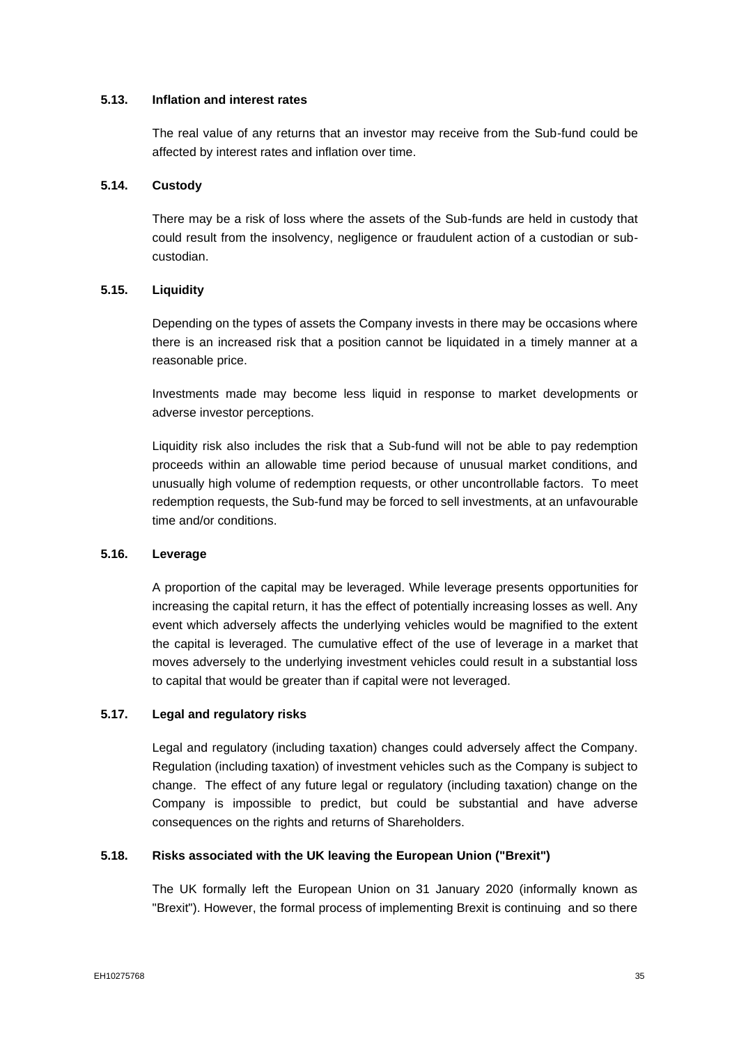### 5.13. Inflation and interest rates

The real value of any returns that an investor may receive from the Sub-fund could be affected by interest rates and inflation over time.

### 5.14. Custody

There may be a risk of loss where the assets of the Sub-funds are held in custody that could result from the insolvency, negligence or fraudulent action of a custodian or sub-custodian.

### 5.15. Liquidity

Depending on the types of assets the Company invests in there may be occasions where there is an increased risk that a position cannot be liquidated in a timely manner at a reasonable price.

Investments made may become less liquid in response to market developments or adverse investor perceptions.

Liquidity risk also includes the risk that a Sub-fund will not be able to pay redemption proceeds within an allowable time period because of unusual market conditions, and unusually high volume of redemption requests, or other uncontrollable factors. To meet redemption requests, the Sub-fund may be forced to sell investments, at an unfavourable time and/or conditions.

### 5.16. Leverage

A proportion of the capital may be leveraged. While leverage presents opportunities for increasing the capital return, it has the effect of potentially increasing losses as well. Any event which adversely affects the underlying vehicles would be magnified to the extent the capital is leveraged. The cumulative effect of the use of leverage in a market that moves adversely to the underlying investment vehicles could result in a substantial loss to capital that would be greater than if capital were not leveraged.

### 5.17. Legal and regulatory risks

Legal and regulatory (including taxation) changes could adversely affect the Company. Regulation (including taxation) of investment vehicles such as the Company is subject to change. The effect of any future legal or regulatory (including taxation) change on the Company is impossible to predict, but could be substantial and have adverse consequences on the rights and returns of Shareholders.

### 5.18. Risks associated with the UK leaving the European Union ("Brexit")

The UK formally left the European Union on 31 January 2020 (informally known as "Brexit"). However, the formal process of implementing Brexit is continuing and so there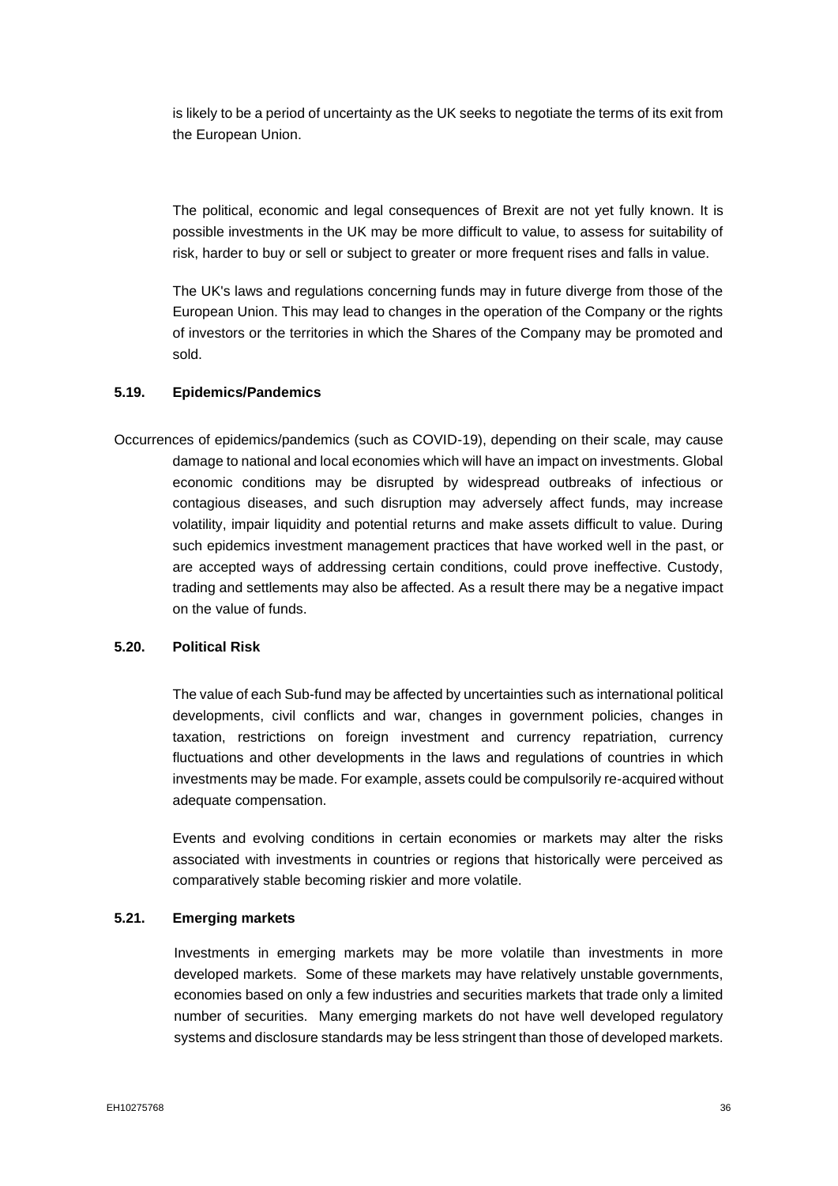is likely to be a period of uncertainty as the UK seeks to negotiate the terms of its exit from the European Union.

The political, economic and legal consequences of Brexit are not yet fully known. It is possible investments in the UK may be more difficult to value, to assess for suitability of risk, harder to buy or sell or subject to greater or more frequent rises and falls in value.

The UK's laws and regulations concerning funds may in future diverge from those of the European Union. This may lead to changes in the operation of the Company or the rights of investors or the territories in which the Shares of the Company may be promoted and sold.

### 5.19. Epidemics/Pandemics

Occurrences of epidemics/pandemics (such as COVID-19), depending on their scale, may cause damage to national and local economies which will have an impact on investments. Global economic conditions may be disrupted by widespread outbreaks of infectious or contagious diseases, and such disruption may adversely affect funds, may increase volatility, impair liquidity and potential returns and make assets difficult to value. During such epidemics investment management practices that have worked well in the past, or are accepted ways of addressing certain conditions, could prove ineffective. Custody, trading and settlements may also be affected. As a result there may be a negative impact on the value of funds.

### 5.20. Political Risk

The value of each Sub-fund may be affected by uncertainties such as international political developments, civil conflicts and war, changes in government policies, changes in taxation, restrictions on foreign investment and currency repatriation, currency fluctuations and other developments in the laws and regulations of countries in which investments may be made. For example, assets could be compulsorily re-acquired without adequate compensation.

Events and evolving conditions in certain economies or markets may alter the risks associated with investments in countries or regions that historically were perceived as comparatively stable becoming riskier and more volatile.

### 5.21. Emerging markets

Investments in emerging markets may be more volatile than investments in more developed markets. Some of these markets may have relatively unstable governments, economies based on only a few industries and securities markets that trade only a limited number of securities. Many emerging markets do not have well developed regulatory systems and disclosure standards may be less stringent than those of developed markets.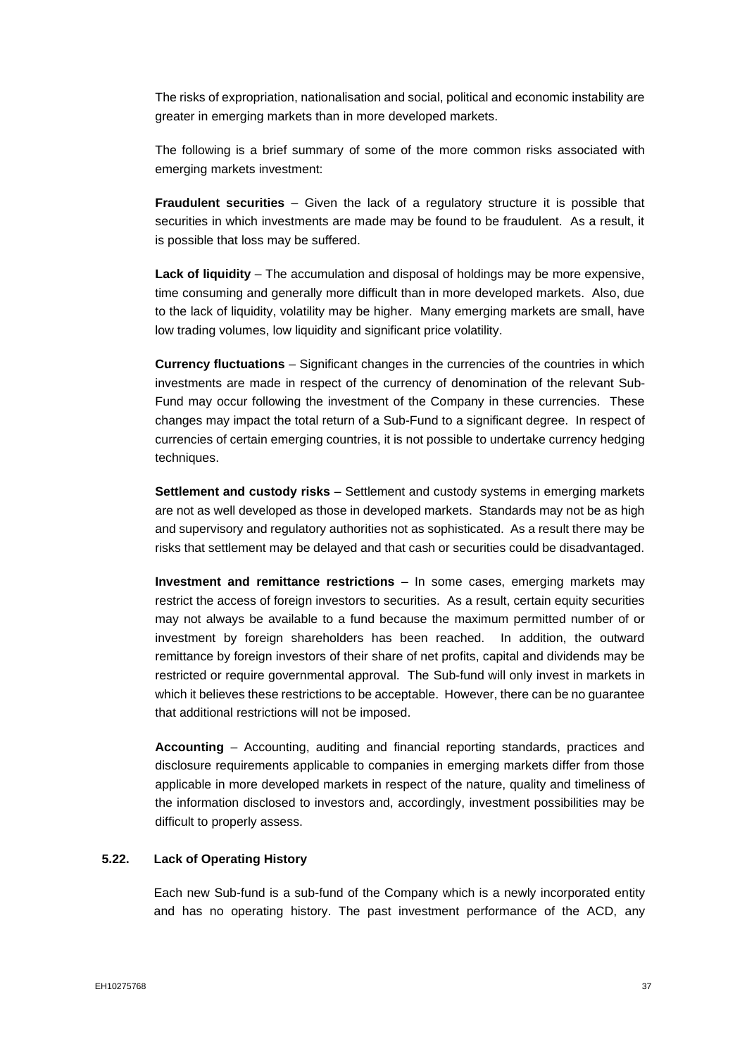The risks of expropriation, nationalisation and social, political and economic instability are greater in emerging markets than in more developed markets.

The following is a brief summary of some of the more common risks associated with emerging markets investment:

**Fraudulent securities** – Given the lack of a regulatory structure it is possible that securities in which investments are made may be found to be fraudulent. As a result, it is possible that loss may be suffered.

**Lack of liquidity** – The accumulation and disposal of holdings may be more expensive, time consuming and generally more difficult than in more developed markets. Also, due to the lack of liquidity, volatility may be higher. Many emerging markets are small, have low trading volumes, low liquidity and significant price volatility.

**Currency fluctuations** – Significant changes in the currencies of the countries in which investments are made in respect of the currency of denomination of the relevant Sub-Fund may occur following the investment of the Company in these currencies. These changes may impact the total return of a Sub-Fund to a significant degree. In respect of currencies of certain emerging countries, it is not possible to undertake currency hedging techniques.

**Settlement and custody risks** – Settlement and custody systems in emerging markets are not as well developed as those in developed markets. Standards may not be as high and supervisory and regulatory authorities not as sophisticated. As a result there may be risks that settlement may be delayed and that cash or securities could be disadvantaged.

**Investment and remittance restrictions** – In some cases, emerging markets may restrict the access of foreign investors to securities. As a result, certain equity securities may not always be available to a fund because the maximum permitted number of or investment by foreign shareholders has been reached. In addition, the outward remittance by foreign investors of their share of net profits, capital and dividends may be restricted or require governmental approval. The Sub-fund will only invest in markets in which it believes these restrictions to be acceptable. However, there can be no guarantee that additional restrictions will not be imposed.

**Accounting** – Accounting, auditing and financial reporting standards, practices and disclosure requirements applicable to companies in emerging markets differ from those applicable in more developed markets in respect of the nature, quality and timeliness of the information disclosed to investors and, accordingly, investment possibilities may be difficult to properly assess.

### 5.22. Lack of Operating History

Each new Sub-fund is a sub-fund of the Company which is a newly incorporated entity and has no operating history. The past investment performance of the ACD, any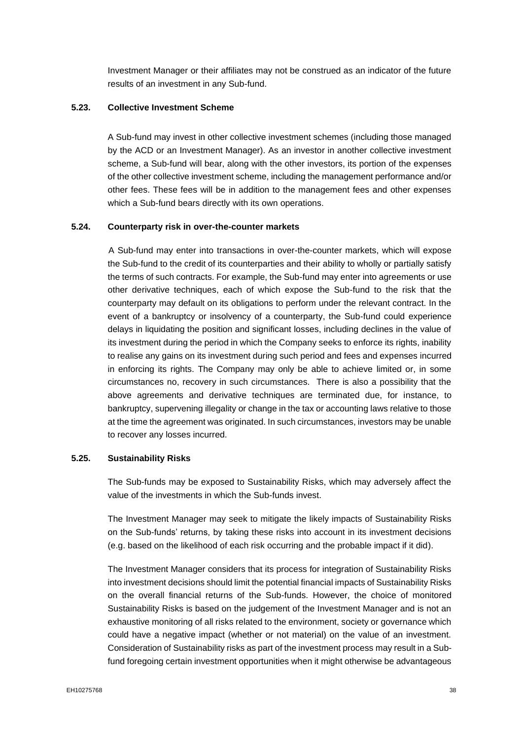Investment Manager or their affiliates may not be construed as an indicator of the future results of an investment in any Sub-fund.

### 5.23. Collective Investment Scheme

A Sub-fund may invest in other collective investment schemes (including those managed by the ACD or an Investment Manager). As an investor in another collective investment scheme, a Sub-fund will bear, along with the other investors, its portion of the expenses of the other collective investment scheme, including the management performance and/or other fees. These fees will be in addition to the management fees and other expenses which a Sub-fund bears directly with its own operations.

### 5.24. Counterparty risk in over-the-counter markets

A Sub-fund may enter into transactions in over-the-counter markets, which will expose the Sub-fund to the credit of its counterparties and their ability to wholly or partially satisfy the terms of such contracts. For example, the Sub-fund may enter into agreements or use other derivative techniques, each of which expose the Sub-fund to the risk that the counterparty may default on its obligations to perform under the relevant contract. In the event of a bankruptcy or insolvency of a counterparty, the Sub-fund could experience delays in liquidating the position and significant losses, including declines in the value of its investment during the period in which the Company seeks to enforce its rights, inability to realise any gains on its investment during such period and fees and expenses incurred in enforcing its rights. The Company may only be able to achieve limited or, in some circumstances no, recovery in such circumstances. There is also a possibility that the above agreements and derivative techniques are terminated due, for instance, to bankruptcy, supervening illegality or change in the tax or accounting laws relative to those at the time the agreement was originated. In such circumstances, investors may be unable to recover any losses incurred.

### 5.25. Sustainability Risks

The Sub-funds may be exposed to Sustainability Risks, which may adversely affect the value of the investments in which the Sub-funds invest.

The Investment Manager may seek to mitigate the likely impacts of Sustainability Risks on the Sub-funds' returns, by taking these risks into account in its investment decisions (e.g. based on the likelihood of each risk occurring and the probable impact if it did).

The Investment Manager considers that its process for integration of Sustainability Risks into investment decisions should limit the potential financial impacts of Sustainability Risks on the overall financial returns of the Sub-funds. However, the choice of monitored Sustainability Risks is based on the judgement of the Investment Manager and is not an exhaustive monitoring of all risks related to the environment, society or governance which could have a negative impact (whether or not material) on the value of an investment. Consideration of Sustainability risks as part of the investment process may result in a Sub-fund foregoing certain investment opportunities when it might otherwise be advantageous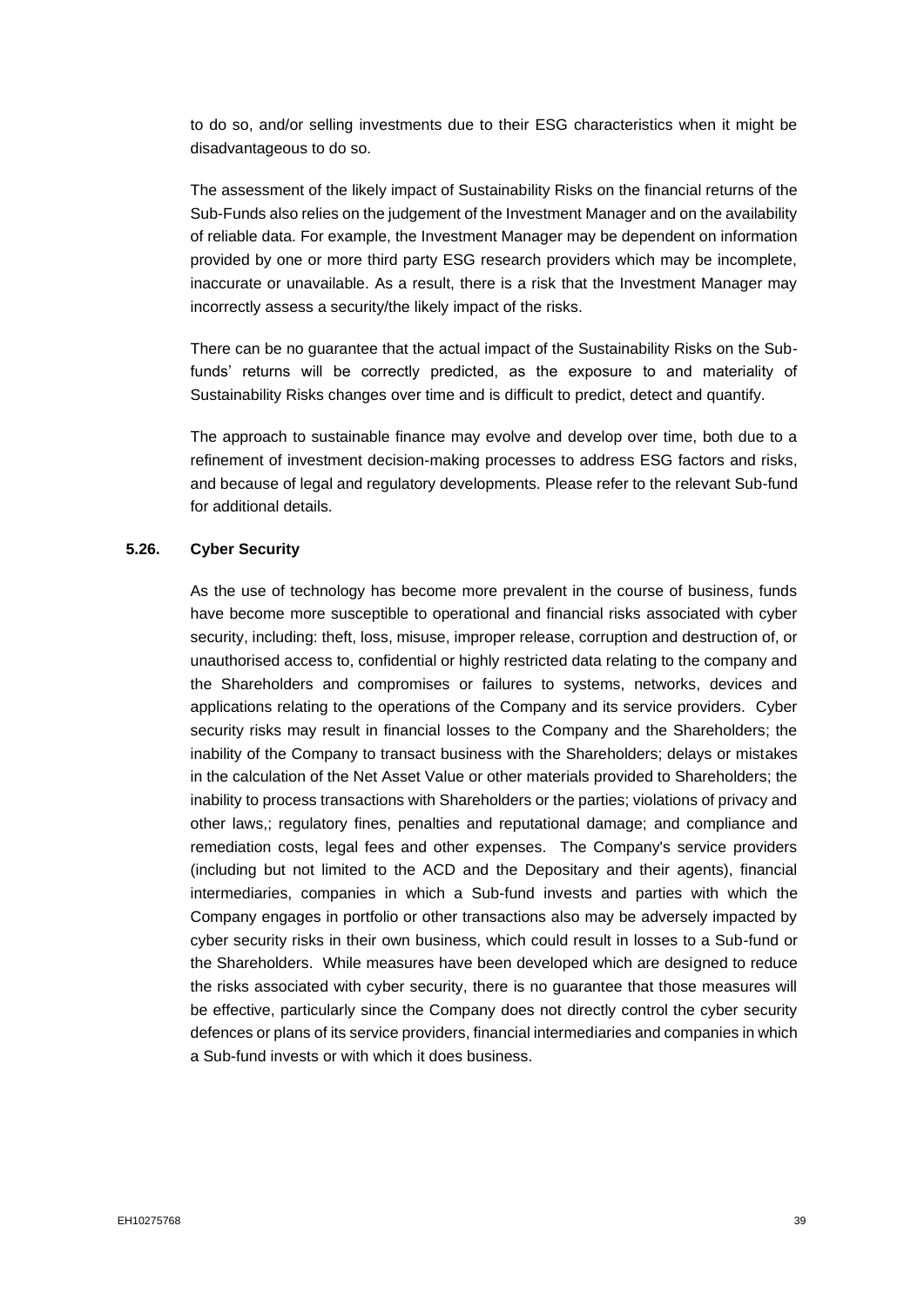to do so, and/or selling investments due to their ESG characteristics when it might be disadvantageous to do so.

The assessment of the likely impact of Sustainability Risks on the financial returns of the Sub-Funds also relies on the judgement of the Investment Manager and on the availability of reliable data. For example, the Investment Manager may be dependent on information provided by one or more third party ESG research providers which may be incomplete, inaccurate or unavailable. As a result, there is a risk that the Investment Manager may incorrectly assess a security/the likely impact of the risks.

There can be no guarantee that the actual impact of the Sustainability Risks on the Sub-funds' returns will be correctly predicted, as the exposure to and materiality of Sustainability Risks changes over time and is difficult to predict, detect and quantify.

The approach to sustainable finance may evolve and develop over time, both due to a refinement of investment decision-making processes to address ESG factors and risks, and because of legal and regulatory developments. Please refer to the relevant Sub-fund for additional details.

### 5.26. Cyber Security

As the use of technology has become more prevalent in the course of business, funds have become more susceptible to operational and financial risks associated with cyber security, including: theft, loss, misuse, improper release, corruption and destruction of, or unauthorised access to, confidential or highly restricted data relating to the company and the Shareholders and compromises or failures to systems, networks, devices and applications relating to the operations of the Company and its service providers. Cyber security risks may result in financial losses to the Company and the Shareholders; the inability of the Company to transact business with the Shareholders; delays or mistakes in the calculation of the Net Asset Value or other materials provided to Shareholders; the inability to process transactions with Shareholders or the parties; violations of privacy and other laws,; regulatory fines, penalties and reputational damage; and compliance and remediation costs, legal fees and other expenses. The Company's service providers (including but not limited to the ACD and the Depositary and their agents), financial intermediaries, companies in which a Sub-fund invests and parties with which the Company engages in portfolio or other transactions also may be adversely impacted by cyber security risks in their own business, which could result in losses to a Sub-fund or the Shareholders. While measures have been developed which are designed to reduce the risks associated with cyber security, there is no guarantee that those measures will be effective, particularly since the Company does not directly control the cyber security defences or plans of its service providers, financial intermediaries and companies in which a Sub-fund invests or with which it does business.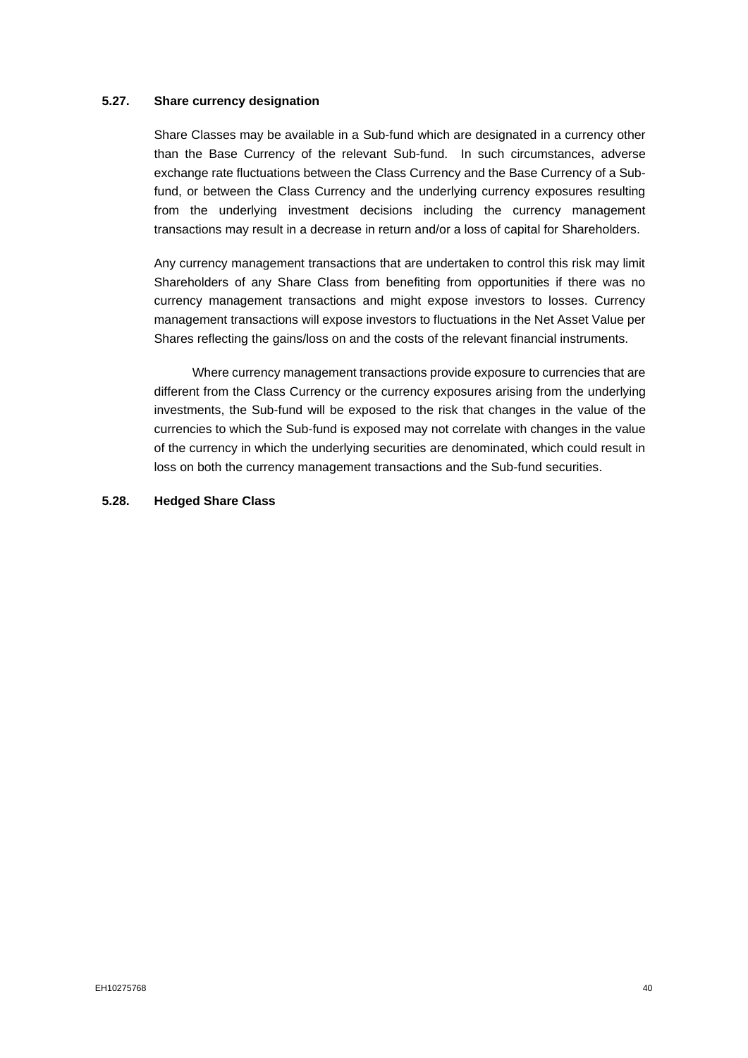### 5.27. Share currency designation

Share Classes may be available in a Sub-fund which are designated in a currency other than the Base Currency of the relevant Sub-fund. In such circumstances, adverse exchange rate fluctuations between the Class Currency and the Base Currency of a Sub-fund, or between the Class Currency and the underlying currency exposures resulting from the underlying investment decisions including the currency management transactions may result in a decrease in return and/or a loss of capital for Shareholders.

Any currency management transactions that are undertaken to control this risk may limit Shareholders of any Share Class from benefiting from opportunities if there was no currency management transactions and might expose investors to losses. Currency management transactions will expose investors to fluctuations in the Net Asset Value per Shares reflecting the gains/loss on and the costs of the relevant financial instruments.

Where currency management transactions provide exposure to currencies that are different from the Class Currency or the currency exposures arising from the underlying investments, the Sub-fund will be exposed to the risk that changes in the value of the currencies to which the Sub-fund is exposed may not correlate with changes in the value of the currency in which the underlying securities are denominated, which could result in loss on both the currency management transactions and the Sub-fund securities.

### 5.28. Hedged Share Class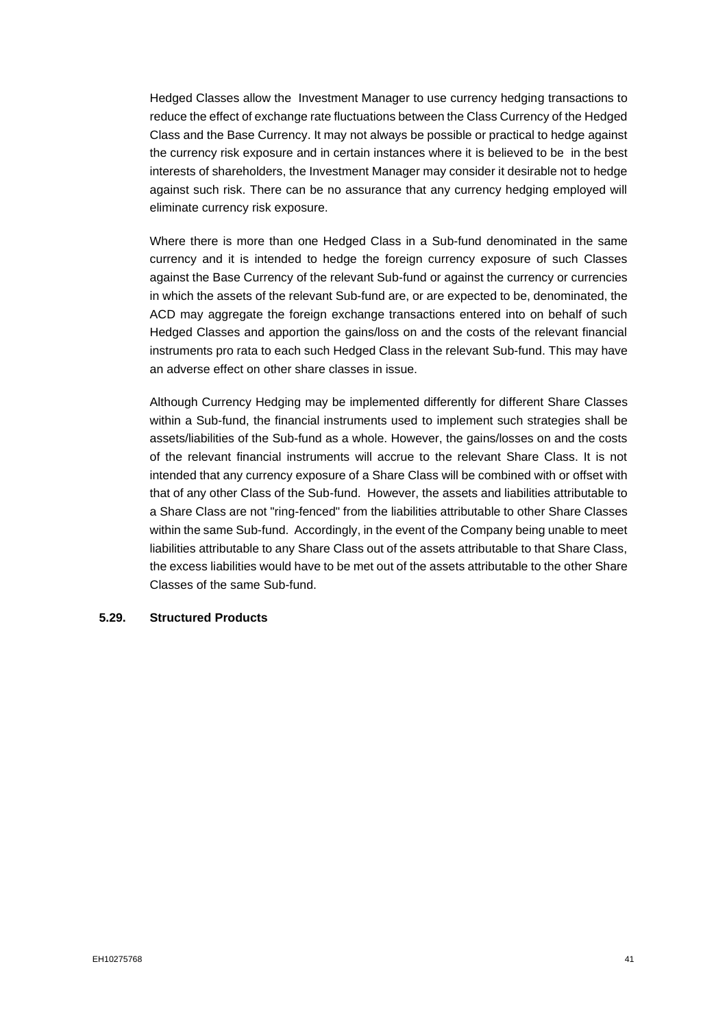Hedged Classes allow the Investment Manager to use currency hedging transactions to reduce the effect of exchange rate fluctuations between the Class Currency of the Hedged Class and the Base Currency. It may not always be possible or practical to hedge against the currency risk exposure and in certain instances where it is believed to be in the best interests of shareholders, the Investment Manager may consider it desirable not to hedge against such risk. There can be no assurance that any currency hedging employed will eliminate currency risk exposure.

Where there is more than one Hedged Class in a Sub-fund denominated in the same currency and it is intended to hedge the foreign currency exposure of such Classes against the Base Currency of the relevant Sub-fund or against the currency or currencies in which the assets of the relevant Sub-fund are, or are expected to be, denominated, the ACD may aggregate the foreign exchange transactions entered into on behalf of such Hedged Classes and apportion the gains/loss on and the costs of the relevant financial instruments pro rata to each such Hedged Class in the relevant Sub-fund. This may have an adverse effect on other share classes in issue.

Although Currency Hedging may be implemented differently for different Share Classes within a Sub-fund, the financial instruments used to implement such strategies shall be assets/liabilities of the Sub-fund as a whole. However, the gains/losses on and the costs of the relevant financial instruments will accrue to the relevant Share Class. It is not intended that any currency exposure of a Share Class will be combined with or offset with that of any other Class of the Sub-fund. However, the assets and liabilities attributable to a Share Class are not "ring-fenced" from the liabilities attributable to other Share Classes within the same Sub-fund. Accordingly, in the event of the Company being unable to meet liabilities attributable to any Share Class out of the assets attributable to that Share Class, the excess liabilities would have to be met out of the assets attributable to the other Share Classes of the same Sub-fund.

### 5.29. Structured Products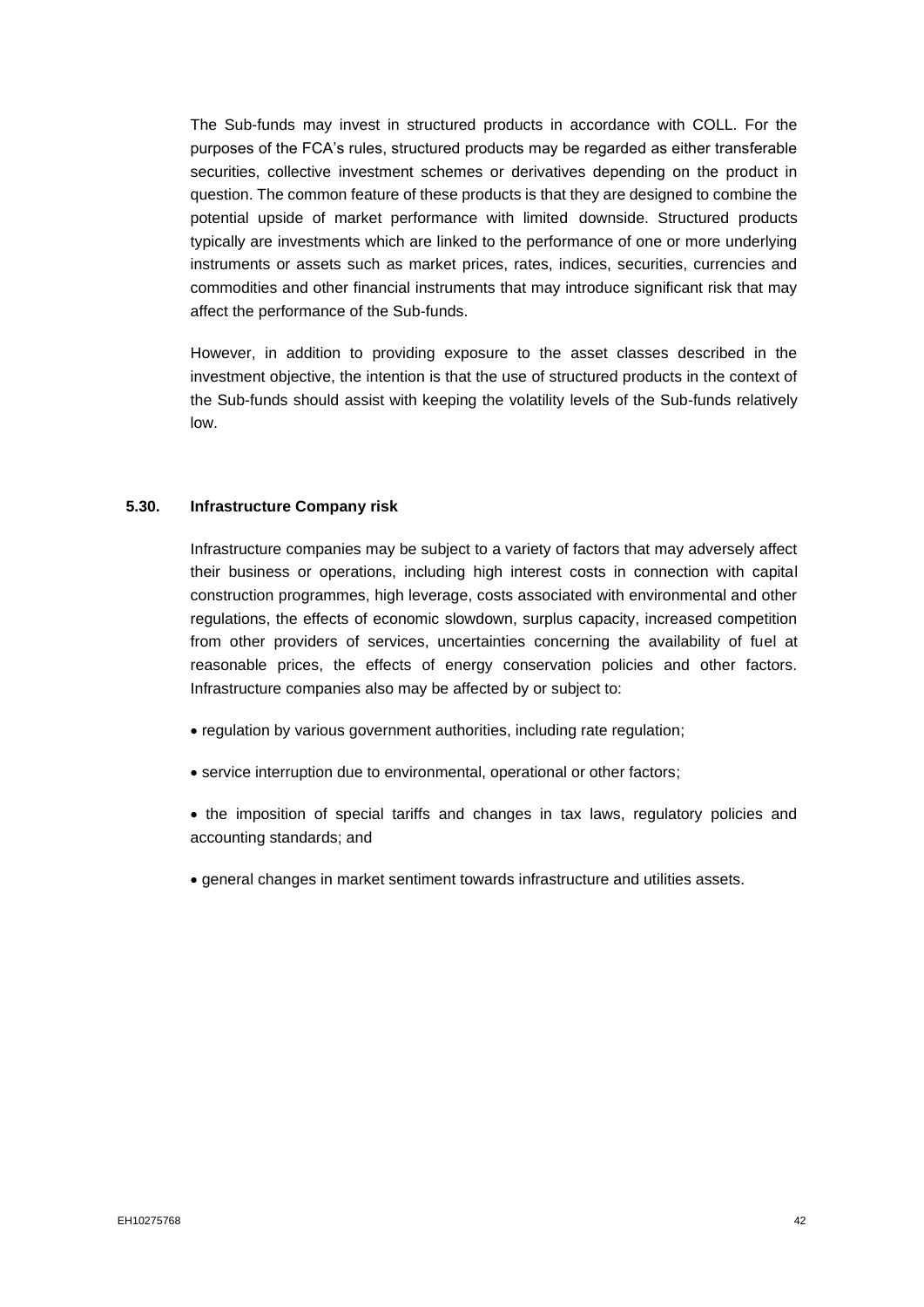The Sub-funds may invest in structured products in accordance with COLL. For the purposes of the FCA's rules, structured products may be regarded as either transferable securities, collective investment schemes or derivatives depending on the product in question. The common feature of these products is that they are designed to combine the potential upside of market performance with limited downside. Structured products typically are investments which are linked to the performance of one or more underlying instruments or assets such as market prices, rates, indices, securities, currencies and commodities and other financial instruments that may introduce significant risk that may affect the performance of the Sub-funds.

However, in addition to providing exposure to the asset classes described in the investment objective, the intention is that the use of structured products in the context of the Sub-funds should assist with keeping the volatility levels of the Sub-funds relatively low.

### 5.30. Infrastructure Company risk

Infrastructure companies may be subject to a variety of factors that may adversely affect their business or operations, including high interest costs in connection with capital construction programmes, high leverage, costs associated with environmental and other regulations, the effects of economic slowdown, surplus capacity, increased competition from other providers of services, uncertainties concerning the availability of fuel at reasonable prices, the effects of energy conservation policies and other factors. Infrastructure companies also may be affected by or subject to:

- regulation by various government authorities, including rate regulation;
- service interruption due to environmental, operational or other factors;
- the imposition of special tariffs and changes in tax laws, regulatory policies and accounting standards; and
- general changes in market sentiment towards infrastructure and utilities assets.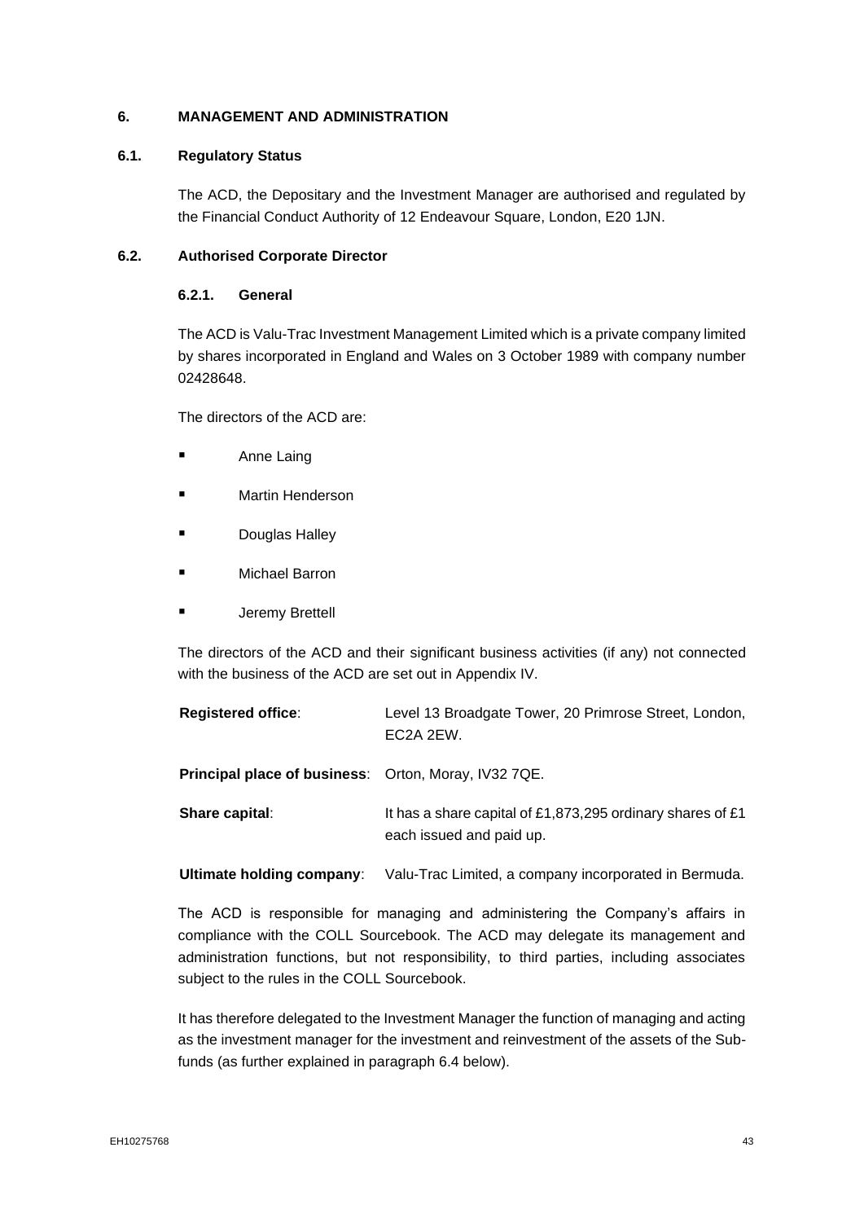## 6. MANAGEMENT AND ADMINISTRATION

### 6.1. Regulatory Status

The ACD, the Depositary and the Investment Manager are authorised and regulated by the Financial Conduct Authority of 12 Endeavour Square, London, E20 1JN.

### 6.2. Authorised Corporate Director

#### 6.2.1. General

The ACD is Valu-Trac Investment Management Limited which is a private company limited by shares incorporated in England and Wales on 3 October 1989 with company number 02428648.

The directors of the ACD are:

- Anne Laing
- Martin Henderson
- Douglas Halley
- Michael Barron
- Jeremy Brettell

The directors of the ACD and their significant business activities (if any) not connected with the business of the ACD are set out in Appendix IV.

**Registered office**: Level 13 Broadgate Tower, 20 Primrose Street, London, EC2A 2EW.

**Principal place of business**: Orton, Moray, IV32 7QE.

**Share capital**: It has a share capital of £1,873,295 ordinary shares of £1 each issued and paid up.

**Ultimate holding company**: Valu-Trac Limited, a company incorporated in Bermuda.

The ACD is responsible for managing and administering the Company's affairs in compliance with the COLL Sourcebook. The ACD may delegate its management and administration functions, but not responsibility, to third parties, including associates subject to the rules in the COLL Sourcebook.

It has therefore delegated to the Investment Manager the function of managing and acting as the investment manager for the investment and reinvestment of the assets of the Sub-funds (as further explained in paragraph 6.4 below).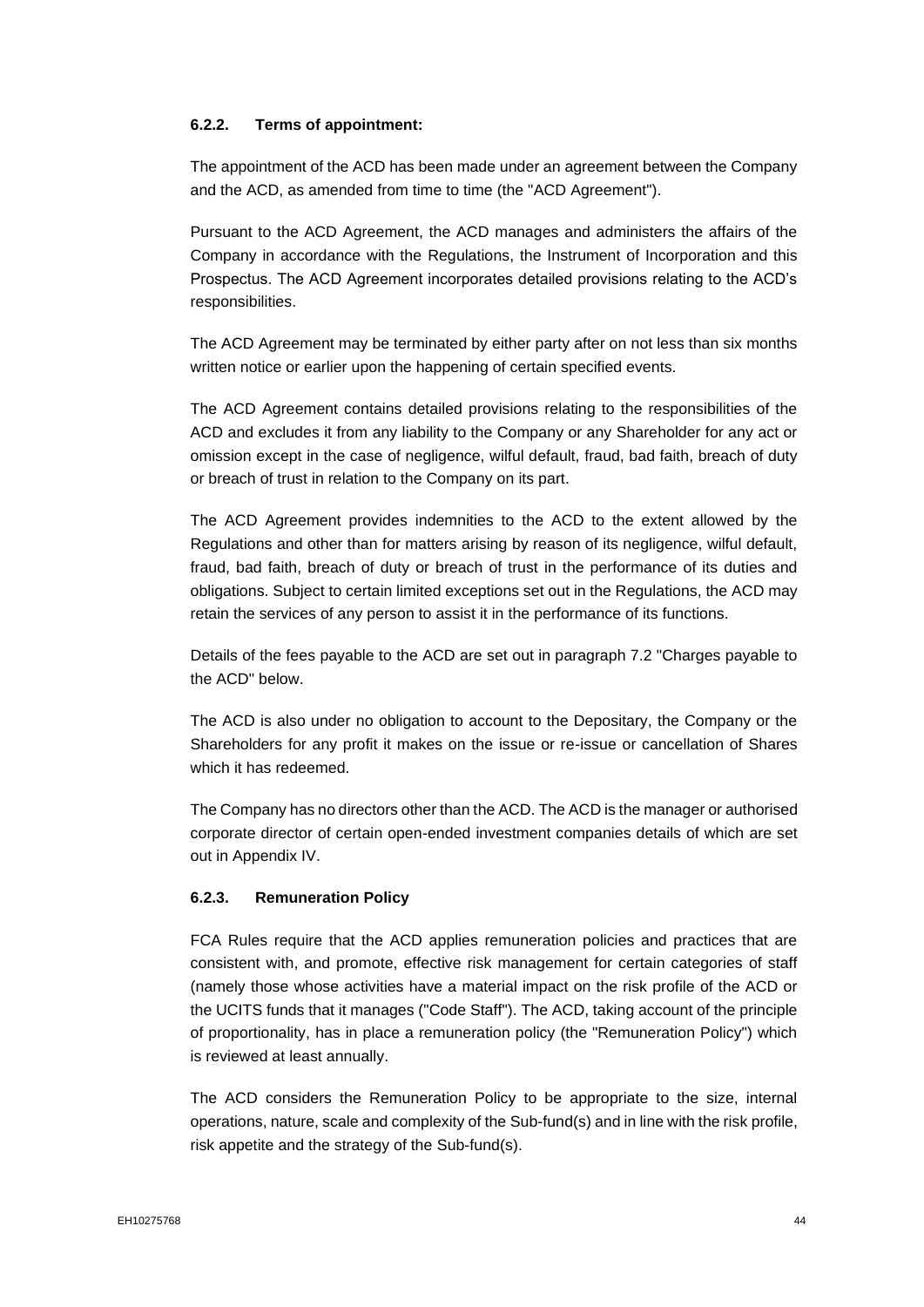#### 6.2.2. Terms of appointment:

The appointment of the ACD has been made under an agreement between the Company and the ACD, as amended from time to time (the "ACD Agreement").

Pursuant to the ACD Agreement, the ACD manages and administers the affairs of the Company in accordance with the Regulations, the Instrument of Incorporation and this Prospectus. The ACD Agreement incorporates detailed provisions relating to the ACD's responsibilities.

The ACD Agreement may be terminated by either party after on not less than six months written notice or earlier upon the happening of certain specified events.

The ACD Agreement contains detailed provisions relating to the responsibilities of the ACD and excludes it from any liability to the Company or any Shareholder for any act or omission except in the case of negligence, wilful default, fraud, bad faith, breach of duty or breach of trust in relation to the Company on its part.

The ACD Agreement provides indemnities to the ACD to the extent allowed by the Regulations and other than for matters arising by reason of its negligence, wilful default, fraud, bad faith, breach of duty or breach of trust in the performance of its duties and obligations. Subject to certain limited exceptions set out in the Regulations, the ACD may retain the services of any person to assist it in the performance of its functions.

Details of the fees payable to the ACD are set out in paragraph 7.2 "Charges payable to the ACD" below.

The ACD is also under no obligation to account to the Depositary, the Company or the Shareholders for any profit it makes on the issue or re-issue or cancellation of Shares which it has redeemed.

The Company has no directors other than the ACD. The ACD is the manager or authorised corporate director of certain open-ended investment companies details of which are set out in Appendix IV.

#### 6.2.3. Remuneration Policy

FCA Rules require that the ACD applies remuneration policies and practices that are consistent with, and promote, effective risk management for certain categories of staff (namely those whose activities have a material impact on the risk profile of the ACD or the UCITS funds that it manages ("Code Staff"). The ACD, taking account of the principle of proportionality, has in place a remuneration policy (the "Remuneration Policy") which is reviewed at least annually.

The ACD considers the Remuneration Policy to be appropriate to the size, internal operations, nature, scale and complexity of the Sub-fund(s) and in line with the risk profile, risk appetite and the strategy of the Sub-fund(s).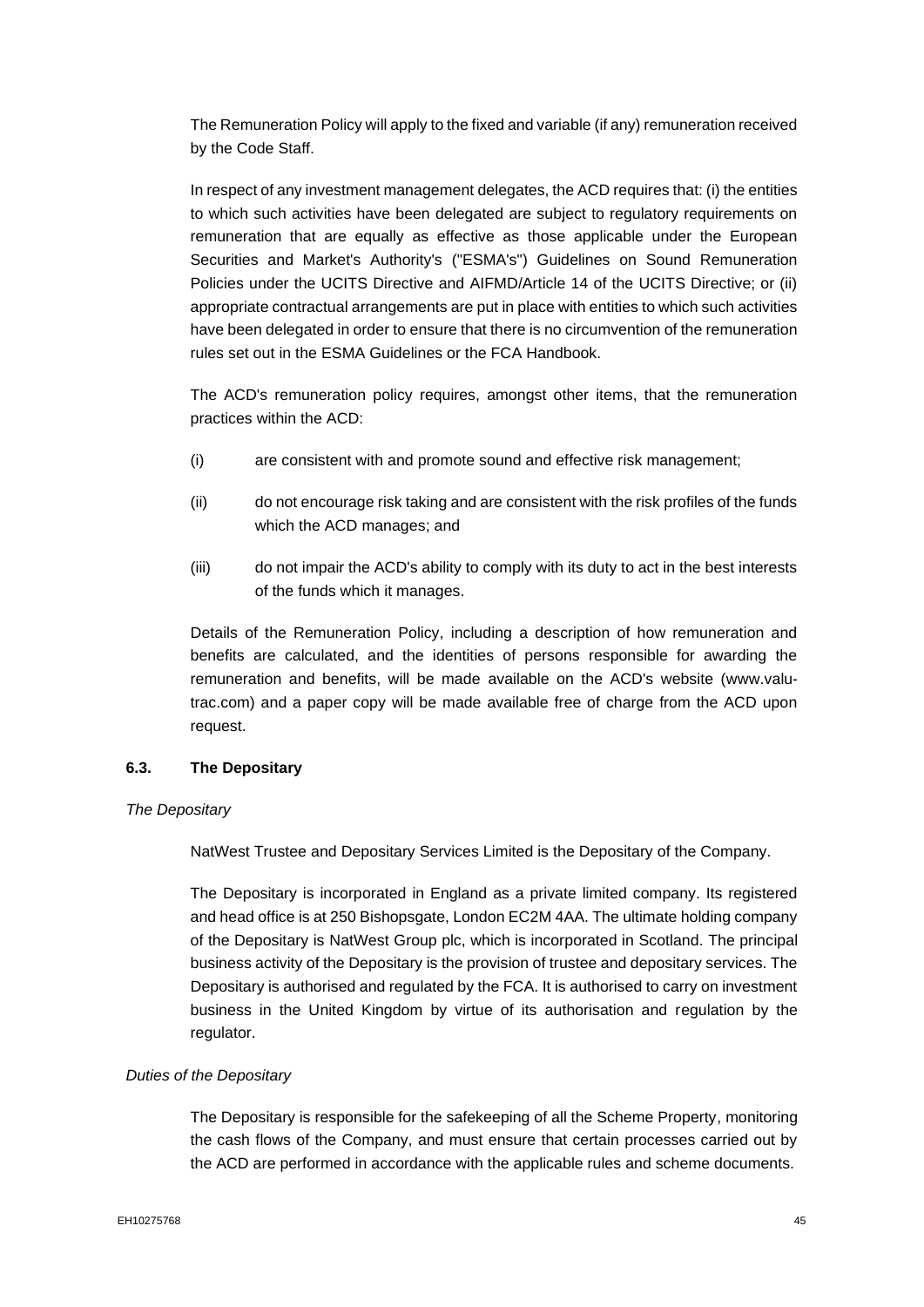The Remuneration Policy will apply to the fixed and variable (if any) remuneration received by the Code Staff.

In respect of any investment management delegates, the ACD requires that: (i) the entities to which such activities have been delegated are subject to regulatory requirements on remuneration that are equally as effective as those applicable under the European Securities and Market's Authority's ("ESMA's") Guidelines on Sound Remuneration Policies under the UCITS Directive and AIFMD/Article 14 of the UCITS Directive; or (ii) appropriate contractual arrangements are put in place with entities to which such activities have been delegated in order to ensure that there is no circumvention of the remuneration rules set out in the ESMA Guidelines or the FCA Handbook.

The ACD's remuneration policy requires, amongst other items, that the remuneration practices within the ACD:

(i) are consistent with and promote sound and effective risk management;

(ii) do not encourage risk taking and are consistent with the risk profiles of the funds which the ACD manages; and

(iii) do not impair the ACD's ability to comply with its duty to act in the best interests of the funds which it manages.

Details of the Remuneration Policy, including a description of how remuneration and benefits are calculated, and the identities of persons responsible for awarding the remuneration and benefits, will be made available on the ACD's website (www.valu-trac.com) and a paper copy will be made available free of charge from the ACD upon request.

### 6.3. The Depositary

*The Depositary*

NatWest Trustee and Depositary Services Limited is the Depositary of the Company.

The Depositary is incorporated in England as a private limited company. Its registered and head office is at 250 Bishopsgate, London EC2M 4AA. The ultimate holding company of the Depositary is NatWest Group plc, which is incorporated in Scotland. The principal business activity of the Depositary is the provision of trustee and depositary services. The Depositary is authorised and regulated by the FCA. It is authorised to carry on investment business in the United Kingdom by virtue of its authorisation and regulation by the regulator.

*Duties of the Depositary*

The Depositary is responsible for the safekeeping of all the Scheme Property, monitoring the cash flows of the Company, and must ensure that certain processes carried out by the ACD are performed in accordance with the applicable rules and scheme documents.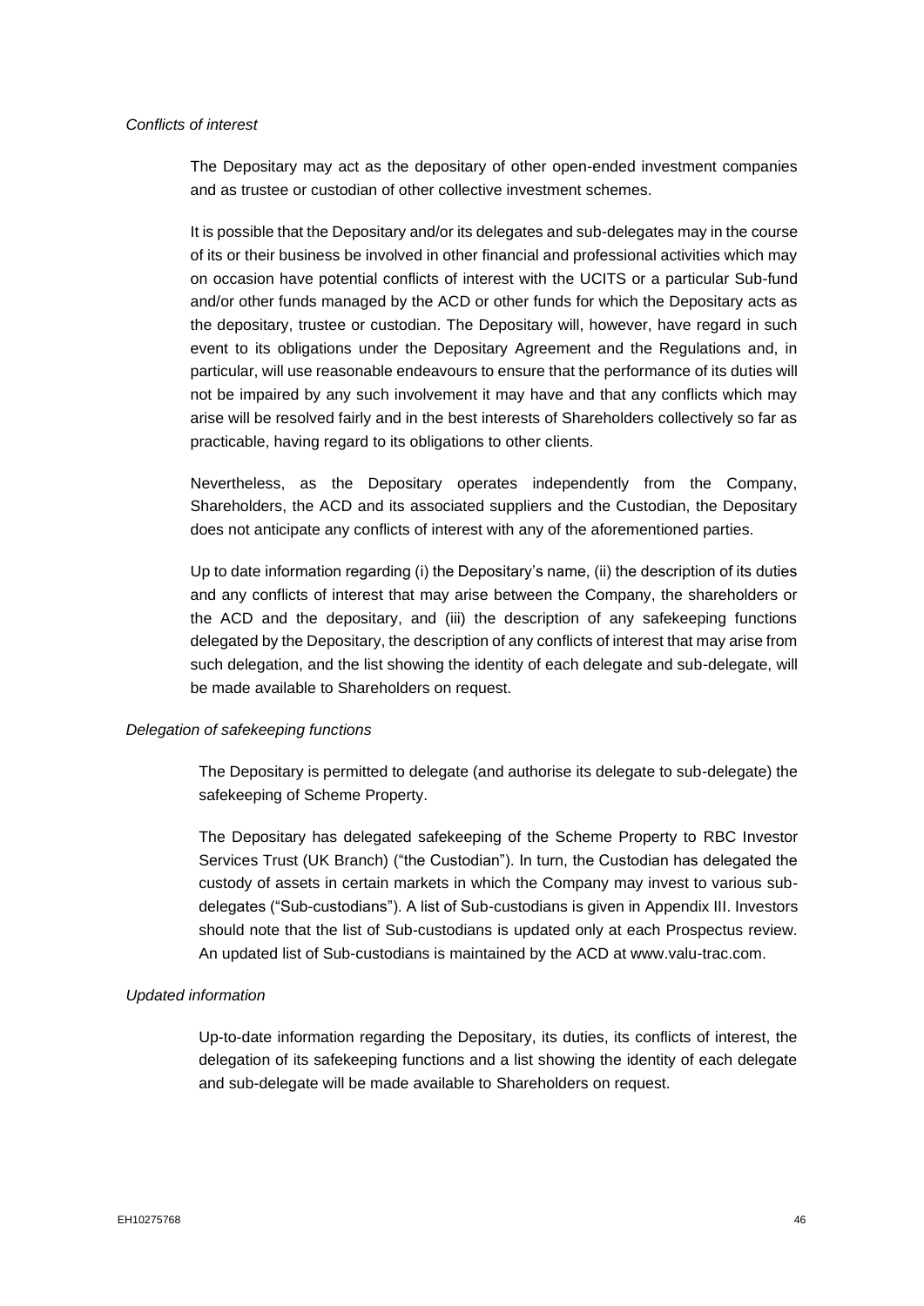*Conflicts of interest*

The Depositary may act as the depositary of other open-ended investment companies and as trustee or custodian of other collective investment schemes.

It is possible that the Depositary and/or its delegates and sub-delegates may in the course of its or their business be involved in other financial and professional activities which may on occasion have potential conflicts of interest with the UCITS or a particular Sub-fund and/or other funds managed by the ACD or other funds for which the Depositary acts as the depositary, trustee or custodian. The Depositary will, however, have regard in such event to its obligations under the Depositary Agreement and the Regulations and, in particular, will use reasonable endeavours to ensure that the performance of its duties will not be impaired by any such involvement it may have and that any conflicts which may arise will be resolved fairly and in the best interests of Shareholders collectively so far as practicable, having regard to its obligations to other clients.

Nevertheless, as the Depositary operates independently from the Company, Shareholders, the ACD and its associated suppliers and the Custodian, the Depositary does not anticipate any conflicts of interest with any of the aforementioned parties.

Up to date information regarding (i) the Depositary's name, (ii) the description of its duties and any conflicts of interest that may arise between the Company, the shareholders or the ACD and the depositary, and (iii) the description of any safekeeping functions delegated by the Depositary, the description of any conflicts of interest that may arise from such delegation, and the list showing the identity of each delegate and sub-delegate, will be made available to Shareholders on request.

*Delegation of safekeeping functions*

The Depositary is permitted to delegate (and authorise its delegate to sub-delegate) the safekeeping of Scheme Property.

The Depositary has delegated safekeeping of the Scheme Property to RBC Investor Services Trust (UK Branch) ("the Custodian"). In turn, the Custodian has delegated the custody of assets in certain markets in which the Company may invest to various sub-delegates ("Sub-custodians"). A list of Sub-custodians is given in Appendix III. Investors should note that the list of Sub-custodians is updated only at each Prospectus review. An updated list of Sub-custodians is maintained by the ACD at www.valu-trac.com.

*Updated information*

Up-to-date information regarding the Depositary, its duties, its conflicts of interest, the delegation of its safekeeping functions and a list showing the identity of each delegate and sub-delegate will be made available to Shareholders on request.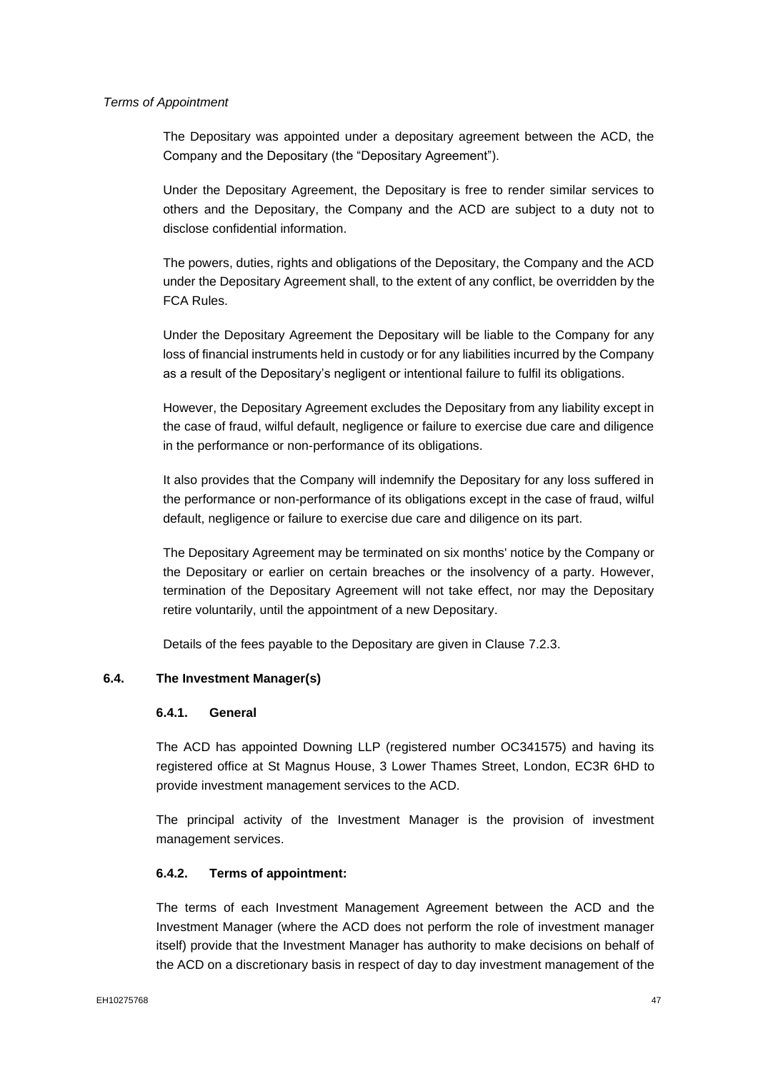*Terms of Appointment*

The Depositary was appointed under a depositary agreement between the ACD, the Company and the Depositary (the "Depositary Agreement").

Under the Depositary Agreement, the Depositary is free to render similar services to others and the Depositary, the Company and the ACD are subject to a duty not to disclose confidential information.

The powers, duties, rights and obligations of the Depositary, the Company and the ACD under the Depositary Agreement shall, to the extent of any conflict, be overridden by the FCA Rules.

Under the Depositary Agreement the Depositary will be liable to the Company for any loss of financial instruments held in custody or for any liabilities incurred by the Company as a result of the Depositary's negligent or intentional failure to fulfil its obligations.

However, the Depositary Agreement excludes the Depositary from any liability except in the case of fraud, wilful default, negligence or failure to exercise due care and diligence in the performance or non-performance of its obligations.

It also provides that the Company will indemnify the Depositary for any loss suffered in the performance or non-performance of its obligations except in the case of fraud, wilful default, negligence or failure to exercise due care and diligence on its part.

The Depositary Agreement may be terminated on six months' notice by the Company or the Depositary or earlier on certain breaches or the insolvency of a party. However, termination of the Depositary Agreement will not take effect, nor may the Depositary retire voluntarily, until the appointment of a new Depositary.

Details of the fees payable to the Depositary are given in Clause 7.2.3.

## 6.4. The Investment Manager(s)

### 6.4.1. General

The ACD has appointed Downing LLP (registered number OC341575) and having its registered office at St Magnus House, 3 Lower Thames Street, London, EC3R 6HD to provide investment management services to the ACD.

The principal activity of the Investment Manager is the provision of investment management services.

### 6.4.2. Terms of appointment:

The terms of each Investment Management Agreement between the ACD and the Investment Manager (where the ACD does not perform the role of investment manager itself) provide that the Investment Manager has authority to make decisions on behalf of the ACD on a discretionary basis in respect of day to day investment management of the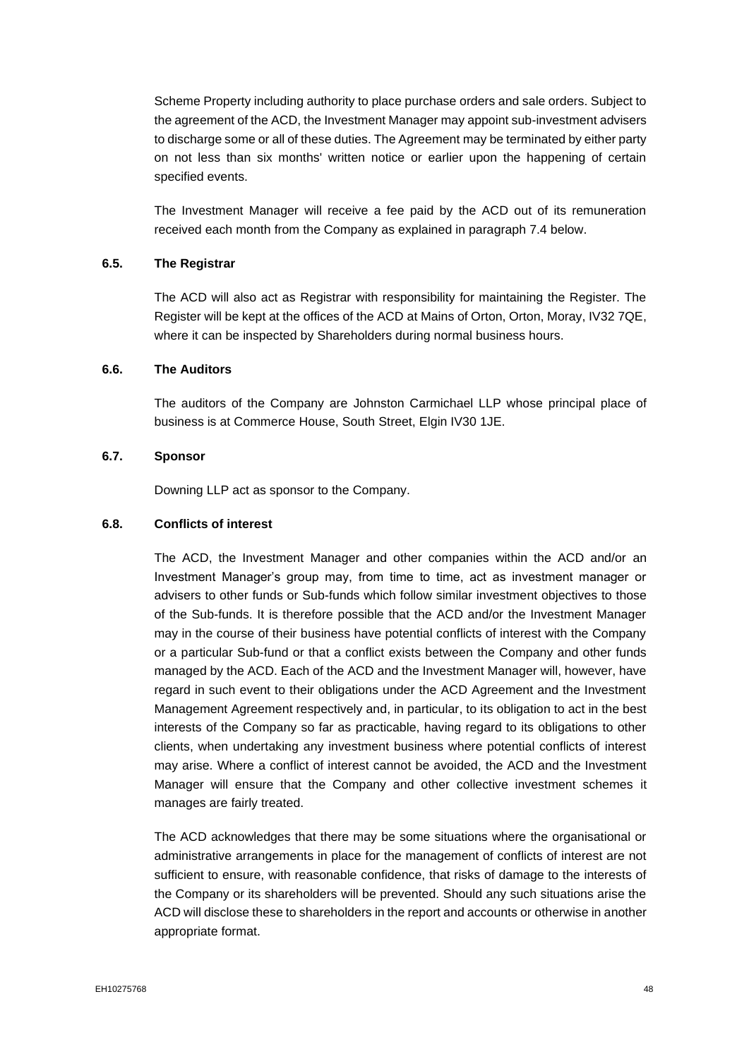Scheme Property including authority to place purchase orders and sale orders. Subject to the agreement of the ACD, the Investment Manager may appoint sub-investment advisers to discharge some or all of these duties. The Agreement may be terminated by either party on not less than six months' written notice or earlier upon the happening of certain specified events.

The Investment Manager will receive a fee paid by the ACD out of its remuneration received each month from the Company as explained in paragraph 7.4 below.

### 6.5. The Registrar

The ACD will also act as Registrar with responsibility for maintaining the Register. The Register will be kept at the offices of the ACD at Mains of Orton, Orton, Moray, IV32 7QE, where it can be inspected by Shareholders during normal business hours.

### 6.6. The Auditors

The auditors of the Company are Johnston Carmichael LLP whose principal place of business is at Commerce House, South Street, Elgin IV30 1JE.

### 6.7. Sponsor

Downing LLP act as sponsor to the Company.

### 6.8. Conflicts of interest

The ACD, the Investment Manager and other companies within the ACD and/or an Investment Manager's group may, from time to time, act as investment manager or advisers to other funds or Sub-funds which follow similar investment objectives to those of the Sub-funds. It is therefore possible that the ACD and/or the Investment Manager may in the course of their business have potential conflicts of interest with the Company or a particular Sub-fund or that a conflict exists between the Company and other funds managed by the ACD. Each of the ACD and the Investment Manager will, however, have regard in such event to their obligations under the ACD Agreement and the Investment Management Agreement respectively and, in particular, to its obligation to act in the best interests of the Company so far as practicable, having regard to its obligations to other clients, when undertaking any investment business where potential conflicts of interest may arise. Where a conflict of interest cannot be avoided, the ACD and the Investment Manager will ensure that the Company and other collective investment schemes it manages are fairly treated.

The ACD acknowledges that there may be some situations where the organisational or administrative arrangements in place for the management of conflicts of interest are not sufficient to ensure, with reasonable confidence, that risks of damage to the interests of the Company or its shareholders will be prevented. Should any such situations arise the ACD will disclose these to shareholders in the report and accounts or otherwise in another appropriate format.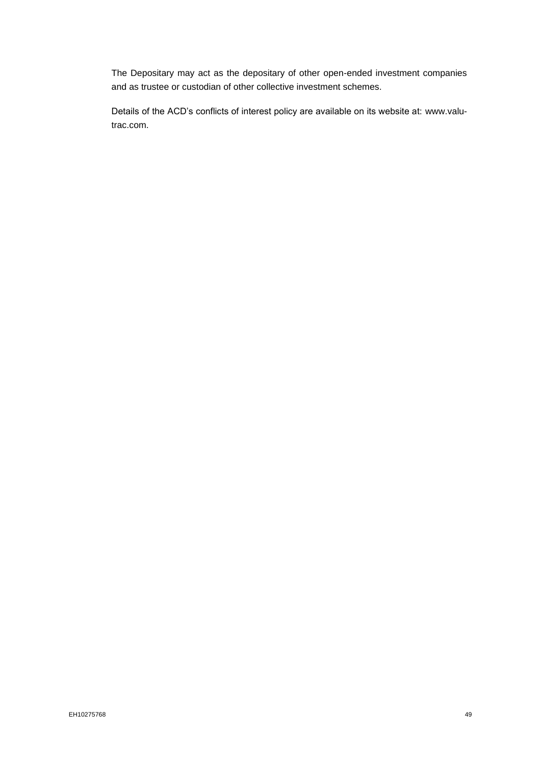The Depositary may act as the depositary of other open-ended investment companies and as trustee or custodian of other collective investment schemes.

Details of the ACD's conflicts of interest policy are available on its website at: www.valu-trac.com.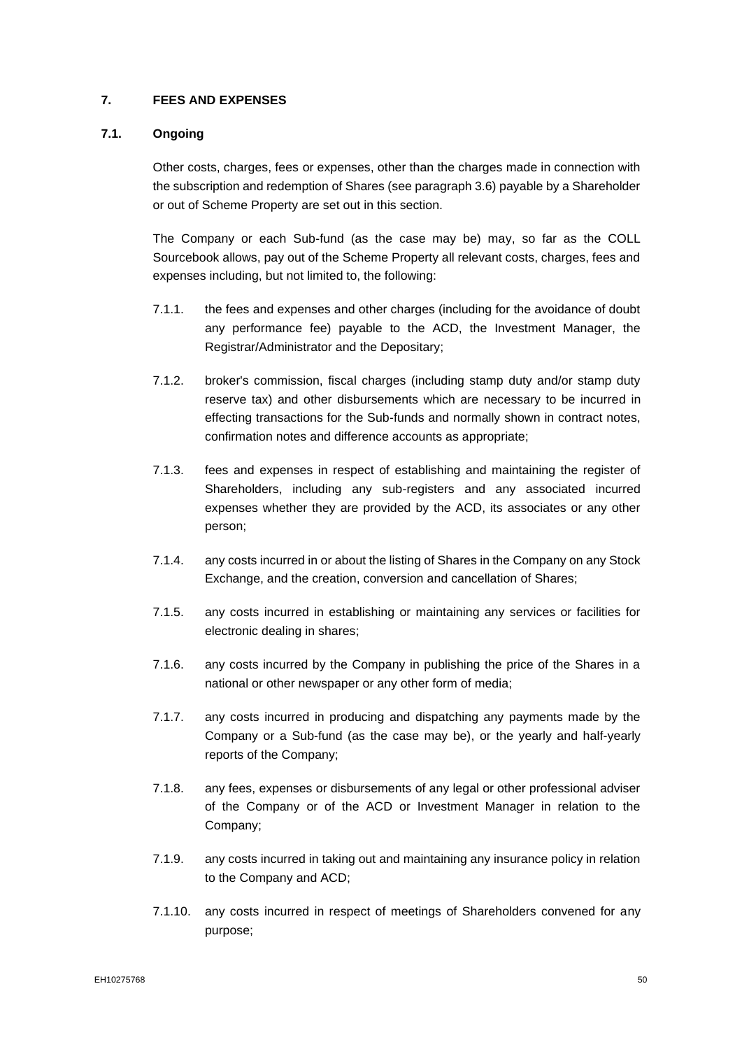## 7. FEES AND EXPENSES

### 7.1. Ongoing

Other costs, charges, fees or expenses, other than the charges made in connection with the subscription and redemption of Shares (see paragraph 3.6) payable by a Shareholder or out of Scheme Property are set out in this section.

The Company or each Sub-fund (as the case may be) may, so far as the COLL Sourcebook allows, pay out of the Scheme Property all relevant costs, charges, fees and expenses including, but not limited to, the following:

7.1.1. the fees and expenses and other charges (including for the avoidance of doubt any performance fee) payable to the ACD, the Investment Manager, the Registrar/Administrator and the Depositary;

7.1.2. broker's commission, fiscal charges (including stamp duty and/or stamp duty reserve tax) and other disbursements which are necessary to be incurred in effecting transactions for the Sub-funds and normally shown in contract notes, confirmation notes and difference accounts as appropriate;

7.1.3. fees and expenses in respect of establishing and maintaining the register of Shareholders, including any sub-registers and any associated incurred expenses whether they are provided by the ACD, its associates or any other person;

7.1.4. any costs incurred in or about the listing of Shares in the Company on any Stock Exchange, and the creation, conversion and cancellation of Shares;

7.1.5. any costs incurred in establishing or maintaining any services or facilities for electronic dealing in shares;

7.1.6. any costs incurred by the Company in publishing the price of the Shares in a national or other newspaper or any other form of media;

7.1.7. any costs incurred in producing and dispatching any payments made by the Company or a Sub-fund (as the case may be), or the yearly and half-yearly reports of the Company;

7.1.8. any fees, expenses or disbursements of any legal or other professional adviser of the Company or of the ACD or Investment Manager in relation to the Company;

7.1.9. any costs incurred in taking out and maintaining any insurance policy in relation to the Company and ACD;

7.1.10. any costs incurred in respect of meetings of Shareholders convened for any purpose;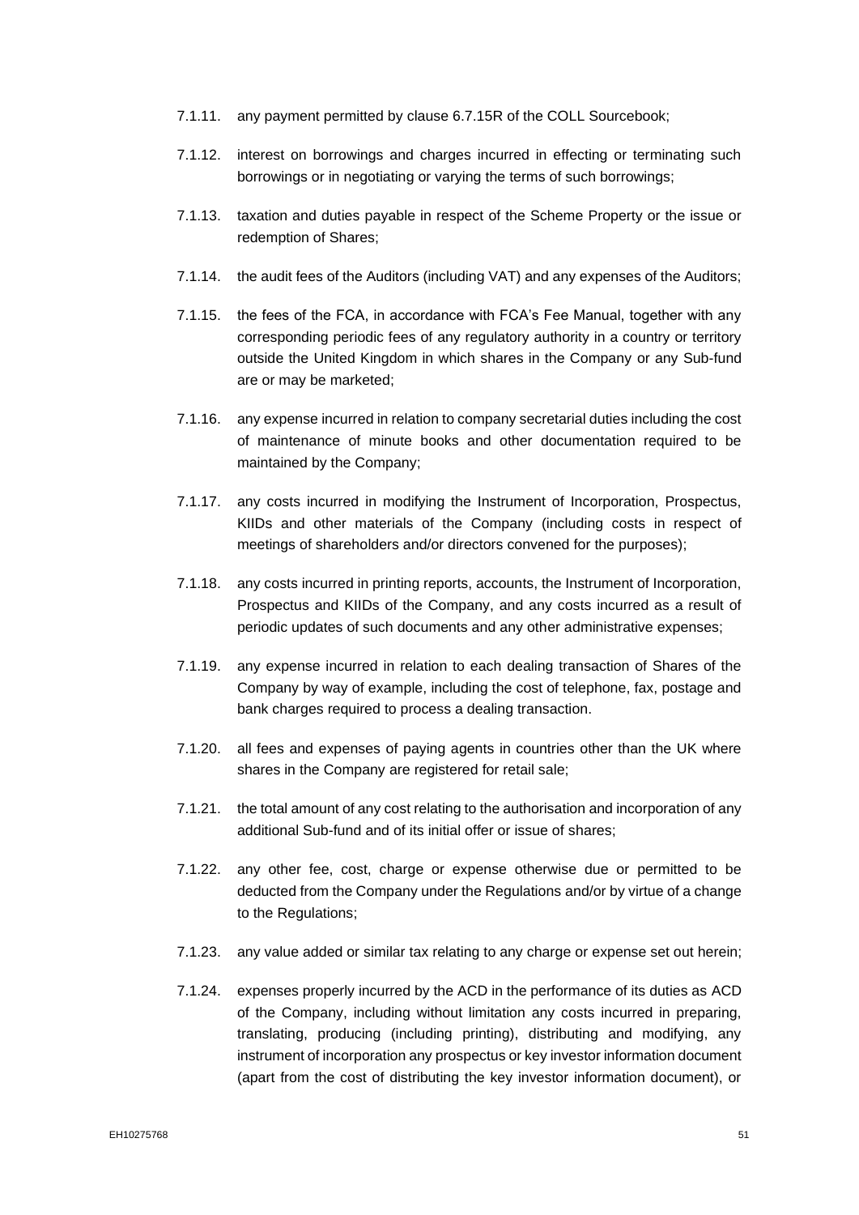7.1.11. any payment permitted by clause 6.7.15R of the COLL Sourcebook;

7.1.12. interest on borrowings and charges incurred in effecting or terminating such borrowings or in negotiating or varying the terms of such borrowings;

7.1.13. taxation and duties payable in respect of the Scheme Property or the issue or redemption of Shares;

7.1.14. the audit fees of the Auditors (including VAT) and any expenses of the Auditors;

7.1.15. the fees of the FCA, in accordance with FCA's Fee Manual, together with any corresponding periodic fees of any regulatory authority in a country or territory outside the United Kingdom in which shares in the Company or any Sub-fund are or may be marketed;

7.1.16. any expense incurred in relation to company secretarial duties including the cost of maintenance of minute books and other documentation required to be maintained by the Company;

7.1.17. any costs incurred in modifying the Instrument of Incorporation, Prospectus, KIIDs and other materials of the Company (including costs in respect of meetings of shareholders and/or directors convened for the purposes);

7.1.18. any costs incurred in printing reports, accounts, the Instrument of Incorporation, Prospectus and KIIDs of the Company, and any costs incurred as a result of periodic updates of such documents and any other administrative expenses;

7.1.19. any expense incurred in relation to each dealing transaction of Shares of the Company by way of example, including the cost of telephone, fax, postage and bank charges required to process a dealing transaction.

7.1.20. all fees and expenses of paying agents in countries other than the UK where shares in the Company are registered for retail sale;

7.1.21. the total amount of any cost relating to the authorisation and incorporation of any additional Sub-fund and of its initial offer or issue of shares;

7.1.22. any other fee, cost, charge or expense otherwise due or permitted to be deducted from the Company under the Regulations and/or by virtue of a change to the Regulations;

7.1.23. any value added or similar tax relating to any charge or expense set out herein;

7.1.24. expenses properly incurred by the ACD in the performance of its duties as ACD of the Company, including without limitation any costs incurred in preparing, translating, producing (including printing), distributing and modifying, any instrument of incorporation any prospectus or key investor information document (apart from the cost of distributing the key investor information document), or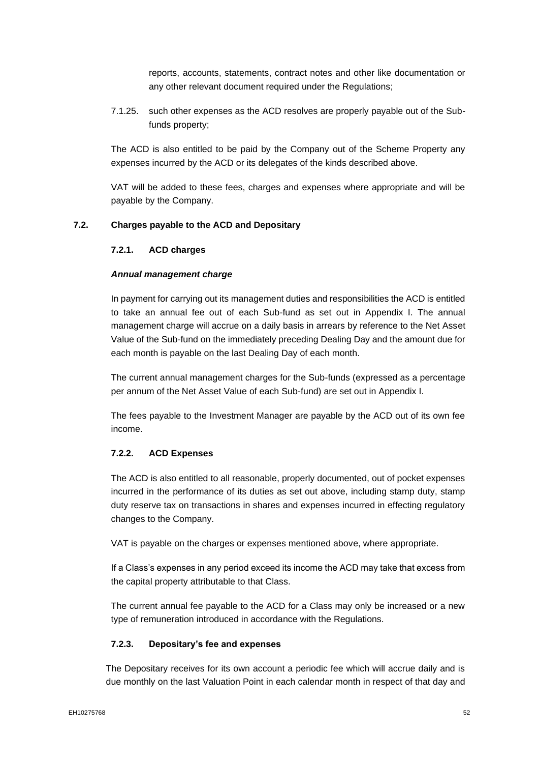reports, accounts, statements, contract notes and other like documentation or any other relevant document required under the Regulations;

7.1.25. such other expenses as the ACD resolves are properly payable out of the Sub-funds property;

The ACD is also entitled to be paid by the Company out of the Scheme Property any expenses incurred by the ACD or its delegates of the kinds described above.

VAT will be added to these fees, charges and expenses where appropriate and will be payable by the Company.

### 7.2. Charges payable to the ACD and Depositary

#### 7.2.1. ACD charges

***Annual management charge***

In payment for carrying out its management duties and responsibilities the ACD is entitled to take an annual fee out of each Sub-fund as set out in Appendix I. The annual management charge will accrue on a daily basis in arrears by reference to the Net Asset Value of the Sub-fund on the immediately preceding Dealing Day and the amount due for each month is payable on the last Dealing Day of each month.

The current annual management charges for the Sub-funds (expressed as a percentage per annum of the Net Asset Value of each Sub-fund) are set out in Appendix I.

The fees payable to the Investment Manager are payable by the ACD out of its own fee income.

#### 7.2.2. ACD Expenses

The ACD is also entitled to all reasonable, properly documented, out of pocket expenses incurred in the performance of its duties as set out above, including stamp duty, stamp duty reserve tax on transactions in shares and expenses incurred in effecting regulatory changes to the Company.

VAT is payable on the charges or expenses mentioned above, where appropriate.

If a Class's expenses in any period exceed its income the ACD may take that excess from the capital property attributable to that Class.

The current annual fee payable to the ACD for a Class may only be increased or a new type of remuneration introduced in accordance with the Regulations.

#### 7.2.3. Depositary's fee and expenses

The Depositary receives for its own account a periodic fee which will accrue daily and is due monthly on the last Valuation Point in each calendar month in respect of that day and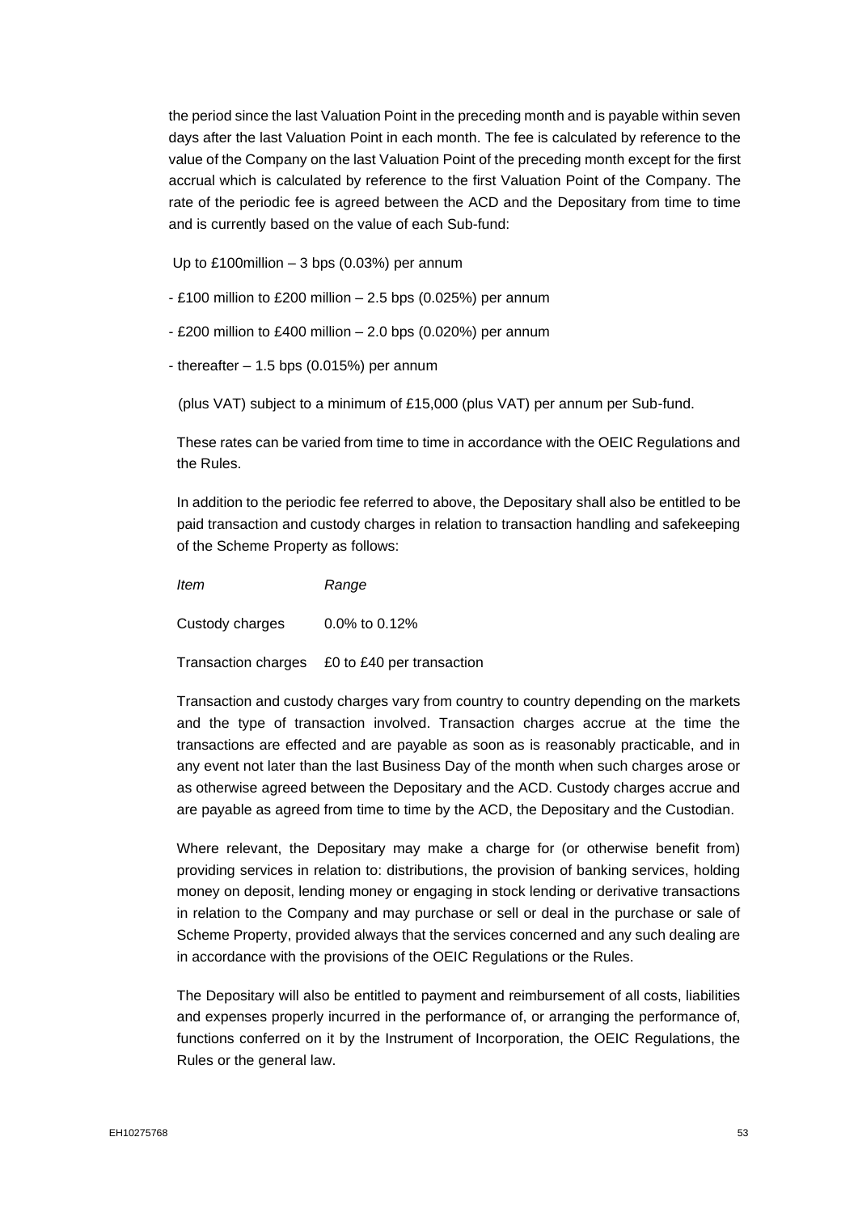the period since the last Valuation Point in the preceding month and is payable within seven days after the last Valuation Point in each month. The fee is calculated by reference to the value of the Company on the last Valuation Point of the preceding month except for the first accrual which is calculated by reference to the first Valuation Point of the Company. The rate of the periodic fee is agreed between the ACD and the Depositary from time to time and is currently based on the value of each Sub-fund:

Up to £100million – 3 bps (0.03%) per annum

- £100 million to £200 million – 2.5 bps (0.025%) per annum
- £200 million to £400 million – 2.0 bps (0.020%) per annum
- thereafter – 1.5 bps (0.015%) per annum

(plus VAT) subject to a minimum of £15,000 (plus VAT) per annum per Sub-fund.

These rates can be varied from time to time in accordance with the OEIC Regulations and the Rules.

In addition to the periodic fee referred to above, the Depositary shall also be entitled to be paid transaction and custody charges in relation to transaction handling and safekeeping of the Scheme Property as follows:

| *Item* | *Range* |
|---|---|
| Custody charges | 0.0% to 0.12% |
| Transaction charges | £0 to £40 per transaction |

Transaction and custody charges vary from country to country depending on the markets and the type of transaction involved. Transaction charges accrue at the time the transactions are effected and are payable as soon as is reasonably practicable, and in any event not later than the last Business Day of the month when such charges arose or as otherwise agreed between the Depositary and the ACD. Custody charges accrue and are payable as agreed from time to time by the ACD, the Depositary and the Custodian.

Where relevant, the Depositary may make a charge for (or otherwise benefit from) providing services in relation to: distributions, the provision of banking services, holding money on deposit, lending money or engaging in stock lending or derivative transactions in relation to the Company and may purchase or sell or deal in the purchase or sale of Scheme Property, provided always that the services concerned and any such dealing are in accordance with the provisions of the OEIC Regulations or the Rules.

The Depositary will also be entitled to payment and reimbursement of all costs, liabilities and expenses properly incurred in the performance of, or arranging the performance of, functions conferred on it by the Instrument of Incorporation, the OEIC Regulations, the Rules or the general law.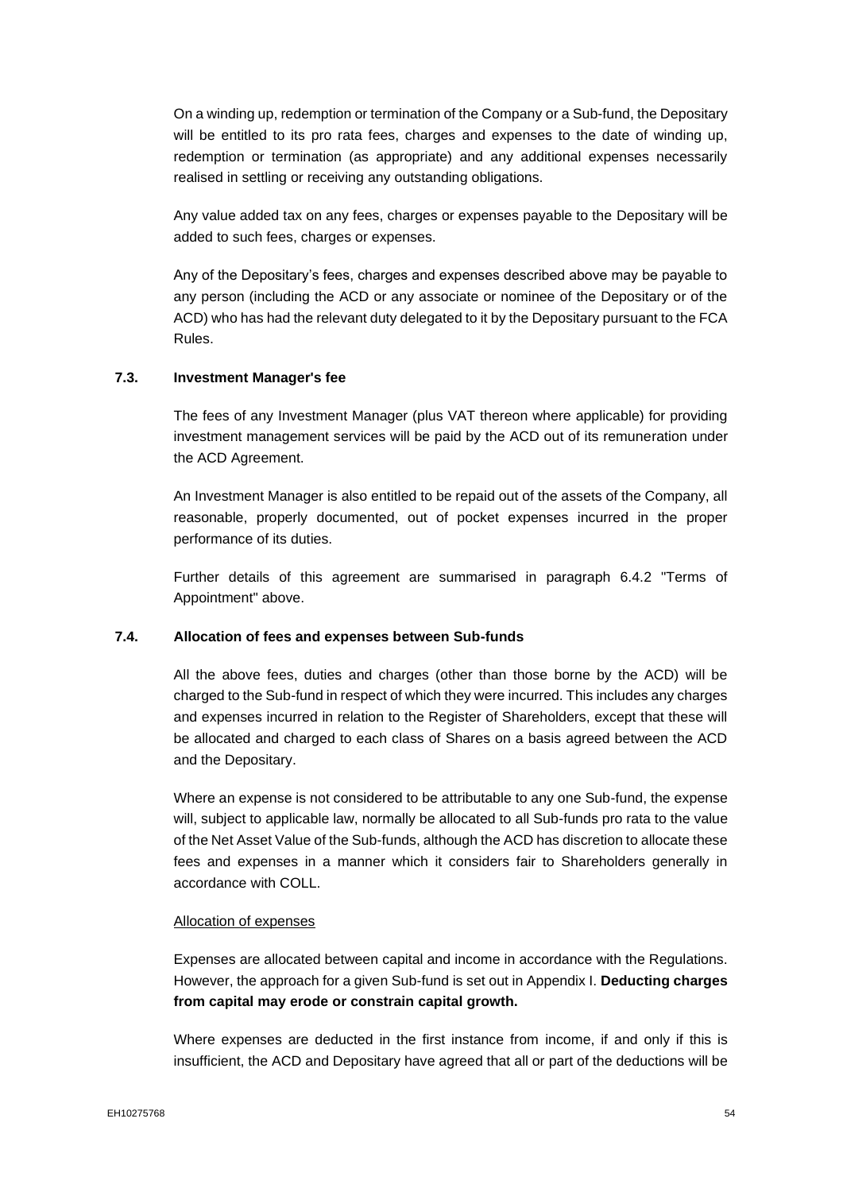On a winding up, redemption or termination of the Company or a Sub-fund, the Depositary will be entitled to its pro rata fees, charges and expenses to the date of winding up, redemption or termination (as appropriate) and any additional expenses necessarily realised in settling or receiving any outstanding obligations.

Any value added tax on any fees, charges or expenses payable to the Depositary will be added to such fees, charges or expenses.

Any of the Depositary's fees, charges and expenses described above may be payable to any person (including the ACD or any associate or nominee of the Depositary or of the ACD) who has had the relevant duty delegated to it by the Depositary pursuant to the FCA Rules.

### 7.3. Investment Manager's fee

The fees of any Investment Manager (plus VAT thereon where applicable) for providing investment management services will be paid by the ACD out of its remuneration under the ACD Agreement.

An Investment Manager is also entitled to be repaid out of the assets of the Company, all reasonable, properly documented, out of pocket expenses incurred in the proper performance of its duties.

Further details of this agreement are summarised in paragraph 6.4.2 "Terms of Appointment" above.

### 7.4. Allocation of fees and expenses between Sub-funds

All the above fees, duties and charges (other than those borne by the ACD) will be charged to the Sub-fund in respect of which they were incurred. This includes any charges and expenses incurred in relation to the Register of Shareholders, except that these will be allocated and charged to each class of Shares on a basis agreed between the ACD and the Depositary.

Where an expense is not considered to be attributable to any one Sub-fund, the expense will, subject to applicable law, normally be allocated to all Sub-funds pro rata to the value of the Net Asset Value of the Sub-funds, although the ACD has discretion to allocate these fees and expenses in a manner which it considers fair to Shareholders generally in accordance with COLL.

Allocation of expenses

Expenses are allocated between capital and income in accordance with the Regulations. However, the approach for a given Sub-fund is set out in Appendix I. **Deducting charges from capital may erode or constrain capital growth.**

Where expenses are deducted in the first instance from income, if and only if this is insufficient, the ACD and Depositary have agreed that all or part of the deductions will be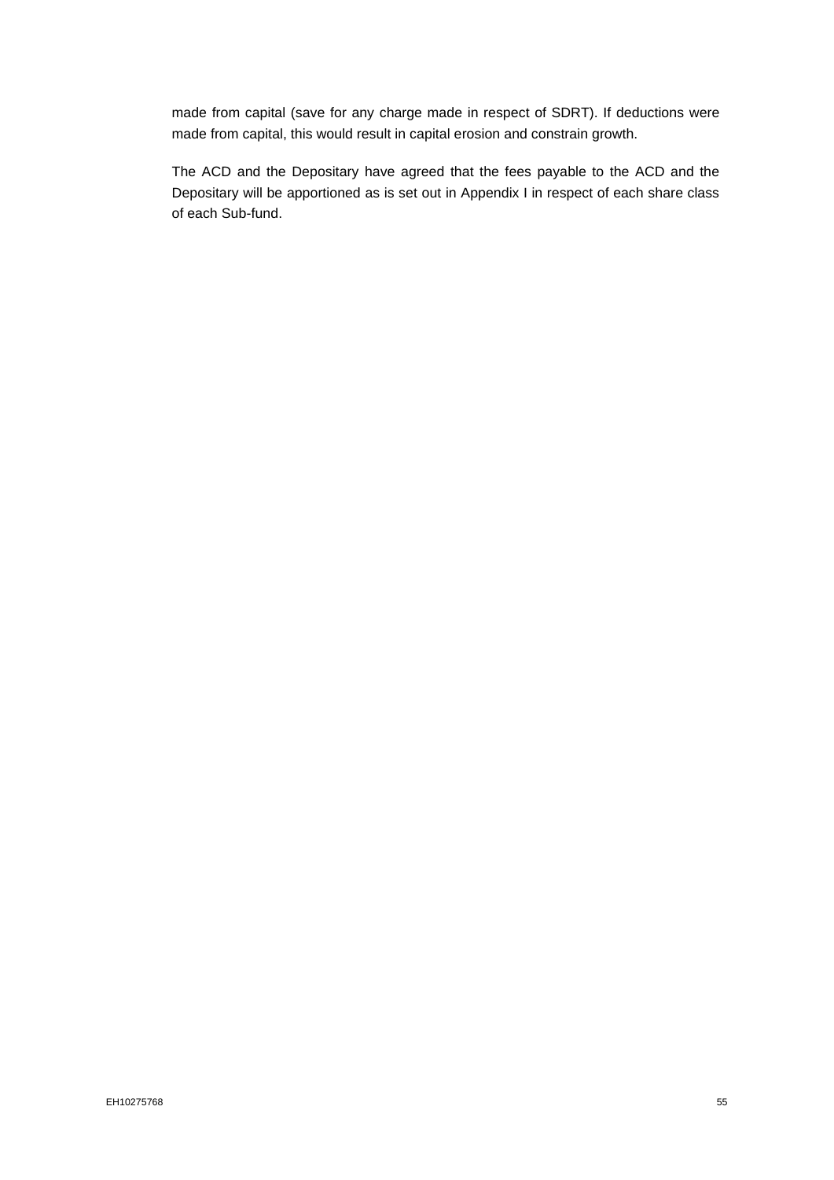made from capital (save for any charge made in respect of SDRT). If deductions were made from capital, this would result in capital erosion and constrain growth.

The ACD and the Depositary have agreed that the fees payable to the ACD and the Depositary will be apportioned as is set out in Appendix I in respect of each share class of each Sub-fund.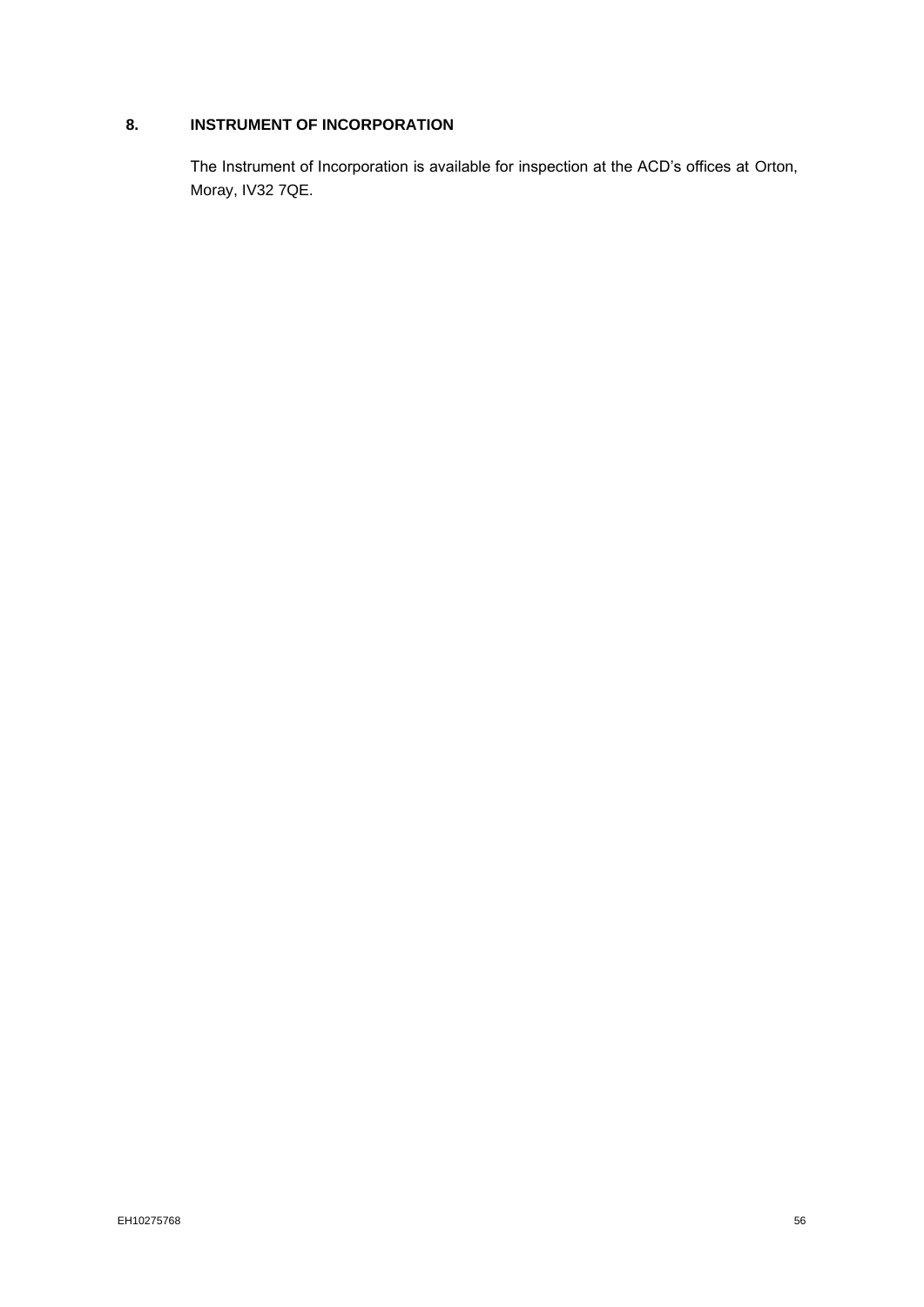## 8. INSTRUMENT OF INCORPORATION

The Instrument of Incorporation is available for inspection at the ACD's offices at Orton, Moray, IV32 7QE.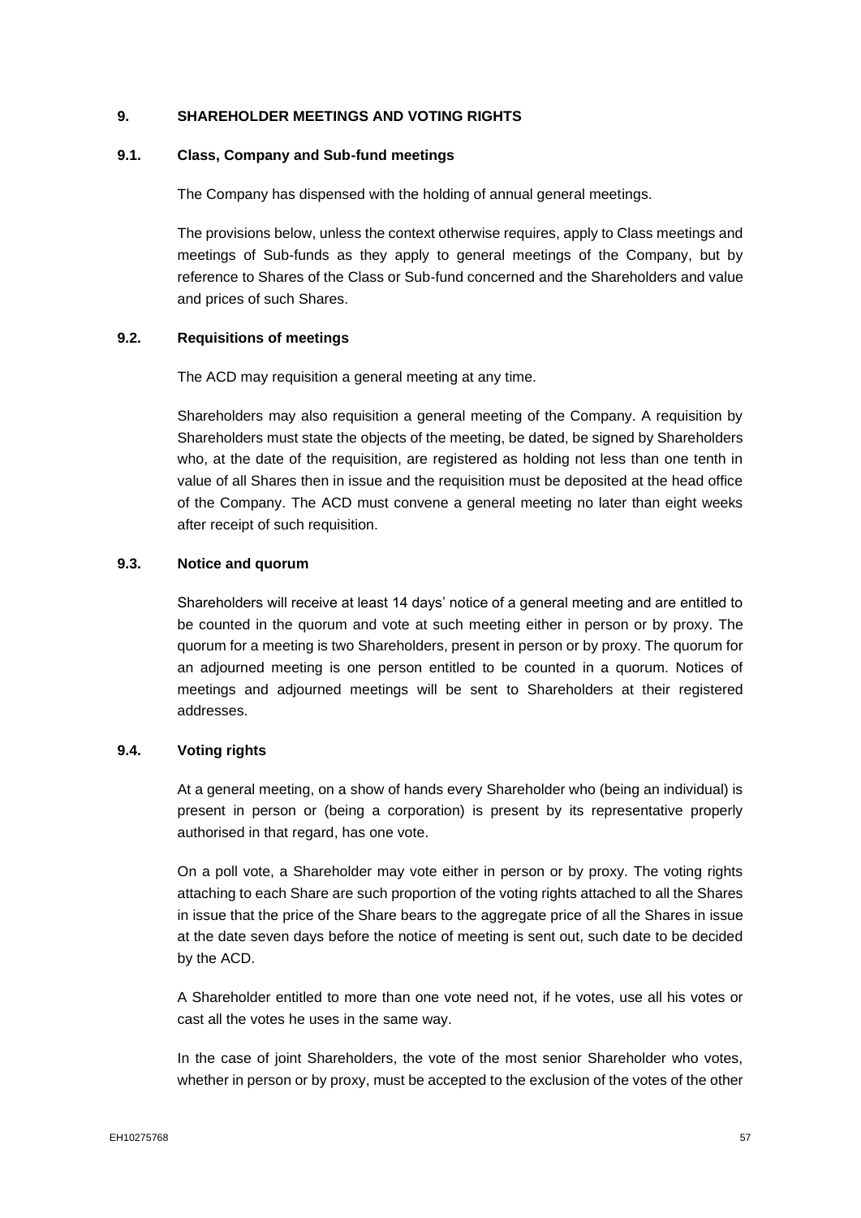## 9. SHAREHOLDER MEETINGS AND VOTING RIGHTS

### 9.1. Class, Company and Sub-fund meetings

The Company has dispensed with the holding of annual general meetings.

The provisions below, unless the context otherwise requires, apply to Class meetings and meetings of Sub-funds as they apply to general meetings of the Company, but by reference to Shares of the Class or Sub-fund concerned and the Shareholders and value and prices of such Shares.

### 9.2. Requisitions of meetings

The ACD may requisition a general meeting at any time.

Shareholders may also requisition a general meeting of the Company. A requisition by Shareholders must state the objects of the meeting, be dated, be signed by Shareholders who, at the date of the requisition, are registered as holding not less than one tenth in value of all Shares then in issue and the requisition must be deposited at the head office of the Company. The ACD must convene a general meeting no later than eight weeks after receipt of such requisition.

### 9.3. Notice and quorum

Shareholders will receive at least 14 days' notice of a general meeting and are entitled to be counted in the quorum and vote at such meeting either in person or by proxy. The quorum for a meeting is two Shareholders, present in person or by proxy. The quorum for an adjourned meeting is one person entitled to be counted in a quorum. Notices of meetings and adjourned meetings will be sent to Shareholders at their registered addresses.

### 9.4. Voting rights

At a general meeting, on a show of hands every Shareholder who (being an individual) is present in person or (being a corporation) is present by its representative properly authorised in that regard, has one vote.

On a poll vote, a Shareholder may vote either in person or by proxy. The voting rights attaching to each Share are such proportion of the voting rights attached to all the Shares in issue that the price of the Share bears to the aggregate price of all the Shares in issue at the date seven days before the notice of meeting is sent out, such date to be decided by the ACD.

A Shareholder entitled to more than one vote need not, if he votes, use all his votes or cast all the votes he uses in the same way.

In the case of joint Shareholders, the vote of the most senior Shareholder who votes, whether in person or by proxy, must be accepted to the exclusion of the votes of the other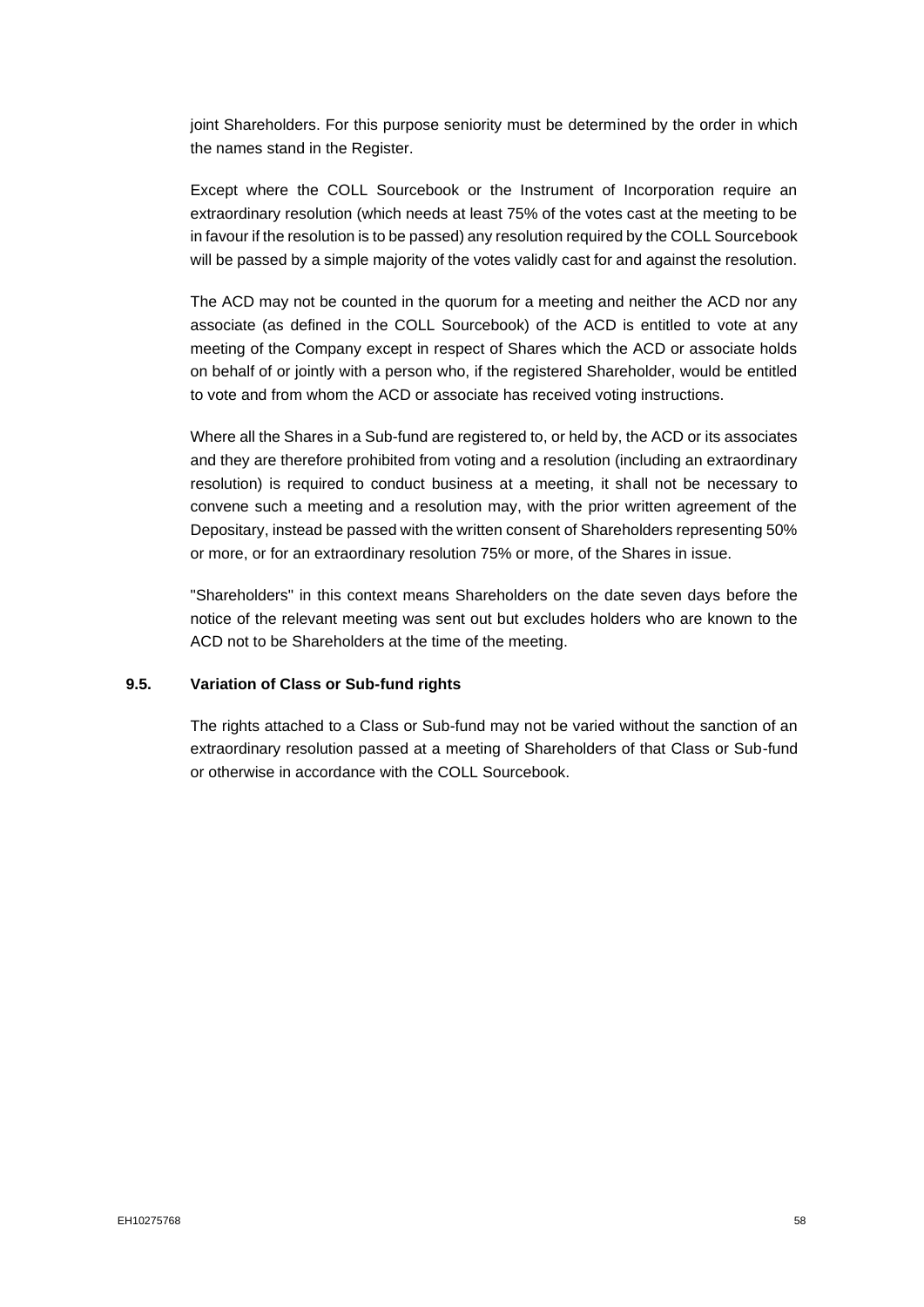joint Shareholders. For this purpose seniority must be determined by the order in which the names stand in the Register.

Except where the COLL Sourcebook or the Instrument of Incorporation require an extraordinary resolution (which needs at least 75% of the votes cast at the meeting to be in favour if the resolution is to be passed) any resolution required by the COLL Sourcebook will be passed by a simple majority of the votes validly cast for and against the resolution.

The ACD may not be counted in the quorum for a meeting and neither the ACD nor any associate (as defined in the COLL Sourcebook) of the ACD is entitled to vote at any meeting of the Company except in respect of Shares which the ACD or associate holds on behalf of or jointly with a person who, if the registered Shareholder, would be entitled to vote and from whom the ACD or associate has received voting instructions.

Where all the Shares in a Sub-fund are registered to, or held by, the ACD or its associates and they are therefore prohibited from voting and a resolution (including an extraordinary resolution) is required to conduct business at a meeting, it shall not be necessary to convene such a meeting and a resolution may, with the prior written agreement of the Depositary, instead be passed with the written consent of Shareholders representing 50% or more, or for an extraordinary resolution 75% or more, of the Shares in issue.

"Shareholders" in this context means Shareholders on the date seven days before the notice of the relevant meeting was sent out but excludes holders who are known to the ACD not to be Shareholders at the time of the meeting.

### 9.5. Variation of Class or Sub-fund rights

The rights attached to a Class or Sub-fund may not be varied without the sanction of an extraordinary resolution passed at a meeting of Shareholders of that Class or Sub-fund or otherwise in accordance with the COLL Sourcebook.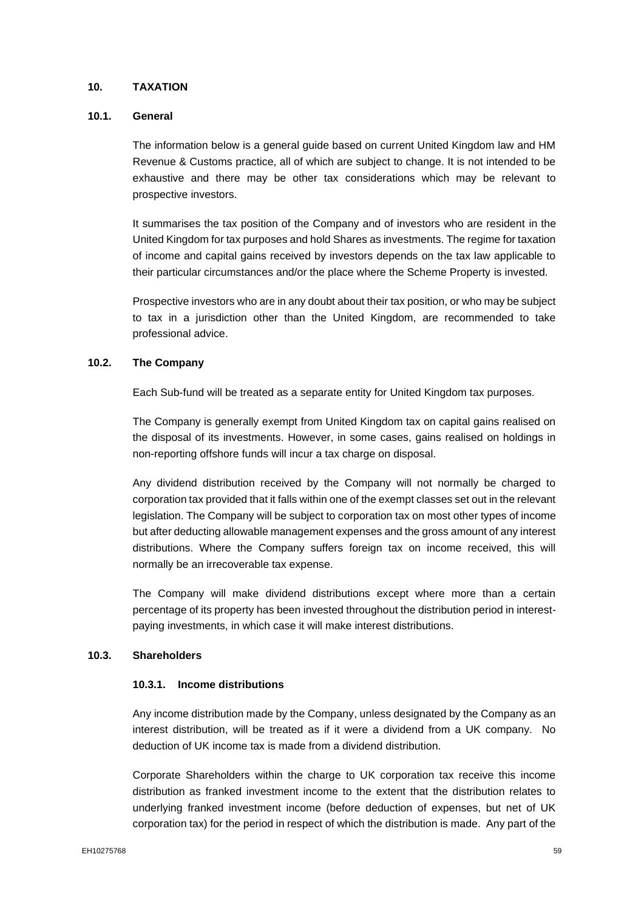## 10. TAXATION

### 10.1. General

The information below is a general guide based on current United Kingdom law and HM Revenue & Customs practice, all of which are subject to change. It is not intended to be exhaustive and there may be other tax considerations which may be relevant to prospective investors.

It summarises the tax position of the Company and of investors who are resident in the United Kingdom for tax purposes and hold Shares as investments. The regime for taxation of income and capital gains received by investors depends on the tax law applicable to their particular circumstances and/or the place where the Scheme Property is invested.

Prospective investors who are in any doubt about their tax position, or who may be subject to tax in a jurisdiction other than the United Kingdom, are recommended to take professional advice.

### 10.2. The Company

Each Sub-fund will be treated as a separate entity for United Kingdom tax purposes.

The Company is generally exempt from United Kingdom tax on capital gains realised on the disposal of its investments. However, in some cases, gains realised on holdings in non-reporting offshore funds will incur a tax charge on disposal.

Any dividend distribution received by the Company will not normally be charged to corporation tax provided that it falls within one of the exempt classes set out in the relevant legislation. The Company will be subject to corporation tax on most other types of income but after deducting allowable management expenses and the gross amount of any interest distributions. Where the Company suffers foreign tax on income received, this will normally be an irrecoverable tax expense.

The Company will make dividend distributions except where more than a certain percentage of its property has been invested throughout the distribution period in interest-paying investments, in which case it will make interest distributions.

### 10.3. Shareholders

#### 10.3.1. Income distributions

Any income distribution made by the Company, unless designated by the Company as an interest distribution, will be treated as if it were a dividend from a UK company. No deduction of UK income tax is made from a dividend distribution.

Corporate Shareholders within the charge to UK corporation tax receive this income distribution as franked investment income to the extent that the distribution relates to underlying franked investment income (before deduction of expenses, but net of UK corporation tax) for the period in respect of which the distribution is made. Any part of the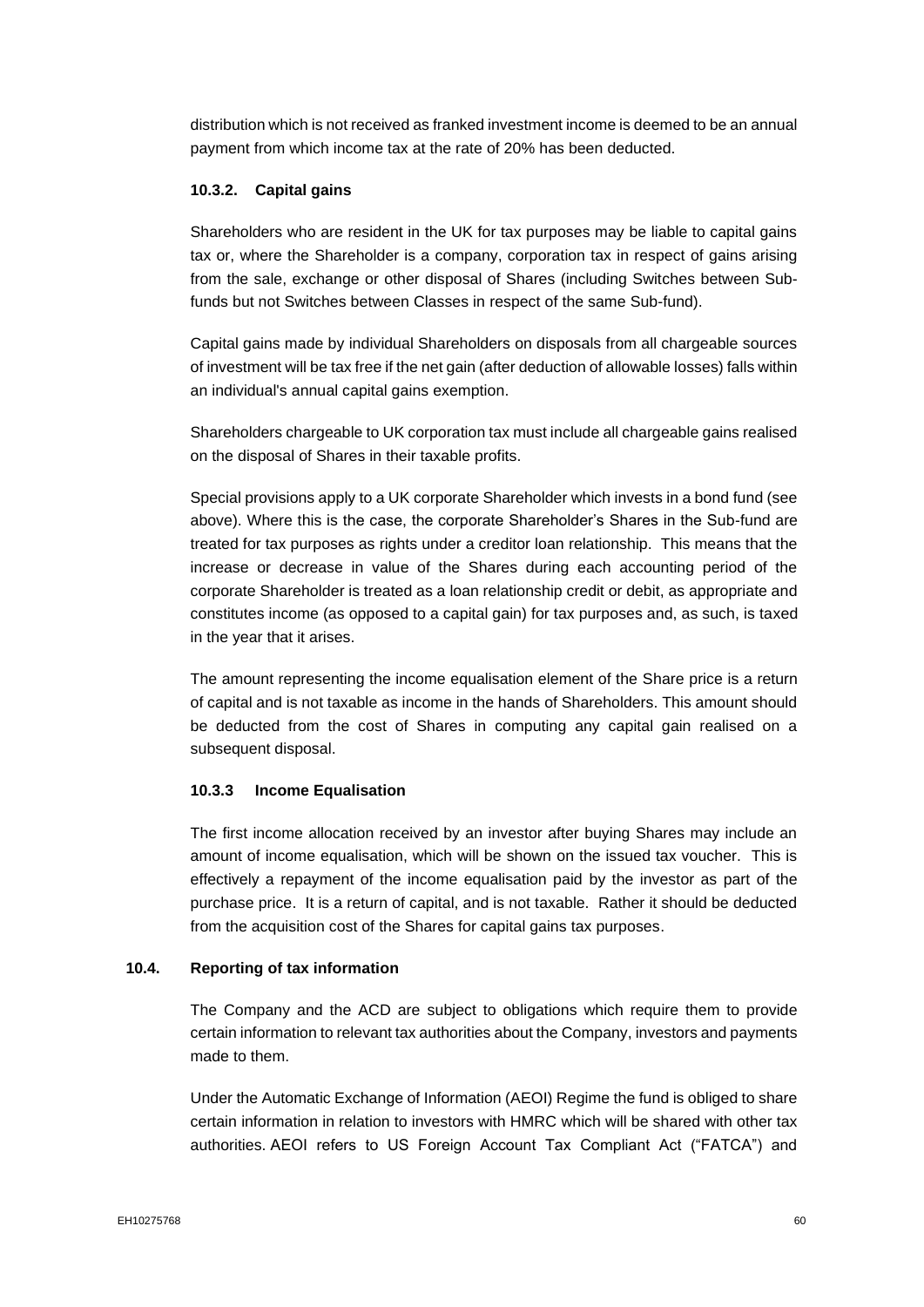distribution which is not received as franked investment income is deemed to be an annual payment from which income tax at the rate of 20% has been deducted.

#### 10.3.2. Capital gains

Shareholders who are resident in the UK for tax purposes may be liable to capital gains tax or, where the Shareholder is a company, corporation tax in respect of gains arising from the sale, exchange or other disposal of Shares (including Switches between Sub-funds but not Switches between Classes in respect of the same Sub-fund).

Capital gains made by individual Shareholders on disposals from all chargeable sources of investment will be tax free if the net gain (after deduction of allowable losses) falls within an individual's annual capital gains exemption.

Shareholders chargeable to UK corporation tax must include all chargeable gains realised on the disposal of Shares in their taxable profits.

Special provisions apply to a UK corporate Shareholder which invests in a bond fund (see above). Where this is the case, the corporate Shareholder's Shares in the Sub-fund are treated for tax purposes as rights under a creditor loan relationship. This means that the increase or decrease in value of the Shares during each accounting period of the corporate Shareholder is treated as a loan relationship credit or debit, as appropriate and constitutes income (as opposed to a capital gain) for tax purposes and, as such, is taxed in the year that it arises.

The amount representing the income equalisation element of the Share price is a return of capital and is not taxable as income in the hands of Shareholders. This amount should be deducted from the cost of Shares in computing any capital gain realised on a subsequent disposal.

#### 10.3.3 Income Equalisation

The first income allocation received by an investor after buying Shares may include an amount of income equalisation, which will be shown on the issued tax voucher. This is effectively a repayment of the income equalisation paid by the investor as part of the purchase price. It is a return of capital, and is not taxable. Rather it should be deducted from the acquisition cost of the Shares for capital gains tax purposes.

### 10.4. Reporting of tax information

The Company and the ACD are subject to obligations which require them to provide certain information to relevant tax authorities about the Company, investors and payments made to them.

Under the Automatic Exchange of Information (AEOI) Regime the fund is obliged to share certain information in relation to investors with HMRC which will be shared with other tax authorities. AEOI refers to US Foreign Account Tax Compliant Act ("FATCA") and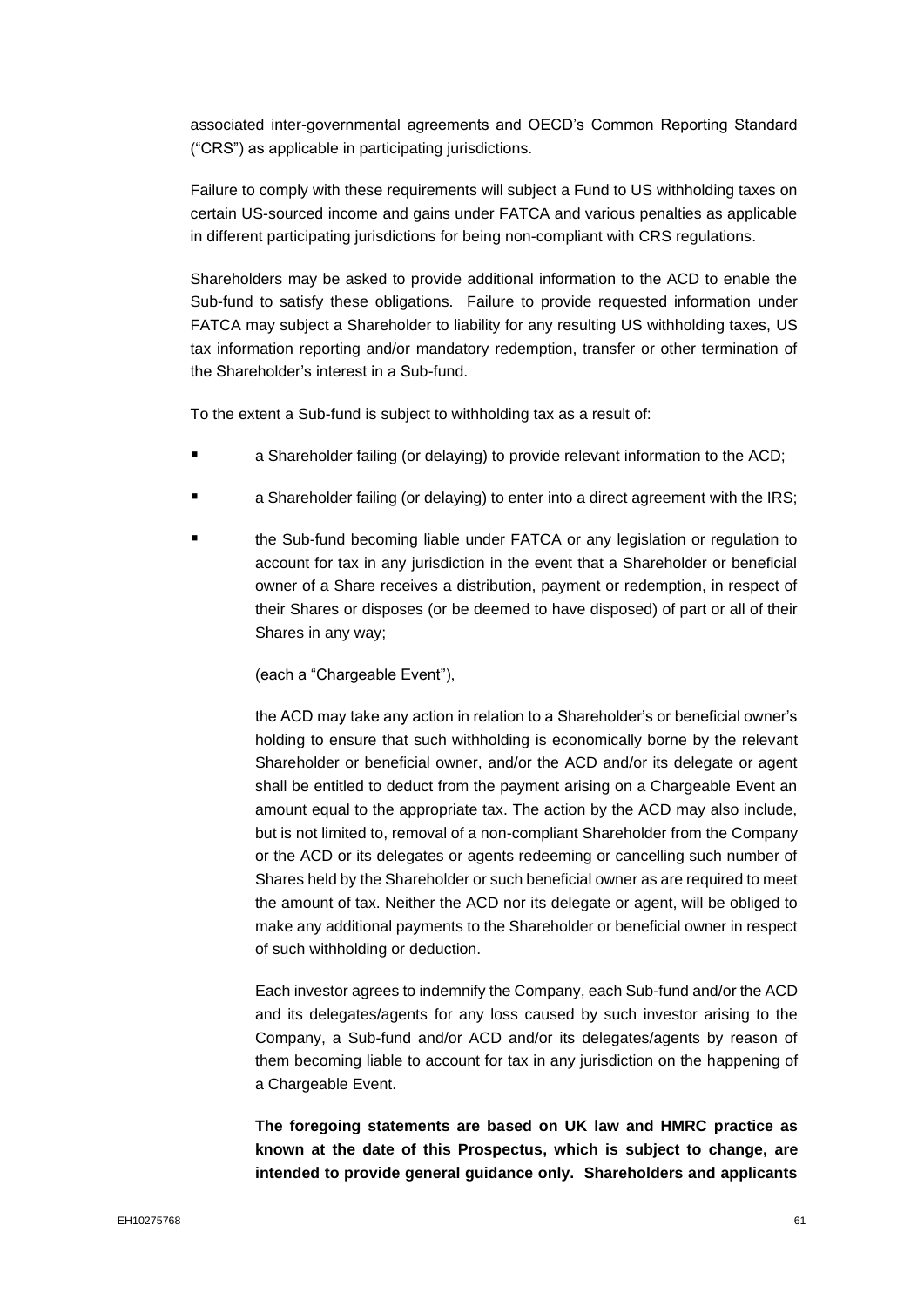associated inter-governmental agreements and OECD's Common Reporting Standard ("CRS") as applicable in participating jurisdictions.

Failure to comply with these requirements will subject a Fund to US withholding taxes on certain US-sourced income and gains under FATCA and various penalties as applicable in different participating jurisdictions for being non-compliant with CRS regulations.

Shareholders may be asked to provide additional information to the ACD to enable the Sub-fund to satisfy these obligations. Failure to provide requested information under FATCA may subject a Shareholder to liability for any resulting US withholding taxes, US tax information reporting and/or mandatory redemption, transfer or other termination of the Shareholder's interest in a Sub-fund.

To the extent a Sub-fund is subject to withholding tax as a result of:

- a Shareholder failing (or delaying) to provide relevant information to the ACD;
- a Shareholder failing (or delaying) to enter into a direct agreement with the IRS;
- the Sub-fund becoming liable under FATCA or any legislation or regulation to account for tax in any jurisdiction in the event that a Shareholder or beneficial owner of a Share receives a distribution, payment or redemption, in respect of their Shares or disposes (or be deemed to have disposed) of part or all of their Shares in any way;

  (each a "Chargeable Event"),

  the ACD may take any action in relation to a Shareholder's or beneficial owner's holding to ensure that such withholding is economically borne by the relevant Shareholder or beneficial owner, and/or the ACD and/or its delegate or agent shall be entitled to deduct from the payment arising on a Chargeable Event an amount equal to the appropriate tax. The action by the ACD may also include, but is not limited to, removal of a non-compliant Shareholder from the Company or the ACD or its delegates or agents redeeming or cancelling such number of Shares held by the Shareholder or such beneficial owner as are required to meet the amount of tax. Neither the ACD nor its delegate or agent, will be obliged to make any additional payments to the Shareholder or beneficial owner in respect of such withholding or deduction.

  Each investor agrees to indemnify the Company, each Sub-fund and/or the ACD and its delegates/agents for any loss caused by such investor arising to the Company, a Sub-fund and/or ACD and/or its delegates/agents by reason of them becoming liable to account for tax in any jurisdiction on the happening of a Chargeable Event.

  **The foregoing statements are based on UK law and HMRC practice as known at the date of this Prospectus, which is subject to change, are intended to provide general guidance only. Shareholders and applicants**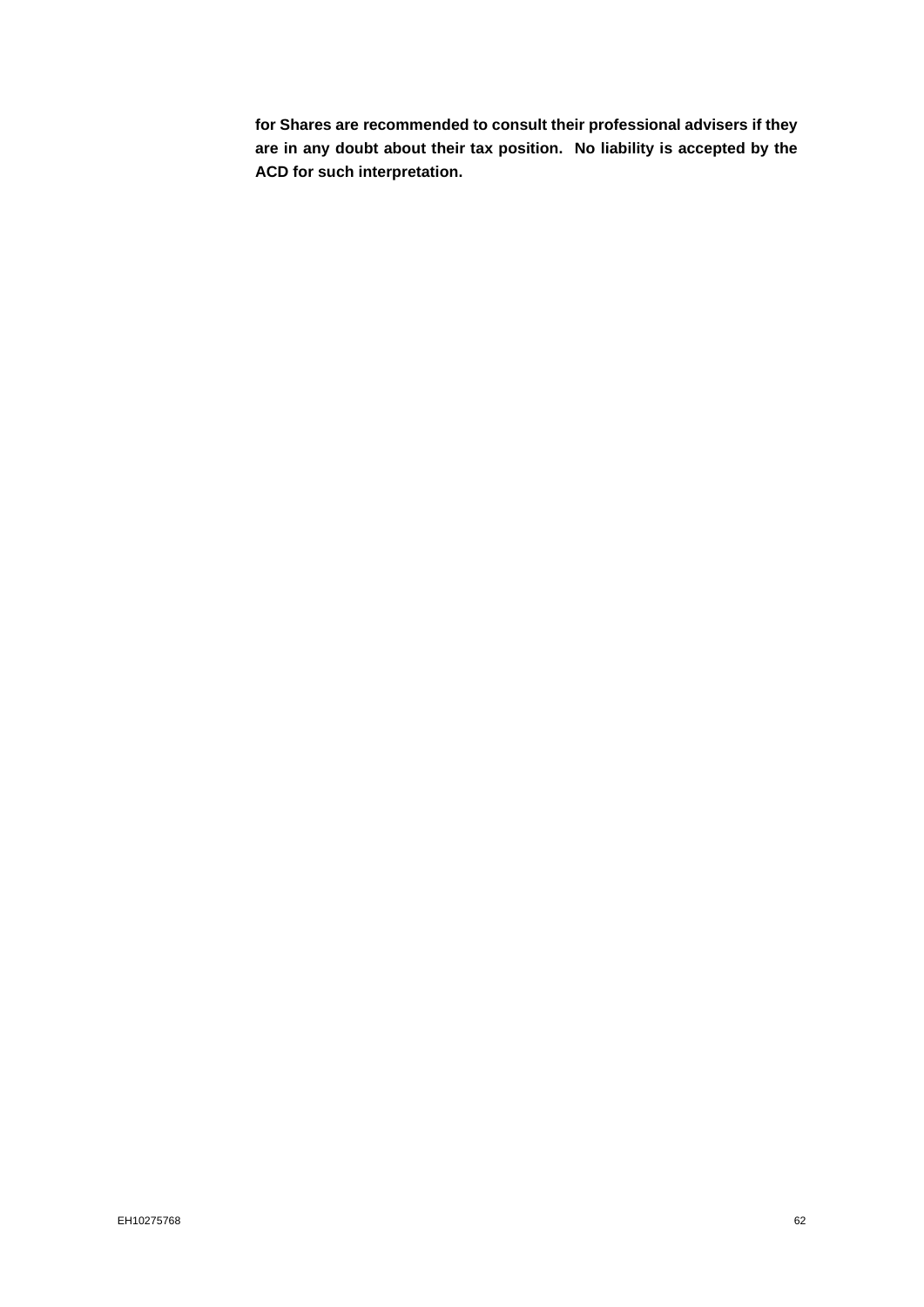**for Shares are recommended to consult their professional advisers if they are in any doubt about their tax position. No liability is accepted by the ACD for such interpretation.**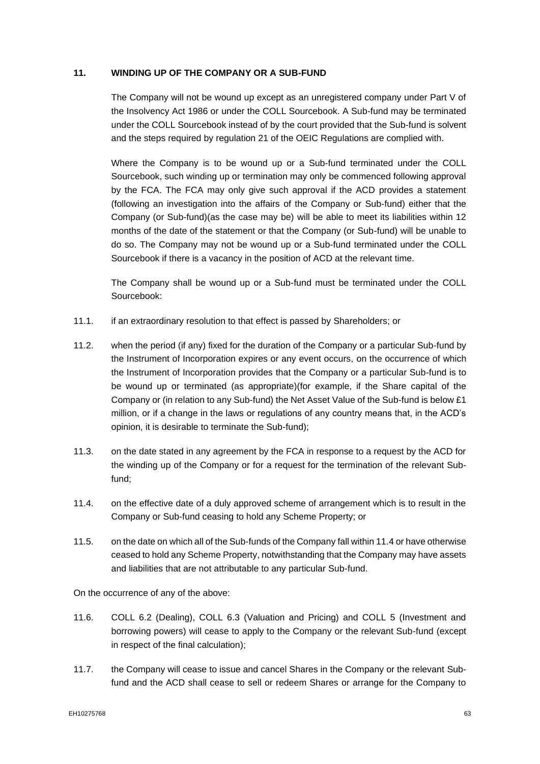## 11. WINDING UP OF THE COMPANY OR A SUB-FUND

The Company will not be wound up except as an unregistered company under Part V of the Insolvency Act 1986 or under the COLL Sourcebook. A Sub-fund may be terminated under the COLL Sourcebook instead of by the court provided that the Sub-fund is solvent and the steps required by regulation 21 of the OEIC Regulations are complied with.

Where the Company is to be wound up or a Sub-fund terminated under the COLL Sourcebook, such winding up or termination may only be commenced following approval by the FCA. The FCA may only give such approval if the ACD provides a statement (following an investigation into the affairs of the Company or Sub-fund) either that the Company (or Sub-fund)(as the case may be) will be able to meet its liabilities within 12 months of the date of the statement or that the Company (or Sub-fund) will be unable to do so. The Company may not be wound up or a Sub-fund terminated under the COLL Sourcebook if there is a vacancy in the position of ACD at the relevant time.

The Company shall be wound up or a Sub-fund must be terminated under the COLL Sourcebook:

11.1. if an extraordinary resolution to that effect is passed by Shareholders; or

11.2. when the period (if any) fixed for the duration of the Company or a particular Sub-fund by the Instrument of Incorporation expires or any event occurs, on the occurrence of which the Instrument of Incorporation provides that the Company or a particular Sub-fund is to be wound up or terminated (as appropriate)(for example, if the Share capital of the Company or (in relation to any Sub-fund) the Net Asset Value of the Sub-fund is below £1 million, or if a change in the laws or regulations of any country means that, in the ACD's opinion, it is desirable to terminate the Sub-fund);

11.3. on the date stated in any agreement by the FCA in response to a request by the ACD for the winding up of the Company or for a request for the termination of the relevant Sub-fund;

11.4. on the effective date of a duly approved scheme of arrangement which is to result in the Company or Sub-fund ceasing to hold any Scheme Property; or

11.5. on the date on which all of the Sub-funds of the Company fall within 11.4 or have otherwise ceased to hold any Scheme Property, notwithstanding that the Company may have assets and liabilities that are not attributable to any particular Sub-fund.

On the occurrence of any of the above:

11.6. COLL 6.2 (Dealing), COLL 6.3 (Valuation and Pricing) and COLL 5 (Investment and borrowing powers) will cease to apply to the Company or the relevant Sub-fund (except in respect of the final calculation);

11.7. the Company will cease to issue and cancel Shares in the Company or the relevant Sub-fund and the ACD shall cease to sell or redeem Shares or arrange for the Company to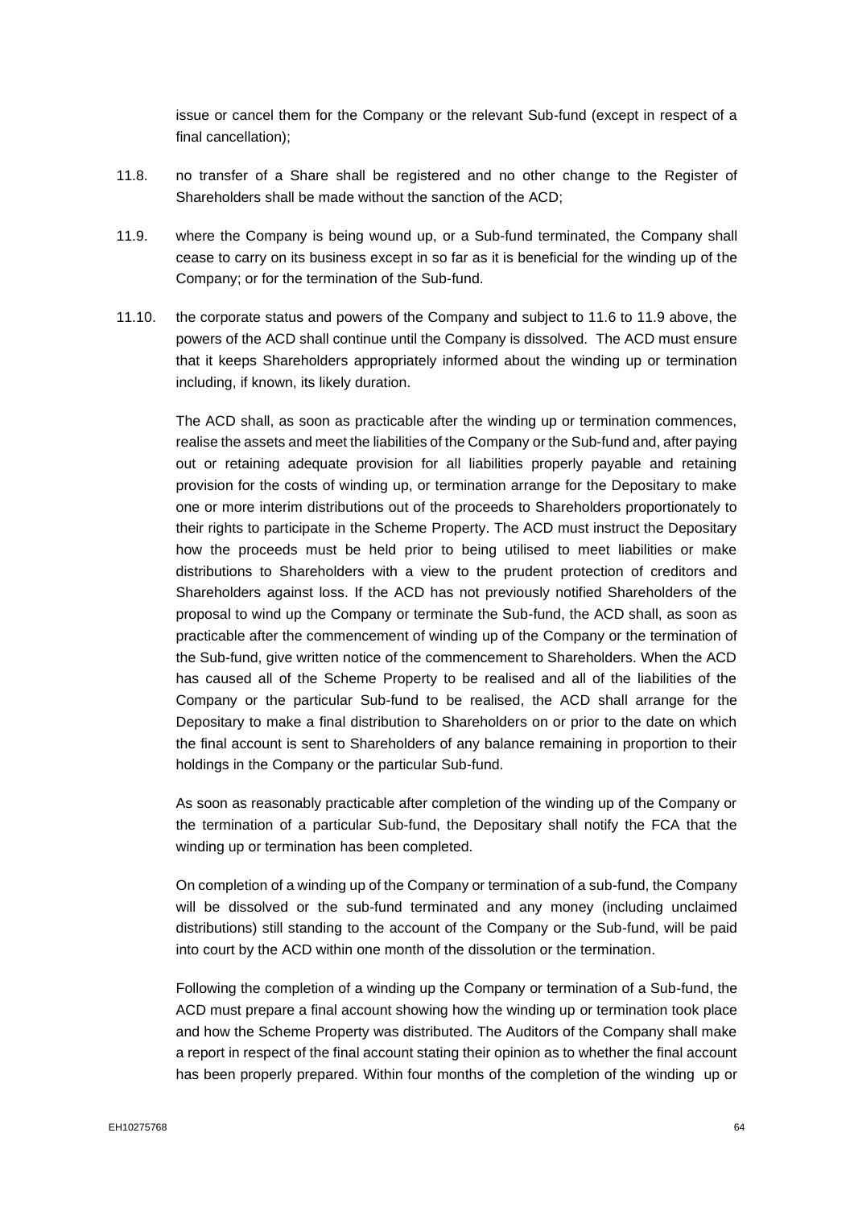issue or cancel them for the Company or the relevant Sub-fund (except in respect of a final cancellation);

11.8. no transfer of a Share shall be registered and no other change to the Register of Shareholders shall be made without the sanction of the ACD;

11.9. where the Company is being wound up, or a Sub-fund terminated, the Company shall cease to carry on its business except in so far as it is beneficial for the winding up of the Company; or for the termination of the Sub-fund.

11.10. the corporate status and powers of the Company and subject to 11.6 to 11.9 above, the powers of the ACD shall continue until the Company is dissolved. The ACD must ensure that it keeps Shareholders appropriately informed about the winding up or termination including, if known, its likely duration.

The ACD shall, as soon as practicable after the winding up or termination commences, realise the assets and meet the liabilities of the Company or the Sub-fund and, after paying out or retaining adequate provision for all liabilities properly payable and retaining provision for the costs of winding up, or termination arrange for the Depositary to make one or more interim distributions out of the proceeds to Shareholders proportionately to their rights to participate in the Scheme Property. The ACD must instruct the Depositary how the proceeds must be held prior to being utilised to meet liabilities or make distributions to Shareholders with a view to the prudent protection of creditors and Shareholders against loss. If the ACD has not previously notified Shareholders of the proposal to wind up the Company or terminate the Sub-fund, the ACD shall, as soon as practicable after the commencement of winding up of the Company or the termination of the Sub-fund, give written notice of the commencement to Shareholders. When the ACD has caused all of the Scheme Property to be realised and all of the liabilities of the Company or the particular Sub-fund to be realised, the ACD shall arrange for the Depositary to make a final distribution to Shareholders on or prior to the date on which the final account is sent to Shareholders of any balance remaining in proportion to their holdings in the Company or the particular Sub-fund.

As soon as reasonably practicable after completion of the winding up of the Company or the termination of a particular Sub-fund, the Depositary shall notify the FCA that the winding up or termination has been completed.

On completion of a winding up of the Company or termination of a sub-fund, the Company will be dissolved or the sub-fund terminated and any money (including unclaimed distributions) still standing to the account of the Company or the Sub-fund, will be paid into court by the ACD within one month of the dissolution or the termination.

Following the completion of a winding up the Company or termination of a Sub-fund, the ACD must prepare a final account showing how the winding up or termination took place and how the Scheme Property was distributed. The Auditors of the Company shall make a report in respect of the final account stating their opinion as to whether the final account has been properly prepared. Within four months of the completion of the winding up or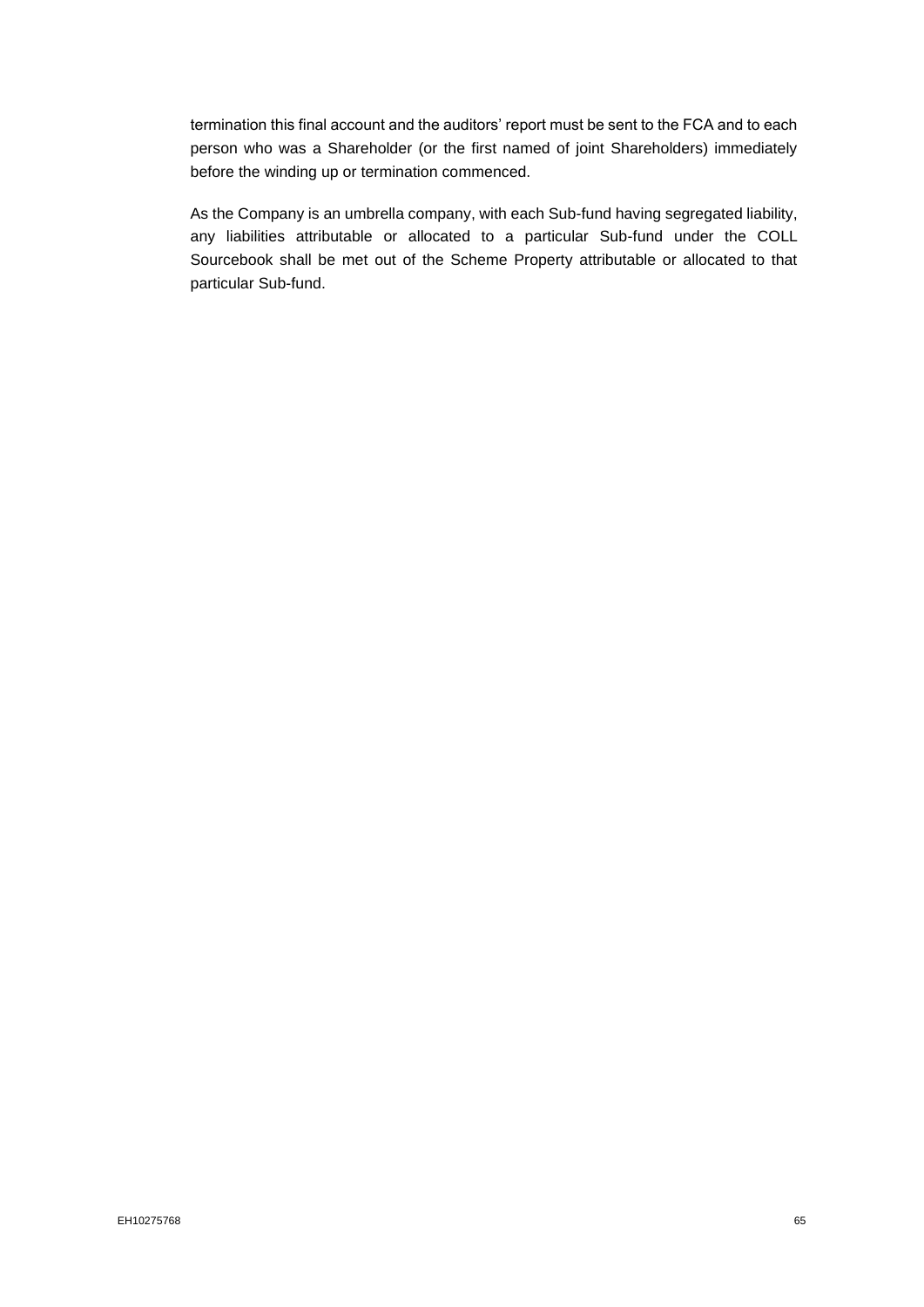termination this final account and the auditors' report must be sent to the FCA and to each person who was a Shareholder (or the first named of joint Shareholders) immediately before the winding up or termination commenced.

As the Company is an umbrella company, with each Sub-fund having segregated liability, any liabilities attributable or allocated to a particular Sub-fund under the COLL Sourcebook shall be met out of the Scheme Property attributable or allocated to that particular Sub-fund.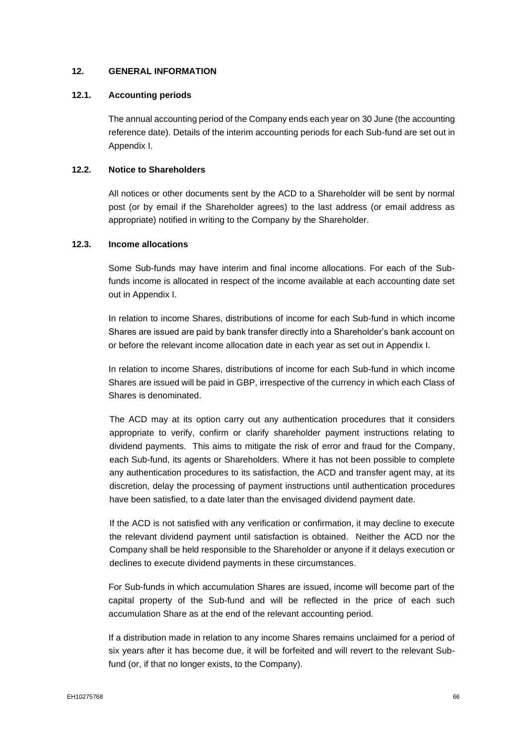## 12. GENERAL INFORMATION

### 12.1. Accounting periods

The annual accounting period of the Company ends each year on 30 June (the accounting reference date). Details of the interim accounting periods for each Sub-fund are set out in Appendix I.

### 12.2. Notice to Shareholders

All notices or other documents sent by the ACD to a Shareholder will be sent by normal post (or by email if the Shareholder agrees) to the last address (or email address as appropriate) notified in writing to the Company by the Shareholder.

### 12.3. Income allocations

Some Sub-funds may have interim and final income allocations. For each of the Sub-funds income is allocated in respect of the income available at each accounting date set out in Appendix I.

In relation to income Shares, distributions of income for each Sub-fund in which income Shares are issued are paid by bank transfer directly into a Shareholder's bank account on or before the relevant income allocation date in each year as set out in Appendix I.

In relation to income Shares, distributions of income for each Sub-fund in which income Shares are issued will be paid in GBP, irrespective of the currency in which each Class of Shares is denominated.

The ACD may at its option carry out any authentication procedures that it considers appropriate to verify, confirm or clarify shareholder payment instructions relating to dividend payments. This aims to mitigate the risk of error and fraud for the Company, each Sub-fund, its agents or Shareholders. Where it has not been possible to complete any authentication procedures to its satisfaction, the ACD and transfer agent may, at its discretion, delay the processing of payment instructions until authentication procedures have been satisfied, to a date later than the envisaged dividend payment date.

If the ACD is not satisfied with any verification or confirmation, it may decline to execute the relevant dividend payment until satisfaction is obtained. Neither the ACD nor the Company shall be held responsible to the Shareholder or anyone if it delays execution or declines to execute dividend payments in these circumstances.

For Sub-funds in which accumulation Shares are issued, income will become part of the capital property of the Sub-fund and will be reflected in the price of each such accumulation Share as at the end of the relevant accounting period.

If a distribution made in relation to any income Shares remains unclaimed for a period of six years after it has become due, it will be forfeited and will revert to the relevant Sub-fund (or, if that no longer exists, to the Company).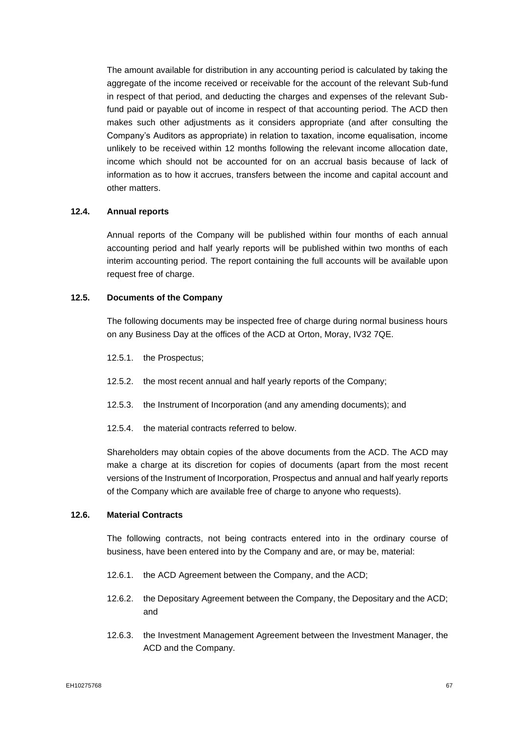The amount available for distribution in any accounting period is calculated by taking the aggregate of the income received or receivable for the account of the relevant Sub-fund in respect of that period, and deducting the charges and expenses of the relevant Sub-fund paid or payable out of income in respect of that accounting period. The ACD then makes such other adjustments as it considers appropriate (and after consulting the Company's Auditors as appropriate) in relation to taxation, income equalisation, income unlikely to be received within 12 months following the relevant income allocation date, income which should not be accounted for on an accrual basis because of lack of information as to how it accrues, transfers between the income and capital account and other matters.

### 12.4. Annual reports

Annual reports of the Company will be published within four months of each annual accounting period and half yearly reports will be published within two months of each interim accounting period. The report containing the full accounts will be available upon request free of charge.

### 12.5. Documents of the Company

The following documents may be inspected free of charge during normal business hours on any Business Day at the offices of the ACD at Orton, Moray, IV32 7QE.

12.5.1. the Prospectus;

12.5.2. the most recent annual and half yearly reports of the Company;

12.5.3. the Instrument of Incorporation (and any amending documents); and

12.5.4. the material contracts referred to below.

Shareholders may obtain copies of the above documents from the ACD. The ACD may make a charge at its discretion for copies of documents (apart from the most recent versions of the Instrument of Incorporation, Prospectus and annual and half yearly reports of the Company which are available free of charge to anyone who requests).

### 12.6. Material Contracts

The following contracts, not being contracts entered into in the ordinary course of business, have been entered into by the Company and are, or may be, material:

12.6.1. the ACD Agreement between the Company, and the ACD;

12.6.2. the Depositary Agreement between the Company, the Depositary and the ACD; and

12.6.3. the Investment Management Agreement between the Investment Manager, the ACD and the Company.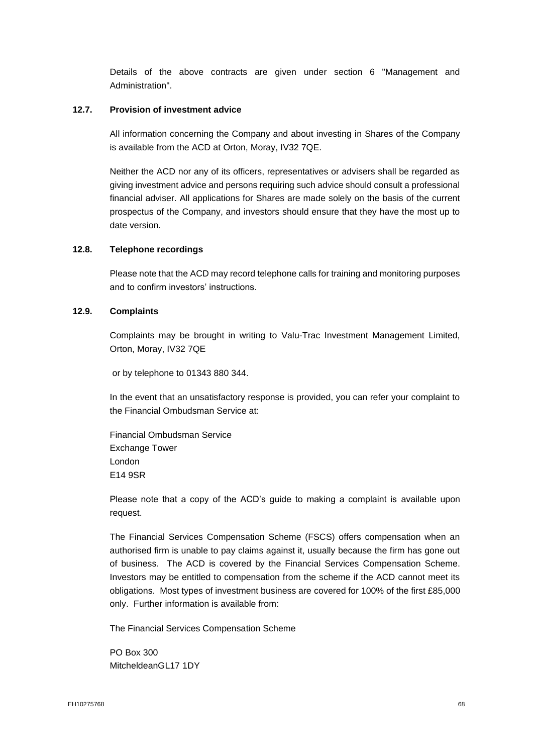Details of the above contracts are given under section 6 "Management and Administration".

### 12.7. Provision of investment advice

All information concerning the Company and about investing in Shares of the Company is available from the ACD at Orton, Moray, IV32 7QE.

Neither the ACD nor any of its officers, representatives or advisers shall be regarded as giving investment advice and persons requiring such advice should consult a professional financial adviser. All applications for Shares are made solely on the basis of the current prospectus of the Company, and investors should ensure that they have the most up to date version.

### 12.8. Telephone recordings

Please note that the ACD may record telephone calls for training and monitoring purposes and to confirm investors' instructions.

### 12.9. Complaints

Complaints may be brought in writing to Valu-Trac Investment Management Limited, Orton, Moray, IV32 7QE

or by telephone to 01343 880 344.

In the event that an unsatisfactory response is provided, you can refer your complaint to the Financial Ombudsman Service at:

Financial Ombudsman Service
Exchange Tower
London
E14 9SR

Please note that a copy of the ACD's guide to making a complaint is available upon request.

The Financial Services Compensation Scheme (FSCS) offers compensation when an authorised firm is unable to pay claims against it, usually because the firm has gone out of business. The ACD is covered by the Financial Services Compensation Scheme. Investors may be entitled to compensation from the scheme if the ACD cannot meet its obligations. Most types of investment business are covered for 100% of the first £85,000 only. Further information is available from:

The Financial Services Compensation Scheme

PO Box 300
MitcheldeanGL17 1DY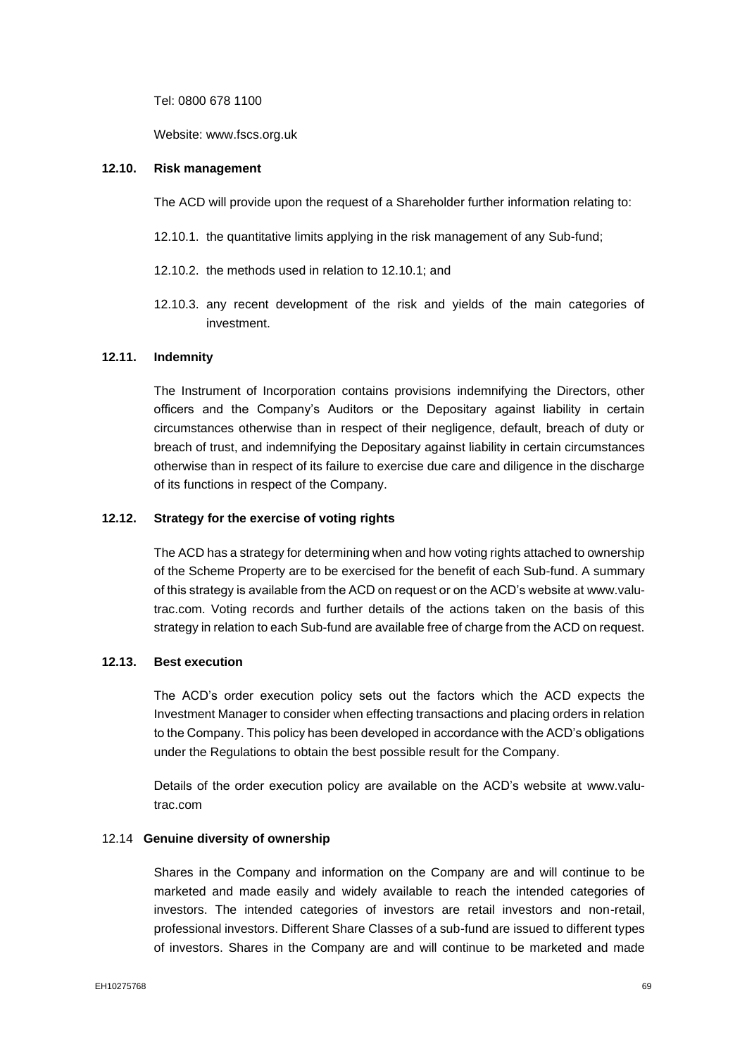Tel: 0800 678 1100

Website: www.fscs.org.uk

### 12.10. Risk management

The ACD will provide upon the request of a Shareholder further information relating to:

12.10.1. the quantitative limits applying in the risk management of any Sub-fund;

12.10.2. the methods used in relation to 12.10.1; and

12.10.3. any recent development of the risk and yields of the main categories of investment.

### 12.11. Indemnity

The Instrument of Incorporation contains provisions indemnifying the Directors, other officers and the Company's Auditors or the Depositary against liability in certain circumstances otherwise than in respect of their negligence, default, breach of duty or breach of trust, and indemnifying the Depositary against liability in certain circumstances otherwise than in respect of its failure to exercise due care and diligence in the discharge of its functions in respect of the Company.

### 12.12. Strategy for the exercise of voting rights

The ACD has a strategy for determining when and how voting rights attached to ownership of the Scheme Property are to be exercised for the benefit of each Sub-fund. A summary of this strategy is available from the ACD on request or on the ACD's website at www.valu-trac.com. Voting records and further details of the actions taken on the basis of this strategy in relation to each Sub-fund are available free of charge from the ACD on request.

### 12.13. Best execution

The ACD's order execution policy sets out the factors which the ACD expects the Investment Manager to consider when effecting transactions and placing orders in relation to the Company. This policy has been developed in accordance with the ACD's obligations under the Regulations to obtain the best possible result for the Company.

Details of the order execution policy are available on the ACD's website at www.valu-trac.com

### 12.14 Genuine diversity of ownership

Shares in the Company and information on the Company are and will continue to be marketed and made easily and widely available to reach the intended categories of investors. The intended categories of investors are retail investors and non-retail, professional investors. Different Share Classes of a sub-fund are issued to different types of investors. Shares in the Company are and will continue to be marketed and made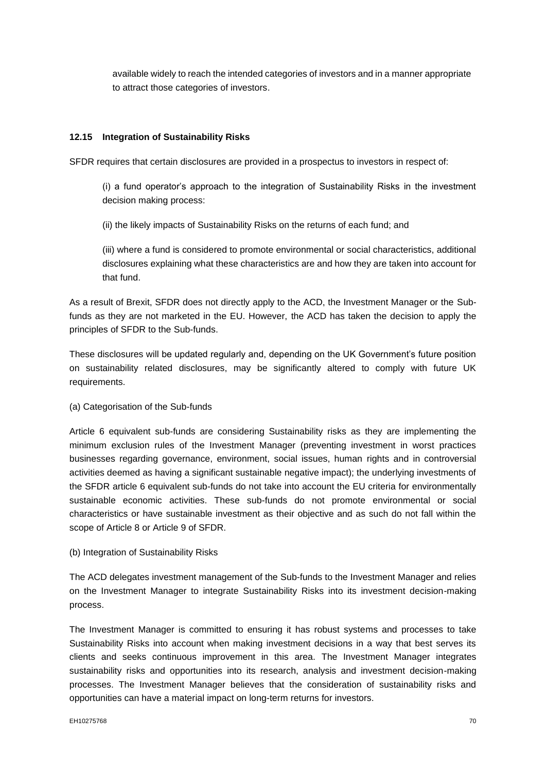available widely to reach the intended categories of investors and in a manner appropriate to attract those categories of investors.

### 12.15 Integration of Sustainability Risks

SFDR requires that certain disclosures are provided in a prospectus to investors in respect of:

(i) a fund operator's approach to the integration of Sustainability Risks in the investment decision making process:

(ii) the likely impacts of Sustainability Risks on the returns of each fund; and

(iii) where a fund is considered to promote environmental or social characteristics, additional disclosures explaining what these characteristics are and how they are taken into account for that fund.

As a result of Brexit, SFDR does not directly apply to the ACD, the Investment Manager or the Sub-funds as they are not marketed in the EU. However, the ACD has taken the decision to apply the principles of SFDR to the Sub-funds.

These disclosures will be updated regularly and, depending on the UK Government's future position on sustainability related disclosures, may be significantly altered to comply with future UK requirements.

(a) Categorisation of the Sub-funds

Article 6 equivalent sub-funds are considering Sustainability risks as they are implementing the minimum exclusion rules of the Investment Manager (preventing investment in worst practices businesses regarding governance, environment, social issues, human rights and in controversial activities deemed as having a significant sustainable negative impact); the underlying investments of the SFDR article 6 equivalent sub-funds do not take into account the EU criteria for environmentally sustainable economic activities. These sub-funds do not promote environmental or social characteristics or have sustainable investment as their objective and as such do not fall within the scope of Article 8 or Article 9 of SFDR.

(b) Integration of Sustainability Risks

The ACD delegates investment management of the Sub-funds to the Investment Manager and relies on the Investment Manager to integrate Sustainability Risks into its investment decision-making process.

The Investment Manager is committed to ensuring it has robust systems and processes to take Sustainability Risks into account when making investment decisions in a way that best serves its clients and seeks continuous improvement in this area. The Investment Manager integrates sustainability risks and opportunities into its research, analysis and investment decision-making processes. The Investment Manager believes that the consideration of sustainability risks and opportunities can have a material impact on long-term returns for investors.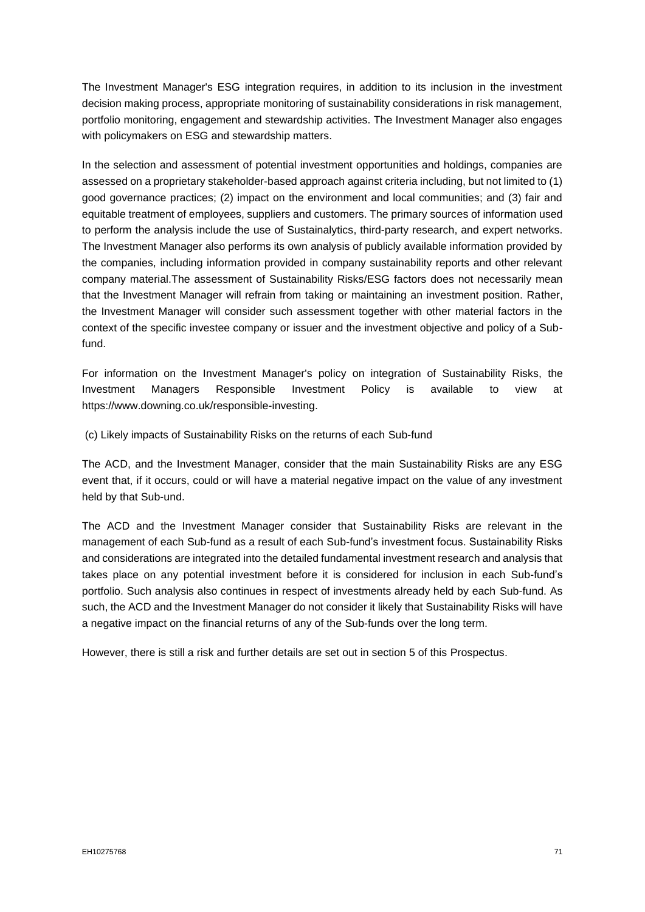The Investment Manager's ESG integration requires, in addition to its inclusion in the investment decision making process, appropriate monitoring of sustainability considerations in risk management, portfolio monitoring, engagement and stewardship activities. The Investment Manager also engages with policymakers on ESG and stewardship matters.

In the selection and assessment of potential investment opportunities and holdings, companies are assessed on a proprietary stakeholder-based approach against criteria including, but not limited to (1) good governance practices; (2) impact on the environment and local communities; and (3) fair and equitable treatment of employees, suppliers and customers. The primary sources of information used to perform the analysis include the use of Sustainalytics, third-party research, and expert networks. The Investment Manager also performs its own analysis of publicly available information provided by the companies, including information provided in company sustainability reports and other relevant company material.The assessment of Sustainability Risks/ESG factors does not necessarily mean that the Investment Manager will refrain from taking or maintaining an investment position. Rather, the Investment Manager will consider such assessment together with other material factors in the context of the specific investee company or issuer and the investment objective and policy of a Sub-fund.

For information on the Investment Manager's policy on integration of Sustainability Risks, the Investment Managers Responsible Investment Policy is available to view at https://www.downing.co.uk/responsible-investing.

(c) Likely impacts of Sustainability Risks on the returns of each Sub-fund

The ACD, and the Investment Manager, consider that the main Sustainability Risks are any ESG event that, if it occurs, could or will have a material negative impact on the value of any investment held by that Sub-und.

The ACD and the Investment Manager consider that Sustainability Risks are relevant in the management of each Sub-fund as a result of each Sub-fund's investment focus. Sustainability Risks and considerations are integrated into the detailed fundamental investment research and analysis that takes place on any potential investment before it is considered for inclusion in each Sub-fund's portfolio. Such analysis also continues in respect of investments already held by each Sub-fund. As such, the ACD and the Investment Manager do not consider it likely that Sustainability Risks will have a negative impact on the financial returns of any of the Sub-funds over the long term.

However, there is still a risk and further details are set out in section 5 of this Prospectus.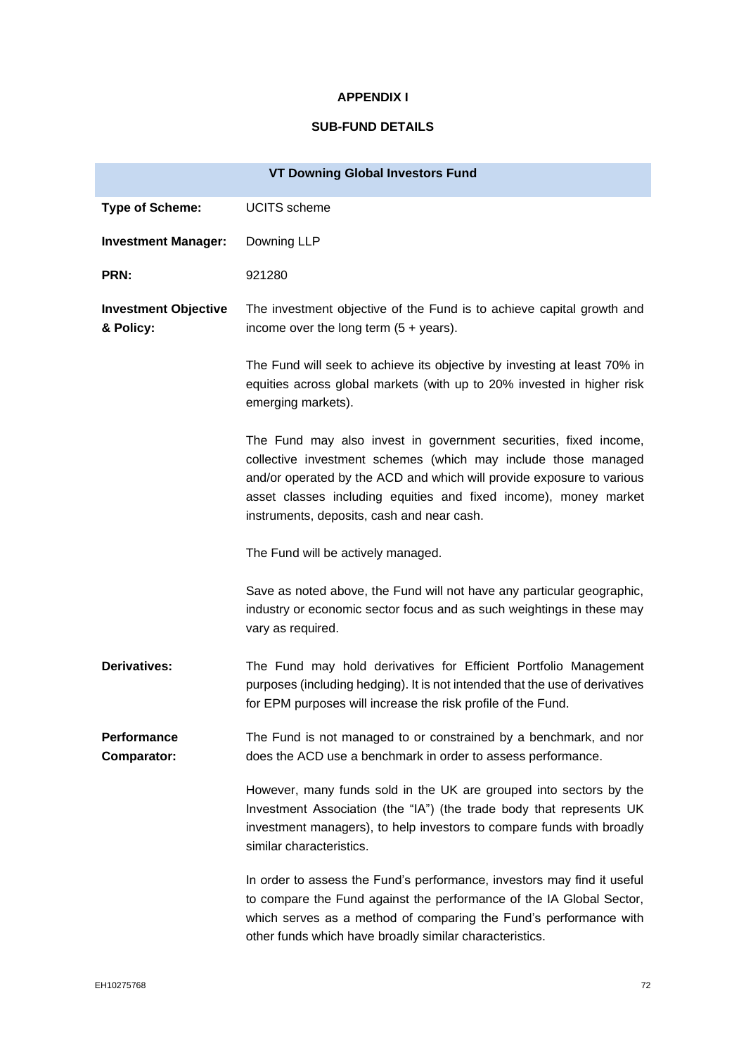**APPENDIX I**

**SUB-FUNDS DETAILS**

| VT Downing Global Investors Fund | |
|---|---|
| **Type of Scheme:** | UCITS scheme |
| **Investment Manager:** | Downing LLP |
| **PRN:** | 921280 |
| **Investment Objective & Policy:** | The investment objective of the Fund is to achieve capital growth and income over the long term (5 + years).<br><br>The Fund will seek to achieve its objective by investing at least 70% in equities across global markets (with up to 20% invested in higher risk emerging markets).<br><br>The Fund may also invest in government securities, fixed income, collective investment schemes (which may include those managed and/or operated by the ACD and which will provide exposure to various asset classes including equities and fixed income), money market instruments, deposits, cash and near cash.<br><br>The Fund will be actively managed.<br><br>Save as noted above, the Fund will not have any particular geographic, industry or economic sector focus and as such weightings in these may vary as required. |
| **Derivatives:** | The Fund may hold derivatives for Efficient Portfolio Management purposes (including hedging). It is not intended that the use of derivatives for EPM purposes will increase the risk profile of the Fund. |
| **Performance Comparator:** | The Fund is not managed to or constrained by a benchmark, and nor does the ACD use a benchmark in order to assess performance.<br><br>However, many funds sold in the UK are grouped into sectors by the Investment Association (the "IA") (the trade body that represents UK investment managers), to help investors to compare funds with broadly similar characteristics.<br><br>In order to assess the Fund's performance, investors may find it useful to compare the Fund against the performance of the IA Global Sector, which serves as a method of comparing the Fund's performance with other funds which have broadly similar characteristics. |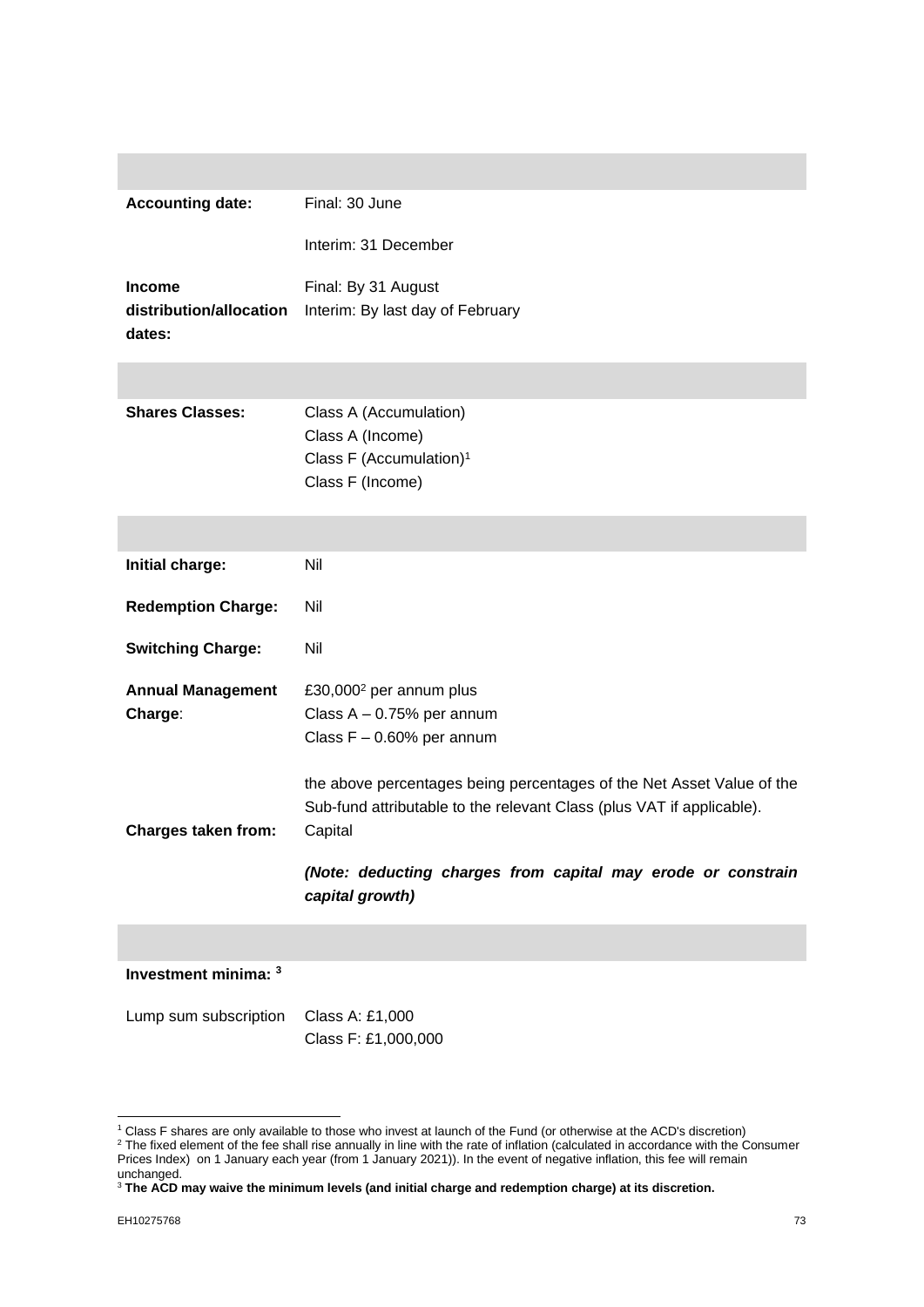| | |
|---|---|
| **Accounting date:** | Final: 30 June<br><br>Interim: 31 December |
| **Income distribution/allocation dates:** | Final: By 31 August<br>Interim: By last day of February |

| | |
|---|---|
| **Shares Classes:** | Class A (Accumulation)<br>Class A (Income)<br>Class F (Accumulation)[1]<br>Class F (Income) |

| | |
|---|---|
| **Initial charge:** | Nil |
| **Redemption Charge:** | Nil |
| **Switching Charge:** | Nil |
| **Annual Management Charge**: | £30,000[2] per annum plus<br>Class A – 0.75% per annum<br>Class F – 0.60% per annum<br><br>the above percentages being percentages of the Net Asset Value of the Sub-fund attributable to the relevant Class (plus VAT if applicable). |
| **Charges taken from:** | Capital<br><br>***(Note: deducting charges from capital may erode or constrain capital growth)*** |

**Investment minima: [3]**

| | |
|---|---|
| Lump sum subscription | Class A: £1,000<br>Class F: £1,000,000 |

---

[1] Class F shares are only available to those who invest at launch of the Fund (or otherwise at the ACD's discretion)

[2] The fixed element of the fee shall rise annually in line with the rate of inflation (calculated in accordance with the Consumer Prices Index) on 1 January each year (from 1 January 2021)). In the event of negative inflation, this fee will remain unchanged.

[3] **The ACD may waive the minimum levels (and initial charge and redemption charge) at its discretion.**

EH10275768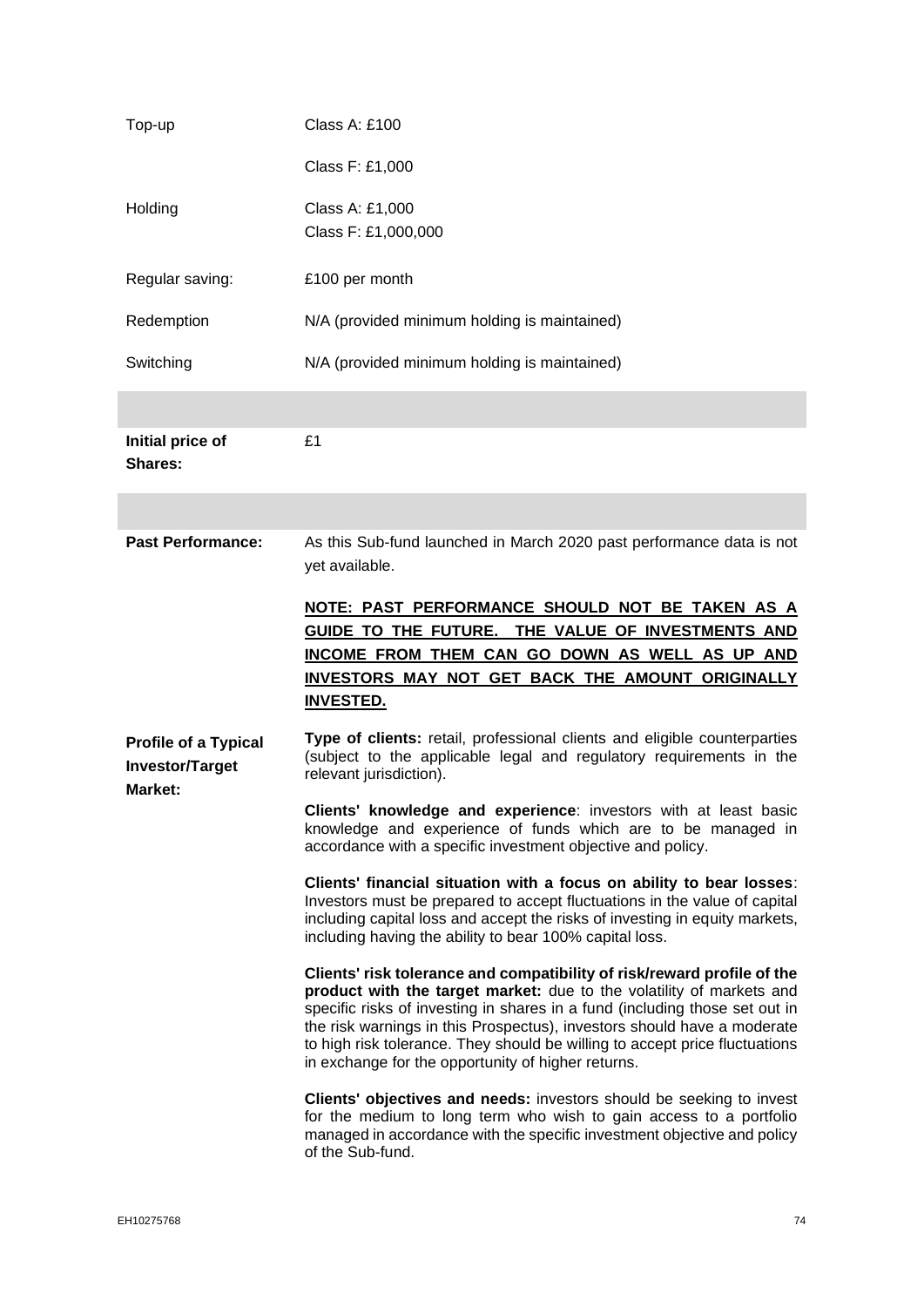| | |
|---|---|
| Top-up | Class A: £100 |
| | Class F: £1,000 |
| Holding | Class A: £1,000<br>Class F: £1,000,000 |
| Regular saving: | £100 per month |
| Redemption | N/A (provided minimum holding is maintained) |
| Switching | N/A (provided minimum holding is maintained) |
| | |
| **Initial price of Shares:** | £1 |
| | |
| **Past Performance:** | As this Sub-fund launched in March 2020 past performance data is not yet available.<br><br>**NOTE: PAST PERFORMANCE SHOULD NOT BE TAKEN AS A GUIDE TO THE FUTURE. THE VALUE OF INVESTMENTS AND INCOME FROM THEM CAN GO DOWN AS WELL AS UP AND INVESTORS MAY NOT GET BACK THE AMOUNT ORIGINALLY INVESTED.** |
| **Profile of a Typical Investor/Target Market:** | **Type of clients:** retail, professional clients and eligible counterparties (subject to the applicable legal and regulatory requirements in the relevant jurisdiction).<br><br>**Clients' knowledge and experience**: investors with at least basic knowledge and experience of funds which are to be managed in accordance with a specific investment objective and policy.<br><br>**Clients' financial situation with a focus on ability to bear losses**: Investors must be prepared to accept fluctuations in the value of capital including capital loss and accept the risks of investing in equity markets, including having the ability to bear 100% capital loss.<br><br>**Clients' risk tolerance and compatibility of risk/reward profile of the product with the target market:** due to the volatility of markets and specific risks of investing in shares in a fund (including those set out in the risk warnings in this Prospectus), investors should have a moderate to high risk tolerance. They should be willing to accept price fluctuations in exchange for the opportunity of higher returns.<br><br>**Clients' objectives and needs:** investors should be seeking to invest for the medium to long term who wish to gain access to a portfolio managed in accordance with the specific investment objective and policy of the Sub-fund. |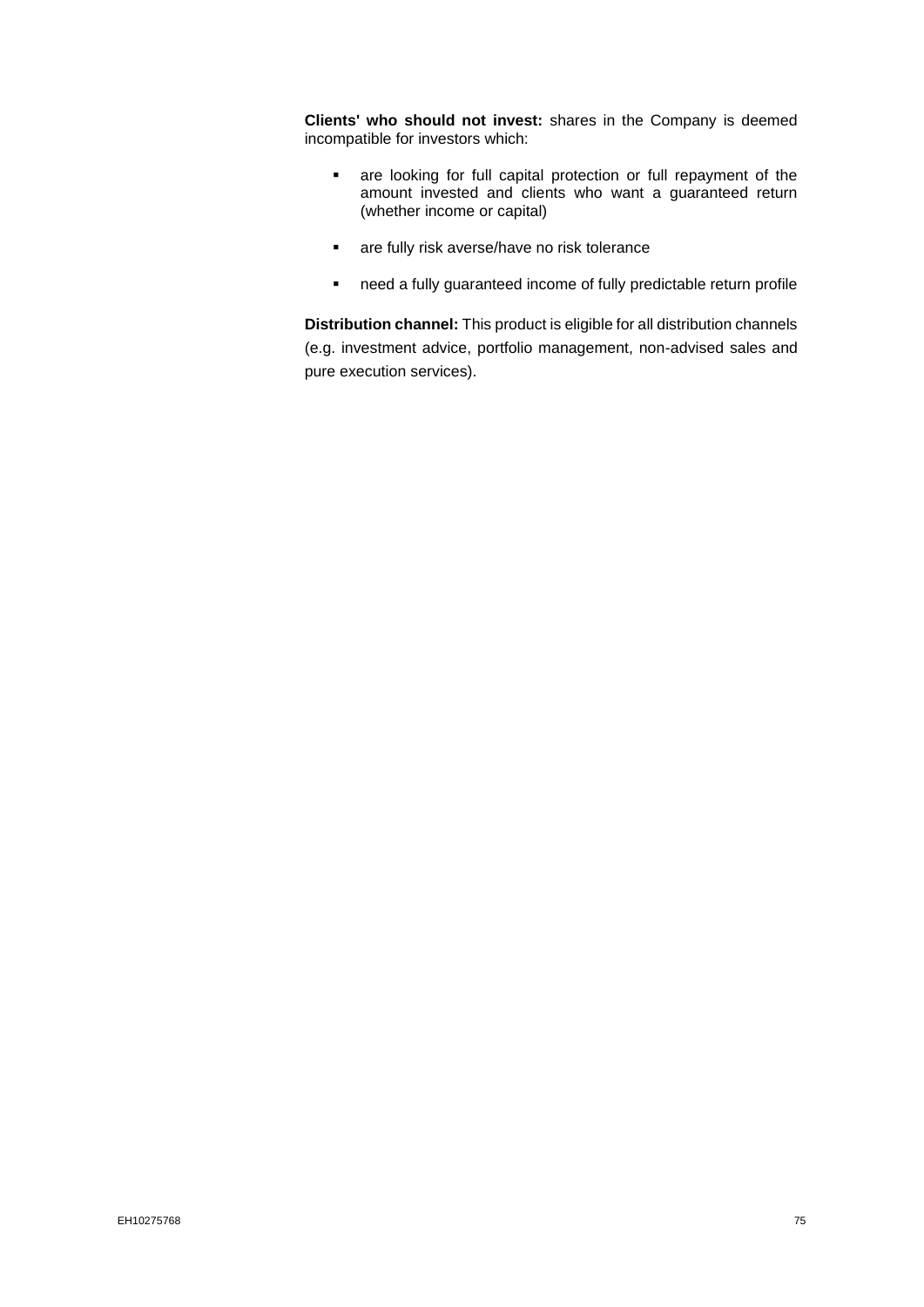**Clients' who should not invest:** shares in the Company is deemed incompatible for investors which:

- are looking for full capital protection or full repayment of the amount invested and clients who want a guaranteed return (whether income or capital)
- are fully risk averse/have no risk tolerance
- need a fully guaranteed income of fully predictable return profile

**Distribution channel:** This product is eligible for all distribution channels (e.g. investment advice, portfolio management, non-advised sales and pure execution services).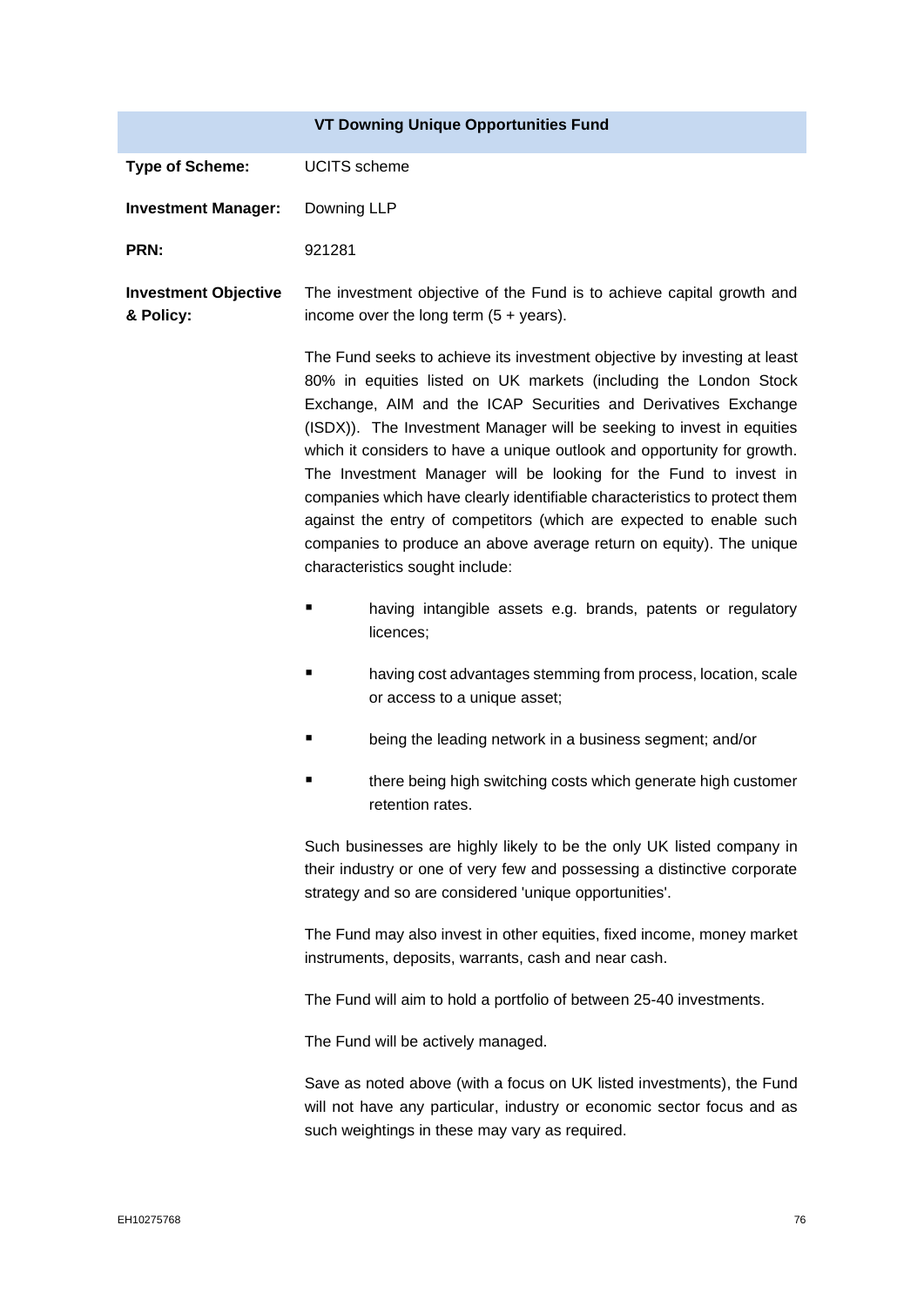## VT Downing Unique Opportunities Fund

**Type of Scheme:** UCITS scheme

**Investment Manager:** Downing LLP

**PRN:** 921281

**Investment Objective & Policy:**

The investment objective of the Fund is to achieve capital growth and income over the long term (5 + years).

The Fund seeks to achieve its investment objective by investing at least 80% in equities listed on UK markets (including the London Stock Exchange, AIM and the ICAP Securities and Derivatives Exchange (ISDX)). The Investment Manager will be seeking to invest in equities which it considers to have a unique outlook and opportunity for growth. The Investment Manager will be looking for the Fund to invest in companies which have clearly identifiable characteristics to protect them against the entry of competitors (which are expected to enable such companies to produce an above average return on equity). The unique characteristics sought include:

- having intangible assets e.g. brands, patents or regulatory licences;
- having cost advantages stemming from process, location, scale or access to a unique asset;
- being the leading network in a business segment; and/or
- there being high switching costs which generate high customer retention rates.

Such businesses are highly likely to be the only UK listed company in their industry or one of very few and possessing a distinctive corporate strategy and so are considered 'unique opportunities'.

The Fund may also invest in other equities, fixed income, money market instruments, deposits, warrants, cash and near cash.

The Fund will aim to hold a portfolio of between 25-40 investments.

The Fund will be actively managed.

Save as noted above (with a focus on UK listed investments), the Fund will not have any particular, industry or economic sector focus and as such weightings in these may vary as required.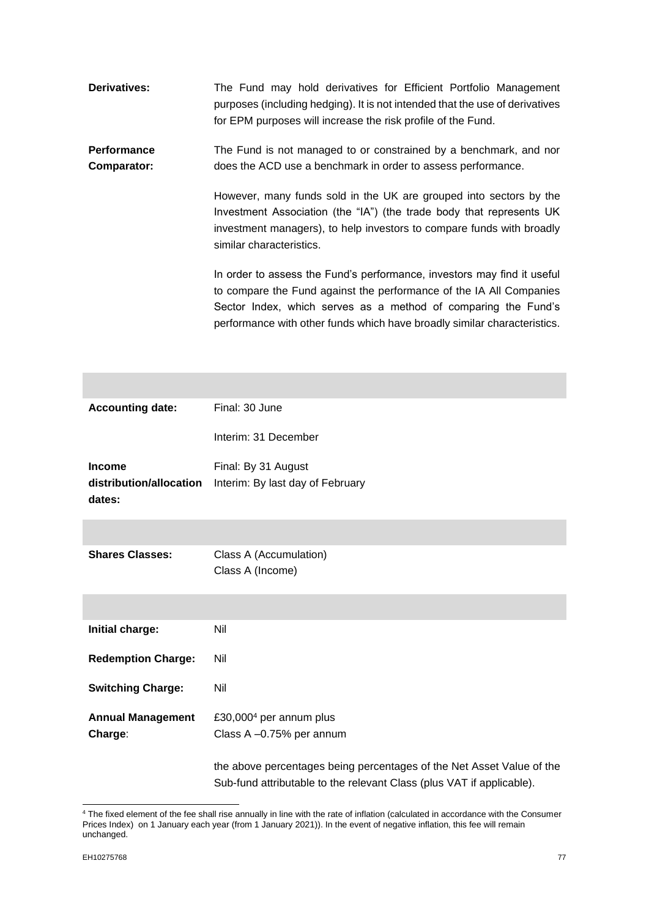| | |
|---|---|
| **Derivatives:** | The Fund may hold derivatives for Efficient Portfolio Management purposes (including hedging). It is not intended that the use of derivatives for EPM purposes will increase the risk profile of the Fund. |
| **Performance Comparator:** | The Fund is not managed to or constrained by a benchmark, and nor does the ACD use a benchmark in order to assess performance.<br><br>However, many funds sold in the UK are grouped into sectors by the Investment Association (the "IA") (the trade body that represents UK investment managers), to help investors to compare funds with broadly similar characteristics.<br><br>In order to assess the Fund's performance, investors may find it useful to compare the Fund against the performance of the IA All Companies Sector Index, which serves as a method of comparing the Fund's performance with other funds which have broadly similar characteristics. |

| | |
|---|---|
| **Accounting date:** | Final: 30 June<br><br>Interim: 31 December |
| **Income distribution/allocation dates:** | Final: By 31 August<br>Interim: By last day of February |

| | |
|---|---|
| **Shares Classes:** | Class A (Accumulation)<br>Class A (Income) |

| | |
|---|---|
| **Initial charge:** | Nil |
| **Redemption Charge:** | Nil |
| **Switching Charge:** | Nil |
| **Annual Management Charge**: | £30,000[4] per annum plus<br>Class A –0.75% per annum<br><br>the above percentages being percentages of the Net Asset Value of the Sub-fund attributable to the relevant Class (plus VAT if applicable). |

[4] The fixed element of the fee shall rise annually in line with the rate of inflation (calculated in accordance with the Consumer Prices Index) on 1 January each year (from 1 January 2021)). In the event of negative inflation, this fee will remain unchanged.

EH10275768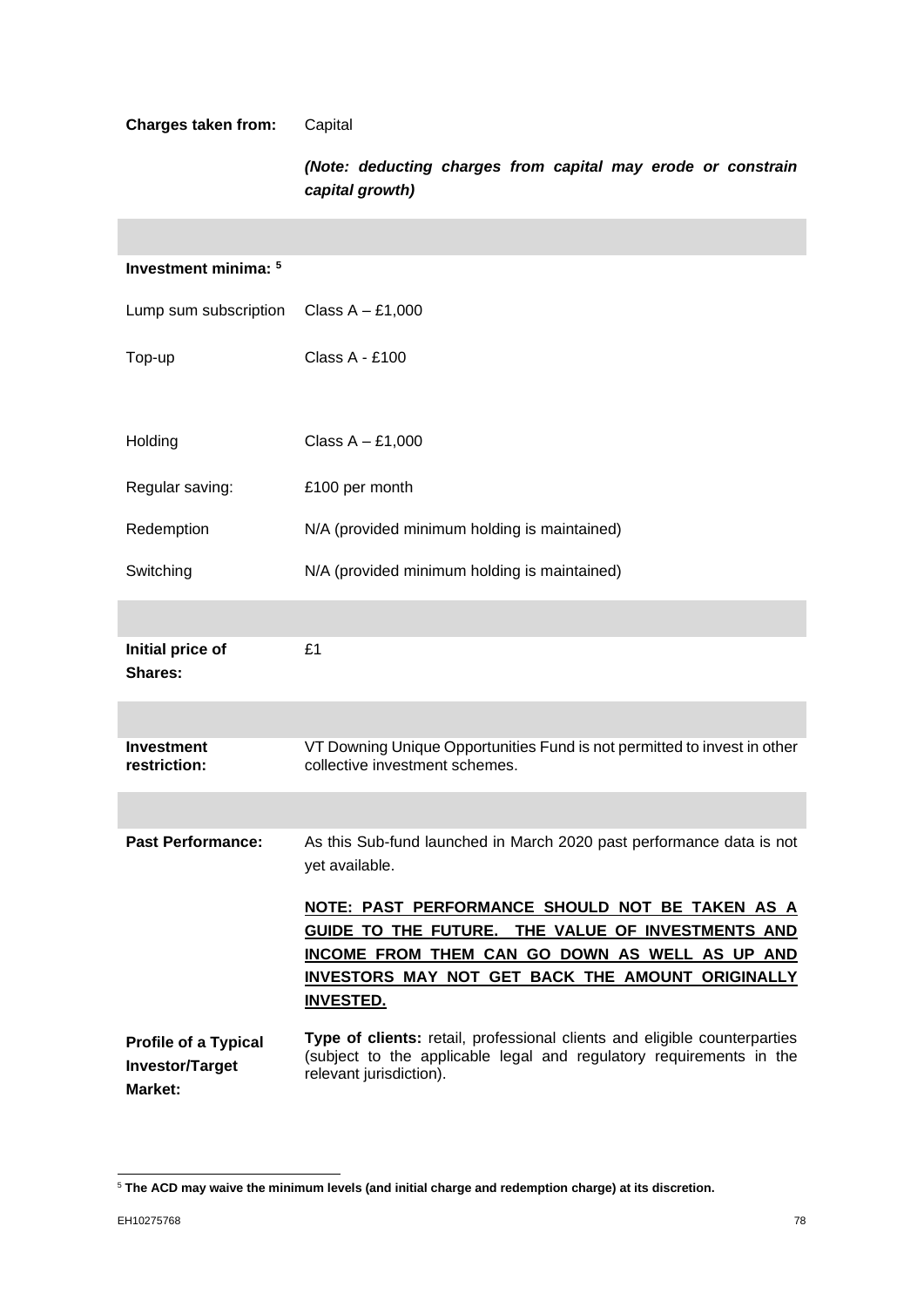| | |
|---|---|
| **Charges taken from:** | Capital<br><br>***(Note: deducting charges from capital may erode or constrain capital growth)*** |
| | |
| **Investment minima:** [5] | |
| Lump sum subscription | Class A – £1,000 |
| Top-up | Class A - £100 |
| Holding | Class A – £1,000 |
| Regular saving: | £100 per month |
| Redemption | N/A (provided minimum holding is maintained) |
| Switching | N/A (provided minimum holding is maintained) |
| | |
| **Initial price of Shares:** | £1 |
| | |
| **Investment restriction:** | VT Downing Unique Opportunities Fund is not permitted to invest in other collective investment schemes. |
| | |
| **Past Performance:** | As this Sub-fund launched in March 2020 past performance data is not yet available.<br><br>**NOTE: PAST PERFORMANCE SHOULD NOT BE TAKEN AS A GUIDE TO THE FUTURE. THE VALUE OF INVESTMENTS AND INCOME FROM THEM CAN GO DOWN AS WELL AS UP AND INVESTORS MAY NOT GET BACK THE AMOUNT ORIGINALLY INVESTED.** |
| **Profile of a Typical Investor/Target Market:** | **Type of clients:** retail, professional clients and eligible counterparties (subject to the applicable legal and regulatory requirements in the relevant jurisdiction). |

[5] **The ACD may waive the minimum levels (and initial charge and redemption charge) at its discretion.**

EH10275768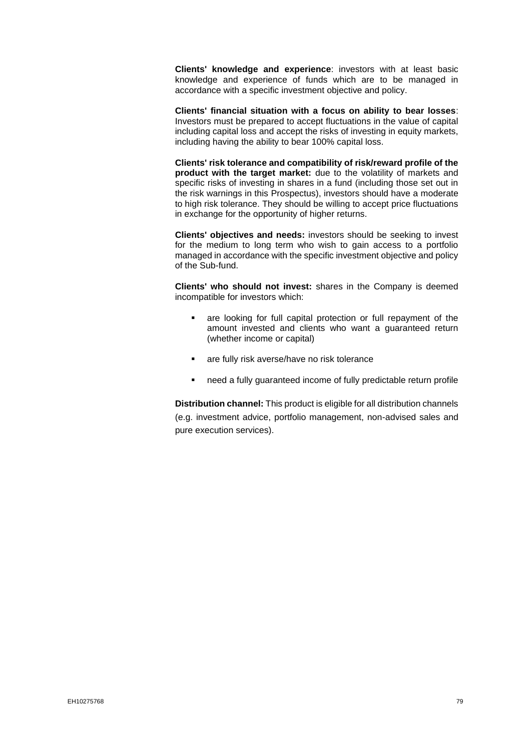**Clients' knowledge and experience**: investors with at least basic knowledge and experience of funds which are to be managed in accordance with a specific investment objective and policy.

**Clients' financial situation with a focus on ability to bear losses**: Investors must be prepared to accept fluctuations in the value of capital including capital loss and accept the risks of investing in equity markets, including having the ability to bear 100% capital loss.

**Clients' risk tolerance and compatibility of risk/reward profile of the product with the target market:** due to the volatility of markets and specific risks of investing in shares in a fund (including those set out in the risk warnings in this Prospectus), investors should have a moderate to high risk tolerance. They should be willing to accept price fluctuations in exchange for the opportunity of higher returns.

**Clients' objectives and needs:** investors should be seeking to invest for the medium to long term who wish to gain access to a portfolio managed in accordance with the specific investment objective and policy of the Sub-fund.

**Clients' who should not invest:** shares in the Company is deemed incompatible for investors which:

- are looking for full capital protection or full repayment of the amount invested and clients who want a guaranteed return (whether income or capital)
- are fully risk averse/have no risk tolerance
- need a fully guaranteed income of fully predictable return profile

**Distribution channel:** This product is eligible for all distribution channels (e.g. investment advice, portfolio management, non-advised sales and pure execution services).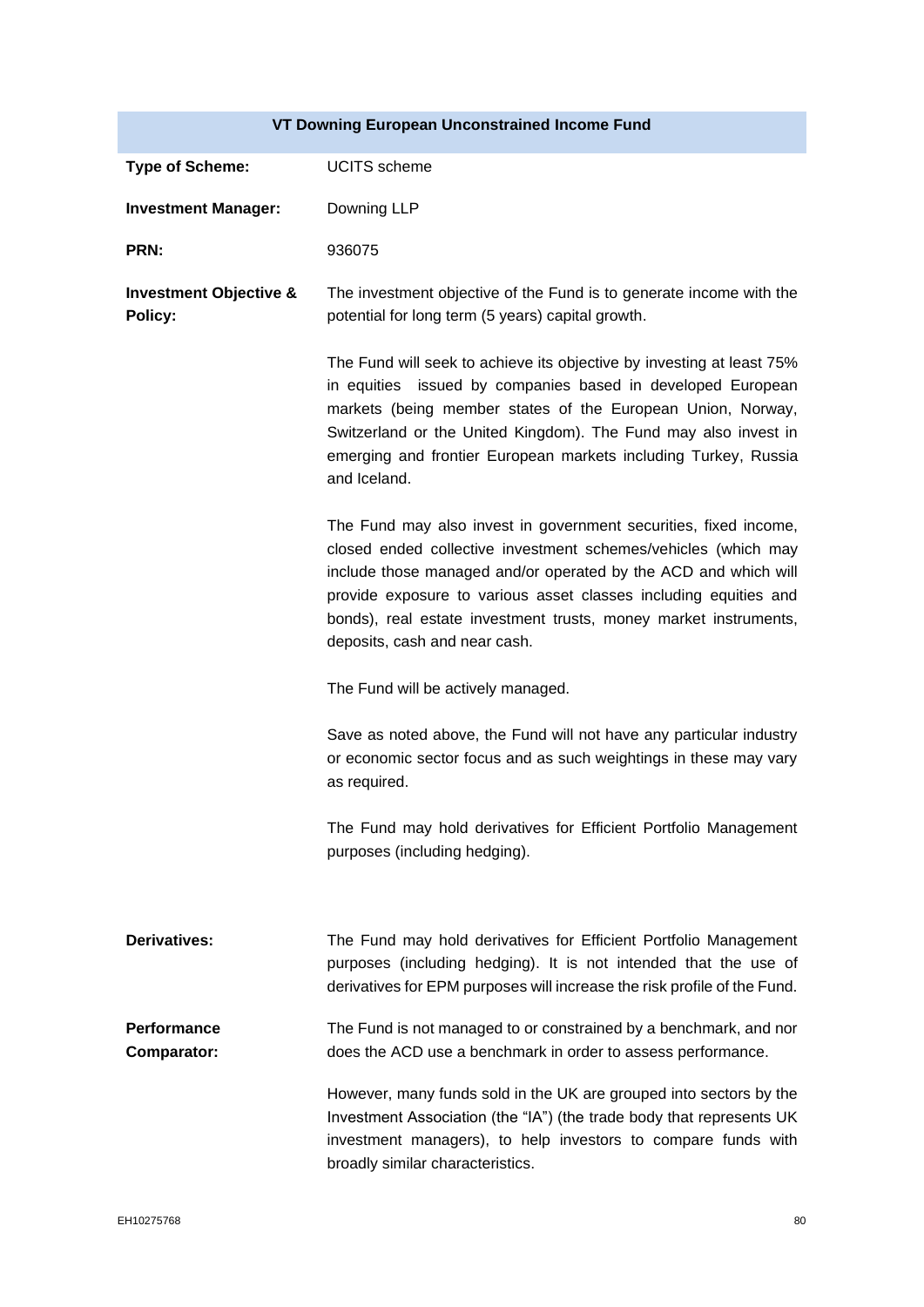| VT Downing European Unconstrained Income Fund | |
|---|---|
| **Type of Scheme:** | UCITS scheme |
| **Investment Manager:** | Downing LLP |
| **PRN:** | 936075 |
| **Investment Objective & Policy:** | The investment objective of the Fund is to generate income with the potential for long term (5 years) capital growth.<br><br>The Fund will seek to achieve its objective by investing at least 75% in equities issued by companies based in developed European markets (being member states of the European Union, Norway, Switzerland or the United Kingdom). The Fund may also invest in emerging and frontier European markets including Turkey, Russia and Iceland.<br><br>The Fund may also invest in government securities, fixed income, closed ended collective investment schemes/vehicles (which may include those managed and/or operated by the ACD and which will provide exposure to various asset classes including equities and bonds), real estate investment trusts, money market instruments, deposits, cash and near cash.<br><br>The Fund will be actively managed.<br><br>Save as noted above, the Fund will not have any particular industry or economic sector focus and as such weightings in these may vary as required.<br><br>The Fund may hold derivatives for Efficient Portfolio Management purposes (including hedging). |
| **Derivatives:** | The Fund may hold derivatives for Efficient Portfolio Management purposes (including hedging). It is not intended that the use of derivatives for EPM purposes will increase the risk profile of the Fund. |
| **Performance Comparator:** | The Fund is not managed to or constrained by a benchmark, and nor does the ACD use a benchmark in order to assess performance.<br><br>However, many funds sold in the UK are grouped into sectors by the Investment Association (the "IA") (the trade body that represents UK investment managers), to help investors to compare funds with broadly similar characteristics. |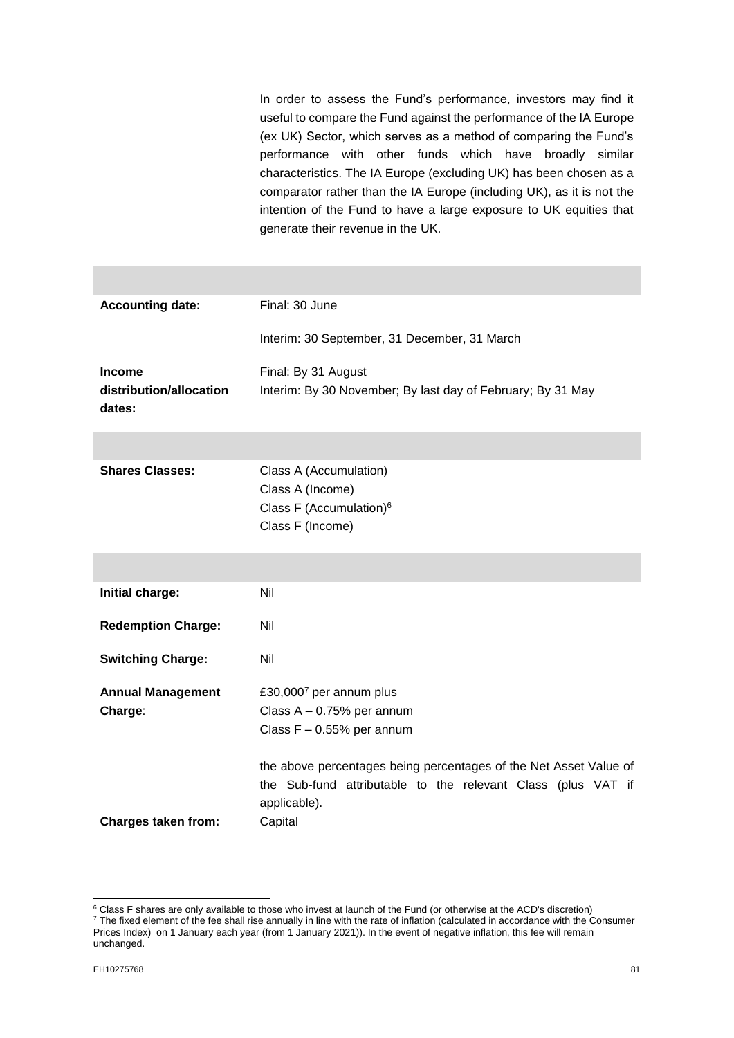In order to assess the Fund's performance, investors may find it useful to compare the Fund against the performance of the IA Europe (ex UK) Sector, which serves as a method of comparing the Fund's performance with other funds which have broadly similar characteristics. The IA Europe (excluding UK) has been chosen as a comparator rather than the IA Europe (including UK), as it is not the intention of the Fund to have a large exposure to UK equities that generate their revenue in the UK.

| | |
|---|---|
| **Accounting date:** | Final: 30 June<br><br>Interim: 30 September, 31 December, 31 March |
| **Income distribution/allocation dates:** | Final: By 31 August<br>Interim: By 30 November; By last day of February; By 31 May |

| | |
|---|---|
| **Shares Classes:** | Class A (Accumulation)<br>Class A (Income)<br>Class F (Accumulation)[6]<br>Class F (Income) |

| | |
|---|---|
| **Initial charge:** | Nil |
| **Redemption Charge:** | Nil |
| **Switching Charge:** | Nil |
| **Annual Management Charge**: | £30,000[7] per annum plus<br>Class A – 0.75% per annum<br>Class F – 0.55% per annum<br><br>the above percentages being percentages of the Net Asset Value of the Sub-fund attributable to the relevant Class (plus VAT if applicable). |
| **Charges taken from:** | Capital |

[6] Class F shares are only available to those who invest at launch of the Fund (or otherwise at the ACD's discretion)

[7] The fixed element of the fee shall rise annually in line with the rate of inflation (calculated in accordance with the Consumer Prices Index) on 1 January each year (from 1 January 2021)). In the event of negative inflation, this fee will remain unchanged.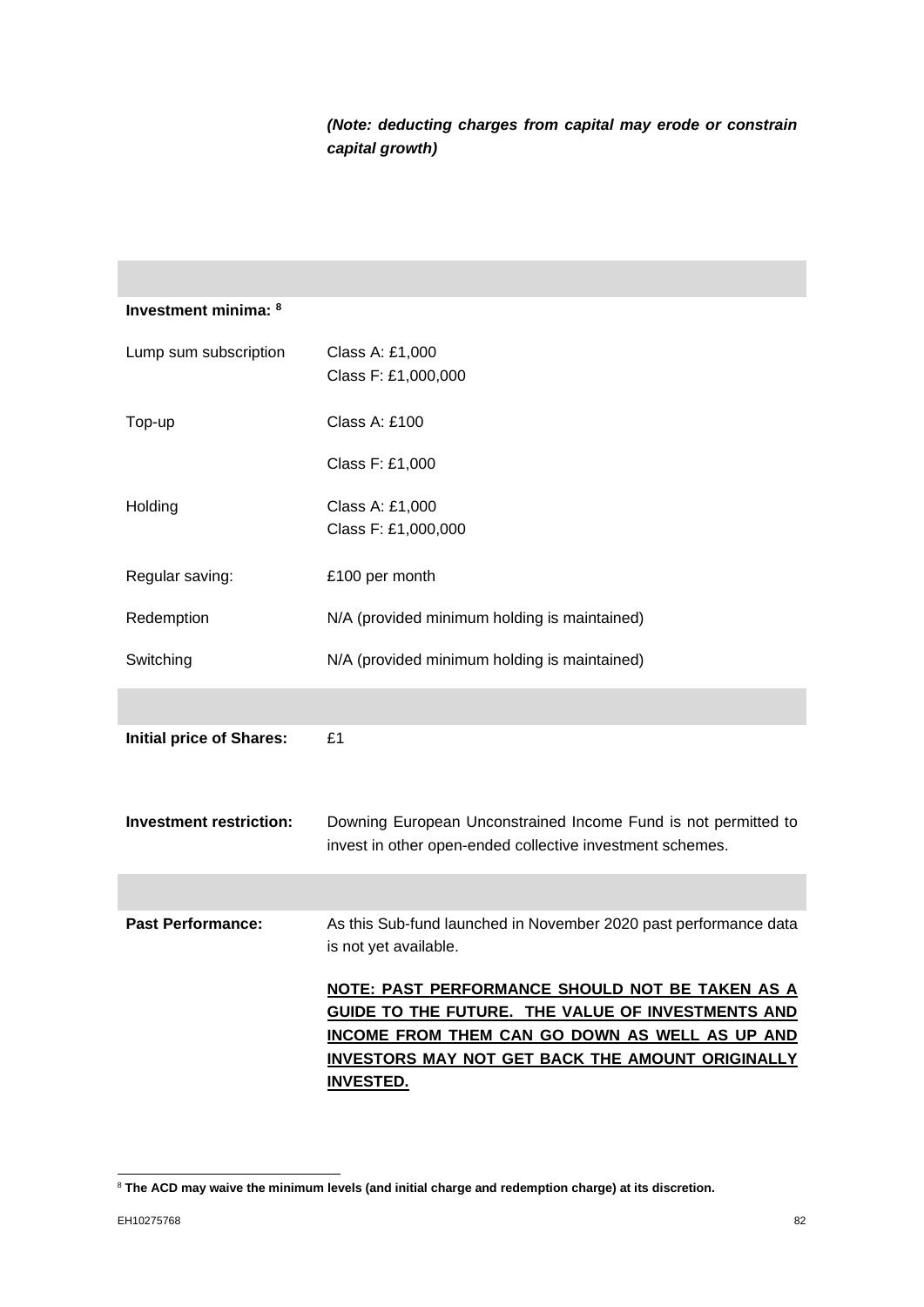***(Note: deducting charges from capital may erode or constrain capital growth)***

| | |
|---|---|
| **Investment minima:** [8] | |
| Lump sum subscription | Class A: £1,000<br>Class F: £1,000,000 |
| Top-up | Class A: £100<br><br>Class F: £1,000 |
| Holding | Class A: £1,000<br>Class F: £1,000,000 |
| Regular saving: | £100 per month |
| Redemption | N/A (provided minimum holding is maintained) |
| Switching | N/A (provided minimum holding is maintained) |
| | |
| **Initial price of Shares:** | £1 |
| **Investment restriction:** | Downing European Unconstrained Income Fund is not permitted to invest in other open-ended collective investment schemes. |
| | |
| **Past Performance:** | As this Sub-fund launched in November 2020 past performance data is not yet available.<br><br>**NOTE: PAST PERFORMANCE SHOULD NOT BE TAKEN AS A GUIDE TO THE FUTURE. THE VALUE OF INVESTMENTS AND INCOME FROM THEM CAN GO DOWN AS WELL AS UP AND INVESTORS MAY NOT GET BACK THE AMOUNT ORIGINALLY INVESTED.** |

[8] **The ACD may waive the minimum levels (and initial charge and redemption charge) at its discretion.**

EH10275768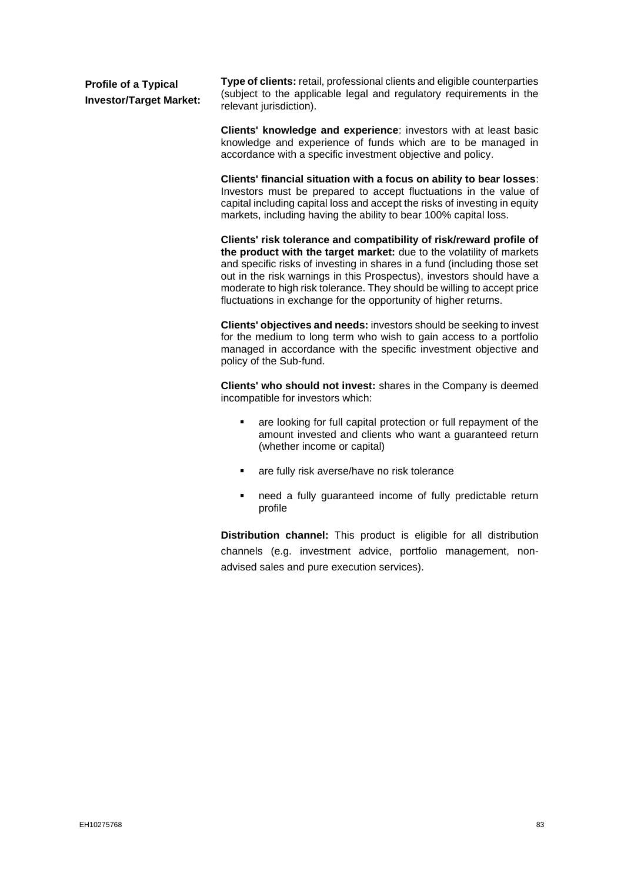**Profile of a Typical Investor/Target Market:**

**Type of clients:** retail, professional clients and eligible counterparties (subject to the applicable legal and regulatory requirements in the relevant jurisdiction).

**Clients' knowledge and experience**: investors with at least basic knowledge and experience of funds which are to be managed in accordance with a specific investment objective and policy.

**Clients' financial situation with a focus on ability to bear losses**: Investors must be prepared to accept fluctuations in the value of capital including capital loss and accept the risks of investing in equity markets, including having the ability to bear 100% capital loss.

**Clients' risk tolerance and compatibility of risk/reward profile of the product with the target market:** due to the volatility of markets and specific risks of investing in shares in a fund (including those set out in the risk warnings in this Prospectus), investors should have a moderate to high risk tolerance. They should be willing to accept price fluctuations in exchange for the opportunity of higher returns.

**Clients' objectives and needs:** investors should be seeking to invest for the medium to long term who wish to gain access to a portfolio managed in accordance with the specific investment objective and policy of the Sub-fund.

**Clients' who should not invest:** shares in the Company is deemed incompatible for investors which:

- are looking for full capital protection or full repayment of the amount invested and clients who want a guaranteed return (whether income or capital)
- are fully risk averse/have no risk tolerance
- need a fully guaranteed income of fully predictable return profile

**Distribution channel:** This product is eligible for all distribution channels (e.g. investment advice, portfolio management, non-advised sales and pure execution services).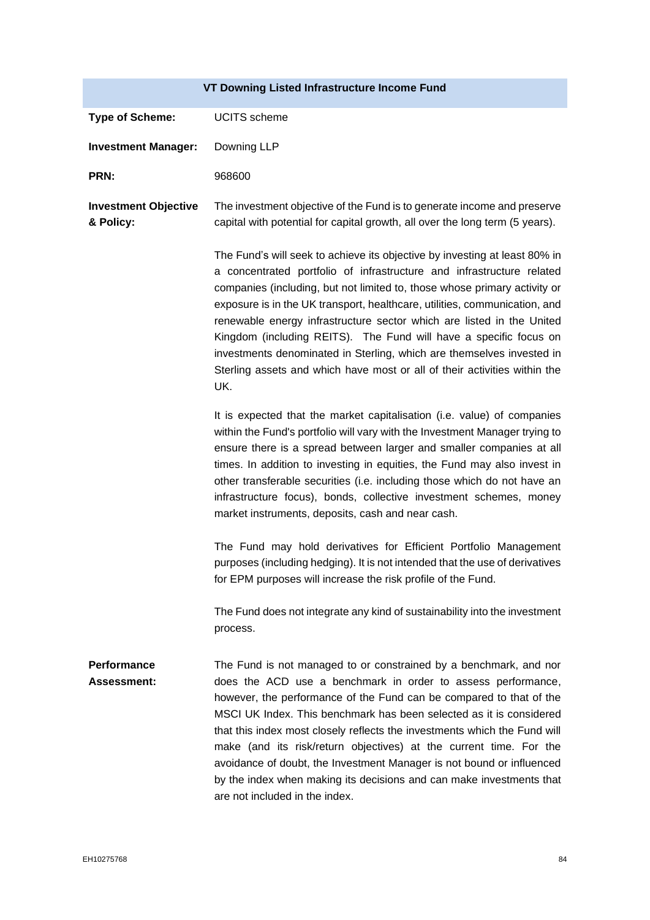## VT Downing Listed Infrastructure Income Fund

**Type of Scheme:** UCITS scheme

**Investment Manager:** Downing LLP

**PRN:** 968600

**Investment Objective & Policy:**

The investment objective of the Fund is to generate income and preserve capital with potential for capital growth, all over the long term (5 years).

The Fund's will seek to achieve its objective by investing at least 80% in a concentrated portfolio of infrastructure and infrastructure related companies (including, but not limited to, those whose primary activity or exposure is in the UK transport, healthcare, utilities, communication, and renewable energy infrastructure sector which are listed in the United Kingdom (including REITS). The Fund will have a specific focus on investments denominated in Sterling, which are themselves invested in Sterling assets and which have most or all of their activities within the UK.

It is expected that the market capitalisation (i.e. value) of companies within the Fund's portfolio will vary with the Investment Manager trying to ensure there is a spread between larger and smaller companies at all times. In addition to investing in equities, the Fund may also invest in other transferable securities (i.e. including those which do not have an infrastructure focus), bonds, collective investment schemes, money market instruments, deposits, cash and near cash.

The Fund may hold derivatives for Efficient Portfolio Management purposes (including hedging). It is not intended that the use of derivatives for EPM purposes will increase the risk profile of the Fund.

The Fund does not integrate any kind of sustainability into the investment process.

**Performance Assessment:**

The Fund is not managed to or constrained by a benchmark, and nor does the ACD use a benchmark in order to assess performance, however, the performance of the Fund can be compared to that of the MSCI UK Index. This benchmark has been selected as it is considered that this index most closely reflects the investments which the Fund will make (and its risk/return objectives) at the current time. For the avoidance of doubt, the Investment Manager is not bound or influenced by the index when making its decisions and can make investments that are not included in the index.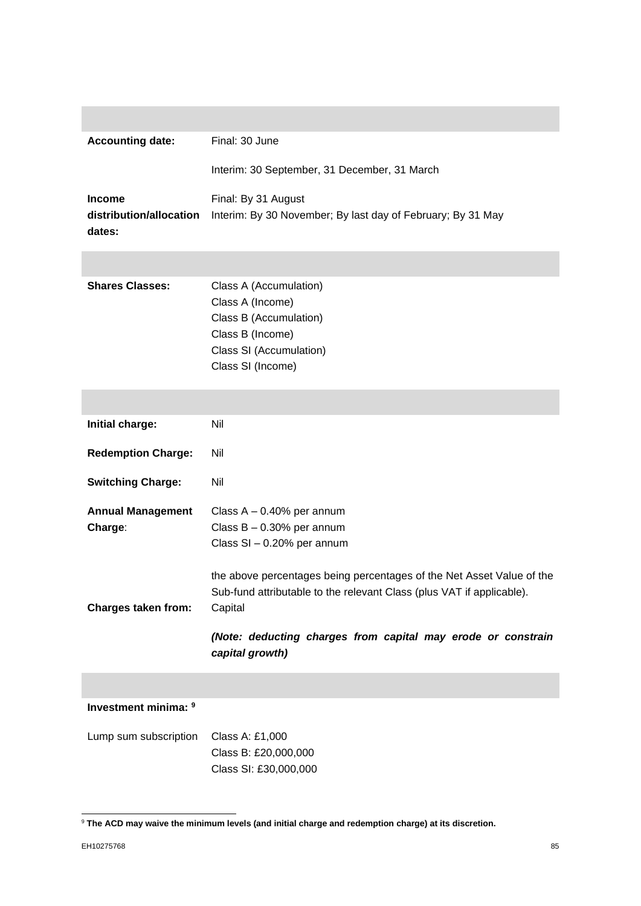| | |
|---|---|
| **Accounting date:** | Final: 30 June<br><br>Interim: 30 September, 31 December, 31 March |
| **Income distribution/allocation dates:** | Final: By 31 August<br>Interim: By 30 November; By last day of February; By 31 May |

| | |
|---|---|
| **Shares Classes:** | Class A (Accumulation)<br>Class A (Income)<br>Class B (Accumulation)<br>Class B (Income)<br>Class SI (Accumulation)<br>Class SI (Income) |

| | |
|---|---|
| **Initial charge:** | Nil |
| **Redemption Charge:** | Nil |
| **Switching Charge:** | Nil |
| **Annual Management Charge**: | Class A – 0.40% per annum<br>Class B – 0.30% per annum<br>Class SI – 0.20% per annum<br><br>the above percentages being percentages of the Net Asset Value of the Sub-fund attributable to the relevant Class (plus VAT if applicable). |
| **Charges taken from:** | Capital<br><br>***(Note: deducting charges from capital may erode or constrain capital growth)*** |

**Investment minima:** [9]

| | |
|---|---|
| Lump sum subscription | Class A: £1,000<br>Class B: £20,000,000<br>Class SI: £30,000,000 |

[9] **The ACD may waive the minimum levels (and initial charge and redemption charge) at its discretion.**

EH10275768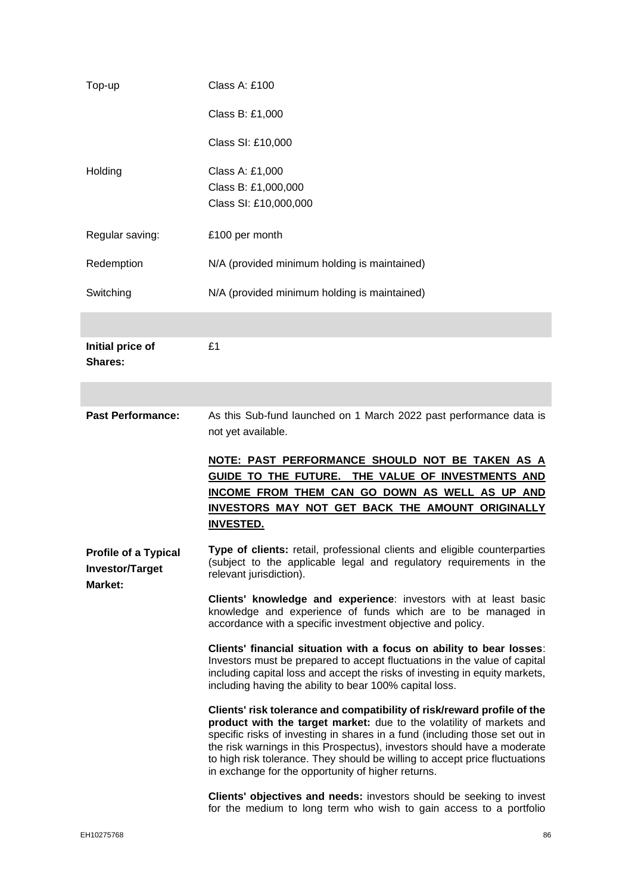| | |
|---|---|
| Top-up | Class A: £100<br><br>Class B: £1,000<br><br>Class SI: £10,000 |
| Holding | Class A: £1,000<br>Class B: £1,000,000<br>Class SI: £10,000,000 |
| Regular saving: | £100 per month |
| Redemption | N/A (provided minimum holding is maintained) |
| Switching | N/A (provided minimum holding is maintained) |

| | |
|---|---|
| **Initial price of Shares:** | £1 |

| | |
|---|---|
| **Past Performance:** | As this Sub-fund launched on 1 March 2022 past performance data is not yet available.<br><br>**NOTE: PAST PERFORMANCE SHOULD NOT BE TAKEN AS A GUIDE TO THE FUTURE. THE VALUE OF INVESTMENTS AND INCOME FROM THEM CAN GO DOWN AS WELL AS UP AND INVESTORS MAY NOT GET BACK THE AMOUNT ORIGINALLY INVESTED.** |
| **Profile of a Typical Investor/Target Market:** | **Type of clients:** retail, professional clients and eligible counterparties (subject to the applicable legal and regulatory requirements in the relevant jurisdiction).<br><br>**Clients' knowledge and experience**: investors with at least basic knowledge and experience of funds which are to be managed in accordance with a specific investment objective and policy.<br><br>**Clients' financial situation with a focus on ability to bear losses**: Investors must be prepared to accept fluctuations in the value of capital including capital loss and accept the risks of investing in equity markets, including having the ability to bear 100% capital loss.<br><br>**Clients' risk tolerance and compatibility of risk/reward profile of the product with the target market:** due to the volatility of markets and specific risks of investing in shares in a fund (including those set out in the risk warnings in this Prospectus), investors should have a moderate to high risk tolerance. They should be willing to accept price fluctuations in exchange for the opportunity of higher returns.<br><br>**Clients' objectives and needs:** investors should be seeking to invest for the medium to long term who wish to gain access to a portfolio |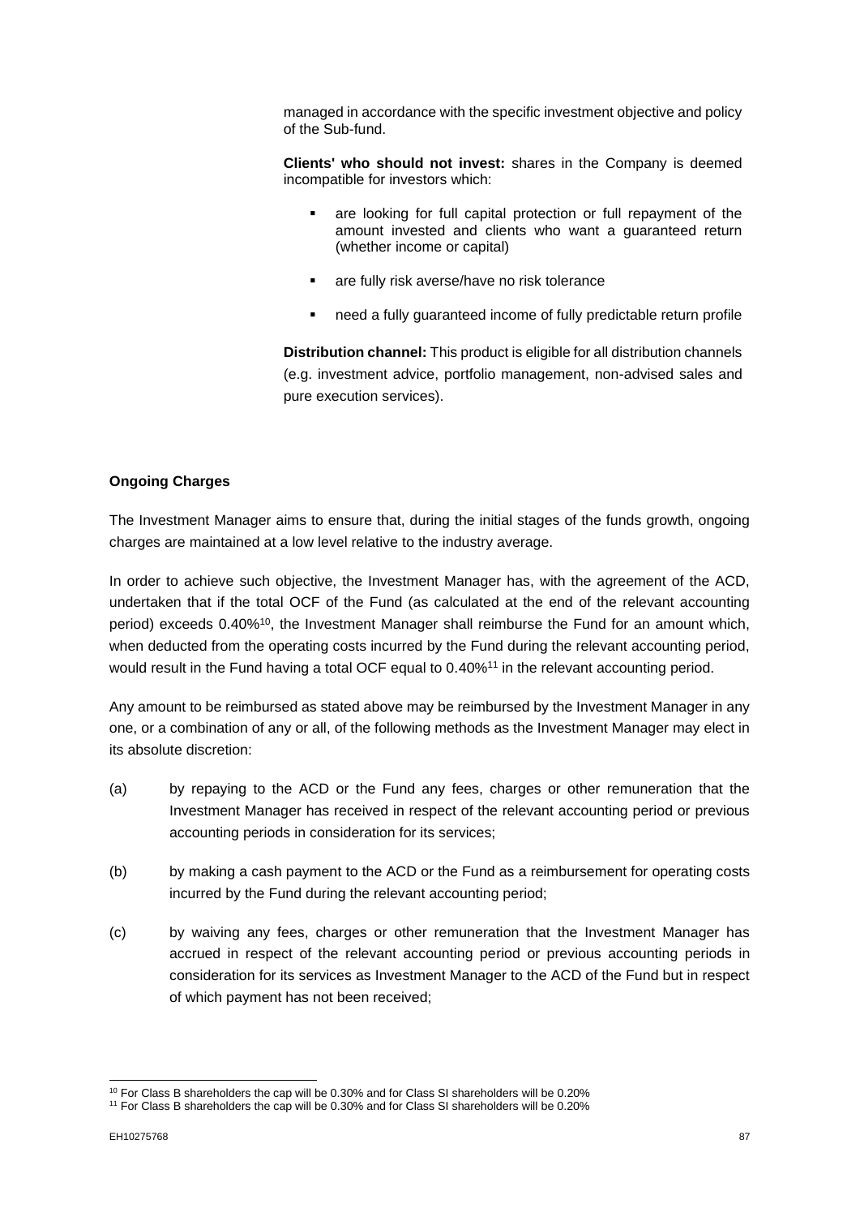managed in accordance with the specific investment objective and policy of the Sub-fund.

**Clients' who should not invest:** shares in the Company is deemed incompatible for investors which:

- are looking for full capital protection or full repayment of the amount invested and clients who want a guaranteed return (whether income or capital)
- are fully risk averse/have no risk tolerance
- need a fully guaranteed income of fully predictable return profile

**Distribution channel:** This product is eligible for all distribution channels (e.g. investment advice, portfolio management, non-advised sales and pure execution services).

**Ongoing Charges**

The Investment Manager aims to ensure that, during the initial stages of the funds growth, ongoing charges are maintained at a low level relative to the industry average.

In order to achieve such objective, the Investment Manager has, with the agreement of the ACD, undertaken that if the total OCF of the Fund (as calculated at the end of the relevant accounting period) exceeds 0.40%[10], the Investment Manager shall reimburse the Fund for an amount which, when deducted from the operating costs incurred by the Fund during the relevant accounting period, would result in the Fund having a total OCF equal to 0.40%[11] in the relevant accounting period.

Any amount to be reimbursed as stated above may be reimbursed by the Investment Manager in any one, or a combination of any or all, of the following methods as the Investment Manager may elect in its absolute discretion:

(a) by repaying to the ACD or the Fund any fees, charges or other remuneration that the Investment Manager has received in respect of the relevant accounting period or previous accounting periods in consideration for its services;

(b) by making a cash payment to the ACD or the Fund as a reimbursement for operating costs incurred by the Fund during the relevant accounting period;

(c) by waiving any fees, charges or other remuneration that the Investment Manager has accrued in respect of the relevant accounting period or previous accounting periods in consideration for its services as Investment Manager to the ACD of the Fund but in respect of which payment has not been received;

[10] For Class B shareholders the cap will be 0.30% and for Class SI shareholders will be 0.20%

[11] For Class B shareholders the cap will be 0.30% and for Class SI shareholders will be 0.20%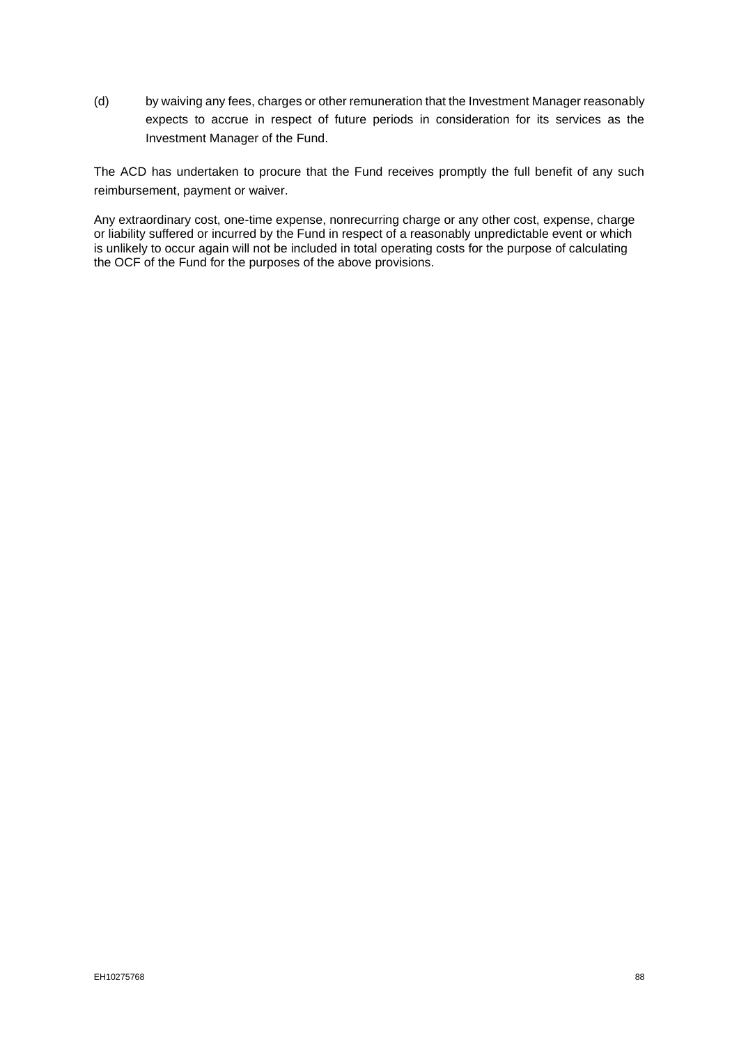(d) by waiving any fees, charges or other remuneration that the Investment Manager reasonably expects to accrue in respect of future periods in consideration for its services as the Investment Manager of the Fund.

The ACD has undertaken to procure that the Fund receives promptly the full benefit of any such reimbursement, payment or waiver.

Any extraordinary cost, one-time expense, nonrecurring charge or any other cost, expense, charge or liability suffered or incurred by the Fund in respect of a reasonably unpredictable event or which is unlikely to occur again will not be included in total operating costs for the purpose of calculating the OCF of the Fund for the purposes of the above provisions.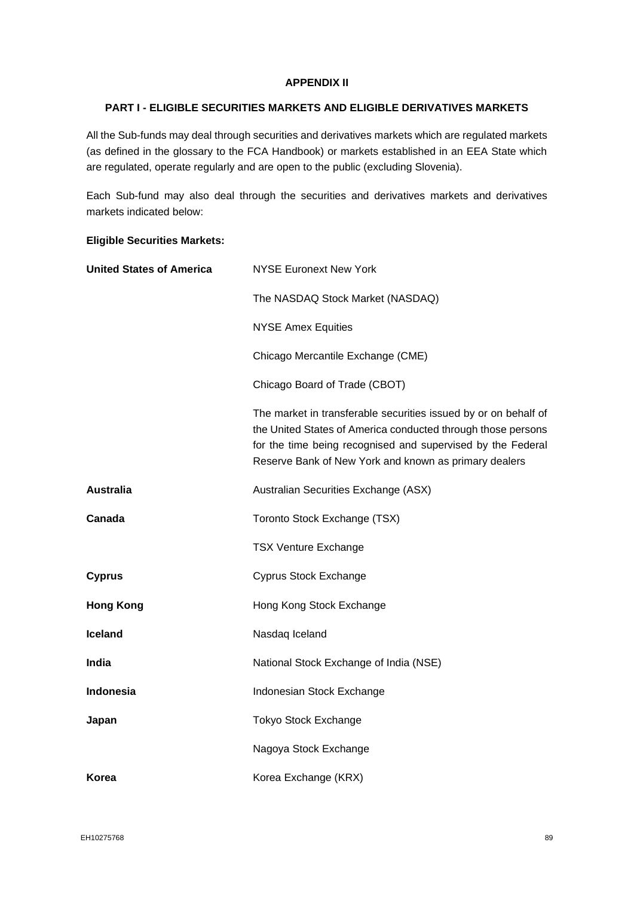## APPENDIX II

### PART I - ELIGIBLE SECURITIES MARKETS AND ELIGIBLE DERIVATIVES MARKETS

All the Sub-funds may deal through securities and derivatives markets which are regulated markets (as defined in the glossary to the FCA Handbook) or markets established in an EEA State which are regulated, operate regularly and are open to the public (excluding Slovenia).

Each Sub-fund may also deal through the securities and derivatives markets and derivatives markets indicated below:

**Eligible Securities Markets:**

| | |
|---|---|
| **United States of America** | NYSE Euronext New York |
| | The NASDAQ Stock Market (NASDAQ) |
| | NYSE Amex Equities |
| | Chicago Mercantile Exchange (CME) |
| | Chicago Board of Trade (CBOT) |
| | The market in transferable securities issued by or on behalf of the United States of America conducted through those persons for the time being recognised and supervised by the Federal Reserve Bank of New York and known as primary dealers |
| **Australia** | Australian Securities Exchange (ASX) |
| **Canada** | Toronto Stock Exchange (TSX) |
| | TSX Venture Exchange |
| **Cyprus** | Cyprus Stock Exchange |
| **Hong Kong** | Hong Kong Stock Exchange |
| **Iceland** | Nasdaq Iceland |
| **India** | National Stock Exchange of India (NSE) |
| **Indonesia** | Indonesian Stock Exchange |
| **Japan** | Tokyo Stock Exchange |
| | Nagoya Stock Exchange |
| **Korea** | Korea Exchange (KRX) |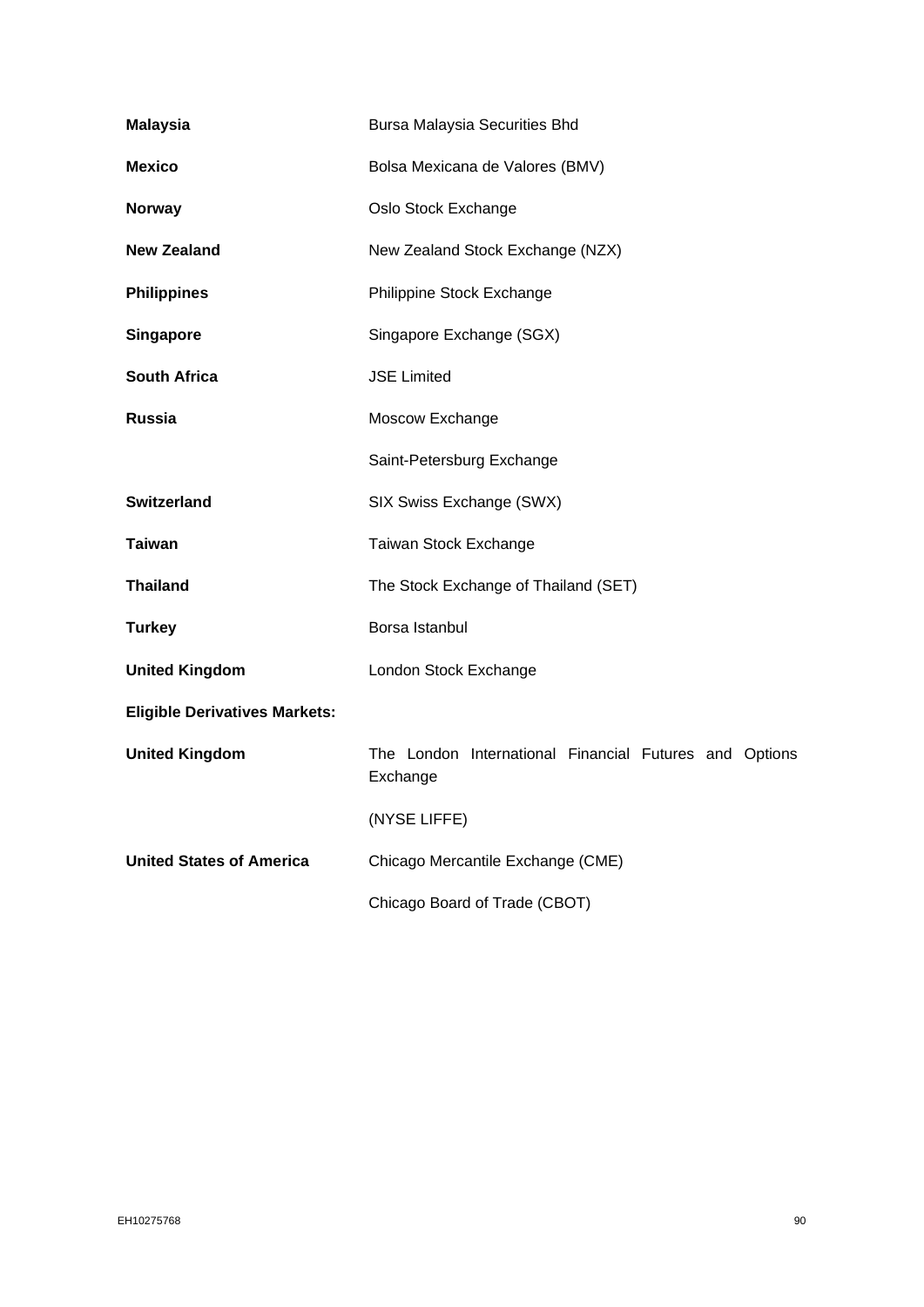| | |
|---|---|
| **Malaysia** | Bursa Malaysia Securities Bhd |
| **Mexico** | Bolsa Mexicana de Valores (BMV) |
| **Norway** | Oslo Stock Exchange |
| **New Zealand** | New Zealand Stock Exchange (NZX) |
| **Philippines** | Philippine Stock Exchange |
| **Singapore** | Singapore Exchange (SGX) |
| **South Africa** | JSE Limited |
| **Russia** | Moscow Exchange |
| | Saint-Petersburg Exchange |
| **Switzerland** | SIX Swiss Exchange (SWX) |
| **Taiwan** | Taiwan Stock Exchange |
| **Thailand** | The Stock Exchange of Thailand (SET) |
| **Turkey** | Borsa Istanbul |
| **United Kingdom** | London Stock Exchange |

**Eligible Derivatives Markets:**

| | |
|---|---|
| **United Kingdom** | The London International Financial Futures and Options Exchange |
| | (NYSE LIFFE) |
| **United States of America** | Chicago Mercantile Exchange (CME) |
| | Chicago Board of Trade (CBOT) |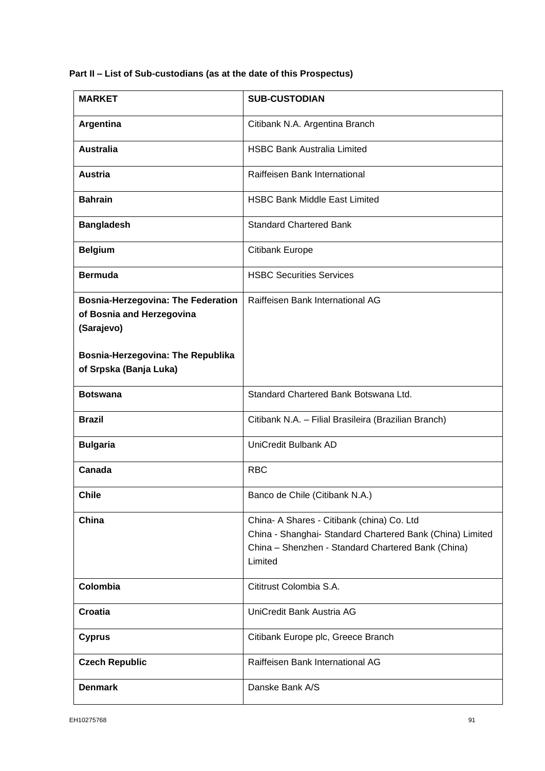**Part II – List of Sub-custodians (as at the date of this Prospectus)**

| MARKET | SUB-CUSTODIAN |
|---|---|
| **Argentina** | Citibank N.A. Argentina Branch |
| **Australia** | HSBC Bank Australia Limited |
| **Austria** | Raiffeisen Bank International |
| **Bahrain** | HSBC Bank Middle East Limited |
| **Bangladesh** | Standard Chartered Bank |
| **Belgium** | Citibank Europe |
| **Bermuda** | HSBC Securities Services |
| **Bosnia-Herzegovina: The Federation of Bosnia and Herzegovina (Sarajevo)**<br><br>**Bosnia-Herzegovina: The Republika of Srpska (Banja Luka)** | Raiffeisen Bank International AG |
| **Botswana** | Standard Chartered Bank Botswana Ltd. |
| **Brazil** | Citibank N.A. – Filial Brasileira (Brazilian Branch) |
| **Bulgaria** | UniCredit Bulbank AD |
| **Canada** | RBC |
| **Chile** | Banco de Chile (Citibank N.A.) |
| **China** | China- A Shares - Citibank (china) Co. Ltd<br>China - Shanghai- Standard Chartered Bank (China) Limited<br>China – Shenzhen - Standard Chartered Bank (China) Limited |
| **Colombia** | Cititrust Colombia S.A. |
| **Croatia** | UniCredit Bank Austria AG |
| **Cyprus** | Citibank Europe plc, Greece Branch |
| **Czech Republic** | Raiffeisen Bank International AG |
| **Denmark** | Danske Bank A/S |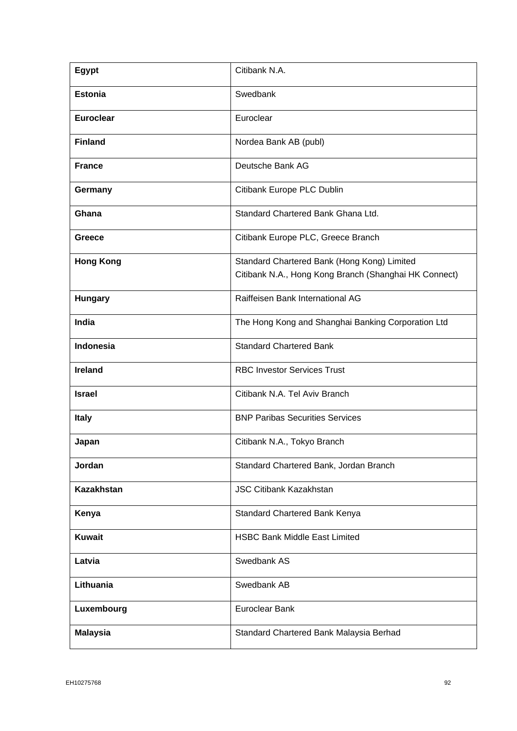| **Egypt** | Citibank N.A. |
|---|---|
| **Estonia** | Swedbank |
| **Euroclear** | Euroclear |
| **Finland** | Nordea Bank AB (publ) |
| **France** | Deutsche Bank AG |
| **Germany** | Citibank Europe PLC Dublin |
| **Ghana** | Standard Chartered Bank Ghana Ltd. |
| **Greece** | Citibank Europe PLC, Greece Branch |
| **Hong Kong** | Standard Chartered Bank (Hong Kong) Limited<br>Citibank N.A., Hong Kong Branch (Shanghai HK Connect) |
| **Hungary** | Raiffeisen Bank International AG |
| **India** | The Hong Kong and Shanghai Banking Corporation Ltd |
| **Indonesia** | Standard Chartered Bank |
| **Ireland** | RBC Investor Services Trust |
| **Israel** | Citibank N.A. Tel Aviv Branch |
| **Italy** | BNP Paribas Securities Services |
| **Japan** | Citibank N.A., Tokyo Branch |
| **Jordan** | Standard Chartered Bank, Jordan Branch |
| **Kazakhstan** | JSC Citibank Kazakhstan |
| **Kenya** | Standard Chartered Bank Kenya |
| **Kuwait** | HSBC Bank Middle East Limited |
| **Latvia** | Swedbank AS |
| **Lithuania** | Swedbank AB |
| **Luxembourg** | Euroclear Bank |
| **Malaysia** | Standard Chartered Bank Malaysia Berhad |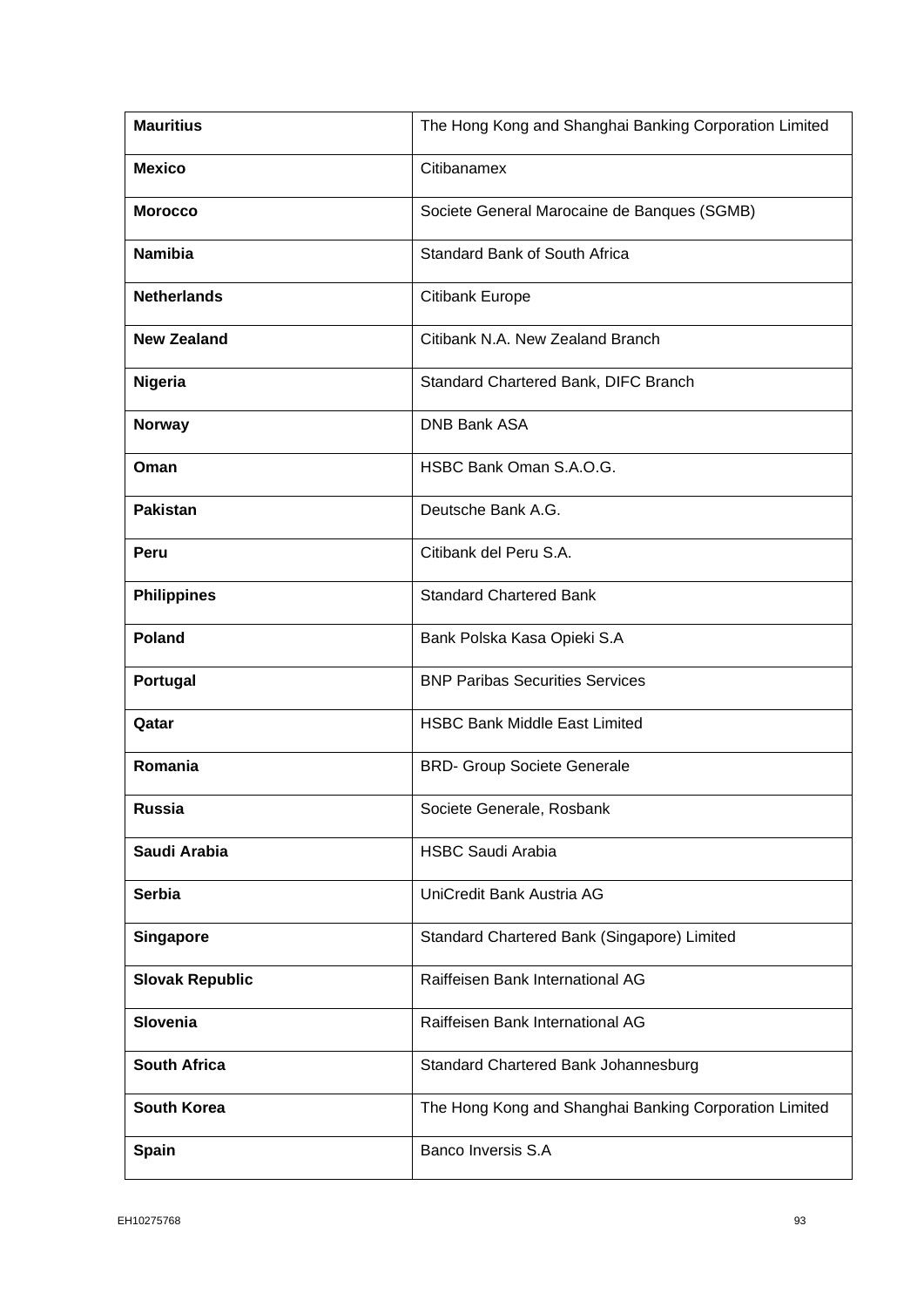| | |
|---|---|
| **Mauritius** | The Hong Kong and Shanghai Banking Corporation Limited |
| **Mexico** | Citibanamex |
| **Morocco** | Societe General Marocaine de Banques (SGMB) |
| **Namibia** | Standard Bank of South Africa |
| **Netherlands** | Citibank Europe |
| **New Zealand** | Citibank N.A. New Zealand Branch |
| **Nigeria** | Standard Chartered Bank, DIFC Branch |
| **Norway** | DNB Bank ASA |
| **Oman** | HSBC Bank Oman S.A.O.G. |
| **Pakistan** | Deutsche Bank A.G. |
| **Peru** | Citibank del Peru S.A. |
| **Philippines** | Standard Chartered Bank |
| **Poland** | Bank Polska Kasa Opieki S.A |
| **Portugal** | BNP Paribas Securities Services |
| **Qatar** | HSBC Bank Middle East Limited |
| **Romania** | BRD- Group Societe Generale |
| **Russia** | Societe Generale, Rosbank |
| **Saudi Arabia** | HSBC Saudi Arabia |
| **Serbia** | UniCredit Bank Austria AG |
| **Singapore** | Standard Chartered Bank (Singapore) Limited |
| **Slovak Republic** | Raiffeisen Bank International AG |
| **Slovenia** | Raiffeisen Bank International AG |
| **South Africa** | Standard Chartered Bank Johannesburg |
| **South Korea** | The Hong Kong and Shanghai Banking Corporation Limited |
| **Spain** | Banco Inversis S.A |

EH10275768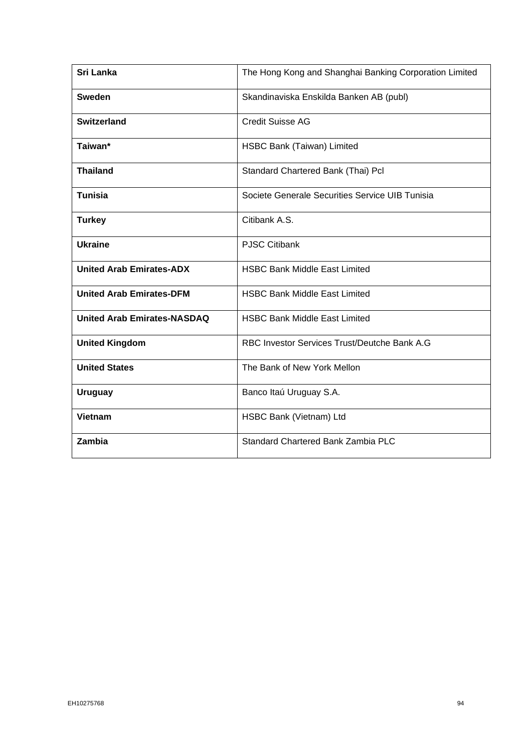| | |
|---|---|
| **Sri Lanka** | The Hong Kong and Shanghai Banking Corporation Limited |
| **Sweden** | Skandinaviska Enskilda Banken AB (publ) |
| **Switzerland** | Credit Suisse AG |
| **Taiwan*** | HSBC Bank (Taiwan) Limited |
| **Thailand** | Standard Chartered Bank (Thai) Pcl |
| **Tunisia** | Societe Generale Securities Service UIB Tunisia |
| **Turkey** | Citibank A.S. |
| **Ukraine** | PJSC Citibank |
| **United Arab Emirates-ADX** | HSBC Bank Middle East Limited |
| **United Arab Emirates-DFM** | HSBC Bank Middle East Limited |
| **United Arab Emirates-NASDAQ** | HSBC Bank Middle East Limited |
| **United Kingdom** | RBC Investor Services Trust/Deutche Bank A.G |
| **United States** | The Bank of New York Mellon |
| **Uruguay** | Banco Itaú Uruguay S.A. |
| **Vietnam** | HSBC Bank (Vietnam) Ltd |
| **Zambia** | Standard Chartered Bank Zambia PLC |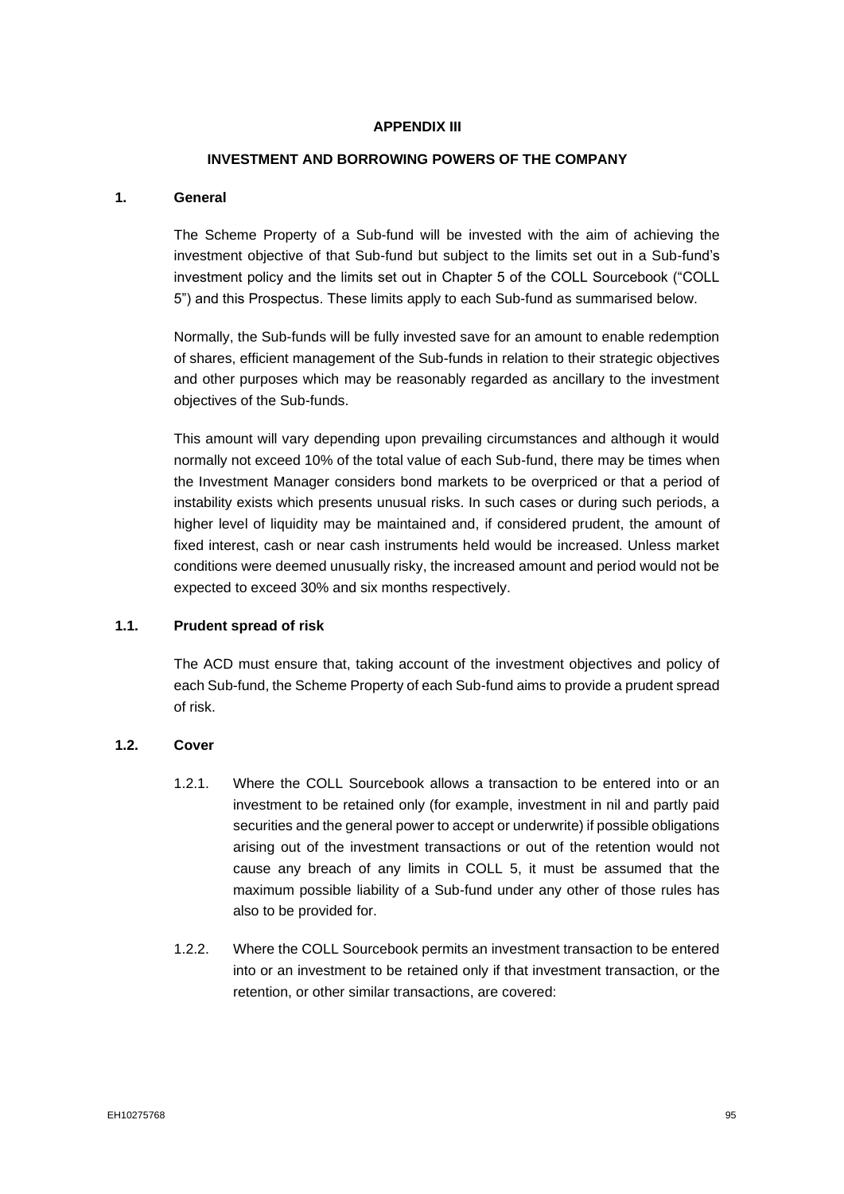# APPENDIX III

## INVESTMENT AND BORROWING POWERS OF THE COMPANY

### 1. General

The Scheme Property of a Sub-fund will be invested with the aim of achieving the investment objective of that Sub-fund but subject to the limits set out in a Sub-fund's investment policy and the limits set out in Chapter 5 of the COLL Sourcebook ("COLL 5") and this Prospectus. These limits apply to each Sub-fund as summarised below.

Normally, the Sub-funds will be fully invested save for an amount to enable redemption of shares, efficient management of the Sub-funds in relation to their strategic objectives and other purposes which may be reasonably regarded as ancillary to the investment objectives of the Sub-funds.

This amount will vary depending upon prevailing circumstances and although it would normally not exceed 10% of the total value of each Sub-fund, there may be times when the Investment Manager considers bond markets to be overpriced or that a period of instability exists which presents unusual risks. In such cases or during such periods, a higher level of liquidity may be maintained and, if considered prudent, the amount of fixed interest, cash or near cash instruments held would be increased. Unless market conditions were deemed unusually risky, the increased amount and period would not be expected to exceed 30% and six months respectively.

### 1.1. Prudent spread of risk

The ACD must ensure that, taking account of the investment objectives and policy of each Sub-fund, the Scheme Property of each Sub-fund aims to provide a prudent spread of risk.

### 1.2. Cover

1.2.1. Where the COLL Sourcebook allows a transaction to be entered into or an investment to be retained only (for example, investment in nil and partly paid securities and the general power to accept or underwrite) if possible obligations arising out of the investment transactions or out of the retention would not cause any breach of any limits in COLL 5, it must be assumed that the maximum possible liability of a Sub-fund under any other of those rules has also to be provided for.

1.2.2. Where the COLL Sourcebook permits an investment transaction to be entered into or an investment to be retained only if that investment transaction, or the retention, or other similar transactions, are covered: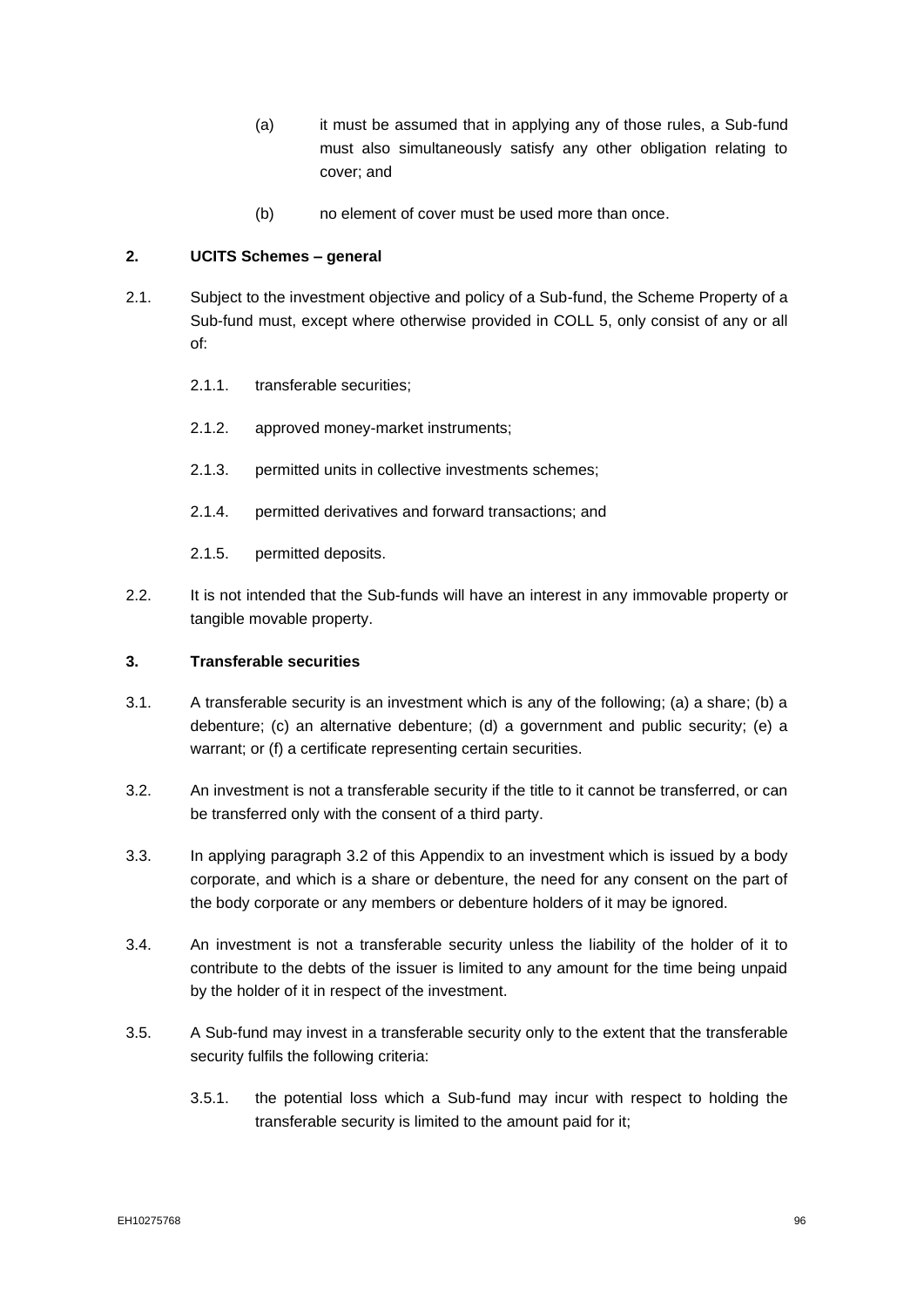(a) it must be assumed that in applying any of those rules, a Sub-fund must also simultaneously satisfy any other obligation relating to cover; and

(b) no element of cover must be used more than once.

**2. UCITS Schemes – general**

2.1. Subject to the investment objective and policy of a Sub-fund, the Scheme Property of a Sub-fund must, except where otherwise provided in COLL 5, only consist of any or all of:

2.1.1. transferable securities;

2.1.2. approved money-market instruments;

2.1.3. permitted units in collective investments schemes;

2.1.4. permitted derivatives and forward transactions; and

2.1.5. permitted deposits.

2.2. It is not intended that the Sub-funds will have an interest in any immovable property or tangible movable property.

**3. Transferable securities**

3.1. A transferable security is an investment which is any of the following; (a) a share; (b) a debenture; (c) an alternative debenture; (d) a government and public security; (e) a warrant; or (f) a certificate representing certain securities.

3.2. An investment is not a transferable security if the title to it cannot be transferred, or can be transferred only with the consent of a third party.

3.3. In applying paragraph 3.2 of this Appendix to an investment which is issued by a body corporate, and which is a share or debenture, the need for any consent on the part of the body corporate or any members or debenture holders of it may be ignored.

3.4. An investment is not a transferable security unless the liability of the holder of it to contribute to the debts of the issuer is limited to any amount for the time being unpaid by the holder of it in respect of the investment.

3.5. A Sub-fund may invest in a transferable security only to the extent that the transferable security fulfils the following criteria:

3.5.1. the potential loss which a Sub-fund may incur with respect to holding the transferable security is limited to the amount paid for it;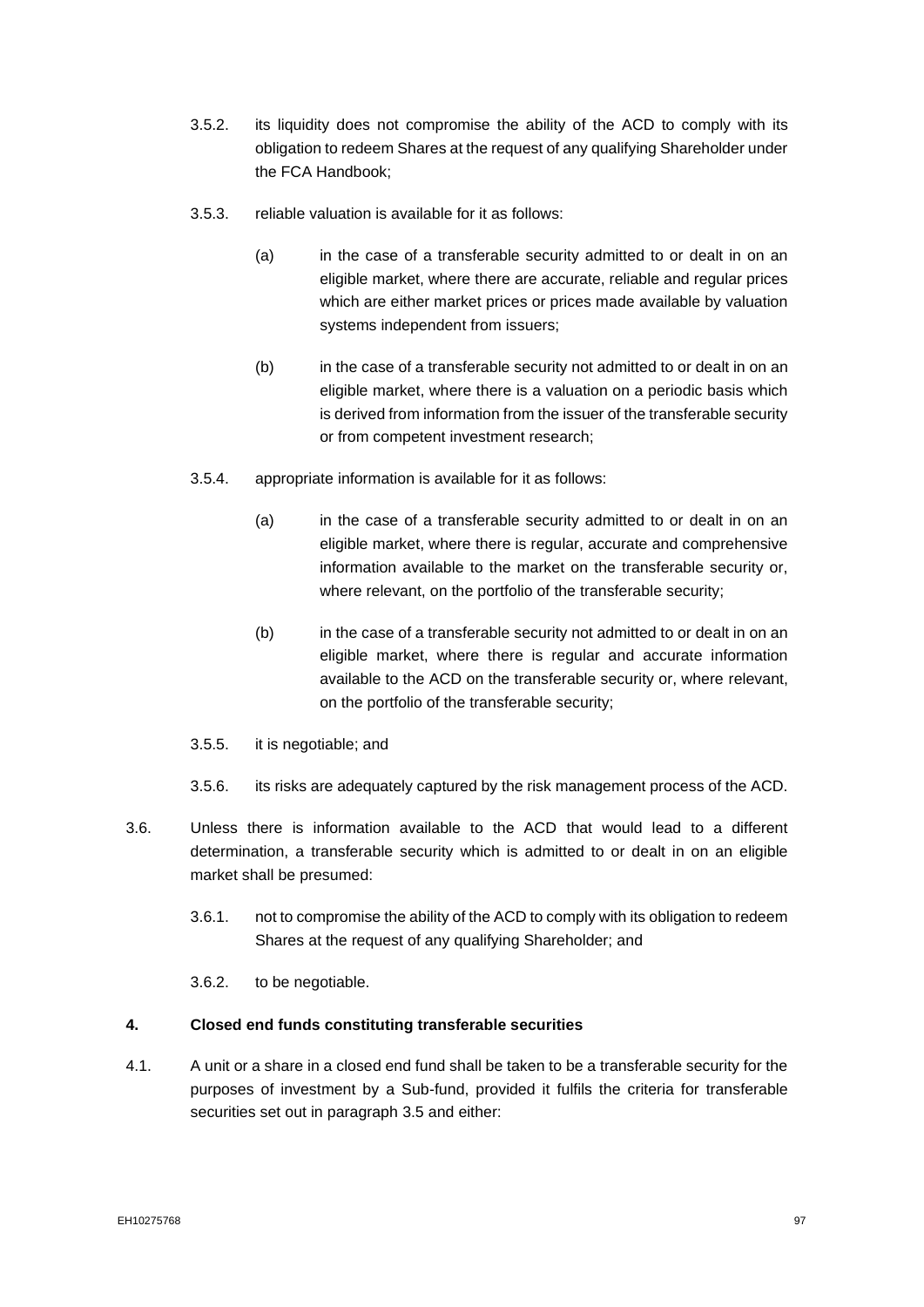3.5.2. its liquidity does not compromise the ability of the ACD to comply with its obligation to redeem Shares at the request of any qualifying Shareholder under the FCA Handbook;

3.5.3. reliable valuation is available for it as follows:

(a) in the case of a transferable security admitted to or dealt in on an eligible market, where there are accurate, reliable and regular prices which are either market prices or prices made available by valuation systems independent from issuers;

(b) in the case of a transferable security not admitted to or dealt in on an eligible market, where there is a valuation on a periodic basis which is derived from information from the issuer of the transferable security or from competent investment research;

3.5.4. appropriate information is available for it as follows:

(a) in the case of a transferable security admitted to or dealt in on an eligible market, where there is regular, accurate and comprehensive information available to the market on the transferable security or, where relevant, on the portfolio of the transferable security;

(b) in the case of a transferable security not admitted to or dealt in on an eligible market, where there is regular and accurate information available to the ACD on the transferable security or, where relevant, on the portfolio of the transferable security;

3.5.5. it is negotiable; and

3.5.6. its risks are adequately captured by the risk management process of the ACD.

3.6. Unless there is information available to the ACD that would lead to a different determination, a transferable security which is admitted to or dealt in on an eligible market shall be presumed:

3.6.1. not to compromise the ability of the ACD to comply with its obligation to redeem Shares at the request of any qualifying Shareholder; and

3.6.2. to be negotiable.

**4. Closed end funds constituting transferable securities**

4.1. A unit or a share in a closed end fund shall be taken to be a transferable security for the purposes of investment by a Sub-fund, provided it fulfils the criteria for transferable securities set out in paragraph 3.5 and either: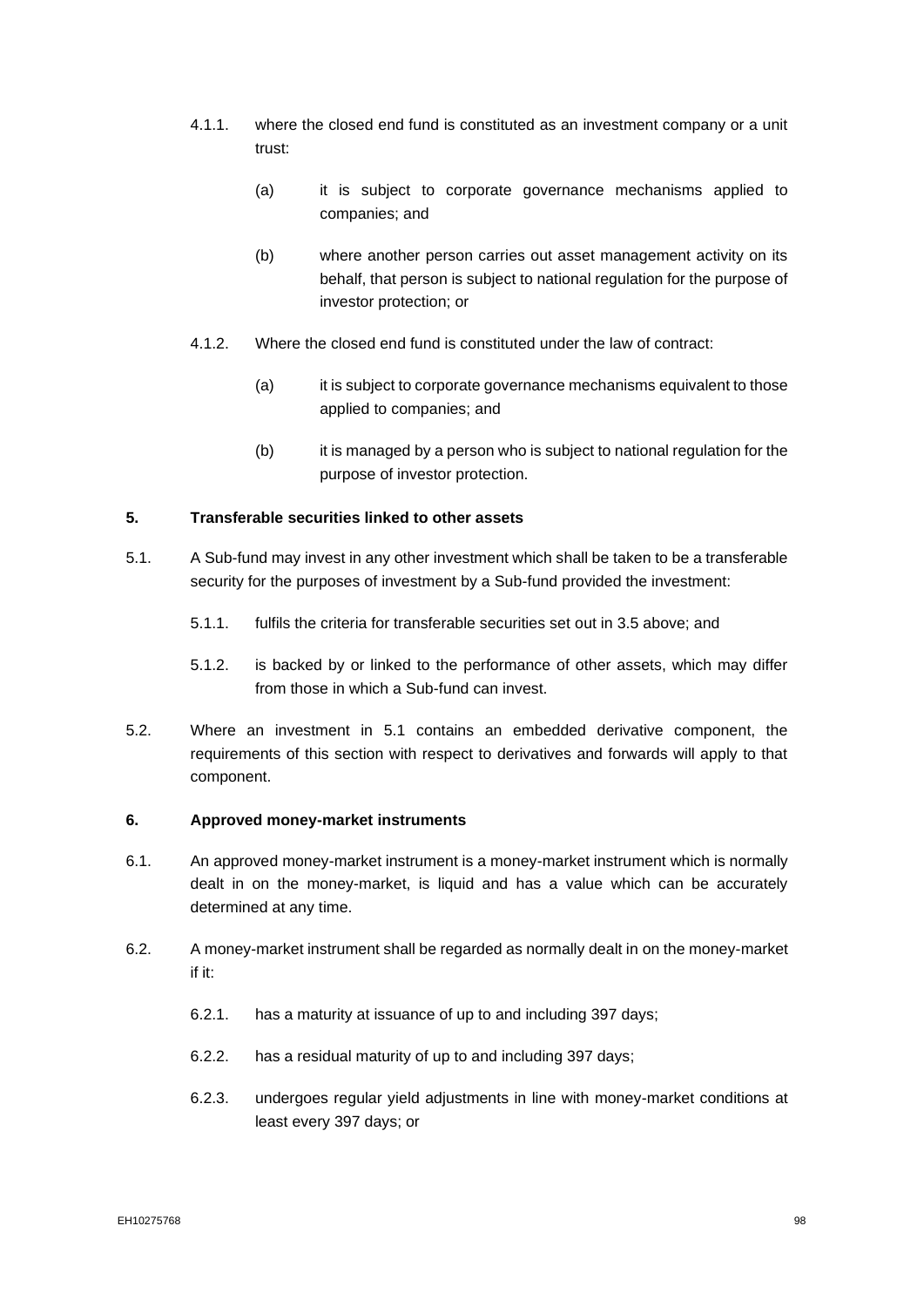4.1.1. where the closed end fund is constituted as an investment company or a unit trust:

(a) it is subject to corporate governance mechanisms applied to companies; and

(b) where another person carries out asset management activity on its behalf, that person is subject to national regulation for the purpose of investor protection; or

4.1.2. Where the closed end fund is constituted under the law of contract:

(a) it is subject to corporate governance mechanisms equivalent to those applied to companies; and

(b) it is managed by a person who is subject to national regulation for the purpose of investor protection.

**5. Transferable securities linked to other assets**

5.1. A Sub-fund may invest in any other investment which shall be taken to be a transferable security for the purposes of investment by a Sub-fund provided the investment:

5.1.1. fulfils the criteria for transferable securities set out in 3.5 above; and

5.1.2. is backed by or linked to the performance of other assets, which may differ from those in which a Sub-fund can invest.

5.2. Where an investment in 5.1 contains an embedded derivative component, the requirements of this section with respect to derivatives and forwards will apply to that component.

**6. Approved money-market instruments**

6.1. An approved money-market instrument is a money-market instrument which is normally dealt in on the money-market, is liquid and has a value which can be accurately determined at any time.

6.2. A money-market instrument shall be regarded as normally dealt in on the money-market if it:

6.2.1. has a maturity at issuance of up to and including 397 days;

6.2.2. has a residual maturity of up to and including 397 days;

6.2.3. undergoes regular yield adjustments in line with money-market conditions at least every 397 days; or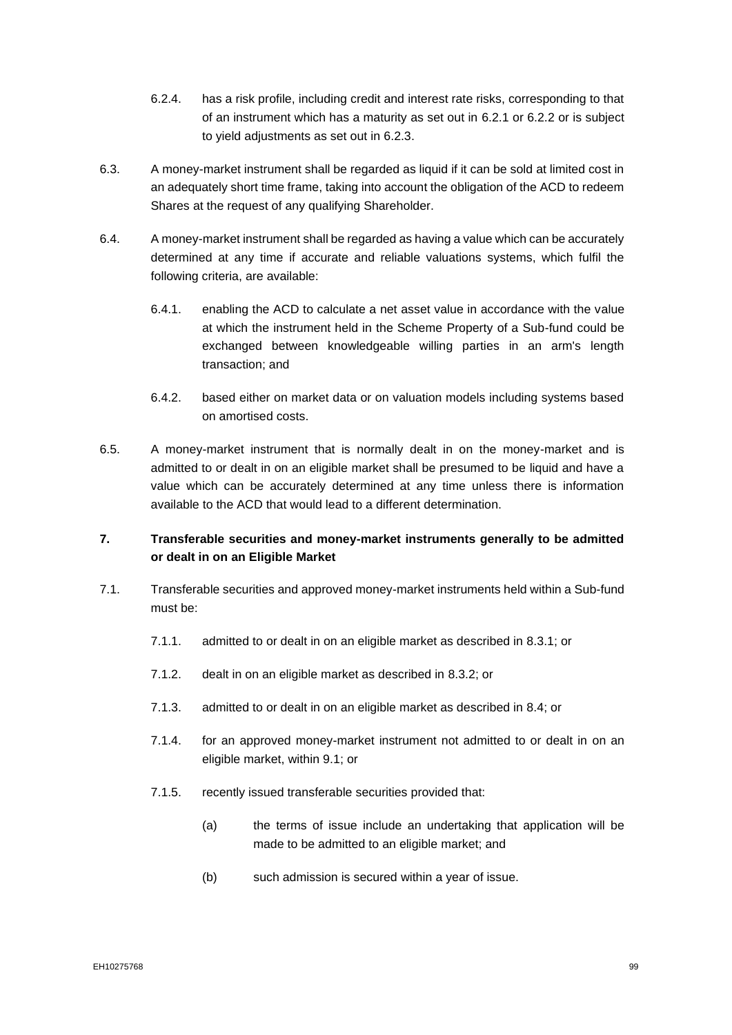6.2.4. has a risk profile, including credit and interest rate risks, corresponding to that of an instrument which has a maturity as set out in 6.2.1 or 6.2.2 or is subject to yield adjustments as set out in 6.2.3.

6.3. A money-market instrument shall be regarded as liquid if it can be sold at limited cost in an adequately short time frame, taking into account the obligation of the ACD to redeem Shares at the request of any qualifying Shareholder.

6.4. A money-market instrument shall be regarded as having a value which can be accurately determined at any time if accurate and reliable valuations systems, which fulfil the following criteria, are available:

6.4.1. enabling the ACD to calculate a net asset value in accordance with the value at which the instrument held in the Scheme Property of a Sub-fund could be exchanged between knowledgeable willing parties in an arm's length transaction; and

6.4.2. based either on market data or on valuation models including systems based on amortised costs.

6.5. A money-market instrument that is normally dealt in on the money-market and is admitted to or dealt in on an eligible market shall be presumed to be liquid and have a value which can be accurately determined at any time unless there is information available to the ACD that would lead to a different determination.

## 7. Transferable securities and money-market instruments generally to be admitted or dealt in on an Eligible Market

7.1. Transferable securities and approved money-market instruments held within a Sub-fund must be:

7.1.1. admitted to or dealt in on an eligible market as described in 8.3.1; or

7.1.2. dealt in on an eligible market as described in 8.3.2; or

7.1.3. admitted to or dealt in on an eligible market as described in 8.4; or

7.1.4. for an approved money-market instrument not admitted to or dealt in on an eligible market, within 9.1; or

7.1.5. recently issued transferable securities provided that:

(a) the terms of issue include an undertaking that application will be made to be admitted to an eligible market; and

(b) such admission is secured within a year of issue.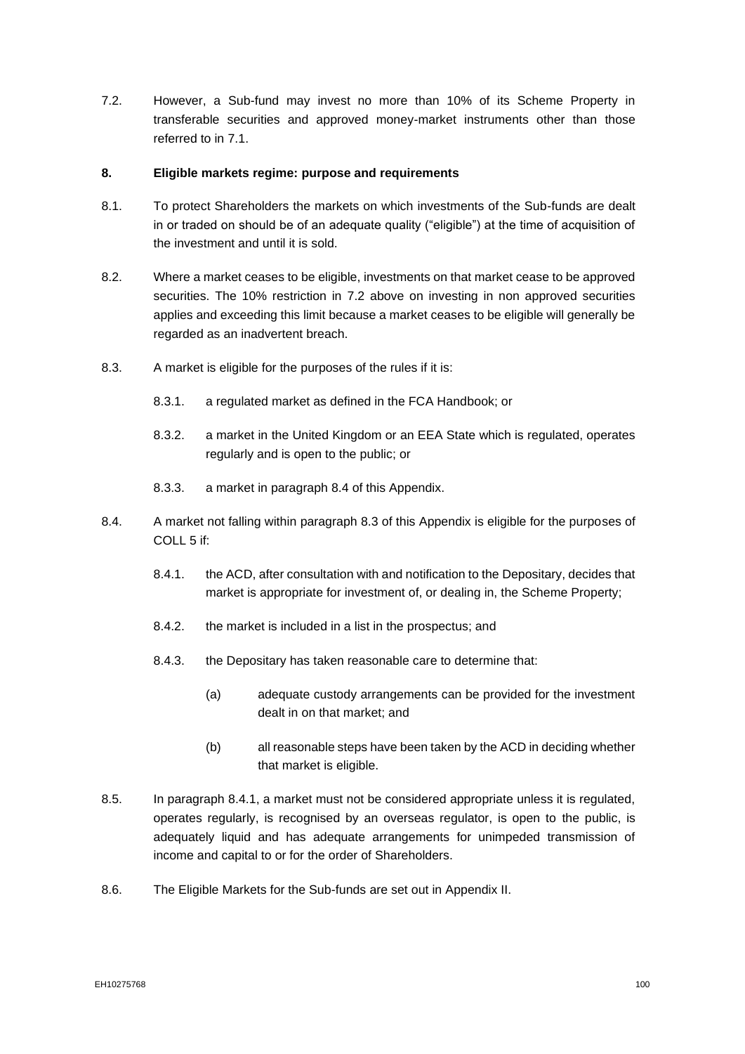7.2. However, a Sub-fund may invest no more than 10% of its Scheme Property in transferable securities and approved money-market instruments other than those referred to in 7.1.

**8. Eligible markets regime: purpose and requirements**

8.1. To protect Shareholders the markets on which investments of the Sub-funds are dealt in or traded on should be of an adequate quality ("eligible") at the time of acquisition of the investment and until it is sold.

8.2. Where a market ceases to be eligible, investments on that market cease to be approved securities. The 10% restriction in 7.2 above on investing in non approved securities applies and exceeding this limit because a market ceases to be eligible will generally be regarded as an inadvertent breach.

8.3. A market is eligible for the purposes of the rules if it is:

8.3.1. a regulated market as defined in the FCA Handbook; or

8.3.2. a market in the United Kingdom or an EEA State which is regulated, operates regularly and is open to the public; or

8.3.3. a market in paragraph 8.4 of this Appendix.

8.4. A market not falling within paragraph 8.3 of this Appendix is eligible for the purposes of COLL 5 if:

8.4.1. the ACD, after consultation with and notification to the Depositary, decides that market is appropriate for investment of, or dealing in, the Scheme Property;

8.4.2. the market is included in a list in the prospectus; and

8.4.3. the Depositary has taken reasonable care to determine that:

(a) adequate custody arrangements can be provided for the investment dealt in on that market; and

(b) all reasonable steps have been taken by the ACD in deciding whether that market is eligible.

8.5. In paragraph 8.4.1, a market must not be considered appropriate unless it is regulated, operates regularly, is recognised by an overseas regulator, is open to the public, is adequately liquid and has adequate arrangements for unimpeded transmission of income and capital to or for the order of Shareholders.

8.6. The Eligible Markets for the Sub-funds are set out in Appendix II.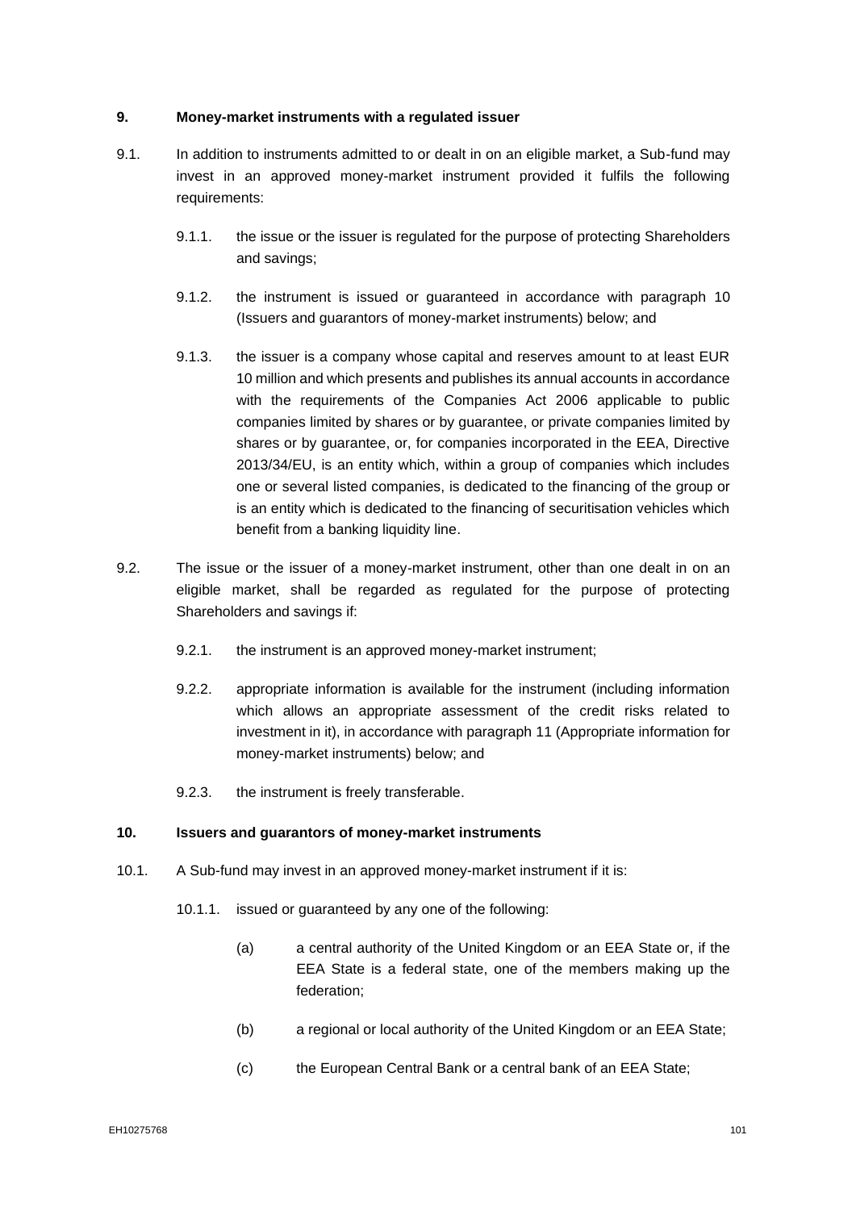### 9. Money-market instruments with a regulated issuer

9.1. In addition to instruments admitted to or dealt in on an eligible market, a Sub-fund may invest in an approved money-market instrument provided it fulfils the following requirements:

9.1.1. the issue or the issuer is regulated for the purpose of protecting Shareholders and savings;

9.1.2. the instrument is issued or guaranteed in accordance with paragraph 10 (Issuers and guarantors of money-market instruments) below; and

9.1.3. the issuer is a company whose capital and reserves amount to at least EUR 10 million and which presents and publishes its annual accounts in accordance with the requirements of the Companies Act 2006 applicable to public companies limited by shares or by guarantee, or private companies limited by shares or by guarantee, or, for companies incorporated in the EEA, Directive 2013/34/EU, is an entity which, within a group of companies which includes one or several listed companies, is dedicated to the financing of the group or is an entity which is dedicated to the financing of securitisation vehicles which benefit from a banking liquidity line.

9.2. The issue or the issuer of a money-market instrument, other than one dealt in on an eligible market, shall be regarded as regulated for the purpose of protecting Shareholders and savings if:

9.2.1. the instrument is an approved money-market instrument;

9.2.2. appropriate information is available for the instrument (including information which allows an appropriate assessment of the credit risks related to investment in it), in accordance with paragraph 11 (Appropriate information for money-market instruments) below; and

9.2.3. the instrument is freely transferable.

### 10. Issuers and guarantors of money-market instruments

10.1. A Sub-fund may invest in an approved money-market instrument if it is:

10.1.1. issued or guaranteed by any one of the following:

(a) a central authority of the United Kingdom or an EEA State or, if the EEA State is a federal state, one of the members making up the federation;

(b) a regional or local authority of the United Kingdom or an EEA State;

(c) the European Central Bank or a central bank of an EEA State;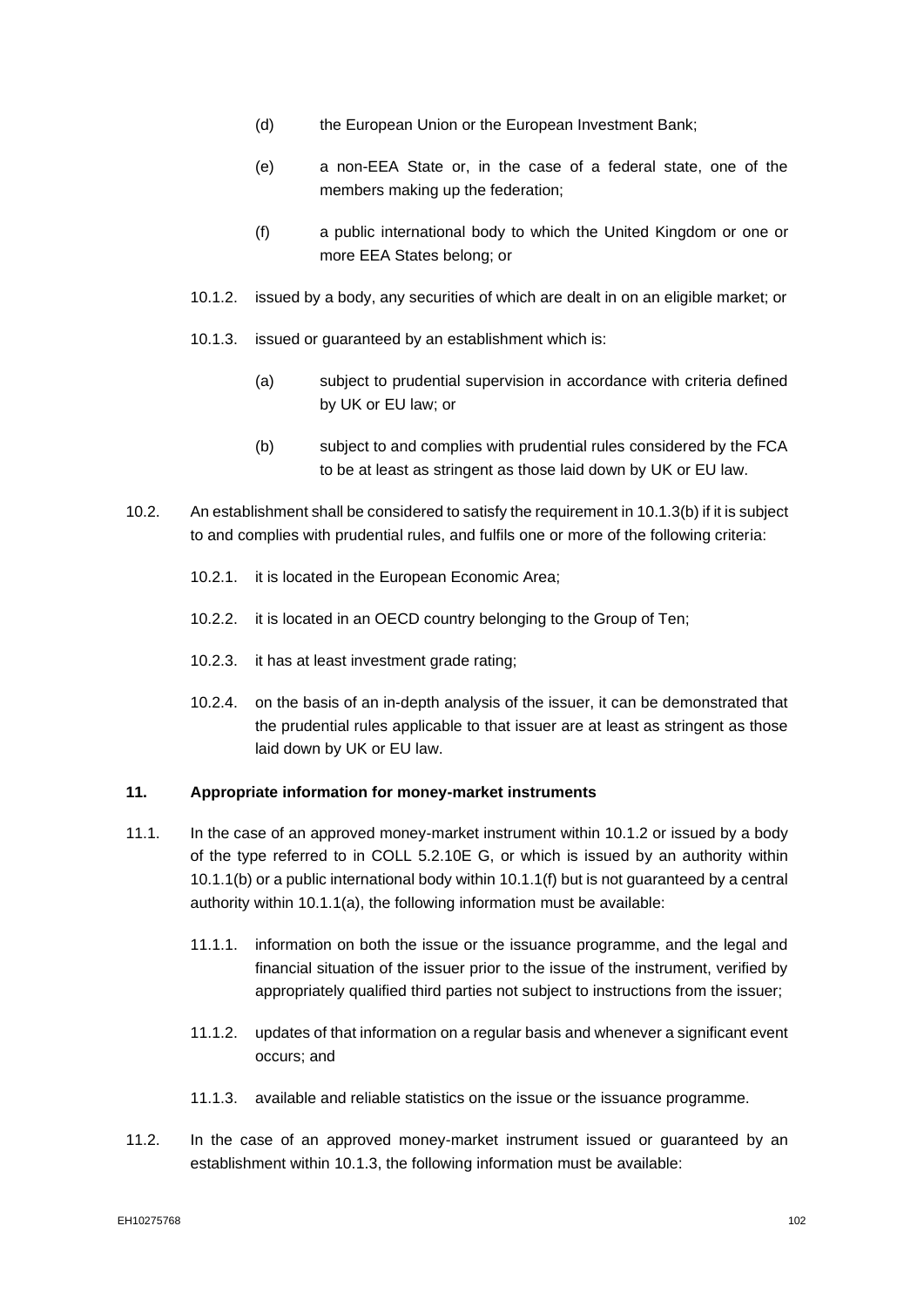(d) the European Union or the European Investment Bank;

(e) a non-EEA State or, in the case of a federal state, one of the members making up the federation;

(f) a public international body to which the United Kingdom or one or more EEA States belong; or

10.1.2. issued by a body, any securities of which are dealt in on an eligible market; or

10.1.3. issued or guaranteed by an establishment which is:

(a) subject to prudential supervision in accordance with criteria defined by UK or EU law; or

(b) subject to and complies with prudential rules considered by the FCA to be at least as stringent as those laid down by UK or EU law.

10.2. An establishment shall be considered to satisfy the requirement in 10.1.3(b) if it is subject to and complies with prudential rules, and fulfils one or more of the following criteria:

10.2.1. it is located in the European Economic Area;

10.2.2. it is located in an OECD country belonging to the Group of Ten;

10.2.3. it has at least investment grade rating;

10.2.4. on the basis of an in-depth analysis of the issuer, it can be demonstrated that the prudential rules applicable to that issuer are at least as stringent as those laid down by UK or EU law.

**11. Appropriate information for money-market instruments**

11.1. In the case of an approved money-market instrument within 10.1.2 or issued by a body of the type referred to in COLL 5.2.10E G, or which is issued by an authority within 10.1.1(b) or a public international body within 10.1.1(f) but is not guaranteed by a central authority within 10.1.1(a), the following information must be available:

11.1.1. information on both the issue or the issuance programme, and the legal and financial situation of the issuer prior to the issue of the instrument, verified by appropriately qualified third parties not subject to instructions from the issuer;

11.1.2. updates of that information on a regular basis and whenever a significant event occurs; and

11.1.3. available and reliable statistics on the issue or the issuance programme.

11.2. In the case of an approved money-market instrument issued or guaranteed by an establishment within 10.1.3, the following information must be available: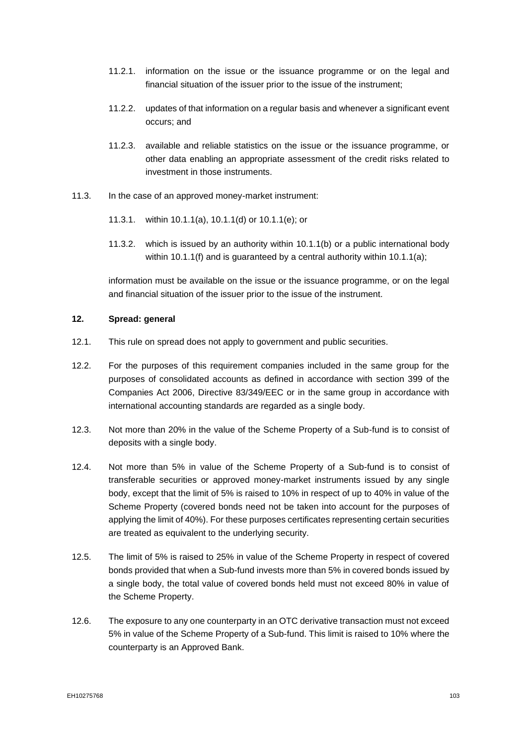11.2.1. information on the issue or the issuance programme or on the legal and financial situation of the issuer prior to the issue of the instrument;

11.2.2. updates of that information on a regular basis and whenever a significant event occurs; and

11.2.3. available and reliable statistics on the issue or the issuance programme, or other data enabling an appropriate assessment of the credit risks related to investment in those instruments.

11.3. In the case of an approved money-market instrument:

11.3.1. within 10.1.1(a), 10.1.1(d) or 10.1.1(e); or

11.3.2. which is issued by an authority within 10.1.1(b) or a public international body within 10.1.1(f) and is guaranteed by a central authority within 10.1.1(a);

information must be available on the issue or the issuance programme, or on the legal and financial situation of the issuer prior to the issue of the instrument.

**12. Spread: general**

12.1. This rule on spread does not apply to government and public securities.

12.2. For the purposes of this requirement companies included in the same group for the purposes of consolidated accounts as defined in accordance with section 399 of the Companies Act 2006, Directive 83/349/EEC or in the same group in accordance with international accounting standards are regarded as a single body.

12.3. Not more than 20% in the value of the Scheme Property of a Sub-fund is to consist of deposits with a single body.

12.4. Not more than 5% in value of the Scheme Property of a Sub-fund is to consist of transferable securities or approved money-market instruments issued by any single body, except that the limit of 5% is raised to 10% in respect of up to 40% in value of the Scheme Property (covered bonds need not be taken into account for the purposes of applying the limit of 40%). For these purposes certificates representing certain securities are treated as equivalent to the underlying security.

12.5. The limit of 5% is raised to 25% in value of the Scheme Property in respect of covered bonds provided that when a Sub-fund invests more than 5% in covered bonds issued by a single body, the total value of covered bonds held must not exceed 80% in value of the Scheme Property.

12.6. The exposure to any one counterparty in an OTC derivative transaction must not exceed 5% in value of the Scheme Property of a Sub-fund. This limit is raised to 10% where the counterparty is an Approved Bank.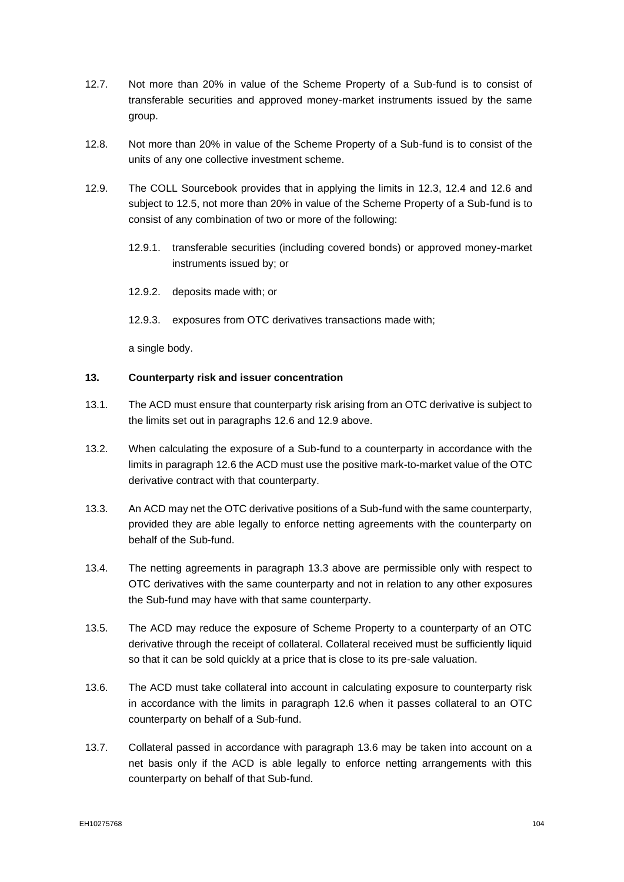12.7. Not more than 20% in value of the Scheme Property of a Sub-fund is to consist of transferable securities and approved money-market instruments issued by the same group.

12.8. Not more than 20% in value of the Scheme Property of a Sub-fund is to consist of the units of any one collective investment scheme.

12.9. The COLL Sourcebook provides that in applying the limits in 12.3, 12.4 and 12.6 and subject to 12.5, not more than 20% in value of the Scheme Property of a Sub-fund is to consist of any combination of two or more of the following:

12.9.1. transferable securities (including covered bonds) or approved money-market instruments issued by; or

12.9.2. deposits made with; or

12.9.3. exposures from OTC derivatives transactions made with;

a single body.

**13. Counterparty risk and issuer concentration**

13.1. The ACD must ensure that counterparty risk arising from an OTC derivative is subject to the limits set out in paragraphs 12.6 and 12.9 above.

13.2. When calculating the exposure of a Sub-fund to a counterparty in accordance with the limits in paragraph 12.6 the ACD must use the positive mark-to-market value of the OTC derivative contract with that counterparty.

13.3. An ACD may net the OTC derivative positions of a Sub-fund with the same counterparty, provided they are able legally to enforce netting agreements with the counterparty on behalf of the Sub-fund.

13.4. The netting agreements in paragraph 13.3 above are permissible only with respect to OTC derivatives with the same counterparty and not in relation to any other exposures the Sub-fund may have with that same counterparty.

13.5. The ACD may reduce the exposure of Scheme Property to a counterparty of an OTC derivative through the receipt of collateral. Collateral received must be sufficiently liquid so that it can be sold quickly at a price that is close to its pre-sale valuation.

13.6. The ACD must take collateral into account in calculating exposure to counterparty risk in accordance with the limits in paragraph 12.6 when it passes collateral to an OTC counterparty on behalf of a Sub-fund.

13.7. Collateral passed in accordance with paragraph 13.6 may be taken into account on a net basis only if the ACD is able legally to enforce netting arrangements with this counterparty on behalf of that Sub-fund.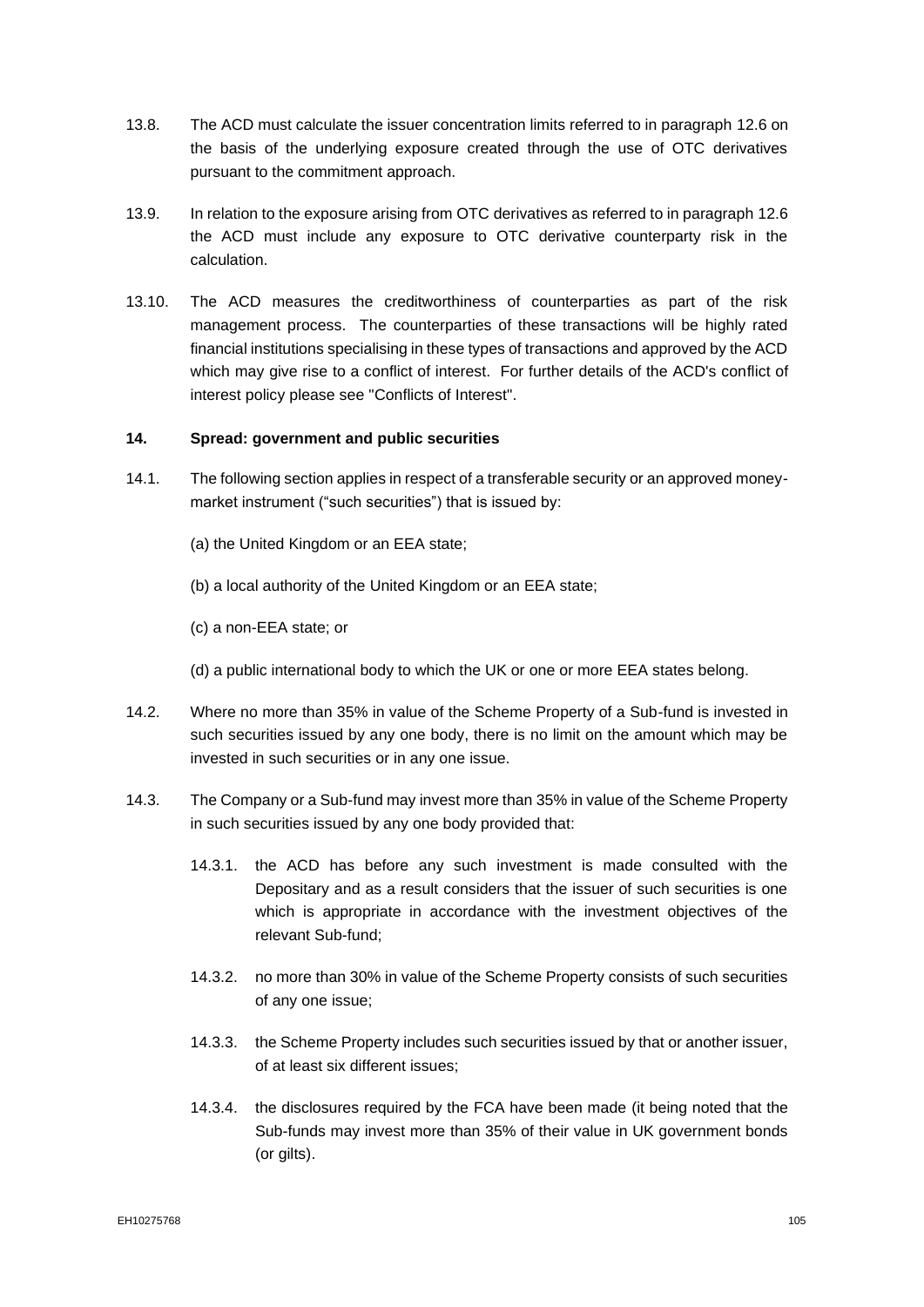13.8. The ACD must calculate the issuer concentration limits referred to in paragraph 12.6 on the basis of the underlying exposure created through the use of OTC derivatives pursuant to the commitment approach.

13.9. In relation to the exposure arising from OTC derivatives as referred to in paragraph 12.6 the ACD must include any exposure to OTC derivative counterparty risk in the calculation.

13.10. The ACD measures the creditworthiness of counterparties as part of the risk management process. The counterparties of these transactions will be highly rated financial institutions specialising in these types of transactions and approved by the ACD which may give rise to a conflict of interest. For further details of the ACD's conflict of interest policy please see "Conflicts of Interest".

**14. Spread: government and public securities**

14.1. The following section applies in respect of a transferable security or an approved money-market instrument ("such securities") that is issued by:

(a) the United Kingdom or an EEA state;

(b) a local authority of the United Kingdom or an EEA state;

(c) a non-EEA state; or

(d) a public international body to which the UK or one or more EEA states belong.

14.2. Where no more than 35% in value of the Scheme Property of a Sub-fund is invested in such securities issued by any one body, there is no limit on the amount which may be invested in such securities or in any one issue.

14.3. The Company or a Sub-fund may invest more than 35% in value of the Scheme Property in such securities issued by any one body provided that:

14.3.1. the ACD has before any such investment is made consulted with the Depositary and as a result considers that the issuer of such securities is one which is appropriate in accordance with the investment objectives of the relevant Sub-fund;

14.3.2. no more than 30% in value of the Scheme Property consists of such securities of any one issue;

14.3.3. the Scheme Property includes such securities issued by that or another issuer, of at least six different issues;

14.3.4. the disclosures required by the FCA have been made (it being noted that the Sub-funds may invest more than 35% of their value in UK government bonds (or gilts).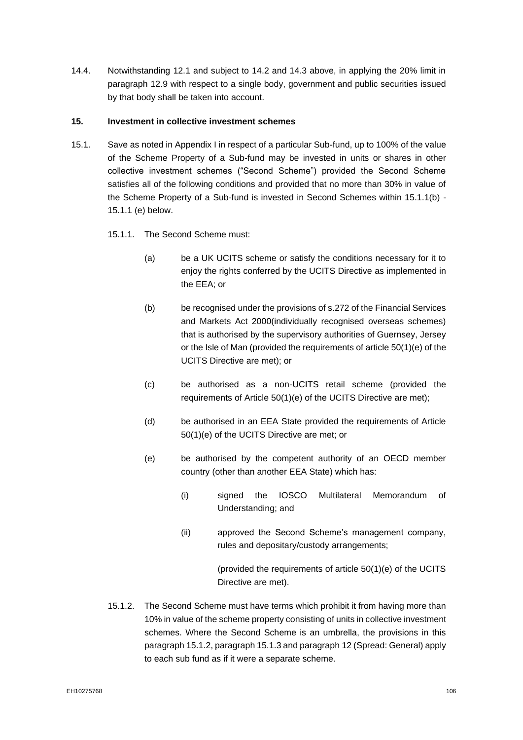14.4. Notwithstanding 12.1 and subject to 14.2 and 14.3 above, in applying the 20% limit in paragraph 12.9 with respect to a single body, government and public securities issued by that body shall be taken into account.

**15. Investment in collective investment schemes**

15.1. Save as noted in Appendix I in respect of a particular Sub-fund, up to 100% of the value of the Scheme Property of a Sub-fund may be invested in units or shares in other collective investment schemes ("Second Scheme") provided the Second Scheme satisfies all of the following conditions and provided that no more than 30% in value of the Scheme Property of a Sub-fund is invested in Second Schemes within 15.1.1(b) - 15.1.1 (e) below.

15.1.1. The Second Scheme must:

(a) be a UK UCITS scheme or satisfy the conditions necessary for it to enjoy the rights conferred by the UCITS Directive as implemented in the EEA; or

(b) be recognised under the provisions of s.272 of the Financial Services and Markets Act 2000(individually recognised overseas schemes) that is authorised by the supervisory authorities of Guernsey, Jersey or the Isle of Man (provided the requirements of article 50(1)(e) of the UCITS Directive are met); or

(c) be authorised as a non-UCITS retail scheme (provided the requirements of Article 50(1)(e) of the UCITS Directive are met);

(d) be authorised in an EEA State provided the requirements of Article 50(1)(e) of the UCITS Directive are met; or

(e) be authorised by the competent authority of an OECD member country (other than another EEA State) which has:

(i) signed the IOSCO Multilateral Memorandum of Understanding; and

(ii) approved the Second Scheme's management company, rules and depositary/custody arrangements;

(provided the requirements of article 50(1)(e) of the UCITS Directive are met).

15.1.2. The Second Scheme must have terms which prohibit it from having more than 10% in value of the scheme property consisting of units in collective investment schemes. Where the Second Scheme is an umbrella, the provisions in this paragraph 15.1.2, paragraph 15.1.3 and paragraph 12 (Spread: General) apply to each sub fund as if it were a separate scheme.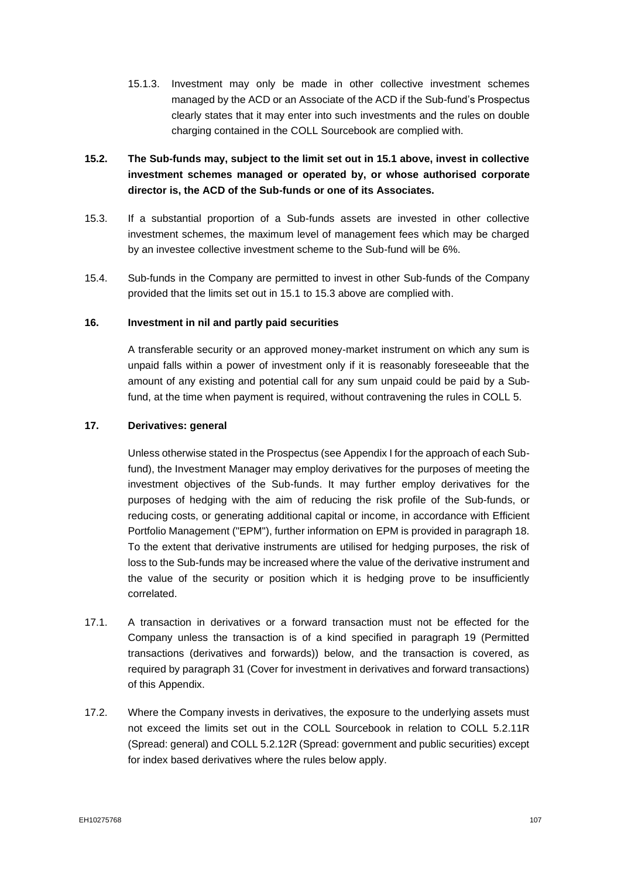15.1.3. Investment may only be made in other collective investment schemes managed by the ACD or an Associate of the ACD if the Sub-fund's Prospectus clearly states that it may enter into such investments and the rules on double charging contained in the COLL Sourcebook are complied with.

**15.2. The Sub-funds may, subject to the limit set out in 15.1 above, invest in collective investment schemes managed or operated by, or whose authorised corporate director is, the ACD of the Sub-funds or one of its Associates.**

15.3. If a substantial proportion of a Sub-funds assets are invested in other collective investment schemes, the maximum level of management fees which may be charged by an investee collective investment scheme to the Sub-fund will be 6%.

15.4. Sub-funds in the Company are permitted to invest in other Sub-funds of the Company provided that the limits set out in 15.1 to 15.3 above are complied with.

**16. Investment in nil and partly paid securities**

A transferable security or an approved money-market instrument on which any sum is unpaid falls within a power of investment only if it is reasonably foreseeable that the amount of any existing and potential call for any sum unpaid could be paid by a Sub-fund, at the time when payment is required, without contravening the rules in COLL 5.

**17. Derivatives: general**

Unless otherwise stated in the Prospectus (see Appendix I for the approach of each Sub-fund), the Investment Manager may employ derivatives for the purposes of meeting the investment objectives of the Sub-funds. It may further employ derivatives for the purposes of hedging with the aim of reducing the risk profile of the Sub-funds, or reducing costs, or generating additional capital or income, in accordance with Efficient Portfolio Management ("EPM"), further information on EPM is provided in paragraph 18. To the extent that derivative instruments are utilised for hedging purposes, the risk of loss to the Sub-funds may be increased where the value of the derivative instrument and the value of the security or position which it is hedging prove to be insufficiently correlated.

17.1. A transaction in derivatives or a forward transaction must not be effected for the Company unless the transaction is of a kind specified in paragraph 19 (Permitted transactions (derivatives and forwards)) below, and the transaction is covered, as required by paragraph 31 (Cover for investment in derivatives and forward transactions) of this Appendix.

17.2. Where the Company invests in derivatives, the exposure to the underlying assets must not exceed the limits set out in the COLL Sourcebook in relation to COLL 5.2.11R (Spread: general) and COLL 5.2.12R (Spread: government and public securities) except for index based derivatives where the rules below apply.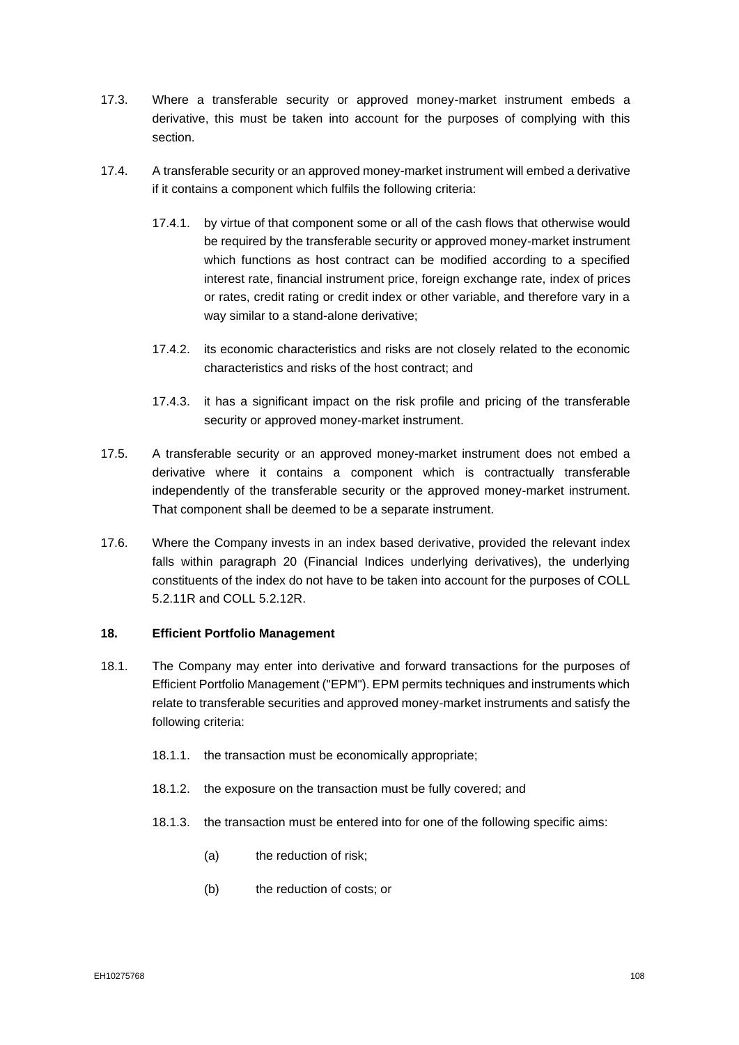17.3. Where a transferable security or approved money-market instrument embeds a derivative, this must be taken into account for the purposes of complying with this section.

17.4. A transferable security or an approved money-market instrument will embed a derivative if it contains a component which fulfils the following criteria:

17.4.1. by virtue of that component some or all of the cash flows that otherwise would be required by the transferable security or approved money-market instrument which functions as host contract can be modified according to a specified interest rate, financial instrument price, foreign exchange rate, index of prices or rates, credit rating or credit index or other variable, and therefore vary in a way similar to a stand-alone derivative;

17.4.2. its economic characteristics and risks are not closely related to the economic characteristics and risks of the host contract; and

17.4.3. it has a significant impact on the risk profile and pricing of the transferable security or approved money-market instrument.

17.5. A transferable security or an approved money-market instrument does not embed a derivative where it contains a component which is contractually transferable independently of the transferable security or the approved money-market instrument. That component shall be deemed to be a separate instrument.

17.6. Where the Company invests in an index based derivative, provided the relevant index falls within paragraph 20 (Financial Indices underlying derivatives), the underlying constituents of the index do not have to be taken into account for the purposes of COLL 5.2.11R and COLL 5.2.12R.

**18. Efficient Portfolio Management**

18.1. The Company may enter into derivative and forward transactions for the purposes of Efficient Portfolio Management ("EPM"). EPM permits techniques and instruments which relate to transferable securities and approved money-market instruments and satisfy the following criteria:

18.1.1. the transaction must be economically appropriate;

18.1.2. the exposure on the transaction must be fully covered; and

18.1.3. the transaction must be entered into for one of the following specific aims:

(a) the reduction of risk;

(b) the reduction of costs; or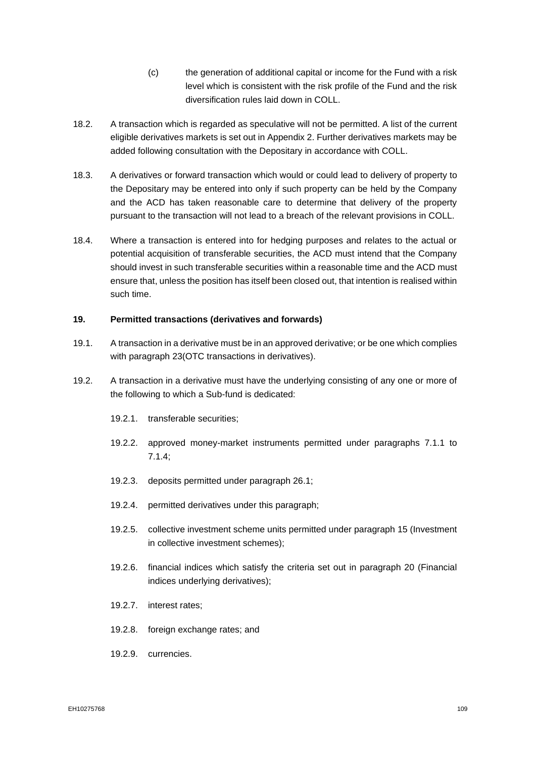(c) the generation of additional capital or income for the Fund with a risk level which is consistent with the risk profile of the Fund and the risk diversification rules laid down in COLL.

18.2. A transaction which is regarded as speculative will not be permitted. A list of the current eligible derivatives markets is set out in Appendix 2. Further derivatives markets may be added following consultation with the Depositary in accordance with COLL.

18.3. A derivatives or forward transaction which would or could lead to delivery of property to the Depositary may be entered into only if such property can be held by the Company and the ACD has taken reasonable care to determine that delivery of the property pursuant to the transaction will not lead to a breach of the relevant provisions in COLL.

18.4. Where a transaction is entered into for hedging purposes and relates to the actual or potential acquisition of transferable securities, the ACD must intend that the Company should invest in such transferable securities within a reasonable time and the ACD must ensure that, unless the position has itself been closed out, that intention is realised within such time.

**19. Permitted transactions (derivatives and forwards)**

19.1. A transaction in a derivative must be in an approved derivative; or be one which complies with paragraph 23(OTC transactions in derivatives).

19.2. A transaction in a derivative must have the underlying consisting of any one or more of the following to which a Sub-fund is dedicated:

19.2.1. transferable securities;

19.2.2. approved money-market instruments permitted under paragraphs 7.1.1 to 7.1.4;

19.2.3. deposits permitted under paragraph 26.1;

19.2.4. permitted derivatives under this paragraph;

19.2.5. collective investment scheme units permitted under paragraph 15 (Investment in collective investment schemes);

19.2.6. financial indices which satisfy the criteria set out in paragraph 20 (Financial indices underlying derivatives);

19.2.7. interest rates;

19.2.8. foreign exchange rates; and

19.2.9. currencies.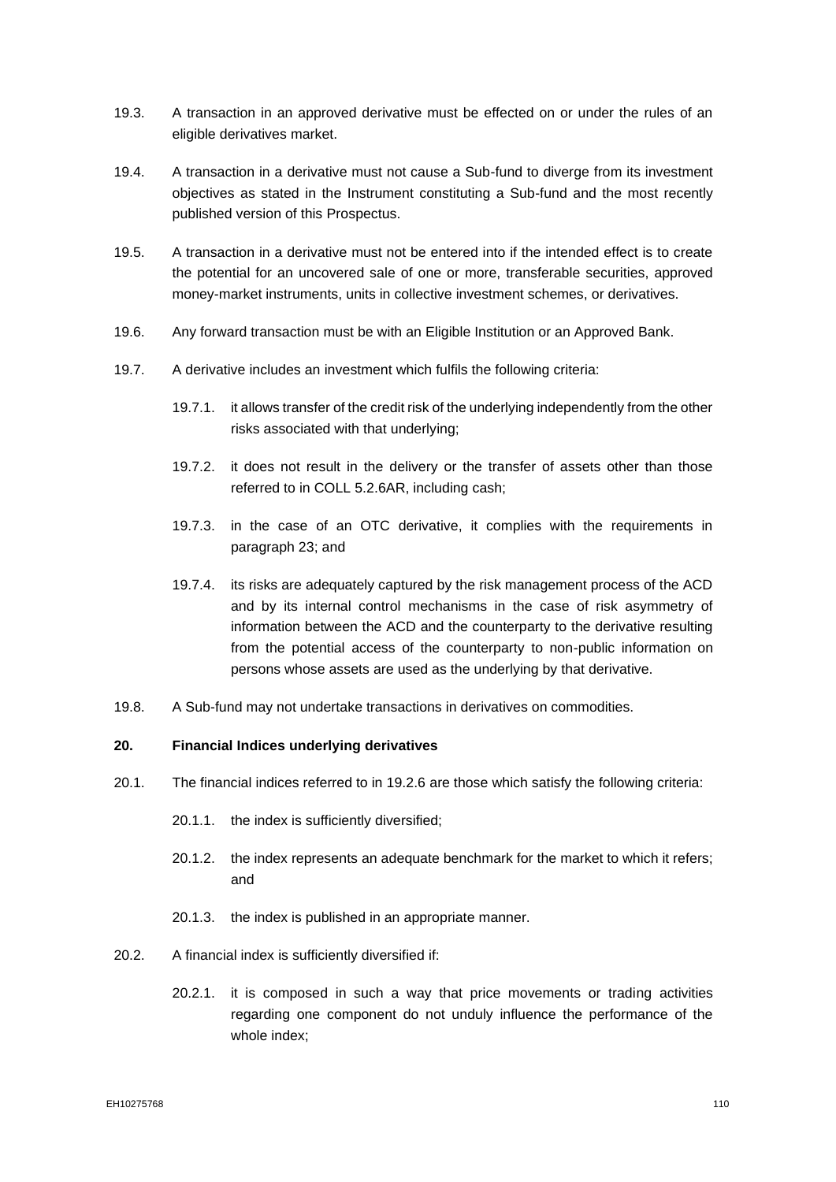19.3. A transaction in an approved derivative must be effected on or under the rules of an eligible derivatives market.

19.4. A transaction in a derivative must not cause a Sub-fund to diverge from its investment objectives as stated in the Instrument constituting a Sub-fund and the most recently published version of this Prospectus.

19.5. A transaction in a derivative must not be entered into if the intended effect is to create the potential for an uncovered sale of one or more, transferable securities, approved money-market instruments, units in collective investment schemes, or derivatives.

19.6. Any forward transaction must be with an Eligible Institution or an Approved Bank.

19.7. A derivative includes an investment which fulfils the following criteria:

19.7.1. it allows transfer of the credit risk of the underlying independently from the other risks associated with that underlying;

19.7.2. it does not result in the delivery or the transfer of assets other than those referred to in COLL 5.2.6AR, including cash;

19.7.3. in the case of an OTC derivative, it complies with the requirements in paragraph 23; and

19.7.4. its risks are adequately captured by the risk management process of the ACD and by its internal control mechanisms in the case of risk asymmetry of information between the ACD and the counterparty to the derivative resulting from the potential access of the counterparty to non-public information on persons whose assets are used as the underlying by that derivative.

19.8. A Sub-fund may not undertake transactions in derivatives on commodities.

**20. Financial Indices underlying derivatives**

20.1. The financial indices referred to in 19.2.6 are those which satisfy the following criteria:

20.1.1. the index is sufficiently diversified;

20.1.2. the index represents an adequate benchmark for the market to which it refers; and

20.1.3. the index is published in an appropriate manner.

20.2. A financial index is sufficiently diversified if:

20.2.1. it is composed in such a way that price movements or trading activities regarding one component do not unduly influence the performance of the whole index;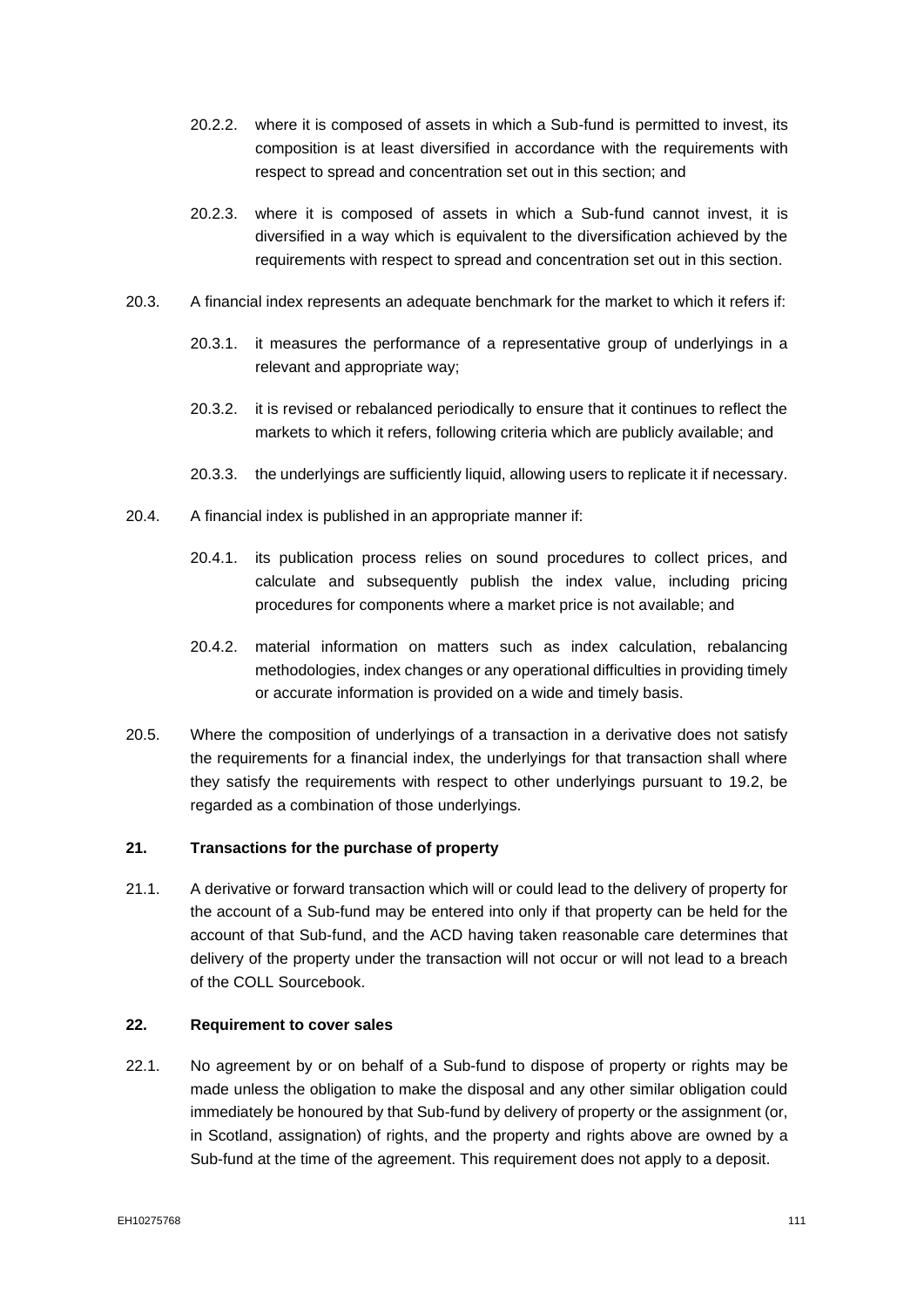20.2.2. where it is composed of assets in which a Sub-fund is permitted to invest, its composition is at least diversified in accordance with the requirements with respect to spread and concentration set out in this section; and

20.2.3. where it is composed of assets in which a Sub-fund cannot invest, it is diversified in a way which is equivalent to the diversification achieved by the requirements with respect to spread and concentration set out in this section.

20.3. A financial index represents an adequate benchmark for the market to which it refers if:

20.3.1. it measures the performance of a representative group of underlyings in a relevant and appropriate way;

20.3.2. it is revised or rebalanced periodically to ensure that it continues to reflect the markets to which it refers, following criteria which are publicly available; and

20.3.3. the underlyings are sufficiently liquid, allowing users to replicate it if necessary.

20.4. A financial index is published in an appropriate manner if:

20.4.1. its publication process relies on sound procedures to collect prices, and calculate and subsequently publish the index value, including pricing procedures for components where a market price is not available; and

20.4.2. material information on matters such as index calculation, rebalancing methodologies, index changes or any operational difficulties in providing timely or accurate information is provided on a wide and timely basis.

20.5. Where the composition of underlyings of a transaction in a derivative does not satisfy the requirements for a financial index, the underlyings for that transaction shall where they satisfy the requirements with respect to other underlyings pursuant to 19.2, be regarded as a combination of those underlyings.

## 21. Transactions for the purchase of property

21.1. A derivative or forward transaction which will or could lead to the delivery of property for the account of a Sub-fund may be entered into only if that property can be held for the account of that Sub-fund, and the ACD having taken reasonable care determines that delivery of the property under the transaction will not occur or will not lead to a breach of the COLL Sourcebook.

## 22. Requirement to cover sales

22.1. No agreement by or on behalf of a Sub-fund to dispose of property or rights may be made unless the obligation to make the disposal and any other similar obligation could immediately be honoured by that Sub-fund by delivery of property or the assignment (or, in Scotland, assignation) of rights, and the property and rights above are owned by a Sub-fund at the time of the agreement. This requirement does not apply to a deposit.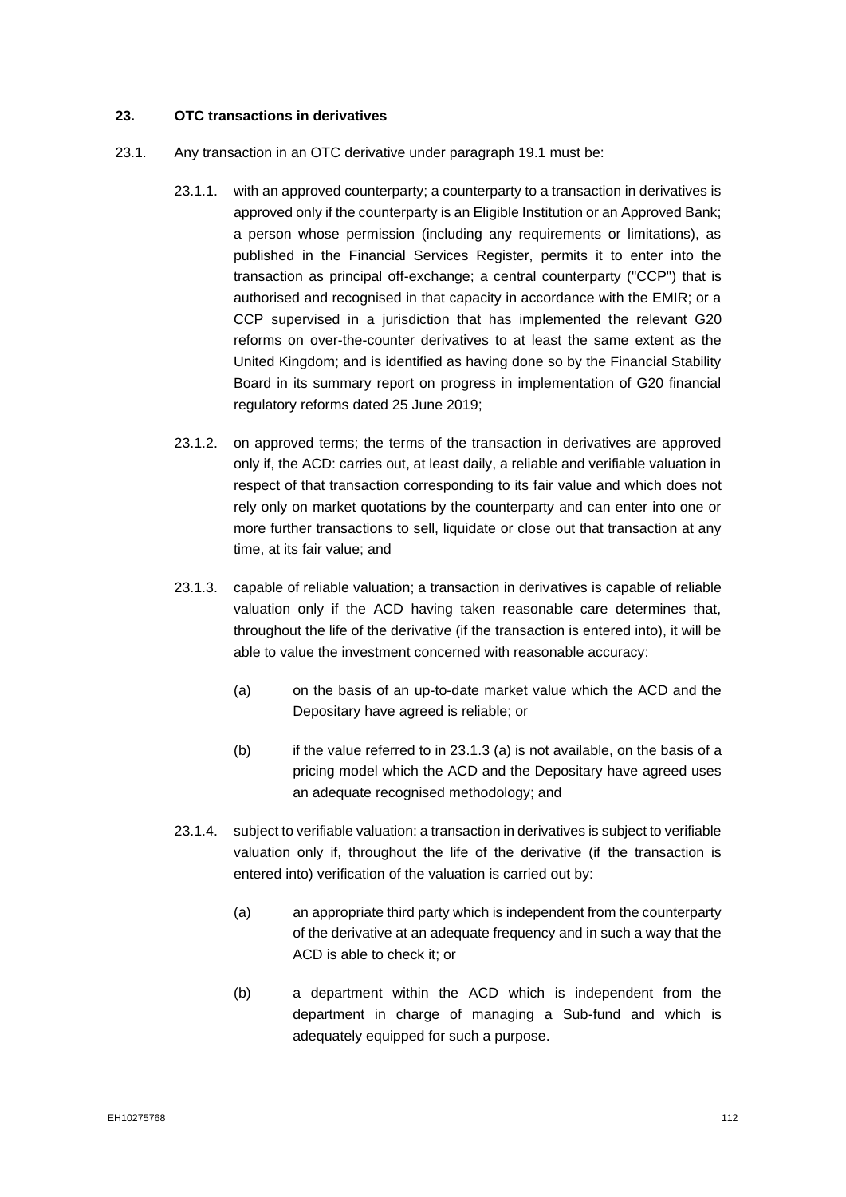## 23. OTC transactions in derivatives

23.1. Any transaction in an OTC derivative under paragraph 19.1 must be:

23.1.1. with an approved counterparty; a counterparty to a transaction in derivatives is approved only if the counterparty is an Eligible Institution or an Approved Bank; a person whose permission (including any requirements or limitations), as published in the Financial Services Register, permits it to enter into the transaction as principal off-exchange; a central counterparty ("CCP") that is authorised and recognised in that capacity in accordance with the EMIR; or a CCP supervised in a jurisdiction that has implemented the relevant G20 reforms on over-the-counter derivatives to at least the same extent as the United Kingdom; and is identified as having done so by the Financial Stability Board in its summary report on progress in implementation of G20 financial regulatory reforms dated 25 June 2019;

23.1.2. on approved terms; the terms of the transaction in derivatives are approved only if, the ACD: carries out, at least daily, a reliable and verifiable valuation in respect of that transaction corresponding to its fair value and which does not rely only on market quotations by the counterparty and can enter into one or more further transactions to sell, liquidate or close out that transaction at any time, at its fair value; and

23.1.3. capable of reliable valuation; a transaction in derivatives is capable of reliable valuation only if the ACD having taken reasonable care determines that, throughout the life of the derivative (if the transaction is entered into), it will be able to value the investment concerned with reasonable accuracy:

(a) on the basis of an up-to-date market value which the ACD and the Depositary have agreed is reliable; or

(b) if the value referred to in 23.1.3 (a) is not available, on the basis of a pricing model which the ACD and the Depositary have agreed uses an adequate recognised methodology; and

23.1.4. subject to verifiable valuation: a transaction in derivatives is subject to verifiable valuation only if, throughout the life of the derivative (if the transaction is entered into) verification of the valuation is carried out by:

(a) an appropriate third party which is independent from the counterparty of the derivative at an adequate frequency and in such a way that the ACD is able to check it; or

(b) a department within the ACD which is independent from the department in charge of managing a Sub-fund and which is adequately equipped for such a purpose.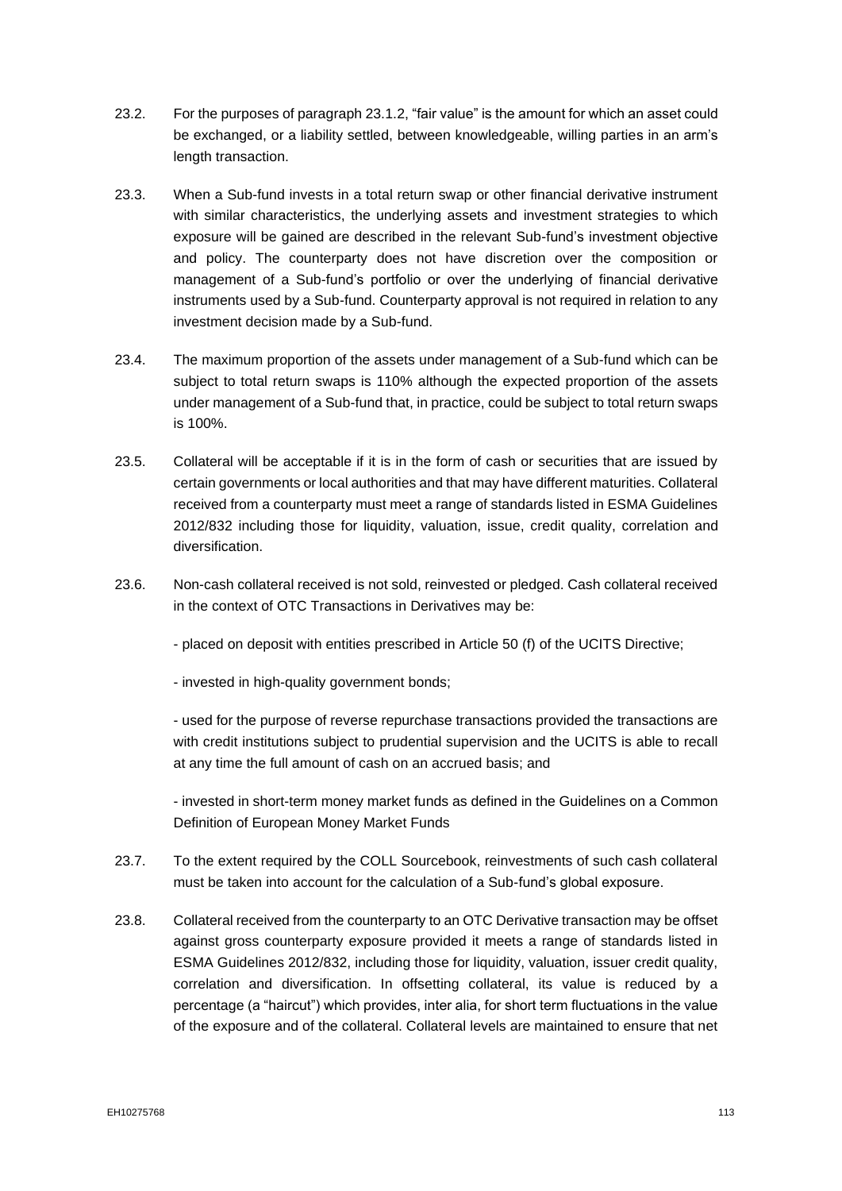23.2. For the purposes of paragraph 23.1.2, "fair value" is the amount for which an asset could be exchanged, or a liability settled, between knowledgeable, willing parties in an arm's length transaction.

23.3. When a Sub-fund invests in a total return swap or other financial derivative instrument with similar characteristics, the underlying assets and investment strategies to which exposure will be gained are described in the relevant Sub-fund's investment objective and policy. The counterparty does not have discretion over the composition or management of a Sub-fund's portfolio or over the underlying of financial derivative instruments used by a Sub-fund. Counterparty approval is not required in relation to any investment decision made by a Sub-fund.

23.4. The maximum proportion of the assets under management of a Sub-fund which can be subject to total return swaps is 110% although the expected proportion of the assets under management of a Sub-fund that, in practice, could be subject to total return swaps is 100%.

23.5. Collateral will be acceptable if it is in the form of cash or securities that are issued by certain governments or local authorities and that may have different maturities. Collateral received from a counterparty must meet a range of standards listed in ESMA Guidelines 2012/832 including those for liquidity, valuation, issue, credit quality, correlation and diversification.

23.6. Non-cash collateral received is not sold, reinvested or pledged. Cash collateral received in the context of OTC Transactions in Derivatives may be:

- placed on deposit with entities prescribed in Article 50 (f) of the UCITS Directive;

- invested in high-quality government bonds;

- used for the purpose of reverse repurchase transactions provided the transactions are with credit institutions subject to prudential supervision and the UCITS is able to recall at any time the full amount of cash on an accrued basis; and

- invested in short-term money market funds as defined in the Guidelines on a Common Definition of European Money Market Funds

23.7. To the extent required by the COLL Sourcebook, reinvestments of such cash collateral must be taken into account for the calculation of a Sub-fund's global exposure.

23.8. Collateral received from the counterparty to an OTC Derivative transaction may be offset against gross counterparty exposure provided it meets a range of standards listed in ESMA Guidelines 2012/832, including those for liquidity, valuation, issuer credit quality, correlation and diversification. In offsetting collateral, its value is reduced by a percentage (a "haircut") which provides, inter alia, for short term fluctuations in the value of the exposure and of the collateral. Collateral levels are maintained to ensure that net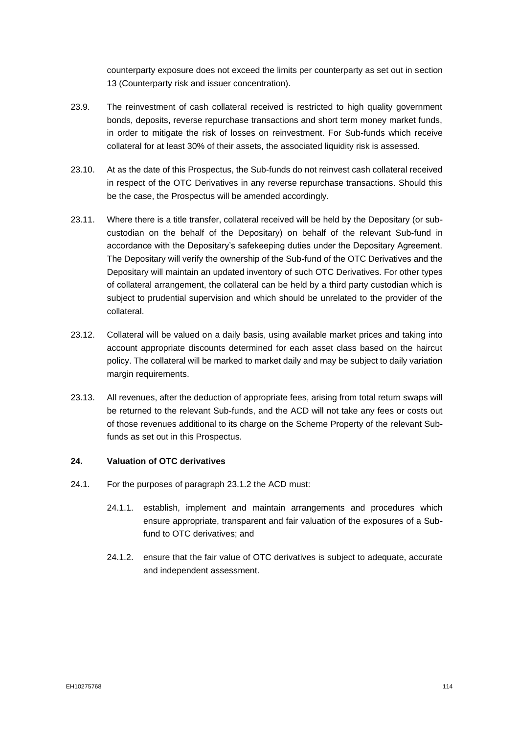counterparty exposure does not exceed the limits per counterparty as set out in section 13 (Counterparty risk and issuer concentration).

23.9. The reinvestment of cash collateral received is restricted to high quality government bonds, deposits, reverse repurchase transactions and short term money market funds, in order to mitigate the risk of losses on reinvestment. For Sub-funds which receive collateral for at least 30% of their assets, the associated liquidity risk is assessed.

23.10. At as the date of this Prospectus, the Sub-funds do not reinvest cash collateral received in respect of the OTC Derivatives in any reverse repurchase transactions. Should this be the case, the Prospectus will be amended accordingly.

23.11. Where there is a title transfer, collateral received will be held by the Depositary (or sub-custodian on the behalf of the Depositary) on behalf of the relevant Sub-fund in accordance with the Depositary's safekeeping duties under the Depositary Agreement. The Depositary will verify the ownership of the Sub-fund of the OTC Derivatives and the Depositary will maintain an updated inventory of such OTC Derivatives. For other types of collateral arrangement, the collateral can be held by a third party custodian which is subject to prudential supervision and which should be unrelated to the provider of the collateral.

23.12. Collateral will be valued on a daily basis, using available market prices and taking into account appropriate discounts determined for each asset class based on the haircut policy. The collateral will be marked to market daily and may be subject to daily variation margin requirements.

23.13. All revenues, after the deduction of appropriate fees, arising from total return swaps will be returned to the relevant Sub-funds, and the ACD will not take any fees or costs out of those revenues additional to its charge on the Scheme Property of the relevant Sub-funds as set out in this Prospectus.

## 24. Valuation of OTC derivatives

24.1. For the purposes of paragraph 23.1.2 the ACD must:

24.1.1. establish, implement and maintain arrangements and procedures which ensure appropriate, transparent and fair valuation of the exposures of a Sub-fund to OTC derivatives; and

24.1.2. ensure that the fair value of OTC derivatives is subject to adequate, accurate and independent assessment.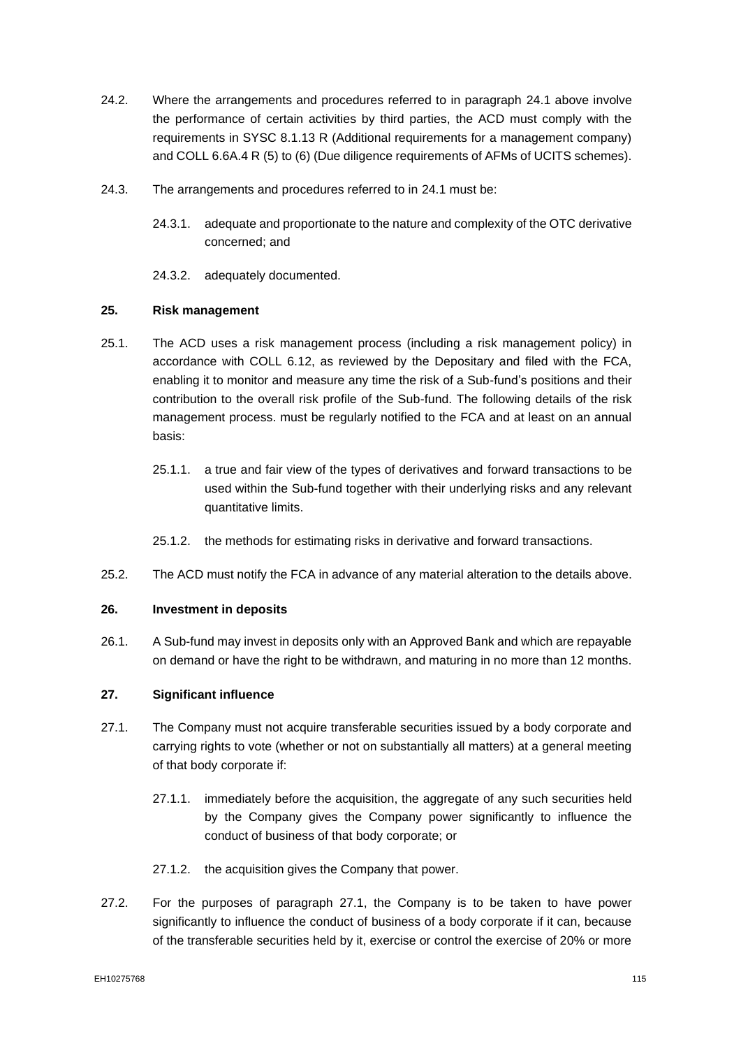24.2. Where the arrangements and procedures referred to in paragraph 24.1 above involve the performance of certain activities by third parties, the ACD must comply with the requirements in SYSC 8.1.13 R (Additional requirements for a management company) and COLL 6.6A.4 R (5) to (6) (Due diligence requirements of AFMs of UCITS schemes).

24.3. The arrangements and procedures referred to in 24.1 must be:

24.3.1. adequate and proportionate to the nature and complexity of the OTC derivative concerned; and

24.3.2. adequately documented.

**25. Risk management**

25.1. The ACD uses a risk management process (including a risk management policy) in accordance with COLL 6.12, as reviewed by the Depositary and filed with the FCA, enabling it to monitor and measure any time the risk of a Sub-fund's positions and their contribution to the overall risk profile of the Sub-fund. The following details of the risk management process. must be regularly notified to the FCA and at least on an annual basis:

25.1.1. a true and fair view of the types of derivatives and forward transactions to be used within the Sub-fund together with their underlying risks and any relevant quantitative limits.

25.1.2. the methods for estimating risks in derivative and forward transactions.

25.2. The ACD must notify the FCA in advance of any material alteration to the details above.

**26. Investment in deposits**

26.1. A Sub-fund may invest in deposits only with an Approved Bank and which are repayable on demand or have the right to be withdrawn, and maturing in no more than 12 months.

**27. Significant influence**

27.1. The Company must not acquire transferable securities issued by a body corporate and carrying rights to vote (whether or not on substantially all matters) at a general meeting of that body corporate if:

27.1.1. immediately before the acquisition, the aggregate of any such securities held by the Company gives the Company power significantly to influence the conduct of business of that body corporate; or

27.1.2. the acquisition gives the Company that power.

27.2. For the purposes of paragraph 27.1, the Company is to be taken to have power significantly to influence the conduct of business of a body corporate if it can, because of the transferable securities held by it, exercise or control the exercise of 20% or more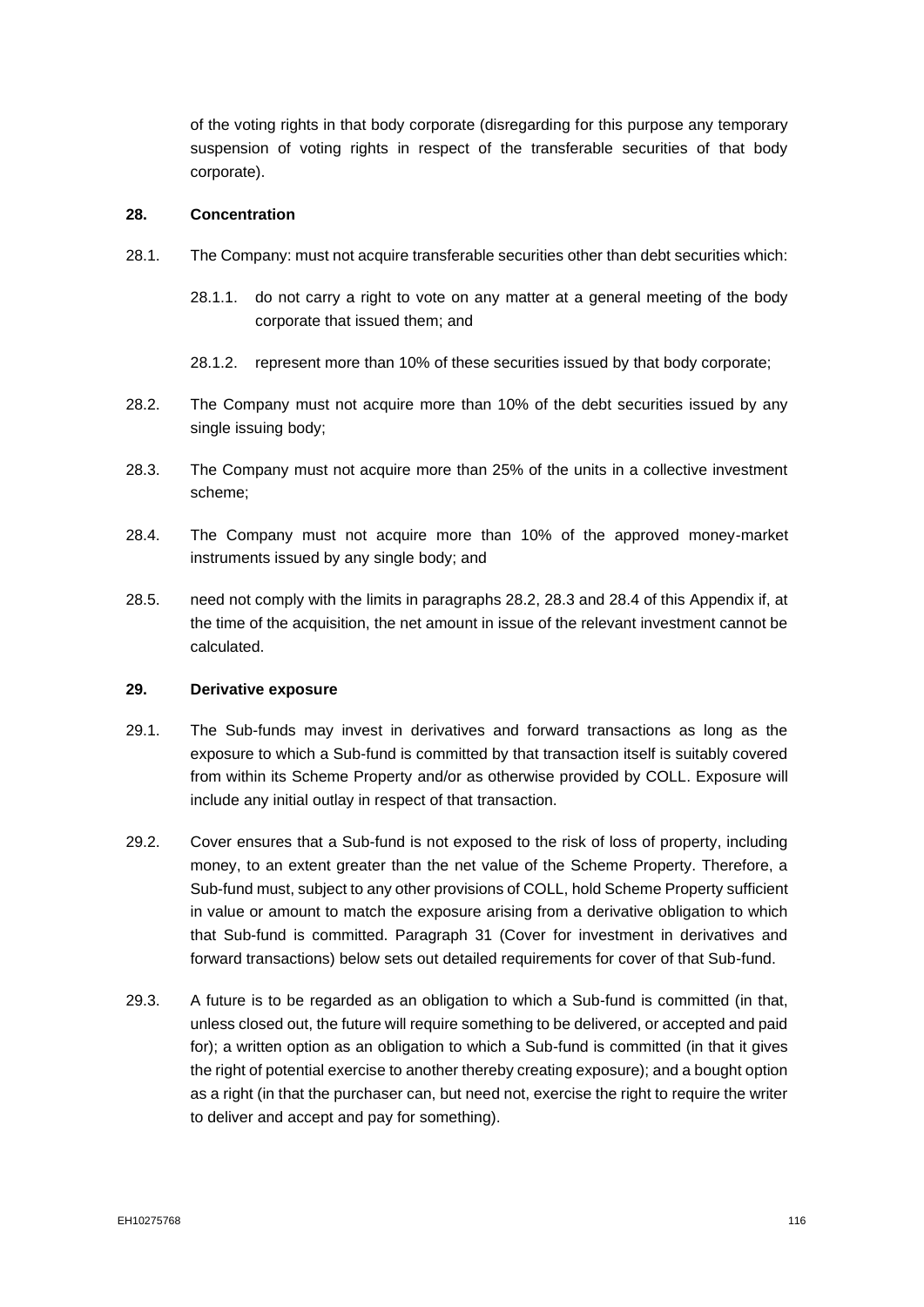of the voting rights in that body corporate (disregarding for this purpose any temporary suspension of voting rights in respect of the transferable securities of that body corporate).

**28. Concentration**

28.1. The Company: must not acquire transferable securities other than debt securities which:

28.1.1. do not carry a right to vote on any matter at a general meeting of the body corporate that issued them; and

28.1.2. represent more than 10% of these securities issued by that body corporate;

28.2. The Company must not acquire more than 10% of the debt securities issued by any single issuing body;

28.3. The Company must not acquire more than 25% of the units in a collective investment scheme;

28.4. The Company must not acquire more than 10% of the approved money-market instruments issued by any single body; and

28.5. need not comply with the limits in paragraphs 28.2, 28.3 and 28.4 of this Appendix if, at the time of the acquisition, the net amount in issue of the relevant investment cannot be calculated.

**29. Derivative exposure**

29.1. The Sub-funds may invest in derivatives and forward transactions as long as the exposure to which a Sub-fund is committed by that transaction itself is suitably covered from within its Scheme Property and/or as otherwise provided by COLL. Exposure will include any initial outlay in respect of that transaction.

29.2. Cover ensures that a Sub-fund is not exposed to the risk of loss of property, including money, to an extent greater than the net value of the Scheme Property. Therefore, a Sub-fund must, subject to any other provisions of COLL, hold Scheme Property sufficient in value or amount to match the exposure arising from a derivative obligation to which that Sub-fund is committed. Paragraph 31 (Cover for investment in derivatives and forward transactions) below sets out detailed requirements for cover of that Sub-fund.

29.3. A future is to be regarded as an obligation to which a Sub-fund is committed (in that, unless closed out, the future will require something to be delivered, or accepted and paid for); a written option as an obligation to which a Sub-fund is committed (in that it gives the right of potential exercise to another thereby creating exposure); and a bought option as a right (in that the purchaser can, but need not, exercise the right to require the writer to deliver and accept and pay for something).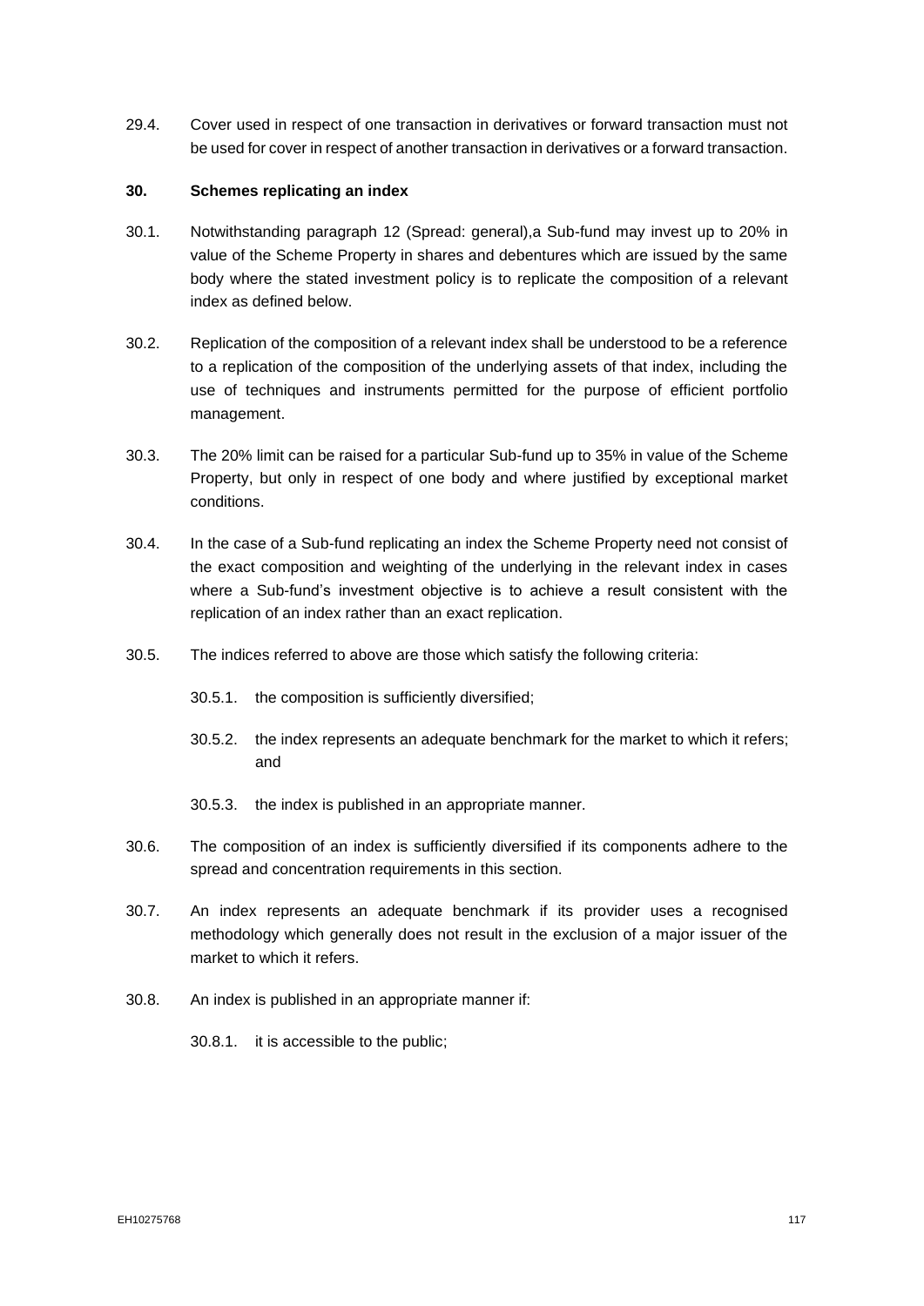29.4. Cover used in respect of one transaction in derivatives or forward transaction must not be used for cover in respect of another transaction in derivatives or a forward transaction.

### 30. Schemes replicating an index

30.1. Notwithstanding paragraph 12 (Spread: general),a Sub-fund may invest up to 20% in value of the Scheme Property in shares and debentures which are issued by the same body where the stated investment policy is to replicate the composition of a relevant index as defined below.

30.2. Replication of the composition of a relevant index shall be understood to be a reference to a replication of the composition of the underlying assets of that index, including the use of techniques and instruments permitted for the purpose of efficient portfolio management.

30.3. The 20% limit can be raised for a particular Sub-fund up to 35% in value of the Scheme Property, but only in respect of one body and where justified by exceptional market conditions.

30.4. In the case of a Sub-fund replicating an index the Scheme Property need not consist of the exact composition and weighting of the underlying in the relevant index in cases where a Sub-fund's investment objective is to achieve a result consistent with the replication of an index rather than an exact replication.

30.5. The indices referred to above are those which satisfy the following criteria:

30.5.1. the composition is sufficiently diversified;

30.5.2. the index represents an adequate benchmark for the market to which it refers; and

30.5.3. the index is published in an appropriate manner.

30.6. The composition of an index is sufficiently diversified if its components adhere to the spread and concentration requirements in this section.

30.7. An index represents an adequate benchmark if its provider uses a recognised methodology which generally does not result in the exclusion of a major issuer of the market to which it refers.

30.8. An index is published in an appropriate manner if:

30.8.1. it is accessible to the public;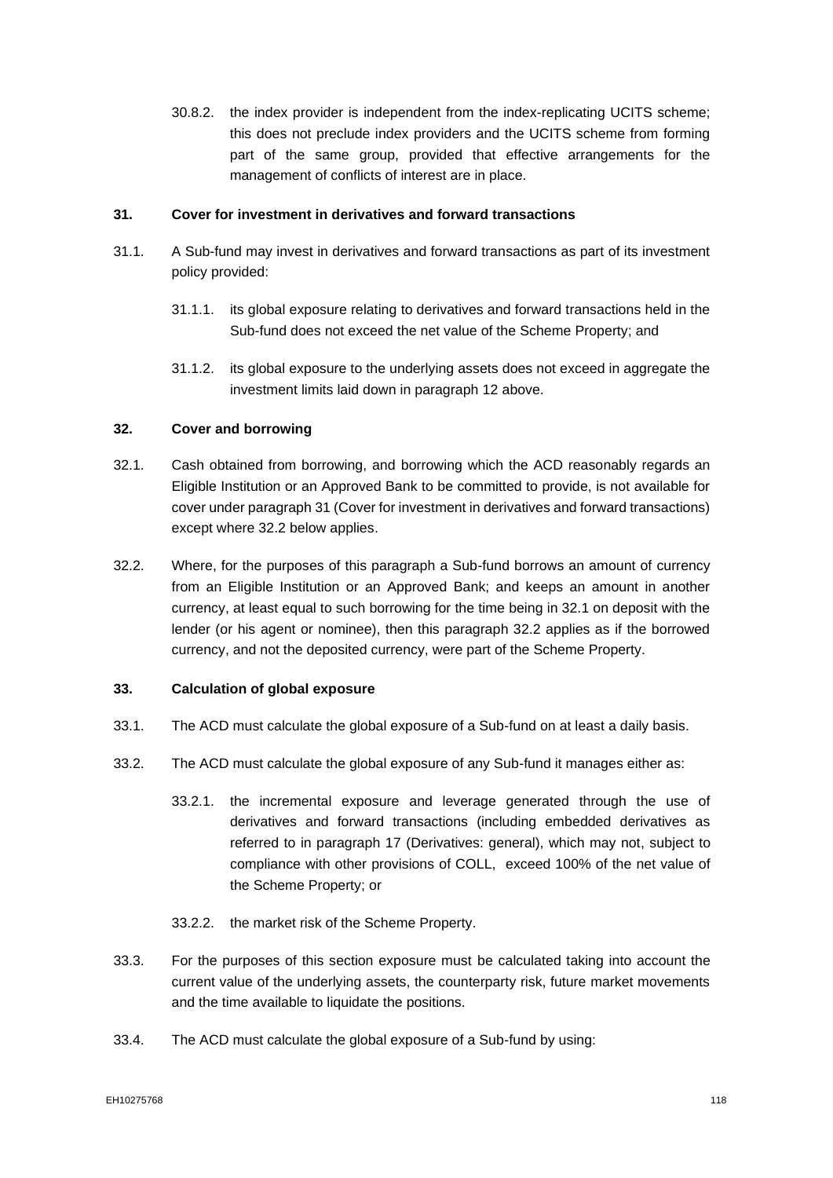30.8.2. the index provider is independent from the index-replicating UCITS scheme; this does not preclude index providers and the UCITS scheme from forming part of the same group, provided that effective arrangements for the management of conflicts of interest are in place.

**31. Cover for investment in derivatives and forward transactions**

31.1. A Sub-fund may invest in derivatives and forward transactions as part of its investment policy provided:

31.1.1. its global exposure relating to derivatives and forward transactions held in the Sub-fund does not exceed the net value of the Scheme Property; and

31.1.2. its global exposure to the underlying assets does not exceed in aggregate the investment limits laid down in paragraph 12 above.

**32. Cover and borrowing**

32.1. Cash obtained from borrowing, and borrowing which the ACD reasonably regards an Eligible Institution or an Approved Bank to be committed to provide, is not available for cover under paragraph 31 (Cover for investment in derivatives and forward transactions) except where 32.2 below applies.

32.2. Where, for the purposes of this paragraph a Sub-fund borrows an amount of currency from an Eligible Institution or an Approved Bank; and keeps an amount in another currency, at least equal to such borrowing for the time being in 32.1 on deposit with the lender (or his agent or nominee), then this paragraph 32.2 applies as if the borrowed currency, and not the deposited currency, were part of the Scheme Property.

**33. Calculation of global exposure**

33.1. The ACD must calculate the global exposure of a Sub-fund on at least a daily basis.

33.2. The ACD must calculate the global exposure of any Sub-fund it manages either as:

33.2.1. the incremental exposure and leverage generated through the use of derivatives and forward transactions (including embedded derivatives as referred to in paragraph 17 (Derivatives: general), which may not, subject to compliance with other provisions of COLL, exceed 100% of the net value of the Scheme Property; or

33.2.2. the market risk of the Scheme Property.

33.3. For the purposes of this section exposure must be calculated taking into account the current value of the underlying assets, the counterparty risk, future market movements and the time available to liquidate the positions.

33.4. The ACD must calculate the global exposure of a Sub-fund by using: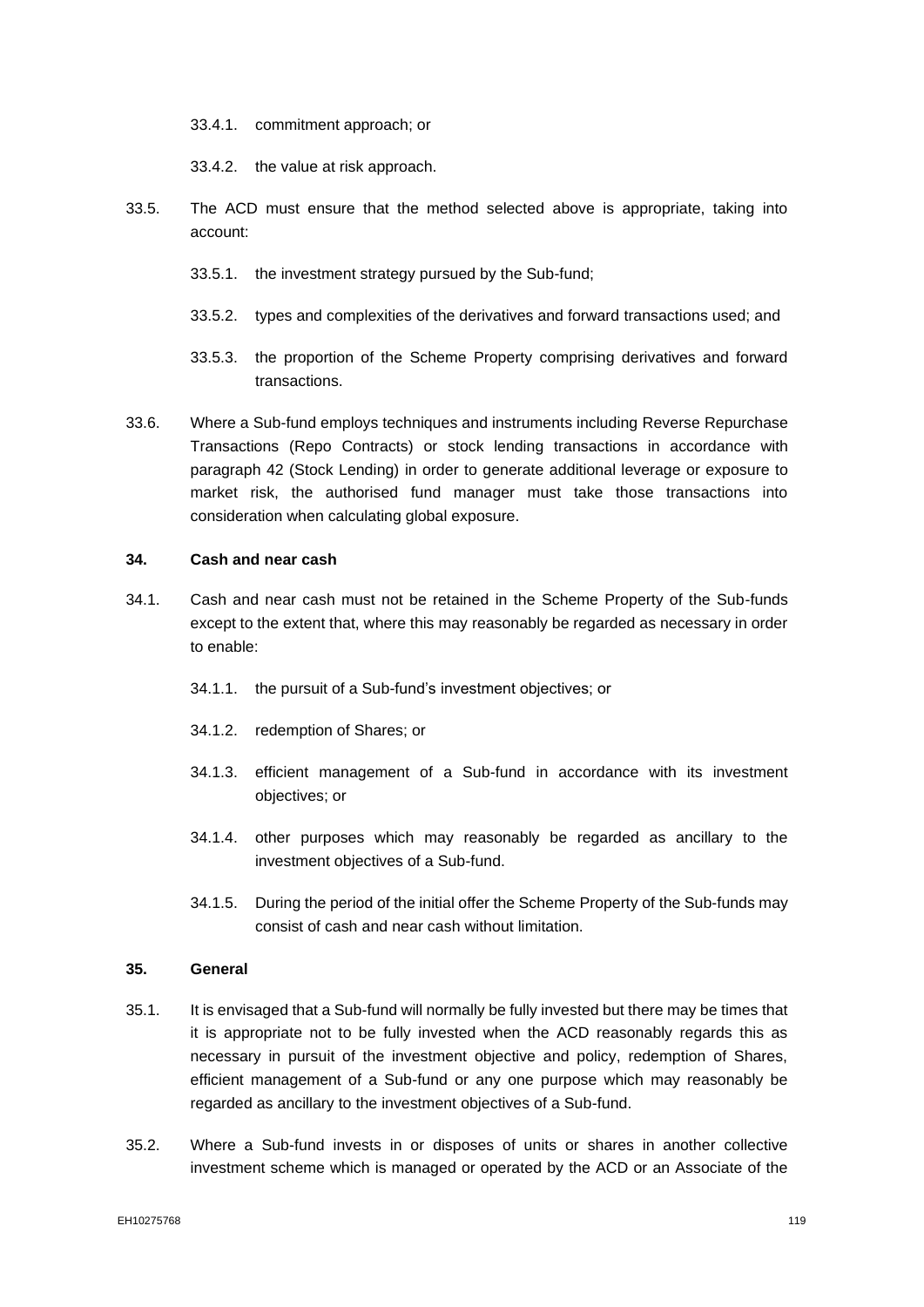33.4.1. commitment approach; or

33.4.2. the value at risk approach.

33.5. The ACD must ensure that the method selected above is appropriate, taking into account:

33.5.1. the investment strategy pursued by the Sub-fund;

33.5.2. types and complexities of the derivatives and forward transactions used; and

33.5.3. the proportion of the Scheme Property comprising derivatives and forward transactions.

33.6. Where a Sub-fund employs techniques and instruments including Reverse Repurchase Transactions (Repo Contracts) or stock lending transactions in accordance with paragraph 42 (Stock Lending) in order to generate additional leverage or exposure to market risk, the authorised fund manager must take those transactions into consideration when calculating global exposure.

**34. Cash and near cash**

34.1. Cash and near cash must not be retained in the Scheme Property of the Sub-funds except to the extent that, where this may reasonably be regarded as necessary in order to enable:

34.1.1. the pursuit of a Sub-fund's investment objectives; or

34.1.2. redemption of Shares; or

34.1.3. efficient management of a Sub-fund in accordance with its investment objectives; or

34.1.4. other purposes which may reasonably be regarded as ancillary to the investment objectives of a Sub-fund.

34.1.5. During the period of the initial offer the Scheme Property of the Sub-funds may consist of cash and near cash without limitation.

**35. General**

35.1. It is envisaged that a Sub-fund will normally be fully invested but there may be times that it is appropriate not to be fully invested when the ACD reasonably regards this as necessary in pursuit of the investment objective and policy, redemption of Shares, efficient management of a Sub-fund or any one purpose which may reasonably be regarded as ancillary to the investment objectives of a Sub-fund.

35.2. Where a Sub-fund invests in or disposes of units or shares in another collective investment scheme which is managed or operated by the ACD or an Associate of the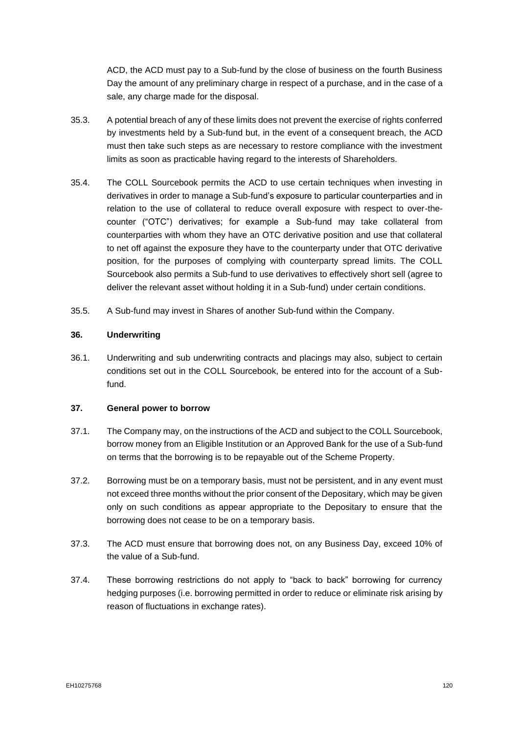ACD, the ACD must pay to a Sub-fund by the close of business on the fourth Business Day the amount of any preliminary charge in respect of a purchase, and in the case of a sale, any charge made for the disposal.

35.3. A potential breach of any of these limits does not prevent the exercise of rights conferred by investments held by a Sub-fund but, in the event of a consequent breach, the ACD must then take such steps as are necessary to restore compliance with the investment limits as soon as practicable having regard to the interests of Shareholders.

35.4. The COLL Sourcebook permits the ACD to use certain techniques when investing in derivatives in order to manage a Sub-fund's exposure to particular counterparties and in relation to the use of collateral to reduce overall exposure with respect to over-the-counter ("OTC") derivatives; for example a Sub-fund may take collateral from counterparties with whom they have an OTC derivative position and use that collateral to net off against the exposure they have to the counterparty under that OTC derivative position, for the purposes of complying with counterparty spread limits. The COLL Sourcebook also permits a Sub-fund to use derivatives to effectively short sell (agree to deliver the relevant asset without holding it in a Sub-fund) under certain conditions.

35.5. A Sub-fund may invest in Shares of another Sub-fund within the Company.

**36. Underwriting**

36.1. Underwriting and sub underwriting contracts and placings may also, subject to certain conditions set out in the COLL Sourcebook, be entered into for the account of a Sub-fund.

**37. General power to borrow**

37.1. The Company may, on the instructions of the ACD and subject to the COLL Sourcebook, borrow money from an Eligible Institution or an Approved Bank for the use of a Sub-fund on terms that the borrowing is to be repayable out of the Scheme Property.

37.2. Borrowing must be on a temporary basis, must not be persistent, and in any event must not exceed three months without the prior consent of the Depositary, which may be given only on such conditions as appear appropriate to the Depositary to ensure that the borrowing does not cease to be on a temporary basis.

37.3. The ACD must ensure that borrowing does not, on any Business Day, exceed 10% of the value of a Sub-fund.

37.4. These borrowing restrictions do not apply to "back to back" borrowing for currency hedging purposes (i.e. borrowing permitted in order to reduce or eliminate risk arising by reason of fluctuations in exchange rates).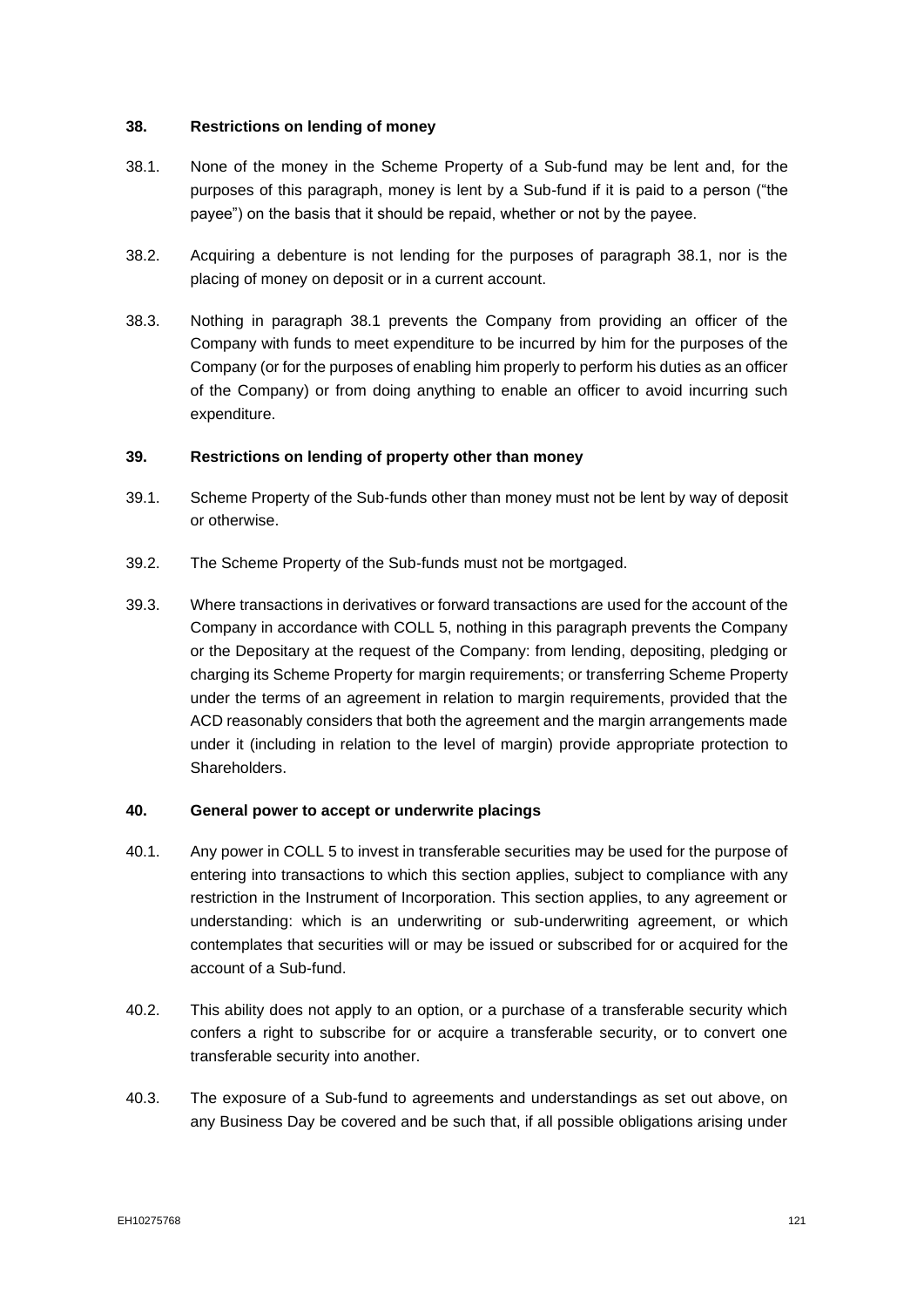### 38. Restrictions on lending of money

38.1. None of the money in the Scheme Property of a Sub-fund may be lent and, for the purposes of this paragraph, money is lent by a Sub-fund if it is paid to a person ("the payee") on the basis that it should be repaid, whether or not by the payee.

38.2. Acquiring a debenture is not lending for the purposes of paragraph 38.1, nor is the placing of money on deposit or in a current account.

38.3. Nothing in paragraph 38.1 prevents the Company from providing an officer of the Company with funds to meet expenditure to be incurred by him for the purposes of the Company (or for the purposes of enabling him properly to perform his duties as an officer of the Company) or from doing anything to enable an officer to avoid incurring such expenditure.

### 39. Restrictions on lending of property other than money

39.1. Scheme Property of the Sub-funds other than money must not be lent by way of deposit or otherwise.

39.2. The Scheme Property of the Sub-funds must not be mortgaged.

39.3. Where transactions in derivatives or forward transactions are used for the account of the Company in accordance with COLL 5, nothing in this paragraph prevents the Company or the Depositary at the request of the Company: from lending, depositing, pledging or charging its Scheme Property for margin requirements; or transferring Scheme Property under the terms of an agreement in relation to margin requirements, provided that the ACD reasonably considers that both the agreement and the margin arrangements made under it (including in relation to the level of margin) provide appropriate protection to Shareholders.

### 40. General power to accept or underwrite placings

40.1. Any power in COLL 5 to invest in transferable securities may be used for the purpose of entering into transactions to which this section applies, subject to compliance with any restriction in the Instrument of Incorporation. This section applies, to any agreement or understanding: which is an underwriting or sub-underwriting agreement, or which contemplates that securities will or may be issued or subscribed for or acquired for the account of a Sub-fund.

40.2. This ability does not apply to an option, or a purchase of a transferable security which confers a right to subscribe for or acquire a transferable security, or to convert one transferable security into another.

40.3. The exposure of a Sub-fund to agreements and understandings as set out above, on any Business Day be covered and be such that, if all possible obligations arising under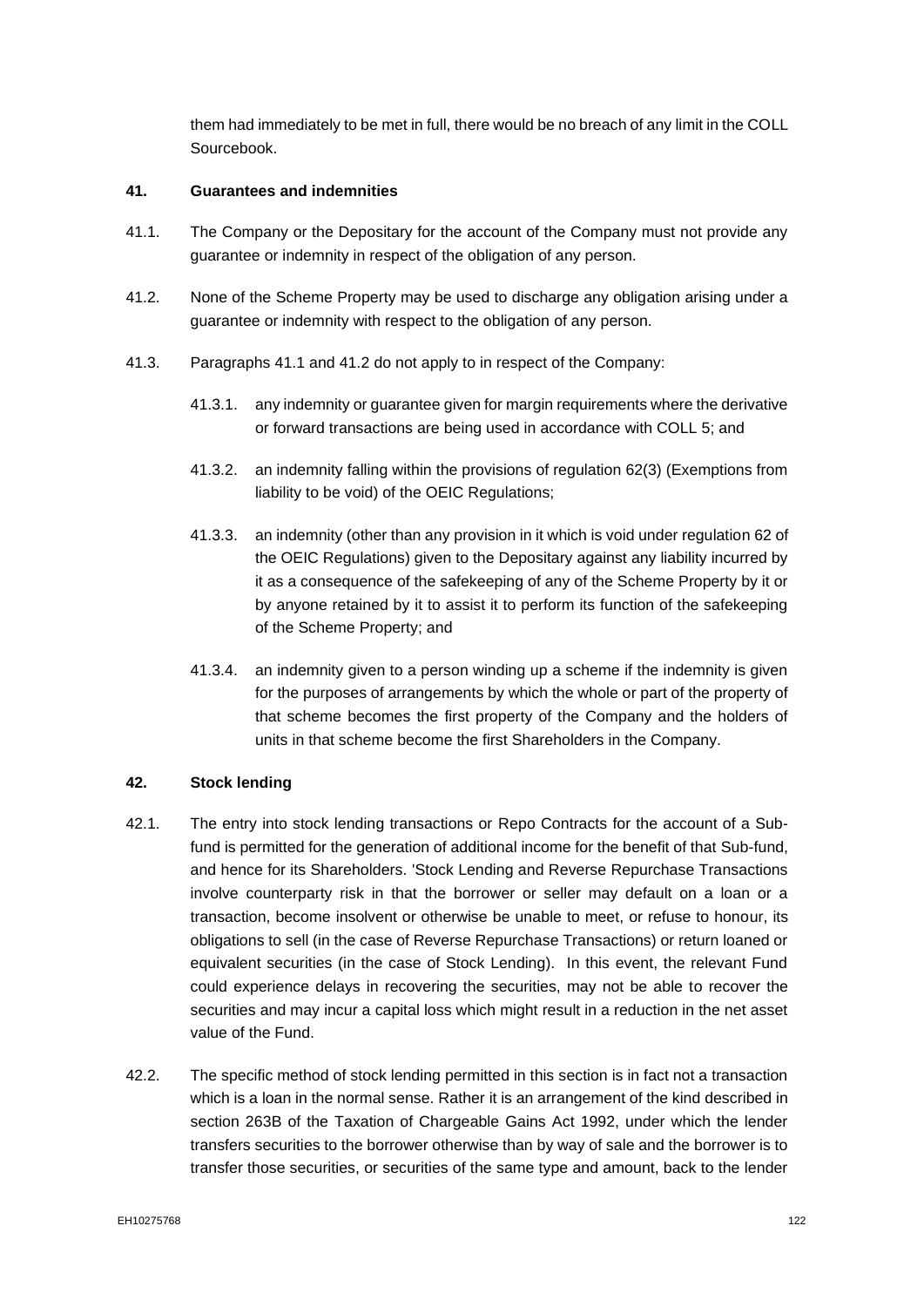them had immediately to be met in full, there would be no breach of any limit in the COLL Sourcebook.

### 41. Guarantees and indemnities

41.1. The Company or the Depositary for the account of the Company must not provide any guarantee or indemnity in respect of the obligation of any person.

41.2. None of the Scheme Property may be used to discharge any obligation arising under a guarantee or indemnity with respect to the obligation of any person.

41.3. Paragraphs 41.1 and 41.2 do not apply to in respect of the Company:

41.3.1. any indemnity or guarantee given for margin requirements where the derivative or forward transactions are being used in accordance with COLL 5; and

41.3.2. an indemnity falling within the provisions of regulation 62(3) (Exemptions from liability to be void) of the OEIC Regulations;

41.3.3. an indemnity (other than any provision in it which is void under regulation 62 of the OEIC Regulations) given to the Depositary against any liability incurred by it as a consequence of the safekeeping of any of the Scheme Property by it or by anyone retained by it to assist it to perform its function of the safekeeping of the Scheme Property; and

41.3.4. an indemnity given to a person winding up a scheme if the indemnity is given for the purposes of arrangements by which the whole or part of the property of that scheme becomes the first property of the Company and the holders of units in that scheme become the first Shareholders in the Company.

### 42. Stock lending

42.1. The entry into stock lending transactions or Repo Contracts for the account of a Sub-fund is permitted for the generation of additional income for the benefit of that Sub-fund, and hence for its Shareholders. 'Stock Lending and Reverse Repurchase Transactions involve counterparty risk in that the borrower or seller may default on a loan or a transaction, become insolvent or otherwise be unable to meet, or refuse to honour, its obligations to sell (in the case of Reverse Repurchase Transactions) or return loaned or equivalent securities (in the case of Stock Lending). In this event, the relevant Fund could experience delays in recovering the securities, may not be able to recover the securities and may incur a capital loss which might result in a reduction in the net asset value of the Fund.

42.2. The specific method of stock lending permitted in this section is in fact not a transaction which is a loan in the normal sense. Rather it is an arrangement of the kind described in section 263B of the Taxation of Chargeable Gains Act 1992, under which the lender transfers securities to the borrower otherwise than by way of sale and the borrower is to transfer those securities, or securities of the same type and amount, back to the lender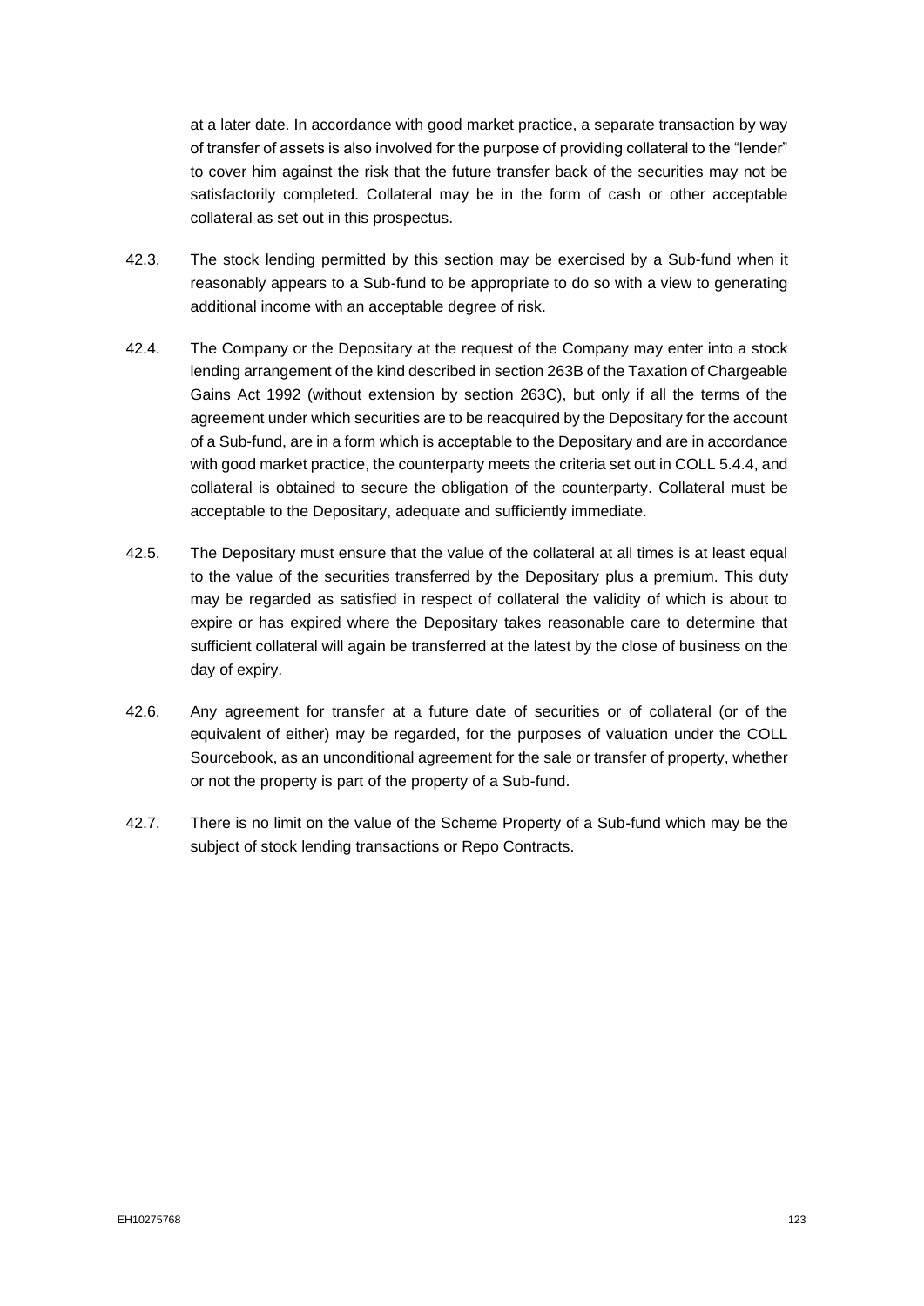at a later date. In accordance with good market practice, a separate transaction by way of transfer of assets is also involved for the purpose of providing collateral to the "lender" to cover him against the risk that the future transfer back of the securities may not be satisfactorily completed. Collateral may be in the form of cash or other acceptable collateral as set out in this prospectus.

42.3. The stock lending permitted by this section may be exercised by a Sub-fund when it reasonably appears to a Sub-fund to be appropriate to do so with a view to generating additional income with an acceptable degree of risk.

42.4. The Company or the Depositary at the request of the Company may enter into a stock lending arrangement of the kind described in section 263B of the Taxation of Chargeable Gains Act 1992 (without extension by section 263C), but only if all the terms of the agreement under which securities are to be reacquired by the Depositary for the account of a Sub-fund, are in a form which is acceptable to the Depositary and are in accordance with good market practice, the counterparty meets the criteria set out in COLL 5.4.4, and collateral is obtained to secure the obligation of the counterparty. Collateral must be acceptable to the Depositary, adequate and sufficiently immediate.

42.5. The Depositary must ensure that the value of the collateral at all times is at least equal to the value of the securities transferred by the Depositary plus a premium. This duty may be regarded as satisfied in respect of collateral the validity of which is about to expire or has expired where the Depositary takes reasonable care to determine that sufficient collateral will again be transferred at the latest by the close of business on the day of expiry.

42.6. Any agreement for transfer at a future date of securities or of collateral (or of the equivalent of either) may be regarded, for the purposes of valuation under the COLL Sourcebook, as an unconditional agreement for the sale or transfer of property, whether or not the property is part of the property of a Sub-fund.

42.7. There is no limit on the value of the Scheme Property of a Sub-fund which may be the subject of stock lending transactions or Repo Contracts.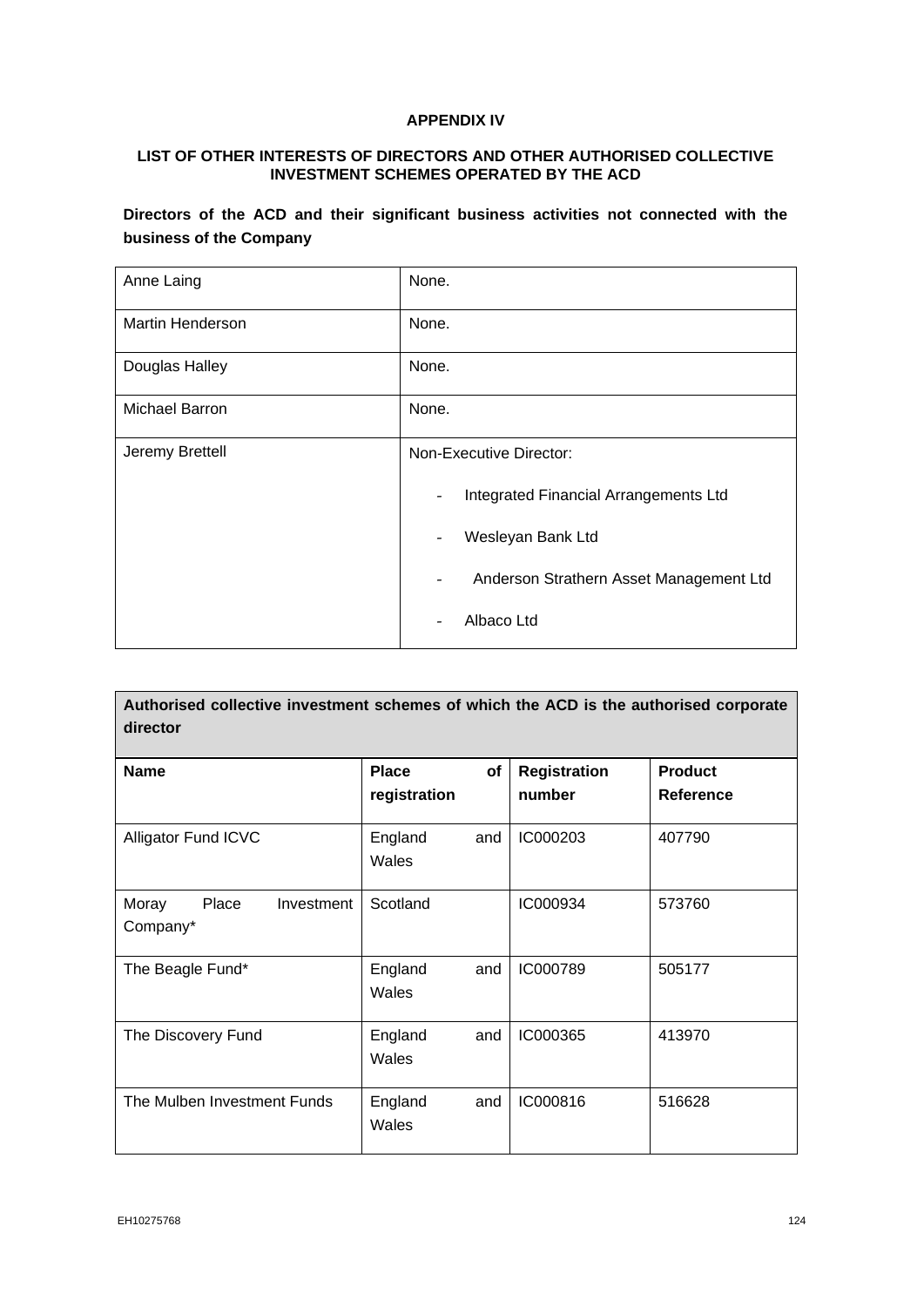# APPENDIX IV

## LIST OF OTHER INTERESTS OF DIRECTORS AND OTHER AUTHORISED COLLECTIVE INVESTMENT SCHEMES OPERATED BY THE ACD

**Directors of the ACD and their significant business activities not connected with the business of the Company**

| | |
|---|---|
| Anne Laing | None. |
| Martin Henderson | None. |
| Douglas Halley | None. |
| Michael Barron | None. |
| Jeremy Brettell | Non-Executive Director:<br>- Integrated Financial Arrangements Ltd<br>- Wesleyan Bank Ltd<br>- Anderson Strathern Asset Management Ltd<br>- Albaco Ltd |

| **Authorised collective investment schemes of which the ACD is the authorised corporate director** | | | |
|---|---|---|---|
| **Name** | **Place of registration** | **Registration number** | **Product Reference** |
| Alligator Fund ICVC | England and Wales | IC000203 | 407790 |
| Moray Place Investment Company* | Scotland | IC000934 | 573760 |
| The Beagle Fund* | England and Wales | IC000789 | 505177 |
| The Discovery Fund | England and Wales | IC000365 | 413970 |
| The Mulben Investment Funds | England and Wales | IC000816 | 516628 |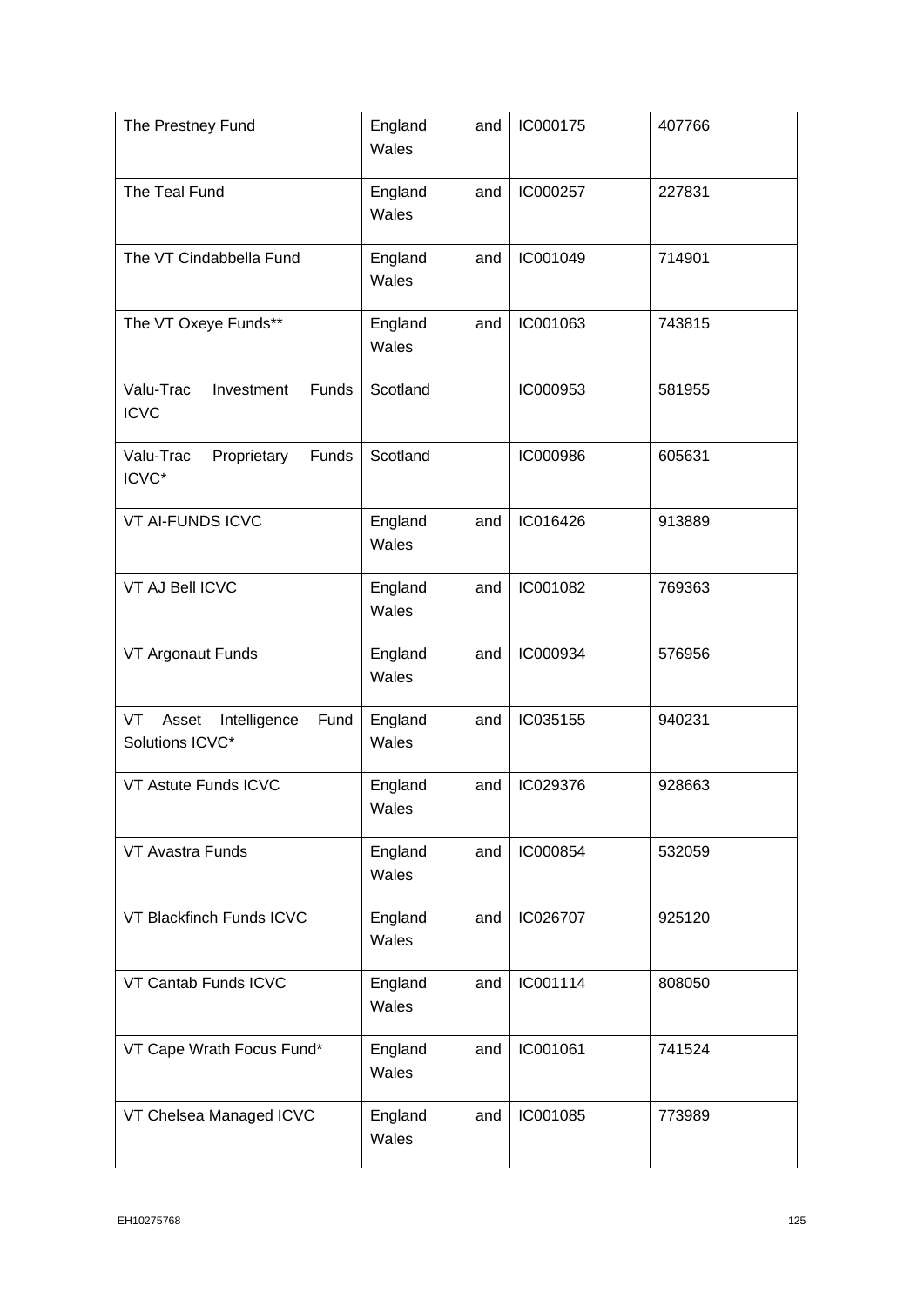| The Prestney Fund | England and Wales | IC000175 | 407766 |
|---|---|---|---|
| The Teal Fund | England and Wales | IC000257 | 227831 |
| The VT Cindabbella Fund | England and Wales | IC001049 | 714901 |
| The VT Oxeye Funds** | England and Wales | IC001063 | 743815 |
| Valu-Trac Investment Funds ICVC | Scotland | IC000953 | 581955 |
| Valu-Trac Proprietary Funds ICVC* | Scotland | IC000986 | 605631 |
| VT AI-FUNDS ICVC | England and Wales | IC016426 | 913889 |
| VT AJ Bell ICVC | England and Wales | IC001082 | 769363 |
| VT Argonaut Funds | England and Wales | IC000934 | 576956 |
| VT Asset Intelligence Fund Solutions ICVC* | England and Wales | IC035155 | 940231 |
| VT Astute Funds ICVC | England and Wales | IC029376 | 928663 |
| VT Avastra Funds | England and Wales | IC000854 | 532059 |
| VT Blackfinch Funds ICVC | England and Wales | IC026707 | 925120 |
| VT Cantab Funds ICVC | England and Wales | IC001114 | 808050 |
| VT Cape Wrath Focus Fund* | England and Wales | IC001061 | 741524 |
| VT Chelsea Managed ICVC | England and Wales | IC001085 | 773989 |

EH10275768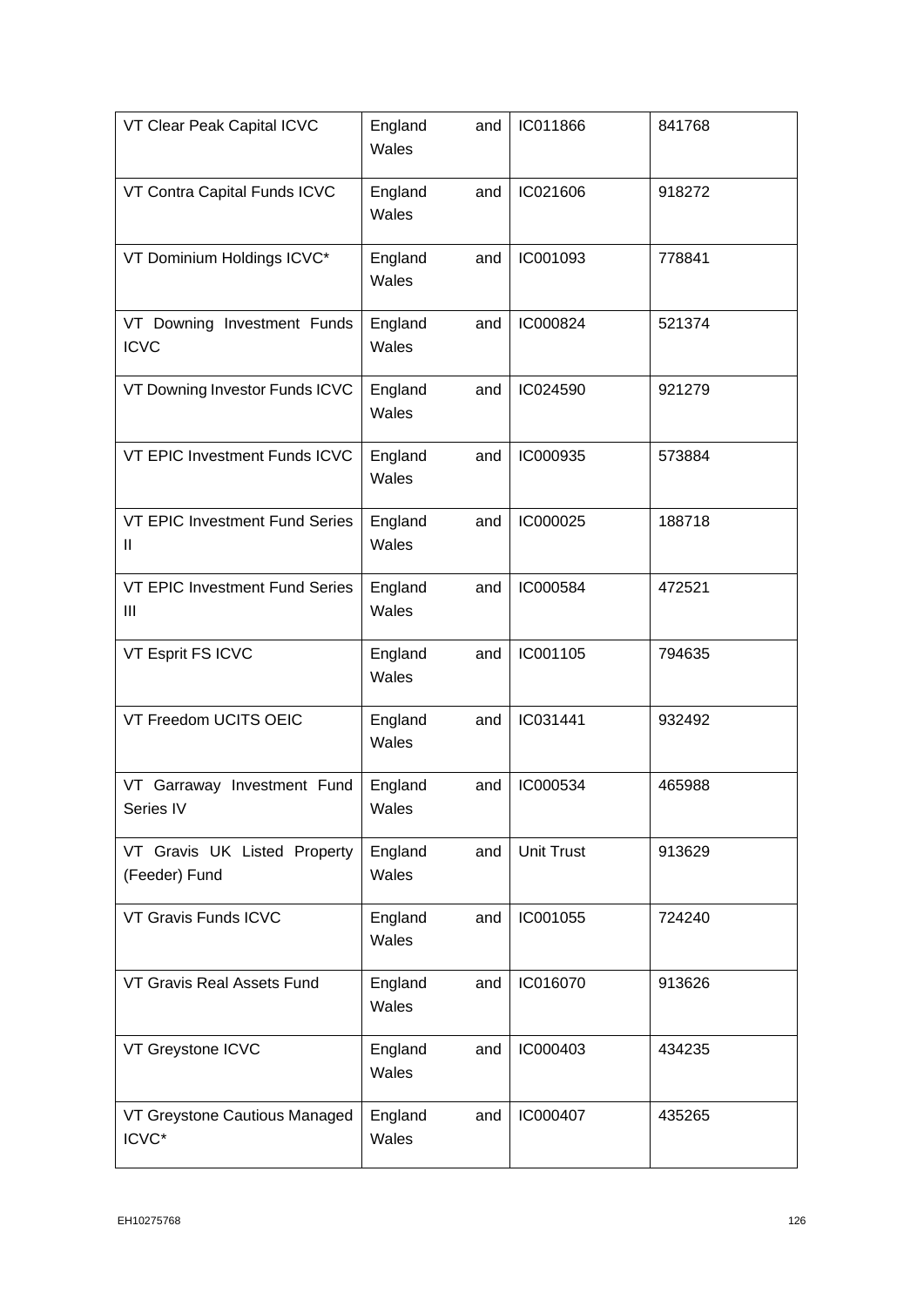| VT Clear Peak Capital ICVC | England and Wales | IC011866 | 841768 |
|---|---|---|---|
| VT Contra Capital Funds ICVC | England and Wales | IC021606 | 918272 |
| VT Dominium Holdings ICVC* | England and Wales | IC001093 | 778841 |
| VT Downing Investment Funds ICVC | England and Wales | IC000824 | 521374 |
| VT Downing Investor Funds ICVC | England and Wales | IC024590 | 921279 |
| VT EPIC Investment Funds ICVC | England and Wales | IC000935 | 573884 |
| VT EPIC Investment Fund Series II | England and Wales | IC000025 | 188718 |
| VT EPIC Investment Fund Series III | England and Wales | IC000584 | 472521 |
| VT Esprit FS ICVC | England and Wales | IC001105 | 794635 |
| VT Freedom UCITS OEIC | England and Wales | IC031441 | 932492 |
| VT Garraway Investment Fund Series IV | England and Wales | IC000534 | 465988 |
| VT Gravis UK Listed Property (Feeder) Fund | England and Wales | Unit Trust | 913629 |
| VT Gravis Funds ICVC | England and Wales | IC001055 | 724240 |
| VT Gravis Real Assets Fund | England and Wales | IC016070 | 913626 |
| VT Greystone ICVC | England and Wales | IC000403 | 434235 |
| VT Greystone Cautious Managed ICVC* | England and Wales | IC000407 | 435265 |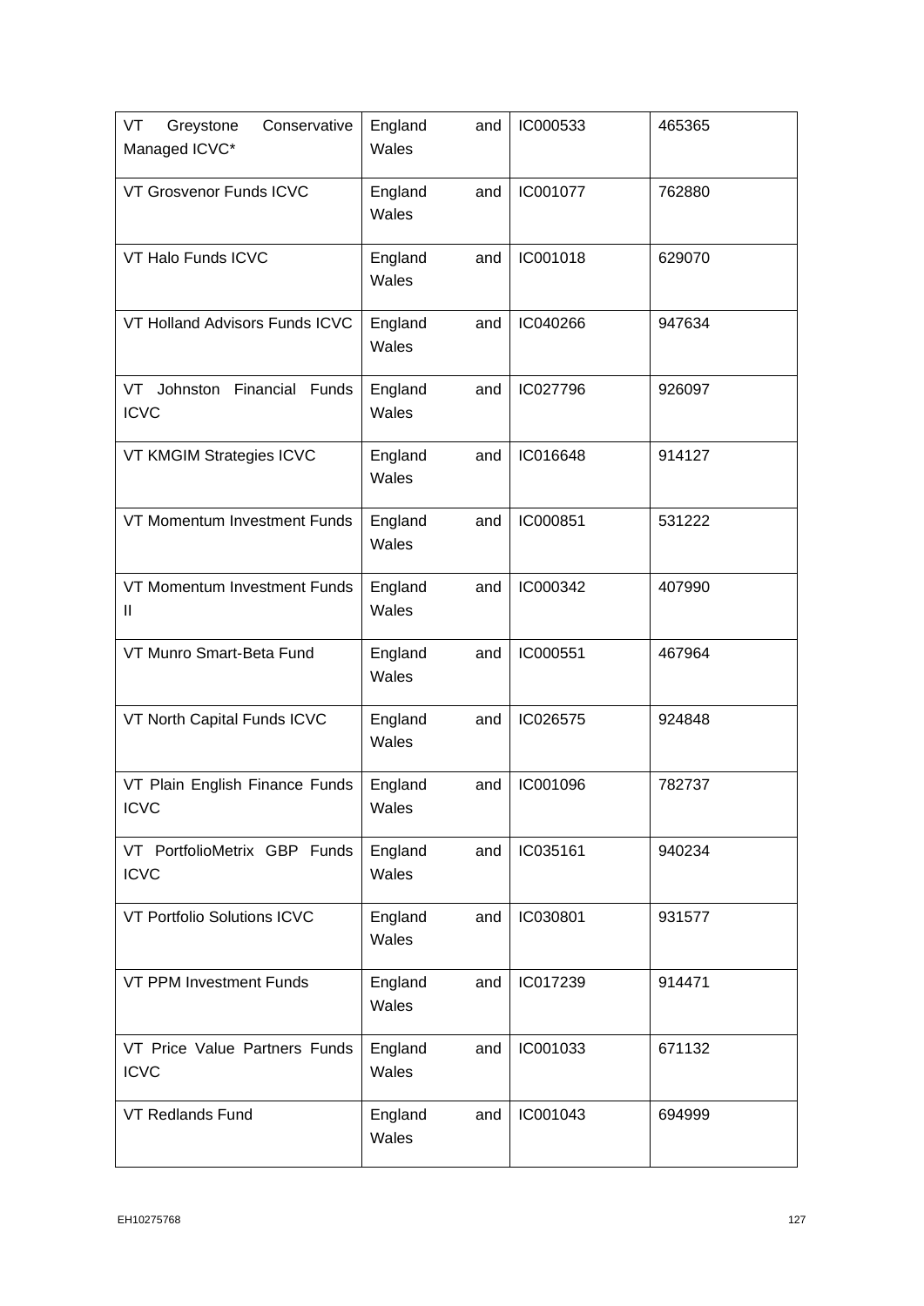| VT Greystone Conservative Managed ICVC* | England and Wales | IC000533 | 465365 |
|---|---|---|---|
| VT Grosvenor Funds ICVC | England and Wales | IC001077 | 762880 |
| VT Halo Funds ICVC | England and Wales | IC001018 | 629070 |
| VT Holland Advisors Funds ICVC | England and Wales | IC040266 | 947634 |
| VT Johnston Financial Funds ICVC | England and Wales | IC027796 | 926097 |
| VT KMGIM Strategies ICVC | England and Wales | IC016648 | 914127 |
| VT Momentum Investment Funds | England and Wales | IC000851 | 531222 |
| VT Momentum Investment Funds II | England and Wales | IC000342 | 407990 |
| VT Munro Smart-Beta Fund | England and Wales | IC000551 | 467964 |
| VT North Capital Funds ICVC | England and Wales | IC026575 | 924848 |
| VT Plain English Finance Funds ICVC | England and Wales | IC001096 | 782737 |
| VT PortfolioMetrix GBP Funds ICVC | England and Wales | IC035161 | 940234 |
| VT Portfolio Solutions ICVC | England and Wales | IC030801 | 931577 |
| VT PPM Investment Funds | England and Wales | IC017239 | 914471 |
| VT Price Value Partners Funds ICVC | England and Wales | IC001033 | 671132 |
| VT Redlands Fund | England and Wales | IC001043 | 694999 |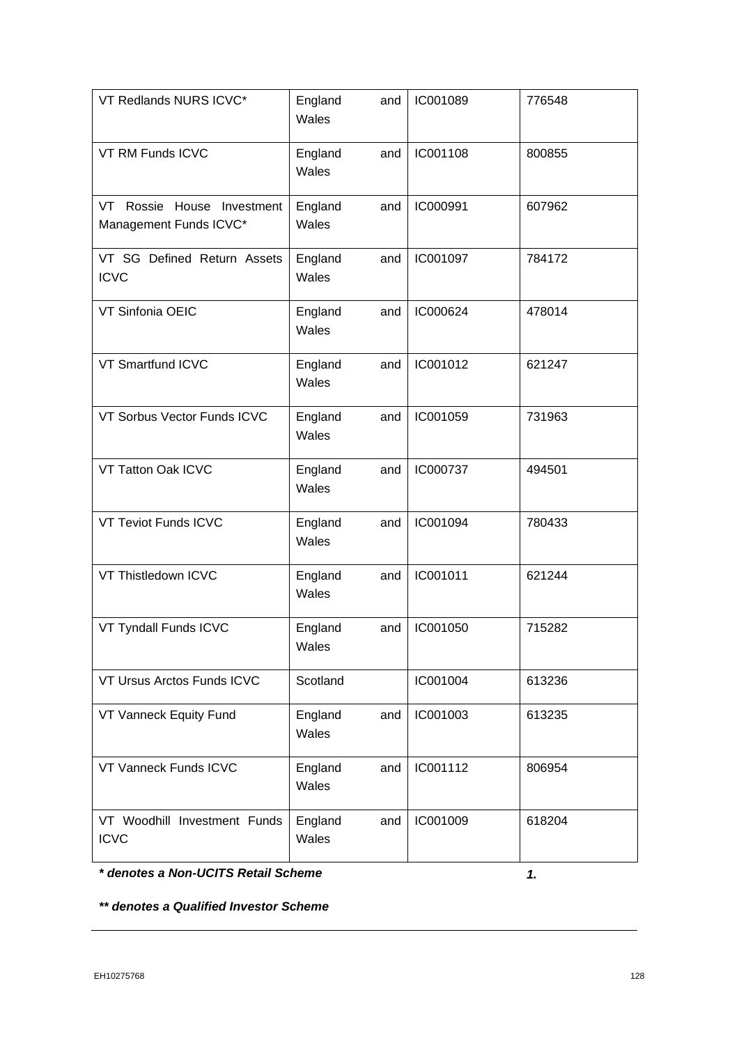| | | | |
|---|---|---|---|
| VT Redlands NURS ICVC* | England and Wales | IC001089 | 776548 |
| VT RM Funds ICVC | England and Wales | IC001108 | 800855 |
| VT Rossie House Investment Management Funds ICVC* | England and Wales | IC000991 | 607962 |
| VT SG Defined Return Assets ICVC | England and Wales | IC001097 | 784172 |
| VT Sinfonia OEIC | England and Wales | IC000624 | 478014 |
| VT Smartfund ICVC | England and Wales | IC001012 | 621247 |
| VT Sorbus Vector Funds ICVC | England and Wales | IC001059 | 731963 |
| VT Tatton Oak ICVC | England and Wales | IC000737 | 494501 |
| VT Teviot Funds ICVC | England and Wales | IC001094 | 780433 |
| VT Thistledown ICVC | England and Wales | IC001011 | 621244 |
| VT Tyndall Funds ICVC | England and Wales | IC001050 | 715282 |
| VT Ursus Arctos Funds ICVC | Scotland | IC001004 | 613236 |
| VT Vanneck Equity Fund | England and Wales | IC001003 | 613235 |
| VT Vanneck Funds ICVC | England and Wales | IC001112 | 806954 |
| VT Woodhill Investment Funds ICVC | England and Wales | IC001009 | 618204 |

***\* denotes a Non-UCITS Retail Scheme***

***1.***

***\*\* denotes a Qualified Investor Scheme***

EH10275768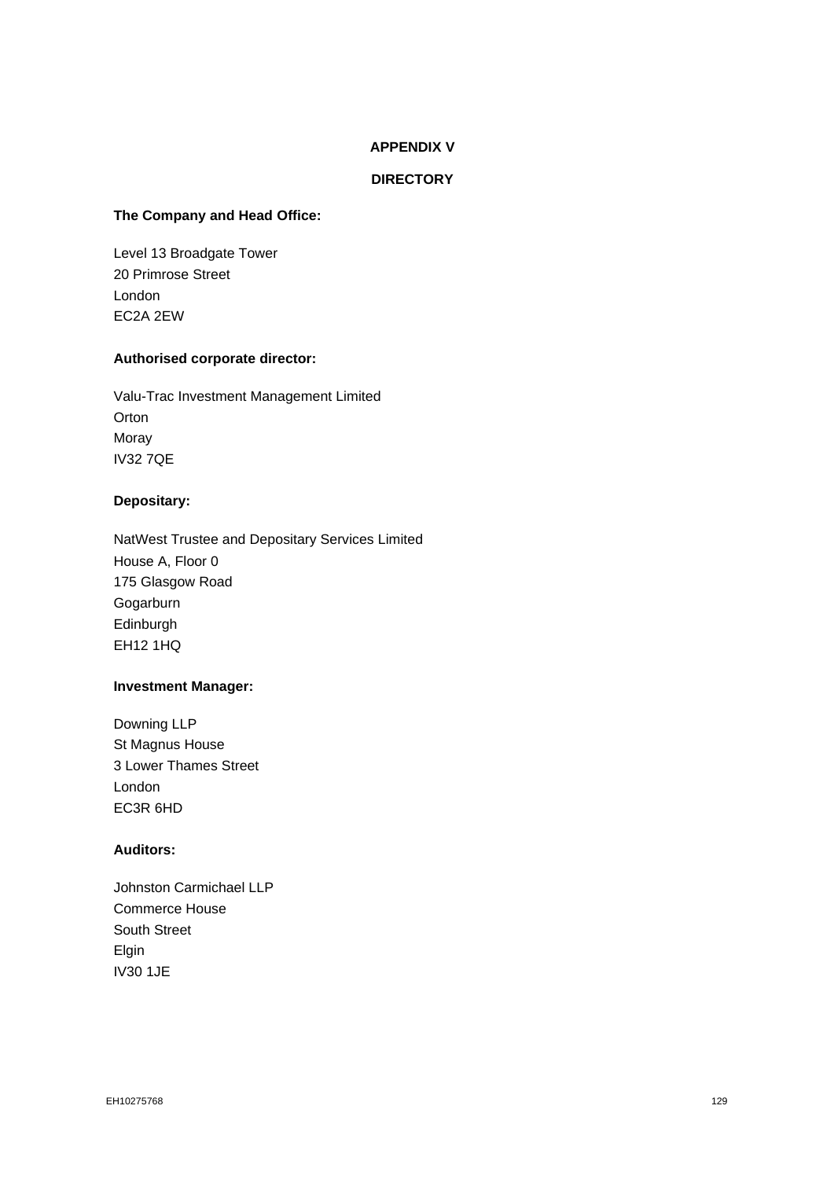# APPENDIX V

## DIRECTORY

**The Company and Head Office:**

Level 13 Broadgate Tower
20 Primrose Street
London
EC2A 2EW

**Authorised corporate director:**

Valu-Trac Investment Management Limited
Orton
Moray
IV32 7QE

**Depositary:**

NatWest Trustee and Depositary Services Limited
House A, Floor 0
175 Glasgow Road
Gogarburn
Edinburgh
EH12 1HQ

**Investment Manager:**

Downing LLP
St Magnus House
3 Lower Thames Street
London
EC3R 6HD

**Auditors:**

Johnston Carmichael LLP
Commerce House
South Street
Elgin
IV30 1JE